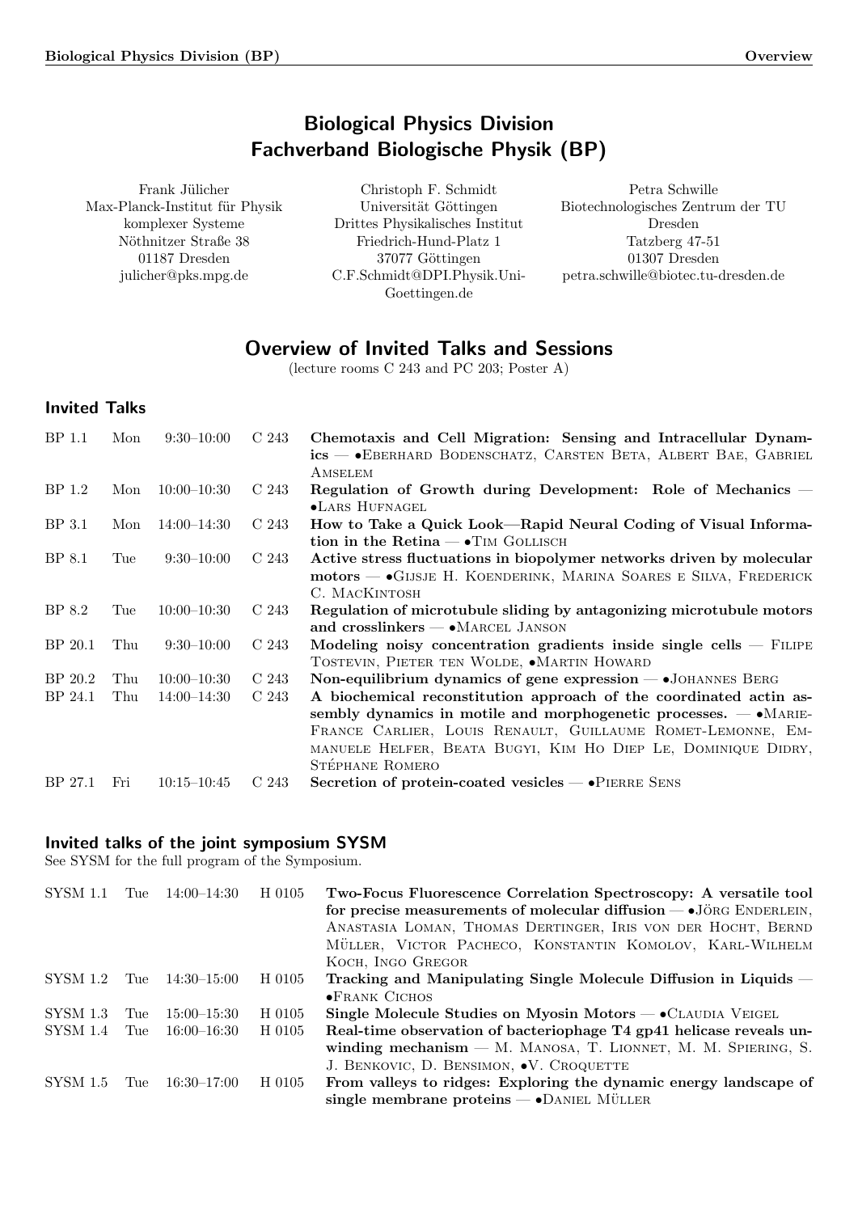# Biological Physics Division
# Fachverband Biologische Physik (BP)

Frank Jülicher
Max-Planck-Institut für Physik komplexer Systeme
Nöthnitzer Straße 38
01187 Dresden
julicher@pks.mpg.de

Christoph F. Schmidt
Universität Göttingen
Drittes Physikalisches Institut
Friedrich-Hund-Platz 1
37077 Göttingen
C.F.Schmidt@DPI.Physik.Uni-Goettingen.de

Petra Schwille
Biotechnologisches Zentrum der TU Dresden
Tatzberg 47-51
01307 Dresden
petra.schwille@biotec.tu-dresden.de

## Overview of Invited Talks and Sessions

(lecture rooms C 243 and PC 203; Poster A)

### Invited Talks

| | | | | |
|---|---|---|---|---|
| BP 1.1 | Mon | 9:30–10:00 | C 243 | **Chemotaxis and Cell Migration: Sensing and Intracellular Dynamics** — •Eberhard Bodenschatz, Carsten Beta, Albert Bae, Gabriel Amselem |
| BP 1.2 | Mon | 10:00–10:30 | C 243 | **Regulation of Growth during Development: Role of Mechanics** — •Lars Hufnagel |
| BP 3.1 | Mon | 14:00–14:30 | C 243 | **How to Take a Quick Look—Rapid Neural Coding of Visual Information in the Retina** — •Tim Gollisch |
| BP 8.1 | Tue | 9:30–10:00 | C 243 | **Active stress fluctuations in biopolymer networks driven by molecular motors** — •Gijsje H. Koenderink, Marina Soares e Silva, Frederick C. MacKintosh |
| BP 8.2 | Tue | 10:00–10:30 | C 243 | **Regulation of microtubule sliding by antagonizing microtubule motors and crosslinkers** — •Marcel Janson |
| BP 20.1 | Thu | 9:30–10:00 | C 243 | **Modeling noisy concentration gradients inside single cells** — Filipe Tostevin, Pieter ten Wolde, •Martin Howard |
| BP 20.2 | Thu | 10:00–10:30 | C 243 | **Non-equilibrium dynamics of gene expression** — •Johannes Berg |
| BP 24.1 | Thu | 14:00–14:30 | C 243 | **A biochemical reconstitution approach of the coordinated actin assembly dynamics in motile and morphogenetic processes.** — •Marie-France Carlier, Louis Renault, Guillaume Romet-Lemonne, Emmanuele Helfer, Beata Bugyi, Kim Ho Diep Le, Dominique Didry, Stéphane Romero |
| BP 27.1 | Fri | 10:15–10:45 | C 243 | **Secretion of protein-coated vesicles** — •Pierre Sens |

### Invited talks of the joint symposium SYSM

See SYSM for the full program of the Symposium.

| | | | | |
|---|---|---|---|---|
| SYSM 1.1 | Tue | 14:00–14:30 | H 0105 | **Two-Focus Fluorescence Correlation Spectroscopy: A versatile tool for precise measurements of molecular diffusion** — •Jörg Enderlein, Anastasia Loman, Thomas Dertinger, Iris von der Hocht, Bernd Müller, Victor Pacheco, Konstantin Komolov, Karl-Wilhelm Koch, Ingo Gregor |
| SYSM 1.2 | Tue | 14:30–15:00 | H 0105 | **Tracking and Manipulating Single Molecule Diffusion in Liquids** — •Frank Cichos |
| SYSM 1.3 | Tue | 15:00–15:30 | H 0105 | **Single Molecule Studies on Myosin Motors** — •Claudia Veigel |
| SYSM 1.4 | Tue | 16:00–16:30 | H 0105 | **Real-time observation of bacteriophage T4 gp41 helicase reveals unwinding mechanism** — M. Manosa, T. Lionnet, M. M. Spiering, S. J. Benkovic, D. Bensimon, •V. Croquette |
| SYSM 1.5 | Tue | 16:30–17:00 | H 0105 | **From valleys to ridges: Exploring the dynamic energy landscape of single membrane proteins** — •Daniel Müller |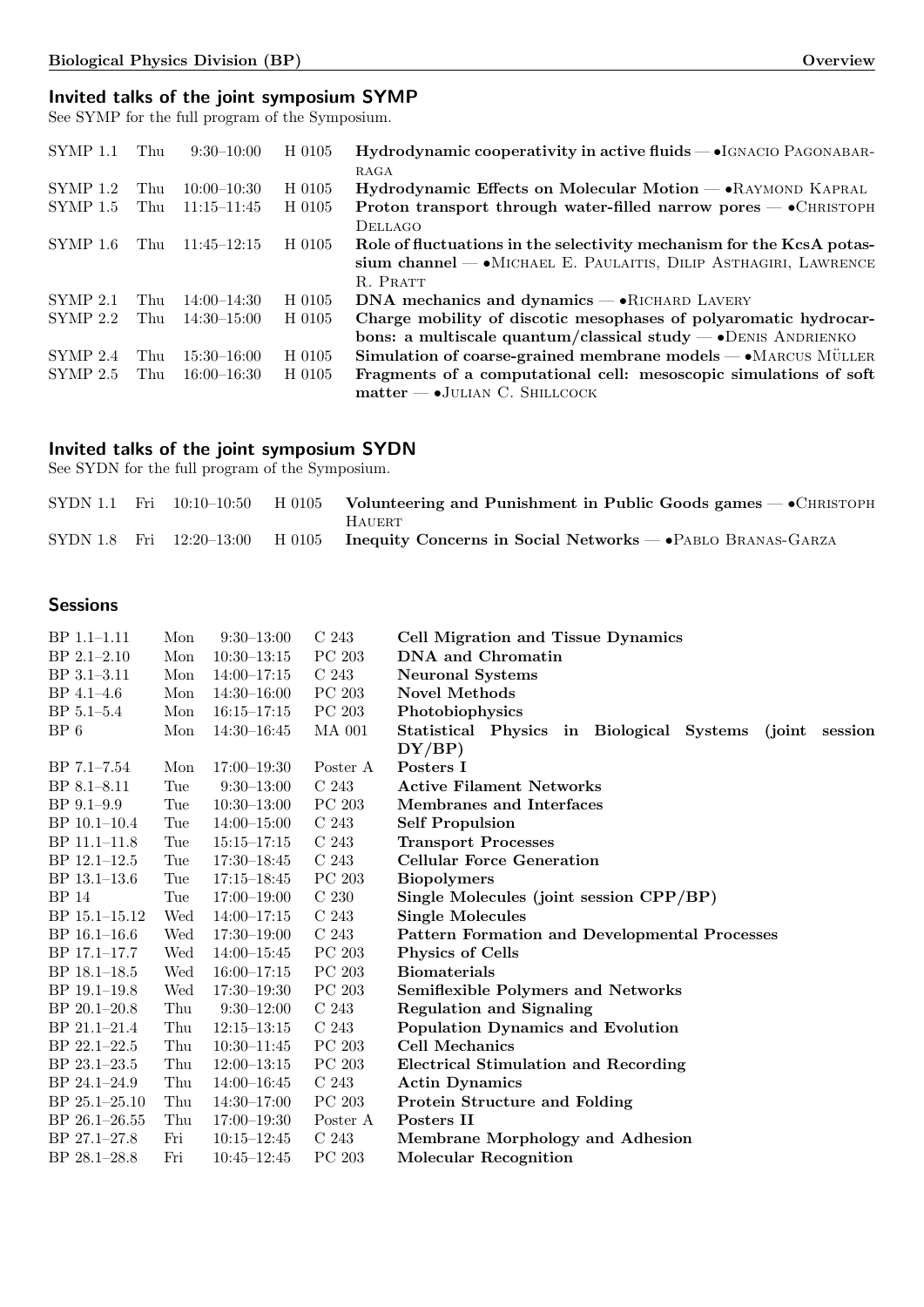## Invited talks of the joint symposium SYMP

See SYMP for the full program of the Symposium.

| | | | | |
|---|---|---|---|---|
| SYMP 1.1 | Thu | 9:30–10:00 | H 0105 | **Hydrodynamic cooperativity in active fluids** — •Ignacio Pagonabarraga |
| SYMP 1.2 | Thu | 10:00–10:30 | H 0105 | **Hydrodynamic Effects on Molecular Motion** — •Raymond Kapral |
| SYMP 1.5 | Thu | 11:15–11:45 | H 0105 | **Proton transport through water-filled narrow pores** — •Christoph Dellago |
| SYMP 1.6 | Thu | 11:45–12:15 | H 0105 | **Role of fluctuations in the selectivity mechanism for the KcsA potassium channel** — •Michael E. Paulaitis, Dilip Asthagiri, Lawrence R. Pratt |
| SYMP 2.1 | Thu | 14:00–14:30 | H 0105 | **DNA mechanics and dynamics** — •Richard Lavery |
| SYMP 2.2 | Thu | 14:30–15:00 | H 0105 | **Charge mobility of discotic mesophases of polyaromatic hydrocarbons: a multiscale quantum/classical study** — •Denis Andrienko |
| SYMP 2.4 | Thu | 15:30–16:00 | H 0105 | **Simulation of coarse-grained membrane models** — •Marcus Müller |
| SYMP 2.5 | Thu | 16:00–16:30 | H 0105 | **Fragments of a computational cell: mesoscopic simulations of soft matter** — •Julian C. Shillcock |

## Invited talks of the joint symposium SYDN

See SYDN for the full program of the Symposium.

| | | | | |
|---|---|---|---|---|
| SYDN 1.1 | Fri | 10:10–10:50 | H 0105 | **Volunteering and Punishment in Public Goods games** — •Christoph Hauert |
| SYDN 1.8 | Fri | 12:20–13:00 | H 0105 | **Inequity Concerns in Social Networks** — •Pablo Branas-Garza |

## Sessions

| | | | | |
|---|---|---|---|---|
| BP 1.1–1.11 | Mon | 9:30–13:00 | C 243 | **Cell Migration and Tissue Dynamics** |
| BP 2.1–2.10 | Mon | 10:30–13:15 | PC 203 | **DNA and Chromatin** |
| BP 3.1–3.11 | Mon | 14:00–17:15 | C 243 | **Neuronal Systems** |
| BP 4.1–4.6 | Mon | 14:30–16:00 | PC 203 | **Novel Methods** |
| BP 5.1–5.4 | Mon | 16:15–17:15 | PC 203 | **Photobiophysics** |
| BP 6 | Mon | 14:30–16:45 | MA 001 | **Statistical Physics in Biological Systems (joint session DY/BP)** |
| BP 7.1–7.54 | Mon | 17:00–19:30 | Poster A | **Posters I** |
| BP 8.1–8.11 | Tue | 9:30–13:00 | C 243 | **Active Filament Networks** |
| BP 9.1–9.9 | Tue | 10:30–13:00 | PC 203 | **Membranes and Interfaces** |
| BP 10.1–10.4 | Tue | 14:00–15:00 | C 243 | **Self Propulsion** |
| BP 11.1–11.8 | Tue | 15:15–17:15 | C 243 | **Transport Processes** |
| BP 12.1–12.5 | Tue | 17:30–18:45 | C 243 | **Cellular Force Generation** |
| BP 13.1–13.6 | Tue | 17:15–18:45 | PC 203 | **Biopolymers** |
| BP 14 | Tue | 17:00–19:00 | C 230 | **Single Molecules (joint session CPP/BP)** |
| BP 15.1–15.12 | Wed | 14:00–17:15 | C 243 | **Single Molecules** |
| BP 16.1–16.6 | Wed | 17:30–19:00 | C 243 | **Pattern Formation and Developmental Processes** |
| BP 17.1–17.7 | Wed | 14:00–15:45 | PC 203 | **Physics of Cells** |
| BP 18.1–18.5 | Wed | 16:00–17:15 | PC 203 | **Biomaterials** |
| BP 19.1–19.8 | Wed | 17:30–19:30 | PC 203 | **Semiflexible Polymers and Networks** |
| BP 20.1–20.8 | Thu | 9:30–12:00 | C 243 | **Regulation and Signaling** |
| BP 21.1–21.4 | Thu | 12:15–13:15 | C 243 | **Population Dynamics and Evolution** |
| BP 22.1–22.5 | Thu | 10:30–11:45 | PC 203 | **Cell Mechanics** |
| BP 23.1–23.5 | Thu | 12:00–13:15 | PC 203 | **Electrical Stimulation and Recording** |
| BP 24.1–24.9 | Thu | 14:00–16:45 | C 243 | **Actin Dynamics** |
| BP 25.1–25.10 | Thu | 14:30–17:00 | PC 203 | **Protein Structure and Folding** |
| BP 26.1–26.55 | Thu | 17:00–19:30 | Poster A | **Posters II** |
| BP 27.1–27.8 | Fri | 10:15–12:45 | C 243 | **Membrane Morphology and Adhesion** |
| BP 28.1–28.8 | Fri | 10:45–12:45 | PC 203 | **Molecular Recognition** |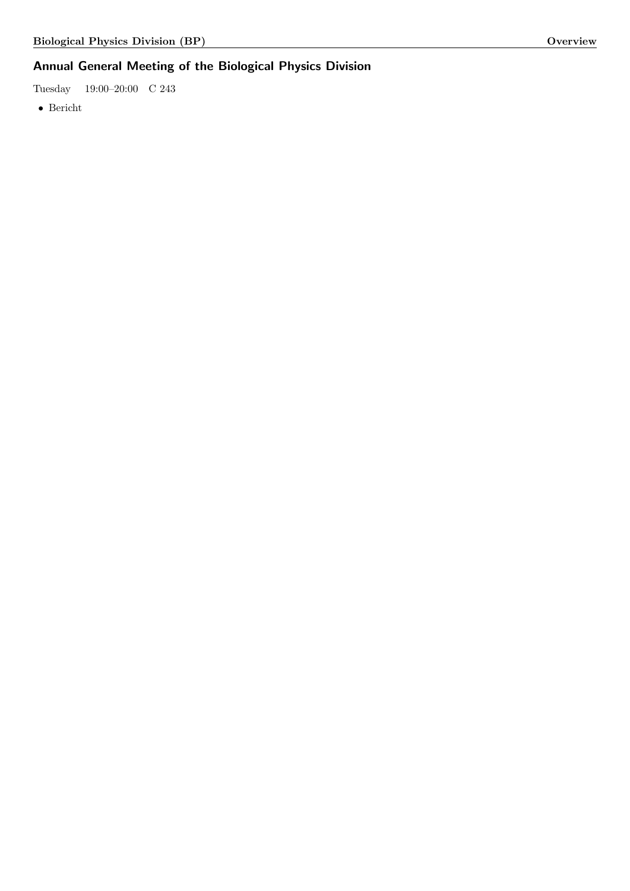## Annual General Meeting of the Biological Physics Division

Tuesday 19:00–20:00 C 243

- Bericht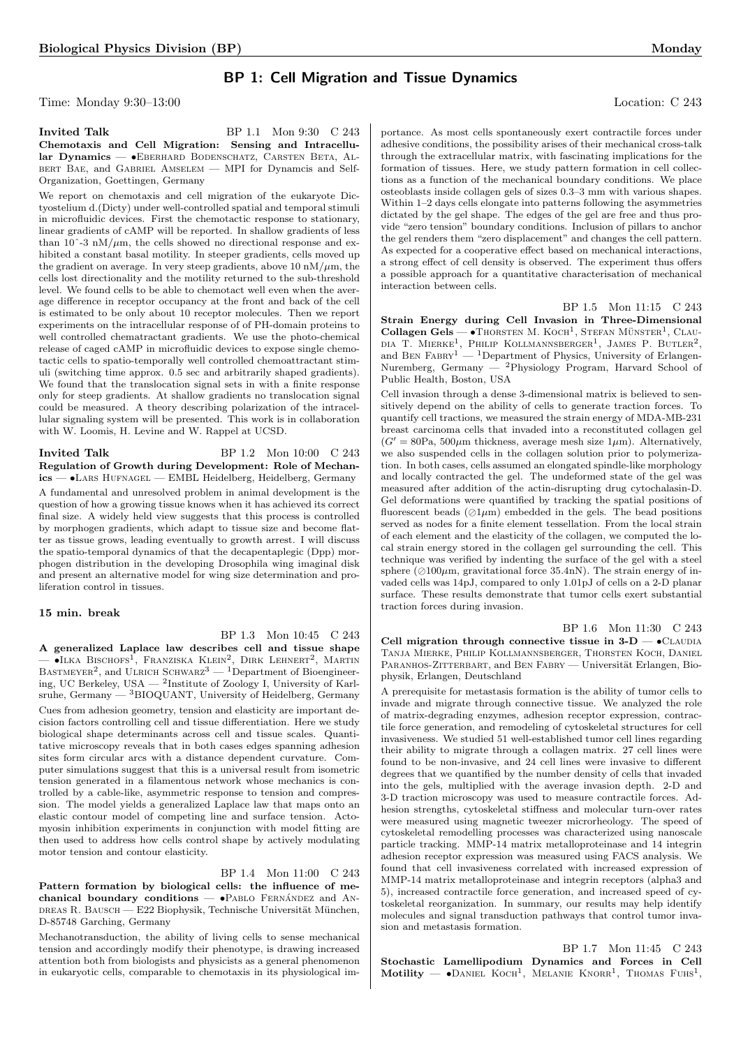# BP 1: Cell Migration and Tissue Dynamics

Time: Monday 9:30–13:00 Location: C 243

**Invited Talk** BP 1.1 Mon 9:30 C 243

**Chemotaxis and Cell Migration: Sensing and Intracellular Dynamics** — •Eberhard Bodenschatz, Carsten Beta, Albert Bae, and Gabriel Amselem — MPI for Dynamcis and Self-Organization, Goettingen, Germany

We report on chemotaxis and cell migration of the eukaryote Dictyostelium d.(Dicty) under well-controlled spatial and temporal stimuli in microfluidic devices. First the chemotactic response to stationary, linear gradients of cAMP will be reported. In shallow gradients of less than 10ˆ-3 nM/$\mu$m, the cells showed no directional response and exhibited a constant basal motility. In steeper gradients, cells moved up the gradient on average. In very steep gradients, above 10 nM/$\mu$m, the cells lost directionality and the motility returned to the sub-threshold level. We found cells to be able to chemotact well even when the average difference in receptor occupancy at the front and back of the cell is estimated to be only about 10 receptor molecules. Then we report experiments on the intracellular response of of PH-domain proteins to well controlled chematractant gradients. We use the photo-chemical release of caged cAMP in microfluidic devices to expose single chemotactic cells to spatio-temporally well controlled chemoattractant stimuli (switching time approx. 0.5 sec and arbitrarily shaped gradients). We found that the translocation signal sets in with a finite response only for steep gradients. At shallow gradients no translocation signal could be measured. A theory describing polarization of the intracellular signaling system will be presented. This work is in collaboration with W. Loomis, H. Levine and W. Rappel at UCSD.

**Invited Talk** BP 1.2 Mon 10:00 C 243

**Regulation of Growth during Development: Role of Mechanics** — •Lars Hufnagel — EMBL Heidelberg, Heidelberg, Germany

A fundamental and unresolved problem in animal development is the question of how a growing tissue knows when it has achieved its correct final size. A widely held view suggests that this process is controlled by morphogen gradients, which adapt to tissue size and become flatter as tissue grows, leading eventually to growth arrest. I will discuss the spatio-temporal dynamics of that the decapentaplegic (Dpp) morphogen distribution in the developing Drosophila wing imaginal disk and present an alternative model for wing size determination and proliferation control in tissues.

**15 min. break**

BP 1.3 Mon 10:45 C 243

**A generalized Laplace law describes cell and tissue shape** — •Ilka Bischofs[1], Franziska Klein[2], Dirk Lehnert[2], Martin Bastmeyer[2], and Ulrich Schwarz[3] — [1]Department of Bioengineering, UC Berkeley, USA — [2]Institute of Zoology I, University of Karlsruhe, Germany — [3]BIOQUANT, University of Heidelberg, Germany

Cues from adhesion geometry, tension and elasticity are important decision factors controlling cell and tissue differentiation. Here we study biological shape determinants across cell and tissue scales. Quantitative microscopy reveals that in both cases edges spanning adhesion sites form circular arcs with a distance dependent curvature. Computer simulations suggest that this is a universal result from isometric tension generated in a filamentous network whose mechanics is controlled by a cable-like, asymmetric response to tension and compression. The model yields a generalized Laplace law that maps onto an elastic contour model of competing line and surface tension. Actomyosin inhibition experiments in conjunction with model fitting are then used to address how cells control shape by actively modulating motor tension and contour elasticity.

BP 1.4 Mon 11:00 C 243

**Pattern formation by biological cells: the influence of mechanical boundary conditions** — •Pablo Fernández and Andreas R. Bausch — E22 Biophysik, Technische Universität München, D-85748 Garching, Germany

Mechanotransduction, the ability of living cells to sense mechanical tension and accordingly modify their phenotype, is drawing increased attention both from biologists and physicists as a general phenomenon in eukaryotic cells, comparable to chemotaxis in its physiological importance. As most cells spontaneously exert contractile forces under adhesive conditions, the possibility arises of their mechanical cross-talk through the extracellular matrix, with fascinating implications for the formation of tissues. Here, we study pattern formation in cell collections as a function of the mechanical boundary conditions. We place osteoblasts inside collagen gels of sizes 0.3–3 mm with various shapes. Within 1–2 days cells elongate into patterns following the asymmetries dictated by the gel shape. The edges of the gel are free and thus provide "zero tension" boundary conditions. Inclusion of pillars to anchor the gel renders them "zero displacement" and changes the cell pattern. As expected for a cooperative effect based on mechanical interactions, a strong effect of cell density is observed. The experiment thus offers a possible approach for a quantitative characterisation of mechanical interaction between cells.

BP 1.5 Mon 11:15 C 243

**Strain Energy during Cell Invasion in Three-Dimensional Collagen Gels** — •Thorsten M. Koch[1], Stefan Münster[1], Claudia T. Mierke[1], Philip Kollmannsberger[1], James P. Butler[2], and Ben Fabry[1] — [1]Department of Physics, University of Erlangen-Nuremberg, Germany — [2]Physiology Program, Harvard School of Public Health, Boston, USA

Cell invasion through a dense 3-dimensional matrix is believed to sensitively depend on the ability of cells to generate traction forces. To quantify cell tractions, we measured the strain energy of MDA-MB-231 breast carcinoma cells that invaded into a reconstituted collagen gel ($G' = 80$Pa, 500$\mu$m thickness, average mesh size 1$\mu$m). Alternatively, we also suspended cells in the collagen solution prior to polymerization. In both cases, cells assumed an elongated spindle-like morphology and locally contracted the gel. The undeformed state of the gel was measured after addition of the actin-disrupting drug cytochalasin-D. Gel deformations were quantified by tracking the spatial positions of fluorescent beads (⊘1$\mu$m) embedded in the gels. The bead positions served as nodes for a finite element tessellation. From the local strain of each element and the elasticity of the collagen, we computed the local strain energy stored in the collagen gel surrounding the cell. This technique was verified by indenting the surface of the gel with a steel sphere (⊘100$\mu$m, gravitational force 35.4nN). The strain energy of invaded cells was 14pJ, compared to only 1.01pJ of cells on a 2-D planar surface. These results demonstrate that tumor cells exert substantial traction forces during invasion.

BP 1.6 Mon 11:30 C 243

**Cell migration through connective tissue in 3-D** — •Claudia Tanja Mierke, Philip Kollmannsberger, Thorsten Koch, Daniel Paranhos-Zitterbart, and Ben Fabry — Universität Erlangen, Biophysik, Erlangen, Deutschland

A prerequisite for metastasis formation is the ability of tumor cells to invade and migrate through connective tissue. We analyzed the role of matrix-degrading enzymes, adhesion receptor expression, contractile force generation, and remodeling of cytoskeletal structures for cell invasiveness. We studied 51 well-established tumor cell lines regarding their ability to migrate through a collagen matrix. 27 cell lines were found to be non-invasive, and 24 cell lines were invasive to different degrees that we quantified by the number density of cells that invaded into the gels, multiplied with the average invasion depth. 2-D and 3-D traction microscopy was used to measure contractile forces. Adhesion strengths, cytoskeletal stiffness and molecular turn-over rates were measured using magnetic tweezer microrheology. The speed of cytoskeletal remodelling processes was characterized using nanoscale particle tracking. MMP-14 matrix metalloproteinase and 14 integrin adhesion receptor expression was measured using FACS analysis. We found that cell invasiveness correlated with increased expression of MMP-14 matrix metalloproteinase and integrin receptors (alpha3 and 5), increased contractile force generation, and increased speed of cytoskeletal reorganization. In summary, our results may help identify molecules and signal transduction pathways that control tumor invasion and metastasis formation.

BP 1.7 Mon 11:45 C 243

**Stochastic Lamellipodium Dynamics and Forces in Cell Motility** — •Daniel Koch[1], Melanie Knorr[1], Thomas Fuhs[1],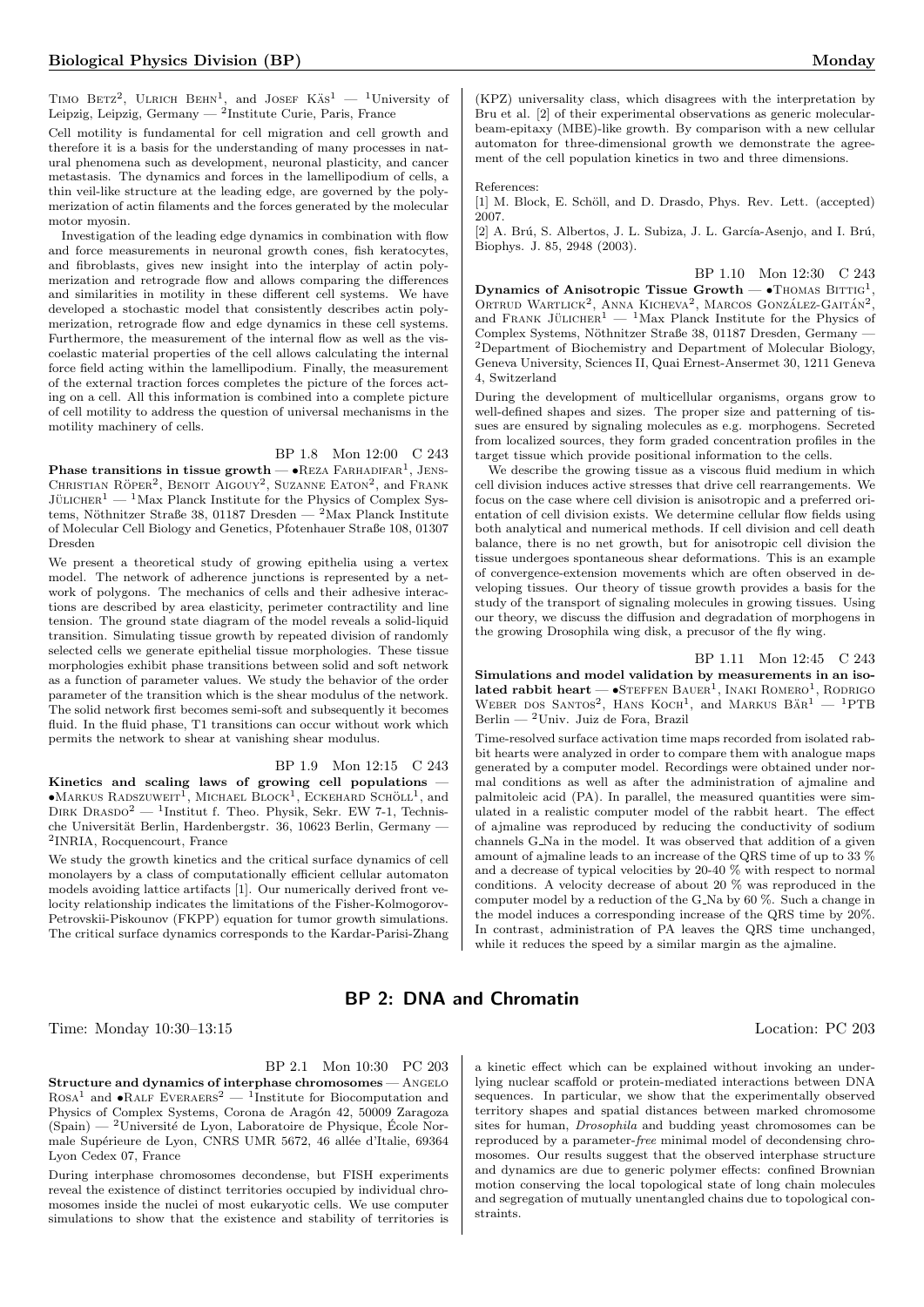Timo Betz[2], Ulrich Behn[1], and Josef Käs[1] — [1]University of Leipzig, Leipzig, Germany — [2]Institute Curie, Paris, France

Cell motility is fundamental for cell migration and cell growth and therefore it is a basis for the understanding of many processes in natural phenomena such as development, neuronal plasticity, and cancer metastasis. The dynamics and forces in the lamellipodium of cells, a thin veil-like structure at the leading edge, are governed by the polymerization of actin filaments and the forces generated by the molecular motor myosin.

Investigation of the leading edge dynamics in combination with flow and force measurements in neuronal growth cones, fish keratocytes, and fibroblasts, gives new insight into the interplay of actin polymerization and retrograde flow and allows comparing the differences and similarities in motility in these different cell systems. We have developed a stochastic model that consistently describes actin polymerization, retrograde flow and edge dynamics in these cell systems. Furthermore, the measurement of the internal flow as well as the viscoelastic material properties of the cell allows calculating the internal force field acting within the lamellipodium. Finally, the measurement of the external traction forces completes the picture of the forces acting on a cell. All this information is combined into a complete picture of cell motility to address the question of universal mechanisms in the motility machinery of cells.

BP 1.8 Mon 12:00 C 243

**Phase transitions in tissue growth** — •Reza Farhadifar[1], Jens-Christian Röper[2], Benoit Aigouy[2], Suzanne Eaton[2], and Frank Jülicher[1] — [1]Max Planck Institute for the Physics of Complex Systems, Nöthnitzer Straße 38, 01187 Dresden — [2]Max Planck Institute of Molecular Cell Biology and Genetics, Pfotenhauer Straße 108, 01307 Dresden

We present a theoretical study of growing epithelia using a vertex model. The network of adherence junctions is represented by a network of polygons. The mechanics of cells and their adhesive interactions are described by area elasticity, perimeter contractility and line tension. The ground state diagram of the model reveals a solid-liquid transition. Simulating tissue growth by repeated division of randomly selected cells we generate epithelial tissue morphologies. These tissue morphologies exhibit phase transitions between solid and soft network as a function of parameter values. We study the behavior of the order parameter of the transition which is the shear modulus of the network. The solid network first becomes semi-soft and subsequently it becomes fluid. In the fluid phase, T1 transitions can occur without work which permits the network to shear at vanishing shear modulus.

BP 1.9 Mon 12:15 C 243

**Kinetics and scaling laws of growing cell populations** — •Markus Radszuweit[1], Michael Block[1], Eckehard Schöll[1], and Dirk Drasdo[2] — [1]Institut f. Theo. Physik, Sekr. EW 7-1, Technische Universität Berlin, Hardenbergstr. 36, 10623 Berlin, Germany — [2]INRIA, Rocquencourt, France

We study the growth kinetics and the critical surface dynamics of cell monolayers by a class of computationally efficient cellular automaton models avoiding lattice artifacts [1]. Our numerically derived front velocity relationship indicates the limitations of the Fisher-Kolmogorov-Petrovskii-Piskounov (FKPP) equation for tumor growth simulations. The critical surface dynamics corresponds to the Kardar-Parisi-Zhang (KPZ) universality class, which disagrees with the interpretation by Bru et al. [2] of their experimental observations as generic molecular-beam-epitaxy (MBE)-like growth. By comparison with a new cellular automaton for three-dimensional growth we demonstrate the agreement of the cell population kinetics in two and three dimensions.

References:
[1] M. Block, E. Schöll, and D. Drasdo, Phys. Rev. Lett. (accepted) 2007.
[2] A. Brú, S. Albertos, J. L. Subiza, J. L. García-Asenjo, and I. Brú, Biophys. J. 85, 2948 (2003).

BP 1.10 Mon 12:30 C 243

**Dynamics of Anisotropic Tissue Growth** — •Thomas Bittig[1], Ortrud Wartlick[2], Anna Kicheva[2], Marcos González-Gaitán[2], and Frank Jülicher[1] — [1]Max Planck Institute for the Physics of Complex Systems, Nöthnitzer Straße 38, 01187 Dresden, Germany — [2]Department of Biochemistry and Department of Molecular Biology, Geneva University, Sciences II, Quai Ernest-Ansermet 30, 1211 Geneva 4, Switzerland

During the development of multicellular organisms, organs grow to well-defined shapes and sizes. The proper size and patterning of tissues are ensured by signaling molecules as e.g. morphogens. Secreted from localized sources, they form graded concentration profiles in the target tissue which provide positional information to the cells.

We describe the growing tissue as a viscous fluid medium in which cell division induces active stresses that drive cell rearrangements. We focus on the case where cell division is anisotropic and a preferred orientation of cell division exists. We determine cellular flow fields using both analytical and numerical methods. If cell division and cell death balance, there is no net growth, but for anisotropic cell division the tissue undergoes spontaneous shear deformations. This is an example of convergence-extension movements which are often observed in developing tissues. Our theory of tissue growth provides a basis for the study of the transport of signaling molecules in growing tissues. Using our theory, we discuss the diffusion and degradation of morphogens in the growing Drosophila wing disk, a precusor of the fly wing.

BP 1.11 Mon 12:45 C 243

**Simulations and model validation by measurements in an isolated rabbit heart** — •Steffen Bauer[1], Inaki Romero[1], Rodrigo Weber dos Santos[2], Hans Koch[1], and Markus Bär[1] — [1]PTB Berlin — [2]Univ. Juiz de Fora, Brazil

Time-resolved surface activation time maps recorded from isolated rabbit hearts were analyzed in order to compare them with analogue maps generated by a computer model. Recordings were obtained under normal conditions as well as after the administration of ajmaline and palmitoleic acid (PA). In parallel, the measured quantities were simulated in a realistic computer model of the rabbit heart. The effect of ajmaline was reproduced by reducing the conductivity of sodium channels G_Na in the model. It was observed that addition of a given amount of ajmaline leads to an increase of the QRS time of up to 33 % and a decrease of typical velocities by 20-40 % with respect to normal conditions. A velocity decrease of about 20 % was reproduced in the computer model by a reduction of the G_Na by 60 %. Such a change in the model induces a corresponding increase of the QRS time by 20%. In contrast, administration of PA leaves the QRS time unchanged, while it reduces the speed by a similar margin as the ajmaline.

## BP 2: DNA and Chromatin

Time: Monday 10:30–13:15 Location: PC 203

BP 2.1 Mon 10:30 PC 203

**Structure and dynamics of interphase chromosomes** — Angelo Rosa[1] and •Ralf Everaers[2] — [1]Institute for Biocomputation and Physics of Complex Systems, Corona de Aragón 42, 50009 Zaragoza (Spain) — [2]Université de Lyon, Laboratoire de Physique, École Normale Supérieure de Lyon, CNRS UMR 5672, 46 allée d'Italie, 69364 Lyon Cedex 07, France

During interphase chromosomes decondense, but FISH experiments reveal the existence of distinct territories occupied by individual chromosomes inside the nuclei of most eukaryotic cells. We use computer simulations to show that the existence and stability of territories is a kinetic effect which can be explained without invoking an underlying nuclear scaffold or protein-mediated interactions between DNA sequences. In particular, we show that the experimentally observed territory shapes and spatial distances between marked chromosome sites for human, *Drosophila* and budding yeast chromosomes can be reproduced by a parameter-*free* minimal model of decondensing chromosomes. Our results suggest that the observed interphase structure and dynamics are due to generic polymer effects: confined Brownian motion conserving the local topological state of long chain molecules and segregation of mutually unentangled chains due to topological constraints.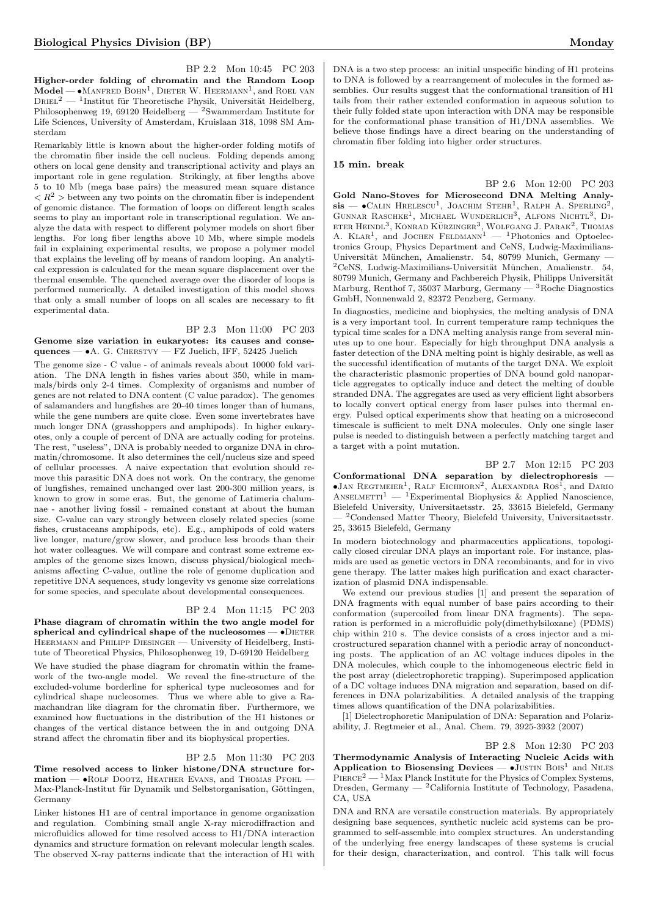BP 2.2 Mon 10:45 PC 203

**Higher-order folding of chromatin and the Random Loop Model** — •Manfred Bohn[1], Dieter W. Heermann[1], and Roel van Driel[2] — [1]Institut für Theoretische Physik, Universität Heidelberg, Philosophenweg 19, 69120 Heidelberg — [2]Swammerdam Institute for Life Sciences, University of Amsterdam, Kruislaan 318, 1098 SM Amsterdam

Remarkably little is known about the higher-order folding motifs of the chromatin fiber inside the cell nucleus. Folding depends among others on local gene density and transcriptional activity and plays an important role in gene regulation. Strikingly, at fiber lengths above 5 to 10 Mb (mega base pairs) the measured mean square distance $< R^2 >$ between any two points on the chromatin fiber is independent of genomic distance. The formation of loops on different length scales seems to play an important role in transcriptional regulation. We analyze the data with respect to different polymer models on short fiber lengths. For long fiber lengths above 10 Mb, where simple models fail in explaining experimental results, we propose a polymer model that explains the leveling off by means of random looping. An analytical expression is calculated for the mean square displacement over the thermal ensemble. The quenched average over the disorder of loops is performed numerically. A detailed investigation of this model shows that only a small number of loops on all scales are necessary to fit experimental data.

BP 2.3 Mon 11:00 PC 203

**Genome size variation in eukaryotes: its causes and consequences** — •A. G. Cherstvy — FZ Juelich, IFF, 52425 Juelich

The genome size - C value - of animals reveals about 10000 fold variation. The DNA length in fishes varies about 350, while in mammals/birds only 2-4 times. Complexity of organisms and number of genes are not related to DNA content (C value paradox). The genomes of salamanders and lungfishes are 20-40 times longer than of humans, while the gene numbers are quite close. Even some invertebrates have much longer DNA (grasshoppers and amphipods). In higher eukaryotes, only a couple of percent of DNA are actually coding for proteins. The rest, "useless", DNA is probably needed to organize DNA in chromatin/chromosome. It also determines the cell/nucleus size and speed of cellular processes. A naive expectation that evolution should remove this parasitic DNA does not work. On the contrary, the genome of lungfishes, remained unchanged over last 200-300 million years, is known to grow in some eras. But, the genome of Latimeria chalumnae - another living fossil - remained constant at about the human size. C-value can vary strongly between closely related species (some fishes, crustaceans amphipods, etc). E.g., amphipods of cold waters live longer, mature/grow slower, and produce less broods than their hot water colleagues. We will compare and contrast some extreme examples of the genome sizes known, discuss physical/biological mechanisms affecting C-value, outline the role of genome duplication and repetitive DNA sequences, study longevity vs genome size correlations for some species, and speculate about developmental consequences.

BP 2.4 Mon 11:15 PC 203

**Phase diagram of chromatin within the two angle model for spherical and cylindrical shape of the nucleosomes** — •Dieter Heermann and Philipp Diesinger — University of Heidelberg, Institute of Theoretical Physics, Philosophenweg 19, D-69120 Heidelberg

We have studied the phase diagram for chromatin within the framework of the two-angle model. We reveal the fine-structure of the excluded-volume borderline for spherical type nucleosomes and for cylindrical shape nucleosomes. Thus we where able to give a Ramachandran like diagram for the chromatin fiber. Furthermore, we examined how fluctuations in the distribution of the H1 histones or changes of the vertical distance between the in and outgoing DNA strand affect the chromatin fiber and its biophysical properties.

BP 2.5 Mon 11:30 PC 203

**Time resolved access to linker histone/DNA structure formation** — •Rolf Dootz, Heather Evans, and Thomas Pfohl — Max-Planck-Institut für Dynamik und Selbstorganisation, Göttingen, Germany

Linker histones H1 are of central importance in genome organization and regulation. Combining small angle X-ray microdiffraction and microfluidics allowed for time resolved access to H1/DNA interaction dynamics and structure formation on relevant molecular length scales. The observed X-ray patterns indicate that the interaction of H1 with DNA is a two step process: an initial unspecific binding of H1 proteins to DNA is followed by a rearrangement of molecules in the formed assemblies. Our results suggest that the conformational transition of H1 tails from their rather extended conformation in aqueous solution to their fully folded state upon interaction with DNA may be responsible for the conformational phase transition of H1/DNA assemblies. We believe those findings have a direct bearing on the understanding of chromatin fiber folding into higher order structures.

**15 min. break**

BP 2.6 Mon 12:00 PC 203

**Gold Nano-Stoves for Microsecond DNA Melting Analysis** — •Calin Hrelescu[1], Joachim Stehr[1], Ralph A. Sperling[2], Gunnar Raschke[1], Michael Wunderlich[3], Alfons Nichtl[3], Dieter Heindl[3], Konrad Kürzinger[3], Wolfgang J. Parak[2], Thomas A. Klar[1], and Jochen Feldmann[1] — [1]Photonics and Optoelectronics Group, Physics Department and CeNS, Ludwig-Maximilians-Universität München, Amalienstr. 54, 80799 Munich, Germany — [2]CeNS, Ludwig-Maximilians-Universität München, Amalienstr. 54, 80799 Munich, Germany and Fachbereich Physik, Philipps Universität Marburg, Renthof 7, 35037 Marburg, Germany — [3]Roche Diagnostics GmbH, Nonnenwald 2, 82372 Penzberg, Germany.

In diagnostics, medicine and biophysics, the melting analysis of DNA is a very important tool. In current temperature ramp techniques the typical time scales for a DNA melting analysis range from several minutes up to one hour. Especially for high throughput DNA analysis a faster detection of the DNA melting point is highly desirable, as well as the successful identification of mutants of the target DNA. We exploit the characteristic plasmonic properties of DNA bound gold nanoparticle aggregates to optically induce and detect the melting of double stranded DNA. The aggregates are used as very efficient light absorbers to locally convert optical energy from laser pulses into thermal energy. Pulsed optical experiments show that heating on a microsecond timescale is sufficient to melt DNA molecules. Only one single laser pulse is needed to distinguish between a perfectly matching target and a target with a point mutation.

BP 2.7 Mon 12:15 PC 203

**Conformational DNA separation by dielectrophoresis** — •Jan Regtmeier[1], Ralf Eichhorn[2], Alexandra Ros[1], and Dario Anselmetti[1] — [1]Experimental Biophysics & Applied Nanoscience, Bielefeld University, Universitaetsstr. 25, 33615 Bielefeld, Germany — [2]Condensed Matter Theory, Bielefeld University, Universitaetsstr. 25, 33615 Bielefeld, Germany

In modern biotechnology and pharmaceutics applications, topologically closed circular DNA plays an important role. For instance, plasmids are used as genetic vectors in DNA recombinants, and for in vivo gene therapy. The latter makes high purification and exact characterization of plasmid DNA indispensable.

We extend our previous studies [1] and present the separation of DNA fragments with equal number of base pairs according to their conformation (supercoiled from linear DNA fragments). The separation is performed in a microfluidic poly(dimethylsiloxane) (PDMS) chip within 210 s. The device consists of a cross injector and a microstructured separation channel with a periodic array of nonconducting posts. The application of an AC voltage induces dipoles in the DNA molecules, which couple to the inhomogeneous electric field in the post array (dielectrophoretic trapping). Superimposed application of a DC voltage induces DNA migration and separation, based on differences in DNA polarizabilities. A detailed analysis of the trapping times allows quantification of the DNA polarizabilities.

[1] Dielectrophoretic Manipulation of DNA: Separation and Polarizability, J. Regtmeier et al., Anal. Chem. 79, 3925-3932 (2007)

BP 2.8 Mon 12:30 PC 203

**Thermodynamic Analysis of Interacting Nucleic Acids with Application to Biosensing Devices** — •Justin Bois[1] and Niles Pierce[2] — [1]Max Planck Institute for the Physics of Complex Systems, Dresden, Germany — [2]California Institute of Technology, Pasadena, CA, USA

DNA and RNA are versatile construction materials. By appropriately designing base sequences, synthetic nucleic acid systems can be programmed to self-assemble into complex structures. An understanding of the underlying free energy landscapes of these systems is crucial for their design, characterization, and control. This talk will focus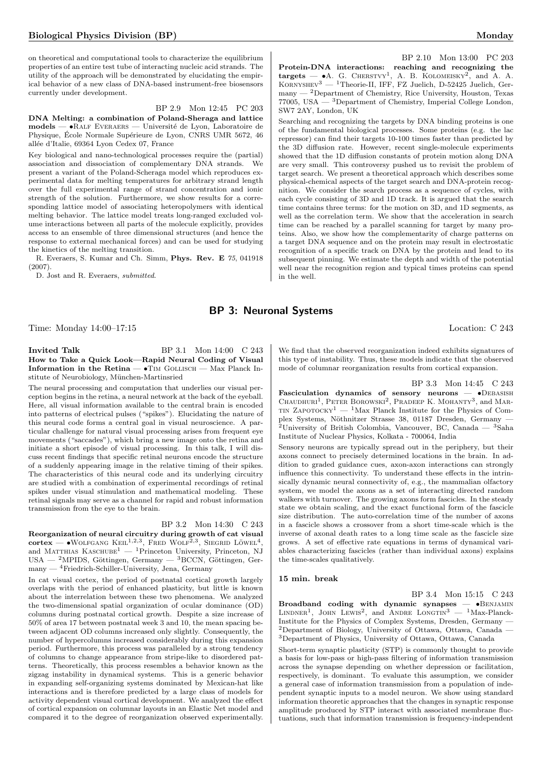on theoretical and computational tools to characterize the equilibrium properties of an entire test tube of interacting nucleic acid strands. The utility of the approach will be demonstrated by elucidating the empirical behavior of a new class of DNA-based instrument-free biosensors currently under development.

BP 2.9 Mon 12:45 PC 203

**DNA Melting: a combination of Poland-Sheraga and lattice models** — •Ralf Everaers — Université de Lyon, Laboratoire de Physique, École Normale Supérieure de Lyon, CNRS UMR 5672, 46 allée d'Italie, 69364 Lyon Cedex 07, France

Key biological and nano-technological processes require the (partial) association and dissociation of complementary DNA strands. We present a variant of the Poland-Scheraga model which reproduces experimental data for melting temperatures for arbitrary strand length over the full experimental range of strand concentration and ionic strength of the solution. Furthermore, we show results for a corresponding lattice model of associating heteropolymers with identical melting behavior. The lattice model treats long-ranged excluded volume interactions between all parts of the molecule explicitly, provides access to an ensemble of three dimensional structures (and hence the response to external mechanical forces) and can be used for studying the kinetics of the melting transition.

R. Everaers, S. Kumar and Ch. Simm, **Phys. Rev. E** 75, 041918 (2007).

D. Jost and R. Everaers, *submitted*.

BP 2.10 Mon 13:00 PC 203

**Protein-DNA interactions: reaching and recognizing the targets** — •A. G. Cherstvy[1], A. B. Kolomeisky[2], and A. A. Kornyshev[3] — [1]Theorie-II, IFF, FZ Juelich, D-52425 Juelich, Germany — [2]Department of Chemistry, Rice University, Houston, Texas 77005, USA — [3]Department of Chemistry, Imperial College London, SW7 2AY, London, UK

Searching and recognizing the targets by DNA binding proteins is one of the fundamental biological processes. Some proteins (e.g. the lac repressor) can find their targets 10-100 times faster than predicted by the 3D diffusion rate. However, recent single-molecule experiments showed that the 1D diffusion constants of protein motion along DNA are very small. This controversy pushed us to revisit the problem of target search. We present a theoretical approach which describes some physical-chemical aspects of the target search and DNA-protein recognition. We consider the search process as a sequence of cycles, with each cycle consisting of 3D and 1D track. It is argued that the search time contains three terms: for the motion on 3D, and 1D segments, as well as the correlation term. We show that the acceleration in search time can be reached by a parallel scanning for target by many proteins. Also, we show how the complementarity of charge patterns on a target DNA sequence and on the protein may result in electrostatic recognition of a specific track on DNA by the protein and lead to its subsequent pinning. We estimate the depth and width of the potential well near the recognition region and typical times proteins can spend in the well.

## BP 3: Neuronal Systems

Time: Monday 14:00–17:15 Location: C 243

**Invited Talk** BP 3.1 Mon 14:00 C 243

**How to Take a Quick Look—Rapid Neural Coding of Visual Information in the Retina** — •Tim Gollisch — Max Planck Institute of Neurobiology, München-Martinsried

The neural processing and computation that underlies our visual perception begins in the retina, a neural network at the back of the eyeball. Here, all visual information available to the central brain is encoded into patterns of electrical pulses ("spikes"). Elucidating the nature of this neural code forms a central goal in visual neuroscience. A particular challenge for natural visual processing arises from frequent eye movements ("saccades"), which bring a new image onto the retina and initiate a short episode of visual processing. In this talk, I will discuss recent findings that specific retinal neurons encode the structure of a suddenly appearing image in the relative timing of their spikes. The characteristics of this neural code and its underlying circuitry are studied with a combination of experimental recordings of retinal spikes under visual stimulation and mathematical modeling. These retinal signals may serve as a channel for rapid and robust information transmission from the eye to the brain.

BP 3.2 Mon 14:30 C 243

**Reorganization of neural circuitry during growth of cat visual cortex** — •Wolfgang Keil[1,2,3], Fred Wolf[2,3], Siegrid Löwel[4], and Matthias Kaschube[1] — [1]Princeton University, Princeton, NJ USA — [2]MPIDS, Göttingen, Germany — [3]BCCN, Göttingen, Germany — [4]Friedrich-Schiller-University, Jena, Germany

In cat visual cortex, the period of postnatal cortical growth largely overlaps with the period of enhanced plasticity, but little is known about the interrelation between these two phenomena. We analyzed the two-dimensional spatial organization of ocular dominance (OD) columns during postnatal cortical growth. Despite a size increase of 50% of area 17 between postnatal week 3 and 10, the mean spacing between adjacent OD columns increased only slightly. Consequently, the number of hypercolumns increased considerably during this expansion period. Furthermore, this process was paralleled by a strong tendency of columns to change appearance from stripe-like to disordered patterns. Theoretically, this process resembles a behavior known as the zigzag instability in dynamical systems. This is a generic behavior in expanding self-organizing systems dominated by Mexican-hat like interactions and is therefore predicted by a large class of models for activity dependent visual cortical development. We analyzed the effect of cortical expansion on columnar layouts in an Elastic Net model and compared it to the degree of reorganization observed experimentally. We find that the observed reorganization indeed exhibits signatures of this type of instability. Thus, these models indicate that the observed mode of columnar reorganization results from cortical expansion.

BP 3.3 Mon 14:45 C 243

**Fasciculation dynamics of sensory neurons** — •Debasish Chaudhuri[1], Peter Borowski[2], Pradeep K. Mohanty[3], and Martin Zapotocky[1] — [1]Max Planck Institute for the Physics of Complex Systems, Nöthnitzer Strasse 38, 01187 Dresden, Germany — [2]University of British Colombia, Vancouver, BC, Canada — [3]Saha Institute of Nuclear Physics, Kolkata - 700064, India

Sensory neurons are typically spread out in the periphery, but their axons connect to precisely determined locations in the brain. In addition to graded guidance cues, axon-axon interactions can strongly influence this connectivity. To understand these effects in the intrinsically dynamic neural connectivity of, e.g., the mammalian olfactory system, we model the axons as a set of interacting directed random walkers with turnover. The growing axons form fascicles. In the steady state we obtain scaling, and the exact functional form of the fascicle size distribution. The auto-correlation time of the number of axons in a fascicle shows a crossover from a short time-scale which is the inverse of axonal death rates to a long time scale as the fascicle size grows. A set of effective rate equations in terms of dynamical variables characterizing fascicles (rather than individual axons) explains the time-scales qualitatively.

**15 min. break**

BP 3.4 Mon 15:15 C 243

**Broadband coding with dynamic synapses** — •Benjamin Lindner[1], John Lewis[2], and Andre Longtin[3] — [1]Max-Planck-Institute for the Physics of Complex Systems, Dresden, Germany — [2]Department of Biology, University of Ottawa, Ottawa, Canada — [3]Department of Physics, University of Ottawa, Ottawa, Canada

Short-term synaptic plasticity (STP) is commonly thought to provide a basis for low-pass or high-pass filtering of information transmission across the synapse depending on whether depression or facilitation, respectively, is dominant. To evaluate this assumption, we consider a general case of information transmission from a population of independent synaptic inputs to a model neuron. We show using standard information theoretic approaches that the changes in synaptic response amplitude produced by STP interact with associated membrane fluctuations, such that information transmission is frequency-independent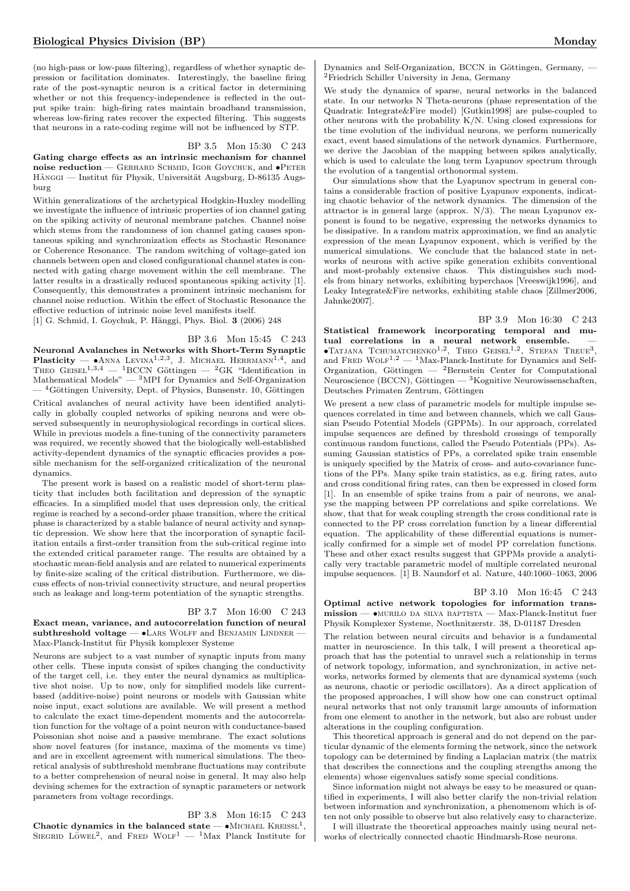(no high-pass or low-pass filtering), regardless of whether synaptic depression or facilitation dominates. Interestingly, the baseline firing rate of the post-synaptic neuron is a critical factor in determining whether or not this frequency-independence is reflected in the output spike train: high-firing rates maintain broadband transmission, whereas low-firing rates recover the expected filtering. This suggests that neurons in a rate-coding regime will not be influenced by STP.

BP 3.5 Mon 15:30 C 243

**Gating charge effects as an intrinsic mechanism for channel noise reduction** — Gerhard Schmid, Igor Goychuk, and •Peter Hänggi — Institut für Physik, Universität Augsburg, D-86135 Augsburg

Within generalizations of the archetypical Hodgkin-Huxley modelling we investigate the influence of intrinsic properties of ion channel gating on the spiking activity of neuronal membrane patches. Channel noise which stems from the randomness of ion channel gating causes spontaneous spiking and synchronization effects as Stochastic Resonance or Coherence Resonance. The random switching of voltage-gated ion channels between open and closed configurational channel states is connected with gating charge movement within the cell membrane. The latter results in a drastically reduced spontaneous spiking activity [1]. Consequently, this demonstrates a prominent intrinsic mechanism for channel noise reduction. Within the effect of Stochastic Resonance the effective reduction of intrinsic noise level manifests itself.

[1] G. Schmid, I. Goychuk, P. Hänggi, Phys. Biol. **3** (2006) 248

BP 3.6 Mon 15:45 C 243

**Neuronal Avalanches in Networks with Short-Term Synaptic Plasticity** — •Anna Levina[1,2,3], J. Michael Herrmann[1,4], and Theo Geisel[1,3,4] — [1]BCCN Göttingen — [2]GK "Identification in Mathematical Models" — [3]MPI for Dynamics and Self-Organization — [4]Göttingen University, Dept. of Physics, Bunsenstr. 10, Göttingen

Critical avalanches of neural activity have been identified analytically in globally coupled networks of spiking neurons and were observed subsequently in neurophysiological recordings in cortical slices. While in previous models a fine-tuning of the connectivity parameters was required, we recently showed that the biologically well-established activity-dependent dynamics of the synaptic efficacies provides a possible mechanism for the self-organized criticalization of the neuronal dynamics.

The present work is based on a realistic model of short-term plasticity that includes both facilitation and depression of the synaptic efficacies. In a simplified model that uses depression only, the critical regime is reached by a second-order phase transition, where the critical phase is characterized by a stable balance of neural activity and synaptic depression. We show here that the incorporation of synaptic facilitation entails a first-order transition from the sub-critical regime into the extended critical parameter range. The results are obtained by a stochastic mean-field analysis and are related to numerical experiments by finite-size scaling of the critical distribution. Furthermore, we discuss effects of non-trivial connectivity structure, and neural properties such as leakage and long-term potentiation of the synaptic strengths.

BP 3.7 Mon 16:00 C 243

**Exact mean, variance, and autocorrelation function of neural subthreshold voltage** — •Lars Wolff and Benjamin Lindner — Max-Planck-Institut für Physik komplexer Systeme

Neurons are subject to a vast number of synaptic inputs from many other cells. These inputs consist of spikes changing the conductivity of the target cell, i.e. they enter the neural dynamics as multiplicative shot noise. Up to now, only for simplified models like current-based (additive-noise) point neurons or models with Gaussian white noise input, exact solutions are available. We will present a method to calculate the exact time-dependent moments and the autocorrelation function for the voltage of a point neuron with conductance-based Poissonian shot noise and a passive membrane. The exact solutions show novel features (for instance, maxima of the moments vs time) and are in excellent agreement with numerical simulations. The theoretical analysis of subthreshold membrane fluctuations may contribute to a better comprehension of neural noise in general. It may also help devising schemes for the extraction of synaptic parameters or network parameters from voltage recordings.

BP 3.8 Mon 16:15 C 243

**Chaotic dynamics in the balanced state** — •Michael Kreissl[1], Siegrid Löwel[2], and Fred Wolf[1] — [1]Max Planck Institute for Dynamics and Self-Organization, BCCN in Göttingen, Germany, — [2]Friedrich Schiller University in Jena, Germany

We study the dynamics of sparse, neural networks in the balanced state. In our networks N Theta-neurons (phase representation of the Quadratic Integrate&Fire model) [Gutkin1998] are pulse-coupled to other neurons with the probability K/N. Using closed expressions for the time evolution of the individual neurons, we perform numerically exact, event based simulations of the network dynamics. Furthermore, we derive the Jacobian of the mapping between spikes analytically, which is used to calculate the long term Lyapunov spectrum through the evolution of a tangential orthonormal system.

Our simulations show that the Lyapunov spectrum in general contains a considerable fraction of positive Lyapunov exponents, indicating chaotic behavior of the network dynamics. The dimension of the attractor is in general large (approx. N/3). The mean Lyapunov exponent is found to be negative, expressing the networks dynamics to be dissipative. In a random matrix approximation, we find an analytic expression of the mean Lyapunov exponent, which is verified by the numerical simulations. We conclude that the balanced state in networks of neurons with active spike generation exhibits conventional and most-probably extensive chaos. This distinguishes such models from binary networks, exhibiting hyperchaos [Vreeswijk1996], and Leaky Integrate&Fire networks, exhibiting stable chaos [Zillmer2006, Jahnke2007].

BP 3.9 Mon 16:30 C 243

**Statistical framework incorporating temporal and mutual correlations in a neural network ensemble.** — •Tatjana Tchumatchenko[1,2], Theo Geisel[1,2], Stefan Treue[3], and Fred Wolf[1,2] — [1]Max-Planck-Institute for Dynamics and Self-Organization, Göttingen — [2]Bernstein Center for Computational Neuroscience (BCCN), Göttingen — [3]Kognitive Neurowissenschaften, Deutsches Primaten Zentrum, Göttingen

We present a new class of parametric models for multiple impulse sequences correlated in time and between channels, which we call Gaussian Pseudo Potential Models (GPPMs). In our approach, correlated impulse sequences are defined by threshold crossings of temporally continuous random functions, called the Pseudo Potentials (PPs). Assuming Gaussian statistics of PPs, a correlated spike train ensemble is uniquely specified by the Matrix of cross- and auto-covariance functions of the PPs. Many spike train statistics, as e.g. firing rates, auto and cross conditional firing rates, can then be expressed in closed form [1]. In an ensemble of spike trains from a pair of neurons, we analyse the mapping between PP correlations and spike correlations. We show, that that for weak coupling strength the cross conditional rate is connected to the PP cross correlation function by a linear differential equation. The applicability of these differential equations is numerically confirmed for a simple set of model PP correlation functions. These and other exact results suggest that GPPMs provide a analytically very tractable parametric model of multiple correlated neuronal impulse sequences. [1] B. Naundorf et al. Nature, 440:1060–1063, 2006

BP 3.10 Mon 16:45 C 243

**Optimal active network topologies for information transmission** — •Murilo da Silva Baptista — Max-Planck-Institut fuer Physik Komplexer Systeme, Noethnitzerstr. 38, D-01187 Dresden

The relation between neural circuits and behavior is a fundamental matter in neuroscience. In this talk, I will present a theoretical approach that has the potential to unravel such a relationship in terms of network topology, information, and synchronization, in active networks, networks formed by elements that are dynamical systems (such as neurons, chaotic or periodic oscillators). As a direct application of the proposed approaches, I will show how one can construct optimal neural networks that not only transmit large amounts of information from one element to another in the network, but also are robust under alterations in the coupling configuration.

This theoretical approach is general and do not depend on the particular dynamic of the elements forming the network, since the network topology can be determined by finding a Laplacian matrix (the matrix that describes the connections and the coupling strengths among the elements) whose eigenvalues satisfy some special conditions.

Since information might not always be easy to be measured or quantified in experiments, I will also better clarify the non-trivial relation between information and synchronization, a phenomenom which is often not only possible to observe but also relatively easy to characterize.

I will illustrate the theoretical approaches mainly using neural networks of electrically connected chaotic Hindmarsh-Rose neurons.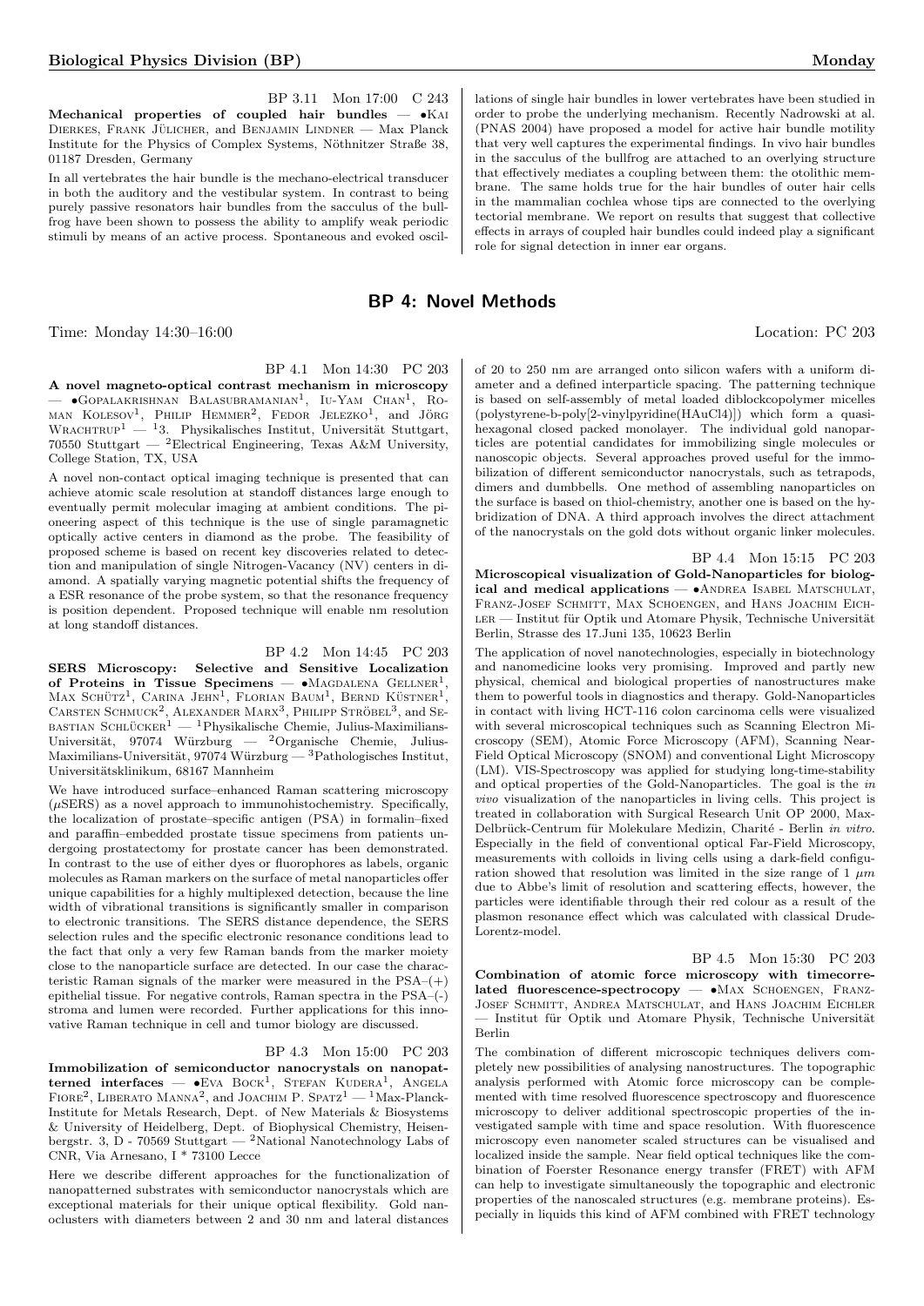BP 3.11 Mon 17:00 C 243

**Mechanical properties of coupled hair bundles** — •Kai Dierkes, Frank Jülicher, and Benjamin Lindner — Max Planck Institute for the Physics of Complex Systems, Nöthnitzer Straße 38, 01187 Dresden, Germany

In all vertebrates the hair bundle is the mechano-electrical transducer in both the auditory and the vestibular system. In contrast to being purely passive resonators hair bundles from the sacculus of the bullfrog have been shown to possess the ability to amplify weak periodic stimuli by means of an active process. Spontaneous and evoked oscillations of single hair bundles in lower vertebrates have been studied in order to probe the underlying mechanism. Recently Nadrowski at al. (PNAS 2004) have proposed a model for active hair bundle motility that very well captures the experimental findings. In vivo hair bundles in the sacculus of the bullfrog are attached to an overlying structure that effectively mediates a coupling between them: the otolithic membrane. The same holds true for the hair bundles of outer hair cells in the mammalian cochlea whose tips are connected to the overlying tectorial membrane. We report on results that suggest that collective effects in arrays of coupled hair bundles could indeed play a significant role for signal detection in inner ear organs.

## BP 4: Novel Methods

Time: Monday 14:30–16:00 Location: PC 203

BP 4.1 Mon 14:30 PC 203

**A novel magneto-optical contrast mechanism in microscopy** — •Gopalakrishnan Balasubramanian[1], Iu-Yam Chan[1], Roman Kolesov[1], Philip Hemmer[2], Fedor Jelezko[1], and Jörg Wrachtrup[1] — [1]3. Physikalisches Institut, Universität Stuttgart, 70550 Stuttgart — [2]Electrical Engineering, Texas A&M University, College Station, TX, USA

A novel non-contact optical imaging technique is presented that can achieve atomic scale resolution at standoff distances large enough to eventually permit molecular imaging at ambient conditions. The pioneering aspect of this technique is the use of single paramagnetic optically active centers in diamond as the probe. The feasibility of proposed scheme is based on recent key discoveries related to detection and manipulation of single Nitrogen-Vacancy (NV) centers in diamond. A spatially varying magnetic potential shifts the frequency of a ESR resonance of the probe system, so that the resonance frequency is position dependent. Proposed technique will enable nm resolution at long standoff distances.

BP 4.2 Mon 14:45 PC 203

**SERS Microscopy: Selective and Sensitive Localization of Proteins in Tissue Specimens** — •Magdalena Gellner[1], Max Schütz[1], Carina Jehn[1], Florian Baum[1], Bernd Küstner[1], Carsten Schmuck[2], Alexander Marx[3], Philipp Ströbel[3], and Sebastian Schlücker[1] — [1]Physikalische Chemie, Julius-Maximilians-Universität, 97074 Würzburg — [2]Organische Chemie, Julius-Maximilians-Universität, 97074 Würzburg — [3]Pathologisches Institut, Universitätsklinikum, 68167 Mannheim

We have introduced surface–enhanced Raman scattering microscopy ($\mu$SERS) as a novel approach to immunohistochemistry. Specifically, the localization of prostate–specific antigen (PSA) in formalin–fixed and paraffin–embedded prostate tissue specimens from patients undergoing prostatectomy for prostate cancer has been demonstrated. In contrast to the use of either dyes or fluorophores as labels, organic molecules as Raman markers on the surface of metal nanoparticles offer unique capabilities for a highly multiplexed detection, because the line width of vibrational transitions is significantly smaller in comparison to electronic transitions. The SERS distance dependence, the SERS selection rules and the specific electronic resonance conditions lead to the fact that only a very few Raman bands from the marker moiety close to the nanoparticle surface are detected. In our case the characteristic Raman signals of the marker were measured in the PSA–(+) epithelial tissue. For negative controls, Raman spectra in the PSA–(-) stroma and lumen were recorded. Further applications for this innovative Raman technique in cell and tumor biology are discussed.

BP 4.3 Mon 15:00 PC 203

**Immobilization of semiconductor nanocrystals on nanopatterned interfaces** — •Eva Bock[1], Stefan Kudera[1], Angela Fiore[2], Liberato Manna[2], and Joachim P. Spatz[1] — [1]Max-Planck-Institute for Metals Research, Dept. of New Materials & Biosystems & University of Heidelberg, Dept. of Biophysical Chemistry, Heisenbergstr. 3, D - 70569 Stuttgart — [2]National Nanotechnology Labs of CNR, Via Arnesano, I * 73100 Lecce

Here we describe different approaches for the functionalization of nanopatterned substrates with semiconductor nanocrystals which are exceptional materials for their unique optical flexibility. Gold nanoclusters with diameters between 2 and 30 nm and lateral distances of 20 to 250 nm are arranged onto silicon wafers with a uniform diameter and a defined interparticle spacing. The patterning technique is based on self-assembly of metal loaded diblockcopolymer micelles (polystyrene-b-poly[2-vinylpyridine(HAuCl4)]) which form a quasi-hexagonal closed packed monolayer. The individual gold nanoparticles are potential candidates for immobilizing single molecules or nanoscopic objects. Several approaches proved useful for the immobilization of different semiconductor nanocrystals, such as tetrapods, dimers and dumbbells. One method of assembling nanoparticles on the surface is based on thiol-chemistry, another one is based on the hybridization of DNA. A third approach involves the direct attachment of the nanocrystals on the gold dots without organic linker molecules.

BP 4.4 Mon 15:15 PC 203

**Microscopical visualization of Gold-Nanoparticles for biological and medical applications** — •Andrea Isabel Matschulat, Franz-Josef Schmitt, Max Schoengen, and Hans Joachim Eichler — Institut für Optik und Atomare Physik, Technische Universität Berlin, Strasse des 17.Juni 135, 10623 Berlin

The application of novel nanotechnologies, especially in biotechnology and nanomedicine looks very promising. Improved and partly new physical, chemical and biological properties of nanostructures make them to powerful tools in diagnostics and therapy. Gold-Nanoparticles in contact with living HCT-116 colon carcinoma cells were visualized with several microscopical techniques such as Scanning Electron Microscopy (SEM), Atomic Force Microscopy (AFM), Scanning Near-Field Optical Microscopy (SNOM) and conventional Light Microscopy (LM). VIS-Spectroscopy was applied for studying long-time-stability and optical properties of the Gold-Nanoparticles. The goal is the *in vivo* visualization of the nanoparticles in living cells. This project is treated in collaboration with Surgical Research Unit OP 2000, Max-Delbrück-Centrum für Molekulare Medizin, Charité - Berlin *in vitro*. Especially in the field of conventional optical Far-Field Microscopy, measurements with colloids in living cells using a dark-field configuration showed that resolution was limited in the size range of 1 $\mu m$ due to Abbe's limit of resolution and scattering effects, however, the particles were identifiable through their red colour as a result of the plasmon resonance effect which was calculated with classical Drude-Lorentz-model.

BP 4.5 Mon 15:30 PC 203

**Combination of atomic force microscopy with timecorrelated fluorescence-spectrocopy** — •Max Schoengen, Franz-Josef Schmitt, Andrea Matschulat, and Hans Joachim Eichler — Institut für Optik und Atomare Physik, Technische Universität Berlin

The combination of different microscopic techniques delivers completely new possibilities of analysing nanostructures. The topographic analysis performed with Atomic force microscopy can be complemented with time resolved fluorescence spectroscopy and fluorescence microscopy to deliver additional spectroscopic properties of the investigated sample with time and space resolution. With fluorescence microscopy even nanometer scaled structures can be visualised and localized inside the sample. Near field optical techniques like the combination of Foerster Resonance energy transfer (FRET) with AFM can help to investigate simultaneously the topographic and electronic properties of the nanoscaled structures (e.g. membrane proteins). Especially in liquids this kind of AFM combined with FRET technology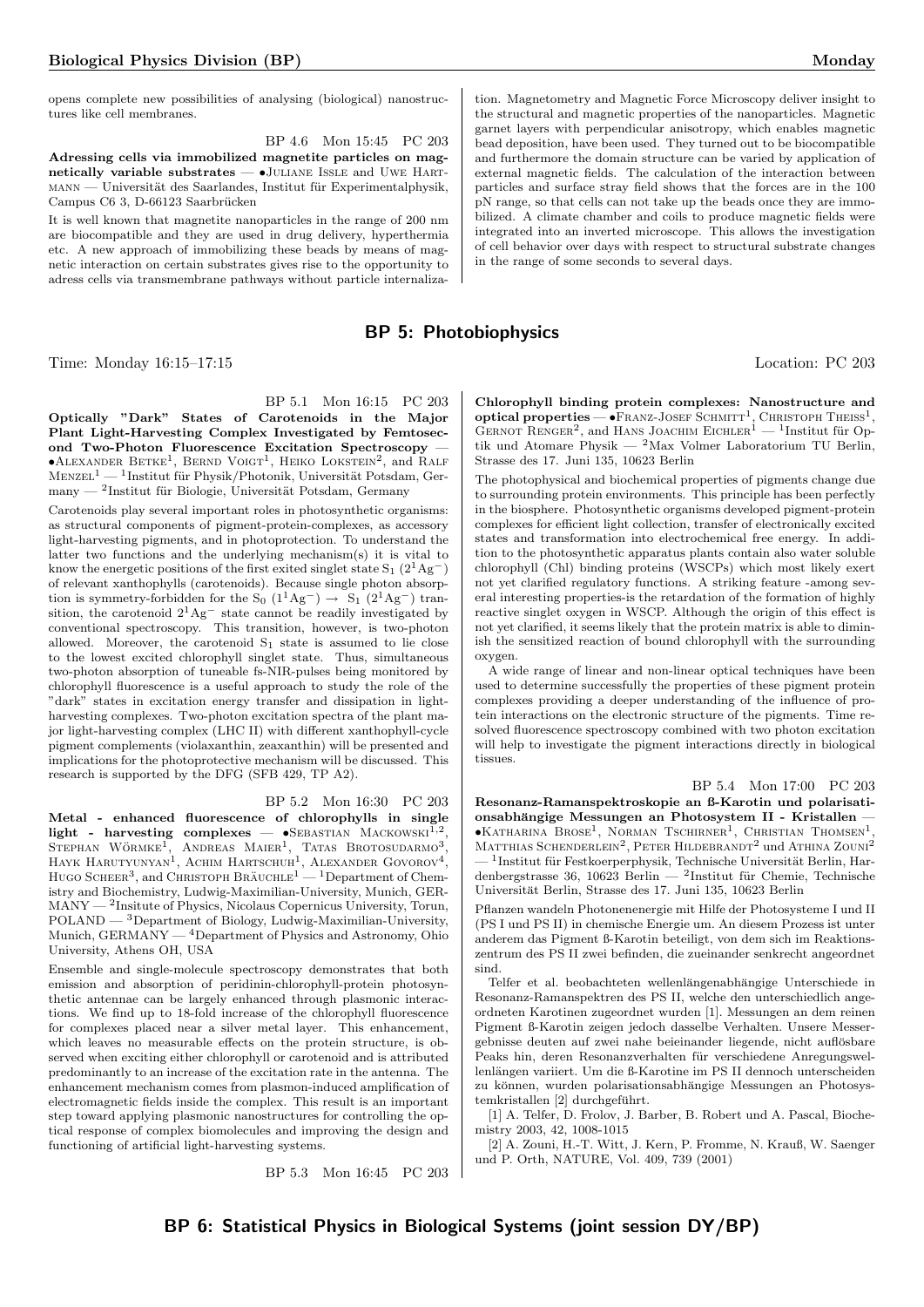opens complete new possibilities of analysing (biological) nanostructures like cell membranes.

BP 4.6 Mon 15:45 PC 203

**Adressing cells via immobilized magnetite particles on magnetically variable substrates** — •Juliane Issle and Uwe Hartmann — Universität des Saarlandes, Institut für Experimentalphysik, Campus C6 3, D-66123 Saarbrücken

It is well known that magnetite nanoparticles in the range of 200 nm are biocompatible and they are used in drug delivery, hyperthermia etc. A new approach of immobilizing these beads by means of magnetic interaction on certain substrates gives rise to the opportunity to adress cells via transmembrane pathways without particle internalization. Magnetometry and Magnetic Force Microscopy deliver insight to the structural and magnetic properties of the nanoparticles. Magnetic garnet layers with perpendicular anisotropy, which enables magnetic bead deposition, have been used. They turned out to be biocompatible and furthermore the domain structure can be varied by application of external magnetic fields. The calculation of the interaction between particles and surface stray field shows that the forces are in the 100 pN range, so that cells can not take up the beads once they are immobilized. A climate chamber and coils to produce magnetic fields were integrated into an inverted microscope. This allows the investigation of cell behavior over days with respect to structural substrate changes in the range of some seconds to several days.

## BP 5: Photobiophysics

Time: Monday 16:15–17:15 Location: PC 203

BP 5.1 Mon 16:15 PC 203

**Optically "Dark" States of Carotenoids in the Major Plant Light-Harvesting Complex Investigated by Femtosecond Two-Photon Fluorescence Excitation Spectroscopy** — •Alexander Betke[1], Bernd Voigt[1], Heiko Lokstein[2], and Ralf Menzel[1] — [1]Institut für Physik/Photonik, Universität Potsdam, Germany — [2]Institut für Biologie, Universität Potsdam, Germany

Carotenoids play several important roles in photosynthetic organisms: as structural components of pigment-protein-complexes, as accessory light-harvesting pigments, and in photoprotection. To understand the latter two functions and the underlying mechanism(s) it is vital to know the energetic positions of the first exited singlet state $S_1$ ($2^1Ag^-$) of relevant xanthophylls (carotenoids). Because single photon absorption is symmetry-forbidden for the $S_0$ ($1^1Ag^-$) $\rightarrow$ $S_1$ ($2^1Ag^-$) transition, the carotenoid $2^1Ag^-$ state cannot be readily investigated by conventional spectroscopy. This transition, however, is two-photon allowed. Moreover, the carotenoid $S_1$ state is assumed to lie close to the lowest excited chlorophyll singlet state. Thus, simultaneous two-photon absorption of tuneable fs-NIR-pulses being monitored by chlorophyll fluorescence is a useful approach to study the role of the "dark" states in excitation energy transfer and dissipation in light-harvesting complexes. Two-photon excitation spectra of the plant major light-harvesting complex (LHC II) with different xanthophyll-cycle pigment complements (violaxanthin, zeaxanthin) will be presented and implications for the photoprotective mechanism will be discussed. This research is supported by the DFG (SFB 429, TP A2).

BP 5.2 Mon 16:30 PC 203

**Metal - enhanced fluorescence of chlorophylls in single light - harvesting complexes** — •Sebastian Mackowski[1,2], Stephan Wörmke[1], Andreas Maier[1], Tatas Brotosudarmo[3], Hayk Harutyunyan[1], Achim Hartschuh[1], Alexander Govorov[4], Hugo Scheer[3], and Christoph Bräuchle[1] — [1]Department of Chemistry and Biochemistry, Ludwig-Maximilian-University, Munich, GERMANY — [2]Insitute of Physics, Nicolaus Copernicus University, Torun, POLAND — [3]Department of Biology, Ludwig-Maximilian-University, Munich, GERMANY — [4]Department of Physics and Astronomy, Ohio University, Athens OH, USA

Ensemble and single-molecule spectroscopy demonstrates that both emission and absorption of peridinin-chlorophyll-protein photosynthetic antennae can be largely enhanced through plasmonic interactions. We find up to 18-fold increase of the chlorophyll fluorescence for complexes placed near a silver metal layer. This enhancement, which leaves no measurable effects on the protein structure, is observed when exciting either chlorophyll or carotenoid and is attributed predominantly to an increase of the excitation rate in the antenna. The enhancement mechanism comes from plasmon-induced amplification of electromagnetic fields inside the complex. This result is an important step toward applying plasmonic nanostructures for controlling the optical response of complex biomolecules and improving the design and functioning of artificial light-harvesting systems.

BP 5.3 Mon 16:45 PC 203

**Chlorophyll binding protein complexes: Nanostructure and optical properties** — •Franz-Josef Schmitt[1], Christoph Theiss[1], Gernot Renger[2], and Hans Joachim Eichler[1] — [1]Institut für Optik und Atomare Physik — [2]Max Volmer Laboratorium TU Berlin, Strasse des 17. Juni 135, 10623 Berlin

The photophysical and biochemical properties of pigments change due to surrounding protein environments. This principle has been perfectly in the biosphere. Photosynthetic organisms developed pigment-protein complexes for efficient light collection, transfer of electronically excited states and transformation into electrochemical free energy. In addition to the photosynthetic apparatus plants contain also water soluble chlorophyll (Chl) binding proteins (WSCPs) which most likely exert not yet clarified regulatory functions. A striking feature -among several interesting properties-is the retardation of the formation of highly reactive singlet oxygen in WSCP. Although the origin of this effect is not yet clarified, it seems likely that the protein matrix is able to diminish the sensitized reaction of bound chlorophyll with the surrounding oxygen.

A wide range of linear and non-linear optical techniques have been used to determine successfully the properties of these pigment protein complexes providing a deeper understanding of the influence of protein interactions on the electronic structure of the pigments. Time resolved fluorescence spectroscopy combined with two photon excitation will help to investigate the pigment interactions directly in biological tissues.

BP 5.4 Mon 17:00 PC 203

**Resonanz-Ramanspektroskopie an ß-Karotin und polarisationsabhängige Messungen an Photosystem II - Kristallen** — •Katharina Brose[1], Norman Tschirner[1], Christian Thomsen[1], Matthias Schenderlein[2], Peter Hildebrandt[2] und Athina Zouni[2] — [1]Institut für Festkoerperphysik, Technische Universität Berlin, Hardenbergstrasse 36, 10623 Berlin — [2]Institut für Chemie, Technische Universität Berlin, Strasse des 17. Juni 135, 10623 Berlin

Pflanzen wandeln Photonenenergie mit Hilfe der Photosysteme I und II (PS I und PS II) in chemische Energie um. An diesem Prozess ist unter anderem das Pigment ß-Karotin beteiligt, von dem sich im Reaktionszentrum des PS II zwei befinden, die zueinander senkrecht angeordnet sind.

Telfer et al. beobachteten wellenlängenabhängige Unterschiede in Resonanz-Ramanspektren des PS II, welche den unterschiedlich angeordneten Karotinen zugeordnet wurden [1]. Messungen an dem reinen Pigment ß-Karotin zeigen jedoch dasselbe Verhalten. Unsere Messergebnisse deuten auf zwei nahe beieinander liegende, nicht auflösbare Peaks hin, deren Resonanzverhalten für verschiedene Anregungswellenlängen variiert. Um die ß-Karotine im PS II dennoch unterscheiden zu können, wurden polarisationsabhängige Messungen an Photosystemkristallen [2] durchgeführt.

[1] A. Telfer, D. Frolov, J. Barber, B. Robert und A. Pascal, Biochemistry 2003, 42, 1008-1015

[2] A. Zouni, H.-T. Witt, J. Kern, P. Fromme, N. Krauß, W. Saenger und P. Orth, NATURE, Vol. 409, 739 (2001)

## BP 6: Statistical Physics in Biological Systems (joint session DY/BP)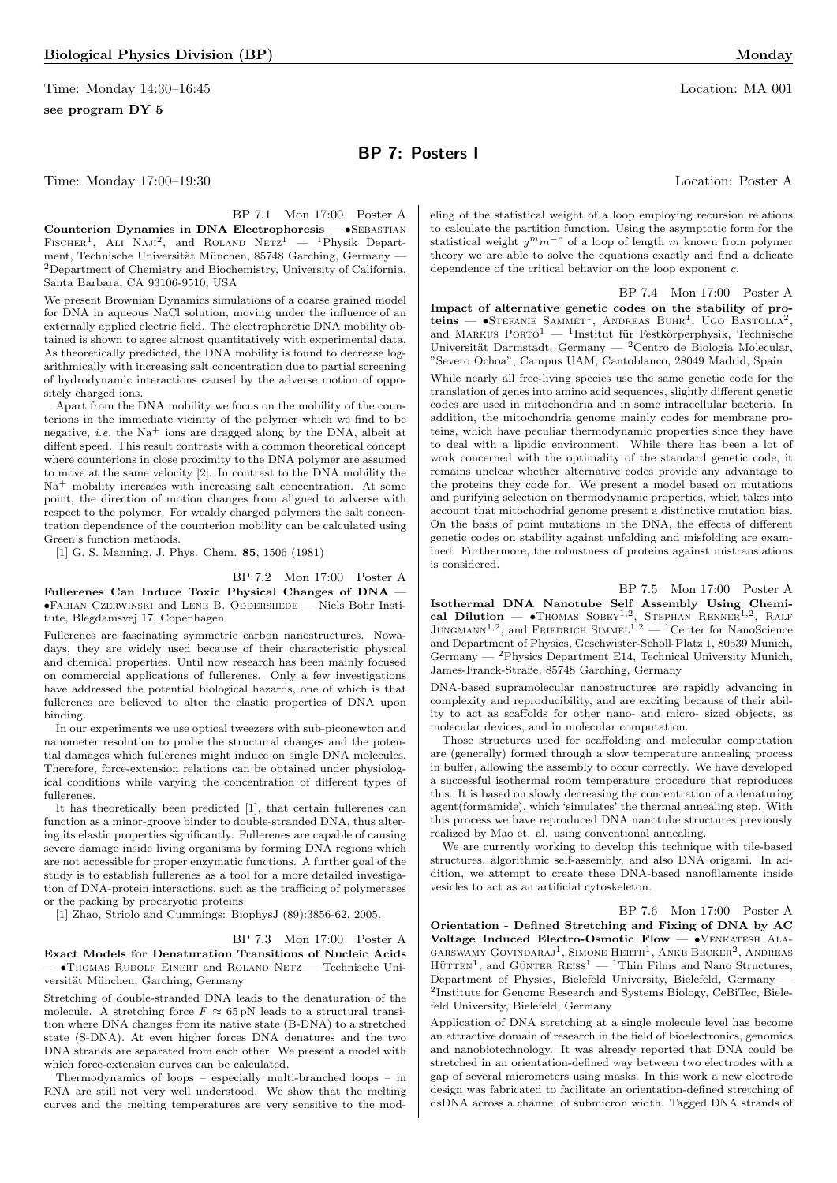Time: Monday 14:30–16:45 Location: MA 001

**see program DY 5**

## BP 7: Posters I

Time: Monday 17:00–19:30 Location: Poster A

BP 7.1 Mon 17:00 Poster A

**Counterion Dynamics in DNA Electrophoresis** — •Sebastian Fischer[1], Ali Naji[2], and Roland Netz[1] — [1]Physik Department, Technische Universität München, 85748 Garching, Germany — [2]Department of Chemistry and Biochemistry, University of California, Santa Barbara, CA 93106-9510, USA

We present Brownian Dynamics simulations of a coarse grained model for DNA in aqueous NaCl solution, moving under the influence of an externally applied electric field. The electrophoretic DNA mobility obtained is shown to agree almost quantitatively with experimental data. As theoretically predicted, the DNA mobility is found to decrease logarithmically with increasing salt concentration due to partial screening of hydrodynamic interactions caused by the adverse motion of oppositely charged ions.

Apart from the DNA mobility we focus on the mobility of the counterions in the immediate vicinity of the polymer which we find to be negative, *i.e.* the $Na^+$ ions are dragged along by the DNA, albeit at diffent speed. This result contrasts with a common theoretical concept where counterions in close proximity to the DNA polymer are assumed to move at the same velocity [2]. In contrast to the DNA mobility the $Na^+$ mobility increases with increasing salt concentration. At some point, the direction of motion changes from aligned to adverse with respect to the polymer. For weakly charged polymers the salt concentration dependence of the counterion mobility can be calculated using Green's function methods.

[1] G. S. Manning, J. Phys. Chem. **85**, 1506 (1981)

BP 7.2 Mon 17:00 Poster A

**Fullerenes Can Induce Toxic Physical Changes of DNA** — •Fabian Czerwinski and Lene B. Oddershede — Niels Bohr Institute, Blegdamsvej 17, Copenhagen

Fullerenes are fascinating symmetric carbon nanostructures. Nowadays, they are widely used because of their characteristic physical and chemical properties. Until now research has been mainly focused on commercial applications of fullerenes. Only a few investigations have addressed the potential biological hazards, one of which is that fullerenes are believed to alter the elastic properties of DNA upon binding.

In our experiments we use optical tweezers with sub-piconewton and nanometer resolution to probe the structural changes and the potential damages which fullerenes might induce on single DNA molecules. Therefore, force-extension relations can be obtained under physiological conditions while varying the concentration of different types of fullerenes.

It has theoretically been predicted [1], that certain fullerenes can function as a minor-groove binder to double-stranded DNA, thus altering its elastic properties significantly. Fullerenes are capable of causing severe damage inside living organisms by forming DNA regions which are not accessible for proper enzymatic functions. A further goal of the study is to establish fullerenes as a tool for a more detailed investigation of DNA-protein interactions, such as the trafficing of polymerases or the packing by procaryotic proteins.

[1] Zhao, Striolo and Cummings: BiophysJ (89):3856-62, 2005.

BP 7.3 Mon 17:00 Poster A

**Exact Models for Denaturation Transitions of Nucleic Acids** — •Thomas Rudolf Einert and Roland Netz — Technische Universität München, Garching, Germany

Stretching of double-stranded DNA leads to the denaturation of the molecule. A stretching force $F \approx 65\,\mathrm{pN}$ leads to a structural transition where DNA changes from its native state (B-DNA) to a stretched state (S-DNA). At even higher forces DNA denatures and the two DNA strands are separated from each other. We present a model with which force-extension curves can be calculated.

Thermodynamics of loops – especially multi-branched loops – in RNA are still not very well understood. We show that the melting curves and the melting temperatures are very sensitive to the modeling of the statistical weight of a loop employing recursion relations to calculate the partition function. Using the asymptotic form for the statistical weight $y^m m^{-c}$ of a loop of length $m$ known from polymer theory we are able to solve the equations exactly and find a delicate dependence of the critical behavior on the loop exponent $c$.

BP 7.4 Mon 17:00 Poster A

**Impact of alternative genetic codes on the stability of proteins** — •Stefanie Sammet[1], Andreas Buhr[1], Ugo Bastolla[2], and Markus Porto[1] — [1]Institut für Festkörperphysik, Technische Universität Darmstadt, Germany — [2]Centro de Biologia Molecular, "Severo Ochoa", Campus UAM, Cantoblanco, 28049 Madrid, Spain

While nearly all free-living species use the same genetic code for the translation of genes into amino acid sequences, slightly different genetic codes are used in mitochondria and in some intracellular bacteria. In addition, the mitochondria genome mainly codes for membrane proteins, which have peculiar thermodynamic properties since they have to deal with a lipidic environment. While there has been a lot of work concerned with the optimality of the standard genetic code, it remains unclear whether alternative codes provide any advantage to the proteins they code for. We present a model based on mutations and purifying selection on thermodynamic properties, which takes into account that mitochodrial genome present a distinctive mutation bias. On the basis of point mutations in the DNA, the effects of different genetic codes on stability against unfolding and misfolding are examined. Furthermore, the robustness of proteins against mistranslations is considered.

BP 7.5 Mon 17:00 Poster A

**Isothermal DNA Nanotube Self Assembly Using Chemical Dilution** — •Thomas Sobey[1,2], Stephan Renner[1,2], Ralf Jungmann[1,2], and Friedrich Simmel[1,2] — [1]Center for NanoScience and Department of Physics, Geschwister-Scholl-Platz 1, 80539 Munich, Germany — [2]Physics Department E14, Technical University Munich, James-Franck-Straße, 85748 Garching, Germany

DNA-based supramolecular nanostructures are rapidly advancing in complexity and reproducibility, and are exciting because of their ability to act as scaffolds for other nano- and micro- sized objects, as molecular devices, and in molecular computation.

Those structures used for scaffolding and molecular computation are (generally) formed through a slow temperature annealing process in buffer, allowing the assembly to occur correctly. We have developed a successful isothermal room temperature procedure that reproduces this. It is based on slowly decreasing the concentration of a denaturing agent(formamide), which 'simulates' the thermal annealing step. With this process we have reproduced DNA nanotube structures previously realized by Mao et. al. using conventional annealing.

We are currently working to develop this technique with tile-based structures, algorithmic self-assembly, and also DNA origami. In addition, we attempt to create these DNA-based nanofilaments inside vesicles to act as an artificial cytoskeleton.

BP 7.6 Mon 17:00 Poster A

**Orientation - Defined Stretching and Fixing of DNA by AC Voltage Induced Electro-Osmotic Flow** — •Venkatesh Alagarswamy Govindaraj[1], Simone Herth[1], Anke Becker[2], Andreas Hütten[1], and Günter Reiss[1] — [1]Thin Films and Nano Structures, Department of Physics, Bielefeld University, Bielefeld, Germany — [2]Institute for Genome Research and Systems Biology, CeBiTec, Bielefeld University, Bielefeld, Germany

Application of DNA stretching at a single molecule level has become an attractive domain of research in the field of bioelectronics, genomics and nanobiotechnology. It was already reported that DNA could be stretched in an orientation-defined way between two electrodes with a gap of several micrometers using masks. In this work a new electrode design was fabricated to facilitate an orientation-defined stretching of dsDNA across a channel of submicron width. Tagged DNA strands of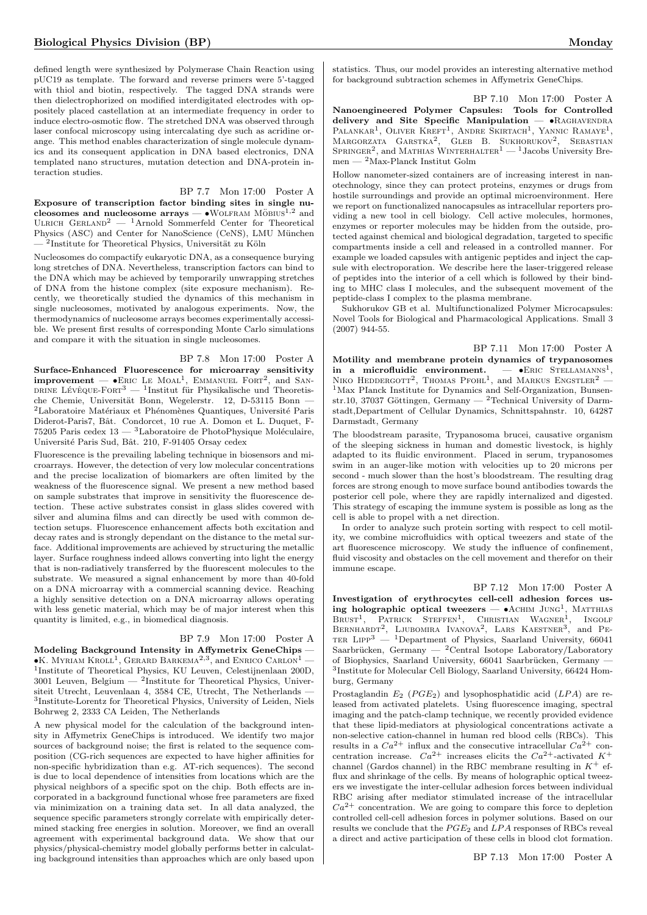defined length were synthesized by Polymerase Chain Reaction using pUC19 as template. The forward and reverse primers were 5'-tagged with thiol and biotin, respectively. The tagged DNA strands were then dielectrophorized on modified interdigitated electrodes with oppositely placed castellation at an intermediate frequency in order to induce electro-osmotic flow. The stretched DNA was observed through laser confocal microscopy using intercalating dye such as acridine orange. This method enables characterization of single molecule dynamics and its consequent application in DNA based electronics, DNA templated nano structures, mutation detection and DNA-protein interaction studies.

BP 7.7 Mon 17:00 Poster A

**Exposure of transcription factor binding sites in single nucleosomes and nucleosome arrays** — •Wolfram Möbius[1,2] and Ulrich Gerland[2] — [1]Arnold Sommerfeld Center for Theoretical Physics (ASC) and Center for NanoScience (CeNS), LMU München — [2]Institute for Theoretical Physics, Universität zu Köln

Nucleosomes do compactify eukaryotic DNA, as a consequence burying long stretches of DNA. Nevertheless, transcription factors can bind to the DNA which may be achieved by temporarily unwrapping stretches of DNA from the histone complex (site exposure mechanism). Recently, we theoretically studied the dynamics of this mechanism in single nucleosomes, motivated by analogous experiments. Now, the thermodynamics of nucleosome arrays becomes experimentally accessible. We present first results of corresponding Monte Carlo simulations and compare it with the situation in single nucleosomes.

BP 7.8 Mon 17:00 Poster A

**Surface-Enhanced Fluorescence for microarray sensitivity improvement** — •Eric Le Moal[1], Emmanuel Fort[2], and Sandrine Lévêque-Fort[3] — [1]Institut für Physikalische und Theoretische Chemie, Universität Bonn, Wegelerstr. 12, D-53115 Bonn — [2]Laboratoire Matériaux et Phénomènes Quantiques, Université Paris Diderot-Paris7, Bât. Condorcet, 10 rue A. Domon et L. Duquet, F-75205 Paris cedex 13 — [3]Laboratoire de PhotoPhysique Moléculaire, Université Paris Sud, Bât. 210, F-91405 Orsay cedex

Fluorescence is the prevailing labeling technique in biosensors and microarrays. However, the detection of very low molecular concentrations and the precise localization of biomarkers are often limited by the weakness of the fluorescence signal. We present a new method based on sample substrates that improve in sensitivity the fluorescence detection. These active substrates consist in glass slides covered with silver and alumina films and can directly be used with common detection setups. Fluorescence enhancement affects both excitation and decay rates and is strongly dependant on the distance to the metal surface. Additional improvements are achieved by structuring the metallic layer. Surface roughness indeed allows converting into light the energy that is non-radiatively transferred by the fluorescent molecules to the substrate. We measured a signal enhancement by more than 40-fold on a DNA microarray with a commercial scanning device. Reaching a highly sensitive detection on a DNA microarray allows operating with less genetic material, which may be of major interest when this quantity is limited, e.g., in biomedical diagnosis.

BP 7.9 Mon 17:00 Poster A

**Modeling Background Intensity in Affymetrix GeneChips** — •K. Myriam Kroll[1], Gerard Barkema[2,3], and Enrico Carlon[1] — [1]Institute of Theoretical Physics, KU Leuven, Celestijnenlaan 200D, 3001 Leuven, Belgium — [2]Institute for Theoretical Physics, Universiteit Utrecht, Leuvenlaan 4, 3584 CE, Utrecht, The Netherlands — [3]Institute-Lorentz for Theoretical Physics, University of Leiden, Niels Bohrweg 2, 2333 CA Leiden, The Netherlands

A new physical model for the calculation of the background intensity in Affymetrix GeneChips is introduced. We identify two major sources of background noise; the first is related to the sequence composition (CG-rich sequences are expected to have higher affinities for non-specific hybridization than e.g. AT-rich sequences). The second is due to local dependence of intensities from locations which are the physical neighbors of a specific spot on the chip. Both effects are incorporated in a background functional whose free parameters are fixed via minimization on a training data set. In all data analyzed, the sequence specific parameters strongly correlate with empirically determined stacking free energies in solution. Moreover, we find an overall agreement with experimental background data. We show that our physics/physical-chemistry model globally performs better in calculating background intensities than approaches which are only based upon statistics. Thus, our model provides an interesting alternative method for background subtraction schemes in Affymetrix GeneChips.

BP 7.10 Mon 17:00 Poster A

**Nanoengineered Polymer Capsules: Tools for Controlled delivery and Site Specific Manipulation** — •Raghavendra Palankar[1], Oliver Kreft[1], Andre Skirtach[1], Yannic Ramaye[1], Margorzata Garstka[2], Gleb B. Sukhorukov[2], Sebastian Springer[2], and Mathias Winterhalter[1] — [1]Jacobs University Bremen — [2]Max-Planck Institut Golm

Hollow nanometer-sized containers are of increasing interest in nanotechnology, since they can protect proteins, enzymes or drugs from hostile surroundings and provide an optimal microenvironment. Here we report on functionalized nanocapsules as intracellular reporters providing a new tool in cell biology. Cell active molecules, hormones, enzymes or reporter molecules may be hidden from the outside, protected against chemical and biological degradation, targeted to specific compartments inside a cell and released in a controlled manner. For example we loaded capsules with antigenic peptides and inject the capsule with electroporation. We describe here the laser-triggered release of peptides into the interior of a cell which is followed by their binding to MHC class I molecules, and the subsequent movement of the peptide-class I complex to the plasma membrane.

Sukhorukov GB et al. Multifunctionalized Polymer Microcapsules: Novel Tools for Biological and Pharmacological Applications. Small 3 (2007) 944-55.

BP 7.11 Mon 17:00 Poster A

**Motility and membrane protein dynamics of trypanosomes in a microfluidic environment.** — •Eric Stellamanns[1], Niko Heddergott[2], Thomas Pfohl[1], and Markus Engstler[2] — [1]Max Planck Institute for Dynamics and Self-Organization, Bunsenstr.10, 37037 Göttingen, Germany — [2]Technical University of Darmstadt,Department of Cellular Dynamics, Schnittspahnstr. 10, 64287 Darmstadt, Germany

The bloodstream parasite, Trypanosoma brucei, causative organism of the sleeping sickness in human and domestic livestock, is highly adapted to its fluidic environment. Placed in serum, trypanosomes swim in an auger-like motion with velocities up to 20 microns per second - much slower than the host's bloodstream. The resulting drag forces are strong enough to move surface bound antibodies towards the posterior cell pole, where they are rapidly internalized and digested. This strategy of escaping the immune system is possible as long as the cell is able to propel with a net direction.

In order to analyze such protein sorting with respect to cell motility, we combine microfluidics with optical tweezers and state of the art fluorescence microscopy. We study the influence of confinement, fluid viscosity and obstacles on the cell movement and therefor on their immune escape.

BP 7.12 Mon 17:00 Poster A

**Investigation of erythrocytes cell-cell adhesion forces using holographic optical tweezers** — •Achim Jung[1], Matthias Brust[1], Patrick Steffen[1], Christian Wagner[1], Ingolf Bernhardt[2], Ljubomira Ivanova[2], Lars Kaestner[3], and Peter Lipp[3] — [1]Department of Physics, Saarland University, 66041 Saarbrücken, Germany — [2]Central Isotope Laboratory/Laboratory of Biophysics, Saarland University, 66041 Saarbrücken, Germany — [3]Institute for Molecular Cell Biology, Saarland University, 66424 Homburg, Germany

Prostaglandin $E_2$ ($PGE_2$) and lysophosphatidic acid ($LPA$) are released from activated platelets. Using fluorescence imaging, spectral imaging and the patch-clamp technique, we recently provided evidence that these lipid-mediators at physiological concentrations activate a non-selective cation-channel in human red blood cells (RBCs). This results in a $Ca^{2+}$ influx and the consecutive intracellular $Ca^{2+}$ concentration increase. $Ca^{2+}$ increases elicits the $Ca^{2+}$-activated $K^+$ channel (Gardos channel) in the RBC membrane resulting in $K^+$ efflux and shrinkage of the cells. By means of holographic optical tweezers we investigate the inter-cellular adhesion forces between individual RBC arising after mediator stimulated increase of the intracellular $Ca^{2+}$ concentration. We are going to compare this force to depletion controlled cell-cell adhesion forces in polymer solutions. Based on our results we conclude that the $PGE_2$ and $LPA$ responses of RBCs reveal a direct and active participation of these cells in blood clot formation.

BP 7.13 Mon 17:00 Poster A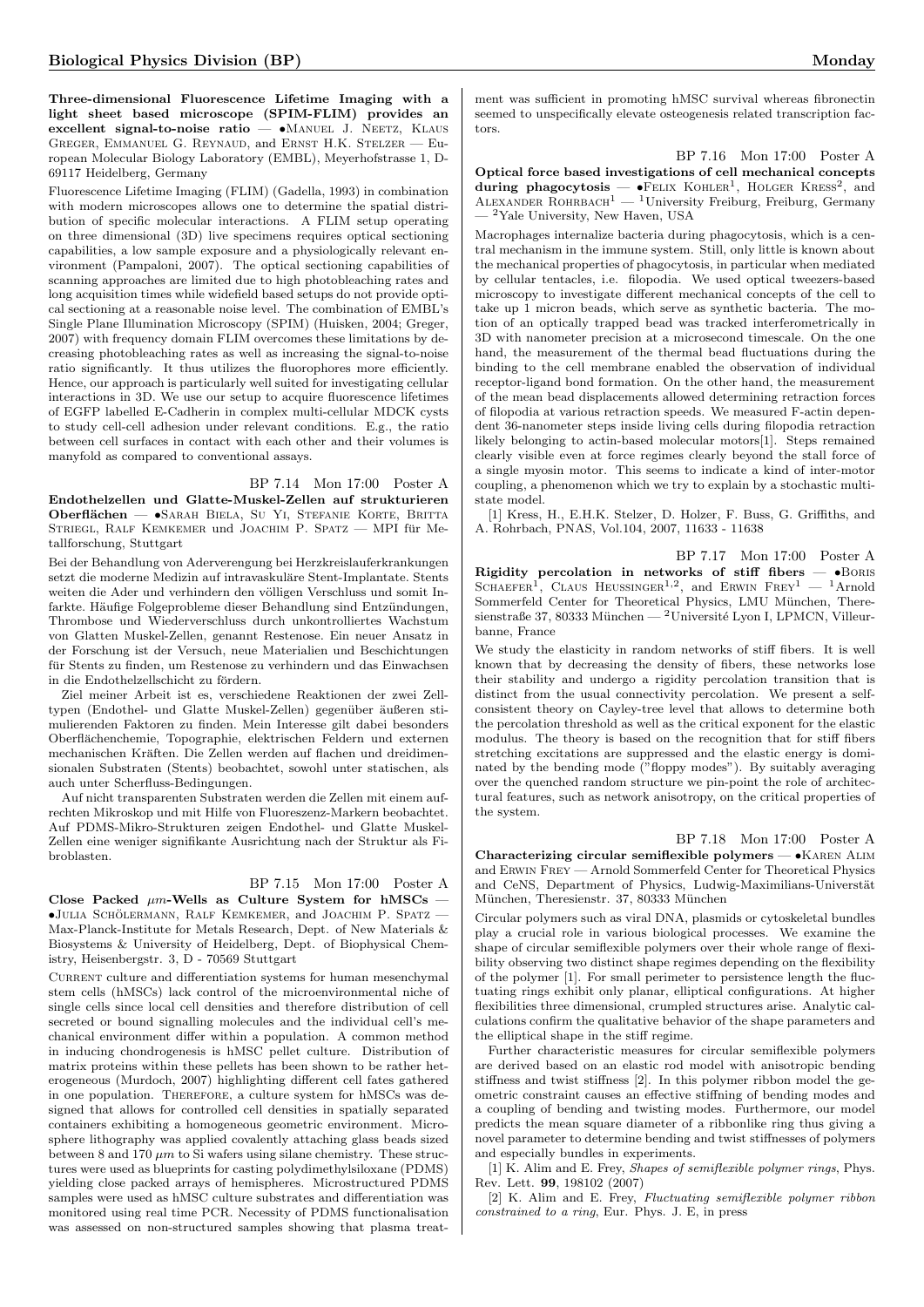**Three-dimensional Fluorescence Lifetime Imaging with a light sheet based microscope (SPIM-FLIM) provides an excellent signal-to-noise ratio** — •Manuel J. Neetz, Klaus Greger, Emmanuel G. Reynaud, and Ernst H.K. Stelzer — European Molecular Biology Laboratory (EMBL), Meyerhofstrasse 1, D-69117 Heidelberg, Germany

Fluorescence Lifetime Imaging (FLIM) (Gadella, 1993) in combination with modern microscopes allows one to determine the spatial distribution of specific molecular interactions. A FLIM setup operating on three dimensional (3D) live specimens requires optical sectioning capabilities, a low sample exposure and a physiologically relevant environment (Pampaloni, 2007). The optical sectioning capabilities of scanning approaches are limited due to high photobleaching rates and long acquisition times while widefield based setups do not provide optical sectioning at a reasonable noise level. The combination of EMBL's Single Plane Illumination Microscopy (SPIM) (Huisken, 2004; Greger, 2007) with frequency domain FLIM overcomes these limitations by decreasing photobleaching rates as well as increasing the signal-to-noise ratio significantly. It thus utilizes the fluorophores more efficiently. Hence, our approach is particularly well suited for investigating cellular interactions in 3D. We use our setup to acquire fluorescence lifetimes of EGFP labelled E-Cadherin in complex multi-cellular MDCK cysts to study cell-cell adhesion under relevant conditions. E.g., the ratio between cell surfaces in contact with each other and their volumes is manyfold as compared to conventional assays.

BP 7.14 Mon 17:00 Poster A

**Endothelzellen und Glatte-Muskel-Zellen auf strukturierten Oberflächen** — •Sarah Biela, Su Yi, Stefanie Korte, Britta Striegl, Ralf Kemkemer und Joachim P. Spatz — MPI für Metallforschung, Stuttgart

Bei der Behandlung von Aderverengung bei Herzkreislauferkrankungen setzt die moderne Medizin auf intravaskuläre Stent-Implantate. Stents weiten die Ader und verhindern den völligen Verschluss und somit Infarkte. Häufige Folgeprobleme dieser Behandlung sind Entzündungen, Thrombose und Wiederverschluss durch unkontrolliertes Wachstum von Glatten Muskel-Zellen, genannt Restenose. Ein neuer Ansatz in der Forschung ist der Versuch, neue Materialien und Beschichtungen für Stents zu finden, um Restenose zu verhindern und das Einwachsen in die Endothelzellschicht zu fördern.

Ziel meiner Arbeit ist es, verschiedene Reaktionen der zwei Zelltypen (Endothel- und Glatte Muskel-Zellen) gegenüber äußeren stimulierenden Faktoren zu finden. Mein Interesse gilt dabei besonders Oberflächenchemie, Topographie, elektrischen Feldern und externen mechanischen Kräften. Die Zellen werden auf flachen und dreidimensionalen Substraten (Stents) beobachtet, sowohl unter statischen, als auch unter Scherfluss-Bedingungen.

Auf nicht transparenten Substraten werden die Zellen mit einem aufrechten Mikroskop und mit Hilfe von Fluoreszenz-Markern beobachtet. Auf PDMS-Mikro-Strukturen zeigen Endothel- und Glatte Muskel-Zellen eine weniger signifikante Ausrichtung nach der Struktur als Fibroblasten.

BP 7.15 Mon 17:00 Poster A

**Close Packed $\mu m$-Wells as Culture System for hMSCs** — •Julia Schölermann, Ralf Kemkemer, and Joachim P. Spatz — Max-Planck-Institute for Metals Research, Dept. of New Materials & Biosystems & University of Heidelberg, Dept. of Biophysical Chemistry, Heisenbergstr. 3, D - 70569 Stuttgart

Current culture and differentiation systems for human mesenchymal stem cells (hMSCs) lack control of the microenvironmental niche of single cells since local cell densities and therefore distribution of cell secreted or bound signalling molecules and the individual cell's mechanical environment differ within a population. A common method in inducing chondrogenesis is hMSC pellet culture. Distribution of matrix proteins within these pellets has been shown to be rather heterogeneous (Murdoch, 2007) highlighting different cell fates gathered in one population. Therefore, a culture system for hMSCs was designed that allows for controlled cell densities in spatially separated containers exhibiting a homogeneous geometric environment. Microsphere lithography was applied covalently attaching glass beads sized between 8 and 170 $\mu m$ to Si wafers using silane chemistry. These structures were used as blueprints for casting polydimethylsiloxane (PDMS) yielding close packed arrays of hemispheres. Microstructured PDMS samples were used as hMSC culture substrates and differentiation was monitored using real time PCR. Necessity of PDMS functionalisation was assessed on non-structured samples showing that plasma treatment was sufficient in promoting hMSC survival whereas fibronectin seemed to unspecifically elevate osteogenesis related transcription factors.

BP 7.16 Mon 17:00 Poster A

**Optical force based investigations of cell mechanical concepts during phagocytosis** — •Felix Kohler[1], Holger Kress[2], and Alexander Rohrbach[1] — [1]University Freiburg, Freiburg, Germany — [2]Yale University, New Haven, USA

Macrophages internalize bacteria during phagocytosis, which is a central mechanism in the immune system. Still, only little is known about the mechanical properties of phagocytosis, in particular when mediated by cellular tentacles, i.e. filopodia. We used optical tweezers-based microscopy to investigate different mechanical concepts of the cell to take up 1 micron beads, which serve as synthetic bacteria. The motion of an optically trapped bead was tracked interferometrically in 3D with nanometer precision at a microsecond timescale. On the one hand, the measurement of the thermal bead fluctuations during the binding to the cell membrane enabled the observation of individual receptor-ligand bond formation. On the other hand, the measurement of the mean bead displacements allowed determining retraction forces of filopodia at various retraction speeds. We measured F-actin dependent 36-nanometer steps inside living cells during filopodia retraction likely belonging to actin-based molecular motors[1]. Steps remained clearly visible even at force regimes clearly beyond the stall force of a single myosin motor. This seems to indicate a kind of inter-motor coupling, a phenomenon which we try to explain by a stochastic multi-state model.

[1] Kress, H., E.H.K. Stelzer, D. Holzer, F. Buss, G. Griffiths, and A. Rohrbach, PNAS, Vol.104, 2007, 11633 - 11638

BP 7.17 Mon 17:00 Poster A

**Rigidity percolation in networks of stiff fibers** — •Boris Schaefer[1], Claus Heussinger[1,2], and Erwin Frey[1] — [1]Arnold Sommerfeld Center for Theoretical Physics, LMU München, Theresienstraße 37, 80333 München — [2]Université Lyon I, LPMCN, Villeurbanne, France

We study the elasticity in random networks of stiff fibers. It is well known that by decreasing the density of fibers, these networks lose their stability and undergo a rigidity percolation transition that is distinct from the usual connectivity percolation. We present a self-consistent theory on Cayley-tree level that allows to determine both the percolation threshold as well as the critical exponent for the elastic modulus. The theory is based on the recognition that for stiff fibers stretching excitations are suppressed and the elastic energy is dominated by the bending mode ("floppy modes"). By suitably averaging over the quenched random structure we pin-point the role of architectural features, such as network anisotropy, on the critical properties of the system.

BP 7.18 Mon 17:00 Poster A

**Characterizing circular semiflexible polymers** — •Karen Alim and Erwin Frey — Arnold Sommerfeld Center for Theoretical Physics and CeNS, Department of Physics, Ludwig-Maximilians-Universtät München, Theresienstr. 37, 80333 München

Circular polymers such as viral DNA, plasmids or cytoskeletal bundles play a crucial role in various biological processes. We examine the shape of circular semiflexible polymers over their whole range of flexibility observing two distinct shape regimes depending on the flexibility of the polymer [1]. For small perimeter to persistence length the fluctuating rings exhibit only planar, elliptical configurations. At higher flexibilities three dimensional, crumpled structures arise. Analytic calculations confirm the qualitative behavior of the shape parameters and the elliptical shape in the stiff regime.

Further characteristic measures for circular semiflexible polymers are derived based on an elastic rod model with anisotropic bending stiffness and twist stiffness [2]. In this polymer ribbon model the geometric constraint causes an effective stiffning of bending modes and a coupling of bending and twisting modes. Furthermore, our model predicts the mean square diameter of a ribbonlike ring thus giving a novel parameter to determine bending and twist stiffnesses of polymers and especially bundles in experiments.

[1] K. Alim and E. Frey, *Shapes of semiflexible polymer rings*, Phys. Rev. Lett. **99**, 198102 (2007)

[2] K. Alim and E. Frey, *Fluctuating semiflexible polymer ribbon constrained to a ring*, Eur. Phys. J. E, in press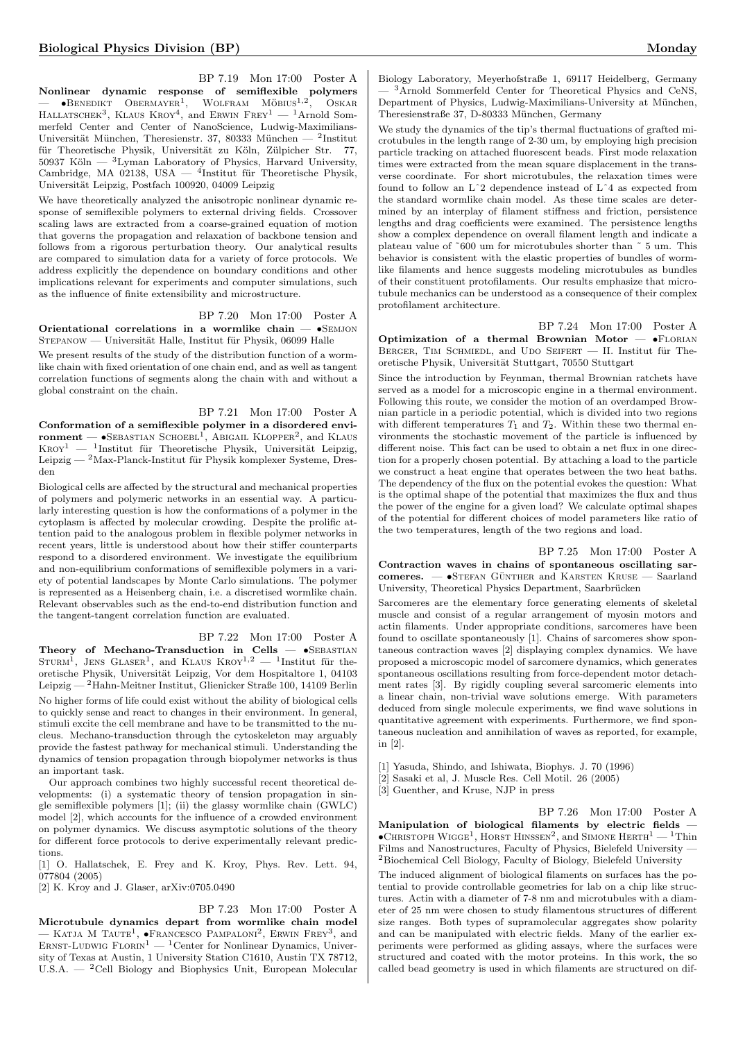BP 7.19 Mon 17:00 Poster A

**Nonlinear dynamic response of semiflexible polymers** — •Benedikt Obermayer[1], Wolfram Möbius[1,2], Oskar Hallatschek[3], Klaus Kroy[4], and Erwin Frey[1] — [1]Arnold Sommerfeld Center and Center of NanoScience, Ludwig-Maximilians-Universität München, Theresienstr. 37, 80333 München — [2]Institut für Theoretische Physik, Universität zu Köln, Zülpicher Str. 77, 50937 Köln — [3]Lyman Laboratory of Physics, Harvard University, Cambridge, MA 02138, USA — [4]Institut für Theoretische Physik, Universität Leipzig, Postfach 100920, 04009 Leipzig

We have theoretically analyzed the anisotropic nonlinear dynamic response of semiflexible polymers to external driving fields. Crossover scaling laws are extracted from a coarse-grained equation of motion that governs the propagation and relaxation of backbone tension and follows from a rigorous perturbation theory. Our analytical results are compared to simulation data for a variety of force protocols. We address explicitly the dependence on boundary conditions and other implications relevant for experiments and computer simulations, such as the influence of finite extensibility and microstructure.

BP 7.20 Mon 17:00 Poster A

**Orientational correlations in a wormlike chain** — •Semjon Stepanow — Universität Halle, Institut für Physik, 06099 Halle

We present results of the study of the distribution function of a wormlike chain with fixed orientation of one chain end, and as well as tangent correlation functions of segments along the chain with and without a global constraint on the chain.

BP 7.21 Mon 17:00 Poster A

**Conformation of a semiflexible polymer in a disordered environment** — •Sebastian Schoebl[1], Abigail Klopper[2], and Klaus Kroy[1] — [1]Institut für Theoretische Physik, Universität Leipzig, Leipzig — [2]Max-Planck-Institut für Physik komplexer Systeme, Dresden

Biological cells are affected by the structural and mechanical properties of polymers and polymeric networks in an essential way. A particularly interesting question is how the conformations of a polymer in the cytoplasm is affected by molecular crowding. Despite the prolific attention paid to the analogous problem in flexible polymer networks in recent years, little is understood about how their stiffer counterparts respond to a disordered environment. We investigate the equilibrium and non-equilibrium conformations of semiflexible polymers in a variety of potential landscapes by Monte Carlo simulations. The polymer is represented as a Heisenberg chain, i.e. a discretised wormlike chain. Relevant observables such as the end-to-end distribution function and the tangent-tangent correlation function are evaluated.

BP 7.22 Mon 17:00 Poster A

**Theory of Mechano-Transduction in Cells** — •Sebastian Sturm[1], Jens Glaser[1], and Klaus Kroy[1,2] — [1]Institut für theoretische Physik, Universität Leipzig, Vor dem Hospitaltore 1, 04103 Leipzig — [2]Hahn-Meitner Institut, Glienicker Straße 100, 14109 Berlin

No higher forms of life could exist without the ability of biological cells to quickly sense and react to changes in their environment. In general, stimuli excite the cell membrane and have to be transmitted to the nucleus. Mechano-transduction through the cytoskeleton may arguably provide the fastest pathway for mechanical stimuli. Understanding the dynamics of tension propagation through biopolymer networks is thus an important task.

Our approach combines two highly successful recent theoretical developments: (i) a systematic theory of tension propagation in single semiflexible polymers [1]; (ii) the glassy wormlike chain (GWLC) model [2], which accounts for the influence of a crowded environment on polymer dynamics. We discuss asymptotic solutions of the theory for different force protocols to derive experimentally relevant predictions.

[1] O. Hallatschek, E. Frey and K. Kroy, Phys. Rev. Lett. 94, 077804 (2005)
[2] K. Kroy and J. Glaser, arXiv:0705.0490

BP 7.23 Mon 17:00 Poster A

**Microtubule dynamics depart from wormlike chain model** — Katja M Taute[1], •Francesco Pampaloni[2], Erwin Frey[3], and Ernst-Ludwig Florin[1] — [1]Center for Nonlinear Dynamics, University of Texas at Austin, 1 University Station C1610, Austin TX 78712, U.S.A. — [2]Cell Biology and Biophysics Unit, European Molecular Biology Laboratory, Meyerhofstraße 1, 69117 Heidelberg, Germany — [3]Arnold Sommerfeld Center for Theoretical Physics and CeNS, Department of Physics, Ludwig-Maximilians-University at München, Theresienstraße 37, D-80333 München, Germany

We study the dynamics of the tip's thermal fluctuations of grafted microtubules in the length range of 2-30 um, by employing high precision particle tracking on attached fluorescent beads. First mode relaxation times were extracted from the mean square displacement in the transverse coordinate. For short microtubules, the relaxation times were found to follow an L^2 dependence instead of L^4 as expected from the standard wormlike chain model. As these time scales are determined by an interplay of filament stiffness and friction, persistence lengths and drag coefficients were examined. The persistence lengths show a complex dependence on overall filament length and indicate a plateau value of ~600 um for microtubules shorter than ~ 5 um. This behavior is consistent with the elastic properties of bundles of wormlike filaments and hence suggests modeling microtubules as bundles of their constituent protofilaments. Our results emphasize that microtubule mechanics can be understood as a consequence of their complex protofilament architecture.

BP 7.24 Mon 17:00 Poster A

**Optimization of a thermal Brownian Motor** — •Florian Berger, Tim Schmiedl, and Udo Seifert — II. Institut für Theoretische Physik, Universität Stuttgart, 70550 Stuttgart

Since the introduction by Feynman, thermal Brownian ratchets have served as a model for a microscopic engine in a thermal environment. Following this route, we consider the motion of an overdamped Brownian particle in a periodic potential, which is divided into two regions with different temperatures $T_1$ and $T_2$. Within these two thermal environments the stochastic movement of the particle is influenced by different noise. This fact can be used to obtain a net flux in one direction for a properly chosen potential. By attaching a load to the particle we construct a heat engine that operates between the two heat baths. The dependency of the flux on the potential evokes the question: What is the optimal shape of the potential that maximizes the flux and thus the power of the engine for a given load? We calculate optimal shapes of the potential for different choices of model parameters like ratio of the two temperatures, length of the two regions and load.

BP 7.25 Mon 17:00 Poster A

**Contraction waves in chains of spontaneous oscillating sarcomeres.** — •Stefan Günther and Karsten Kruse — Saarland University, Theoretical Physics Department, Saarbrücken

Sarcomeres are the elementary force generating elements of skeletal muscle and consist of a regular arrangement of myosin motors and actin filaments. Under appropriate conditions, sarcomeres have been found to oscillate spontaneously [1]. Chains of sarcomeres show spontaneous contraction waves [2] displaying complex dynamics. We have proposed a microscopic model of sarcomere dynamics, which generates spontaneous oscillations resulting from force-dependent motor detachment rates [3]. By rigidly coupling several sarcomeric elements into a linear chain, non-trivial wave solutions emerge. With parameters deduced from single molecule experiments, we find wave solutions in quantitative agreement with experiments. Furthermore, we find spontaneous nucleation and annihilation of waves as reported, for example, in [2].

[1] Yasuda, Shindo, and Ishiwata, Biophys. J. 70 (1996)
[2] Sasaki et al, J. Muscle Res. Cell Motil. 26 (2005)
[3] Guenther, and Kruse, NJP in press

BP 7.26 Mon 17:00 Poster A

**Manipulation of biological filaments by electric fields** — •Christoph Wigge[1], Horst Hinssen[2], and Simone Herth[1] — [1]Thin Films and Nanostructures, Faculty of Physics, Bielefeld University — [2]Biochemical Cell Biology, Faculty of Biology, Bielefeld University

The induced alignment of biological filaments on surfaces has the potential to provide controllable geometries for lab on a chip like structures. Actin with a diameter of 7-8 nm and microtubules with a diameter of 25 nm were chosen to study filamentous structures of different size ranges. Both types of supramolecular aggregates show polarity and can be manipulated with electric fields. Many of the earlier experiments were performed as gliding assays, where the surfaces were structured and coated with the motor proteins. In this work, the so called bead geometry is used in which filaments are structured on dif-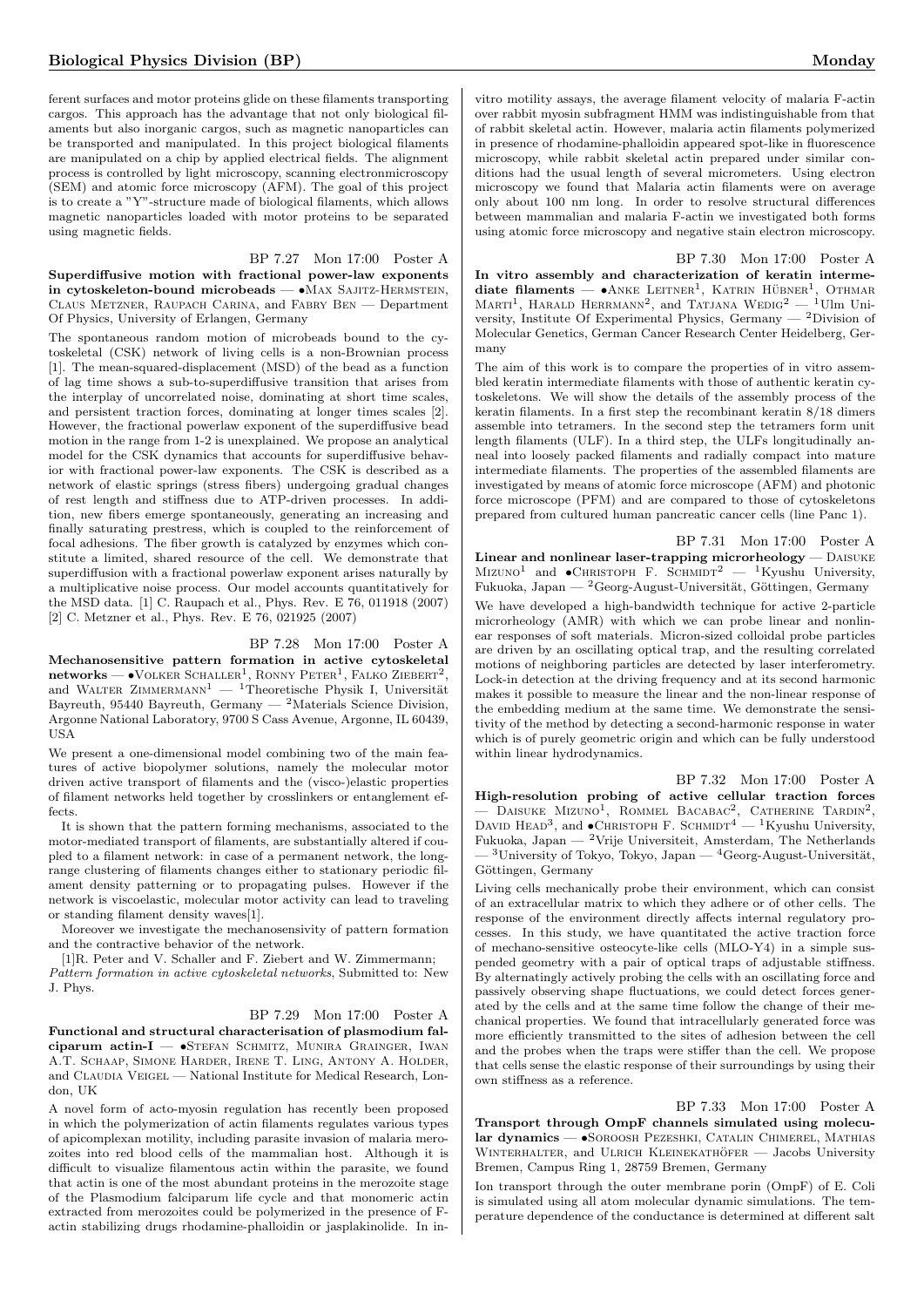ferent surfaces and motor proteins glide on these filaments transporting cargos. This approach has the advantage that not only biological filaments but also inorganic cargos, such as magnetic nanoparticles can be transported and manipulated. In this project biological filaments are manipulated on a chip by applied electrical fields. The alignment process is controlled by light microscopy, scanning electronmicroscopy (SEM) and atomic force microscopy (AFM). The goal of this project is to create a "Y"-structure made of biological filaments, which allows magnetic nanoparticles loaded with motor proteins to be separated using magnetic fields.

BP 7.27 Mon 17:00 Poster A

**Superdiffusive motion with fractional power-law exponents in cytoskeleton-bound microbeads** — •Max Sajitz-Hermstein, Claus Metzner, Raupach Carina, and Fabry Ben — Department Of Physics, University of Erlangen, Germany

The spontaneous random motion of microbeads bound to the cytoskeletal (CSK) network of living cells is a non-Brownian process [1]. The mean-squared-displacement (MSD) of the bead as a function of lag time shows a sub-to-superdiffusive transition that arises from the interplay of uncorrelated noise, dominating at short time scales, and persistent traction forces, dominating at longer times scales [2]. However, the fractional powerlaw exponent of the superdiffusive bead motion in the range from 1-2 is unexplained. We propose an analytical model for the CSK dynamics that accounts for superdiffusive behavior with fractional power-law exponents. The CSK is described as a network of elastic springs (stress fibers) undergoing gradual changes of rest length and stiffness due to ATP-driven processes. In addition, new fibers emerge spontaneously, generating an increasing and finally saturating prestress, which is coupled to the reinforcement of focal adhesions. The fiber growth is catalyzed by enzymes which constitute a limited, shared resource of the cell. We demonstrate that superdiffusion with a fractional powerlaw exponent arises naturally by a multiplicative noise process. Our model accounts quantitatively for the MSD data. [1] C. Raupach et al., Phys. Rev. E 76, 011918 (2007) [2] C. Metzner et al., Phys. Rev. E 76, 021925 (2007)

BP 7.28 Mon 17:00 Poster A

**Mechanosensitive pattern formation in active cytoskeletal networks** — •Volker Schaller[1], Ronny Peter[1], Falko Ziebert[2], and Walter Zimmermann[1] — [1]Theoretische Physik I, Universität Bayreuth, 95440 Bayreuth, Germany — [2]Materials Science Division, Argonne National Laboratory, 9700 S Cass Avenue, Argonne, IL 60439, USA

We present a one-dimensional model combining two of the main features of active biopolymer solutions, namely the molecular motor driven active transport of filaments and the (visco-)elastic properties of filament networks held together by crosslinkers or entanglement effects.

It is shown that the pattern forming mechanisms, associated to the motor-mediated transport of filaments, are substantially altered if coupled to a filament network: in case of a permanent network, the long-range clustering of filaments changes either to stationary periodic filament density patterning or to propagating pulses. However if the network is viscoelastic, molecular motor activity can lead to traveling or standing filament density waves[1].

Moreover we investigate the mechanosensivity of pattern formation and the contractive behavior of the network.

[1]R. Peter and V. Schaller and F. Ziebert and W. Zimmermann; *Pattern formation in active cytoskeletal networks*, Submitted to: New J. Phys.

BP 7.29 Mon 17:00 Poster A

**Functional and structural characterisation of plasmodium falciparum actin-I** — •Stefan Schmitz, Munira Grainger, Iwan A.T. Schaap, Simone Harder, Irene T. Ling, Antony A. Holder, and Claudia Veigel — National Institute for Medical Research, London, UK

A novel form of acto-myosin regulation has recently been proposed in which the polymerization of actin filaments regulates various types of apicomplexan motility, including parasite invasion of malaria merozoites into red blood cells of the mammalian host. Although it is difficult to visualize filamentous actin within the parasite, we found that actin is one of the most abundant proteins in the merozoite stage of the Plasmodium falciparum life cycle and that monomeric actin extracted from merozoites could be polymerized in the presence of F-actin stabilizing drugs rhodamine-phalloidin or jasplakinolide. In in-vitro motility assays, the average filament velocity of malaria F-actin over rabbit myosin subfragment HMM was indistinguishable from that of rabbit skeletal actin. However, malaria actin filaments polymerized in presence of rhodamine-phalloidin appeared spot-like in fluorescence microscopy, while rabbit skeletal actin prepared under similar conditions had the usual length of several micrometers. Using electron microscopy we found that Malaria actin filaments were on average only about 100 nm long. In order to resolve structural differences between mammalian and malaria F-actin we investigated both forms using atomic force microscopy and negative stain electron microscopy.

BP 7.30 Mon 17:00 Poster A

**In vitro assembly and characterization of keratin intermediate filaments** — •Anke Leitner[1], Katrin Hübner[1], Othmar Marti[1], Harald Herrmann[2], and Tatjana Wedig[2] — [1]Ulm University, Institute Of Experimental Physics, Germany — [2]Division of Molecular Genetics, German Cancer Research Center Heidelberg, Germany

The aim of this work is to compare the properties of in vitro assembled keratin intermediate filaments with those of authentic keratin cytoskeletons. We will show the details of the assembly process of the keratin filaments. In a first step the recombinant keratin 8/18 dimers assemble into tetramers. In the second step the tetramers form unit length filaments (ULF). In a third step, the ULFs longitudinally anneal into loosely packed filaments and radially compact into mature intermediate filaments. The properties of the assembled filaments are investigated by means of atomic force microscope (AFM) and photonic force microscope (PFM) and are compared to those of cytoskeletons prepared from cultured human pancreatic cancer cells (line Panc 1).

BP 7.31 Mon 17:00 Poster A

**Linear and nonlinear laser-trapping microrheology** — Daisuke Mizuno[1] and •Christoph F. Schmidt[2] — [1]Kyushu University, Fukuoka, Japan — [2]Georg-August-Universität, Göttingen, Germany

We have developed a high-bandwidth technique for active 2-particle microrheology (AMR) with which we can probe linear and nonlinear responses of soft materials. Micron-sized colloidal probe particles are driven by an oscillating optical trap, and the resulting correlated motions of neighboring particles are detected by laser interferometry. Lock-in detection at the driving frequency and at its second harmonic makes it possible to measure the linear and the non-linear response of the embedding medium at the same time. We demonstrate the sensitivity of the method by detecting a second-harmonic response in water which is of purely geometric origin and which can be fully understood within linear hydrodynamics.

BP 7.32 Mon 17:00 Poster A

**High-resolution probing of active cellular traction forces** — Daisuke Mizuno[1], Rommel Bacabac[2], Catherine Tardin[2], David Head[3], and •Christoph F. Schmidt[4] — [1]Kyushu University, Fukuoka, Japan — [2]Vrije Universiteit, Amsterdam, The Netherlands — [3]University of Tokyo, Tokyo, Japan — [4]Georg-August-Universität, Göttingen, Germany

Living cells mechanically probe their environment, which can consist of an extracellular matrix to which they adhere or of other cells. The response of the environment directly affects internal regulatory processes. In this study, we have quantitated the active traction force of mechano-sensitive osteocyte-like cells (MLO-Y4) in a simple suspended geometry with a pair of optical traps of adjustable stiffness. By alternatingly actively probing the cells with an oscillating force and passively observing shape fluctuations, we could detect forces generated by the cells and at the same time follow the change of their mechanical properties. We found that intracellularly generated force was more efficiently transmitted to the sites of adhesion between the cell and the probes when the traps were stiffer than the cell. We propose that cells sense the elastic response of their surroundings by using their own stiffness as a reference.

BP 7.33 Mon 17:00 Poster A

**Transport through OmpF channels simulated using molecular dynamics** — •Soroosh Pezeshki, Catalin Chimerel, Mathias Winterhalter, and Ulrich Kleinekathöfer — Jacobs University Bremen, Campus Ring 1, 28759 Bremen, Germany

Ion transport through the outer membrane porin (OmpF) of E. Coli is simulated using all atom molecular dynamic simulations. The temperature dependence of the conductance is determined at different salt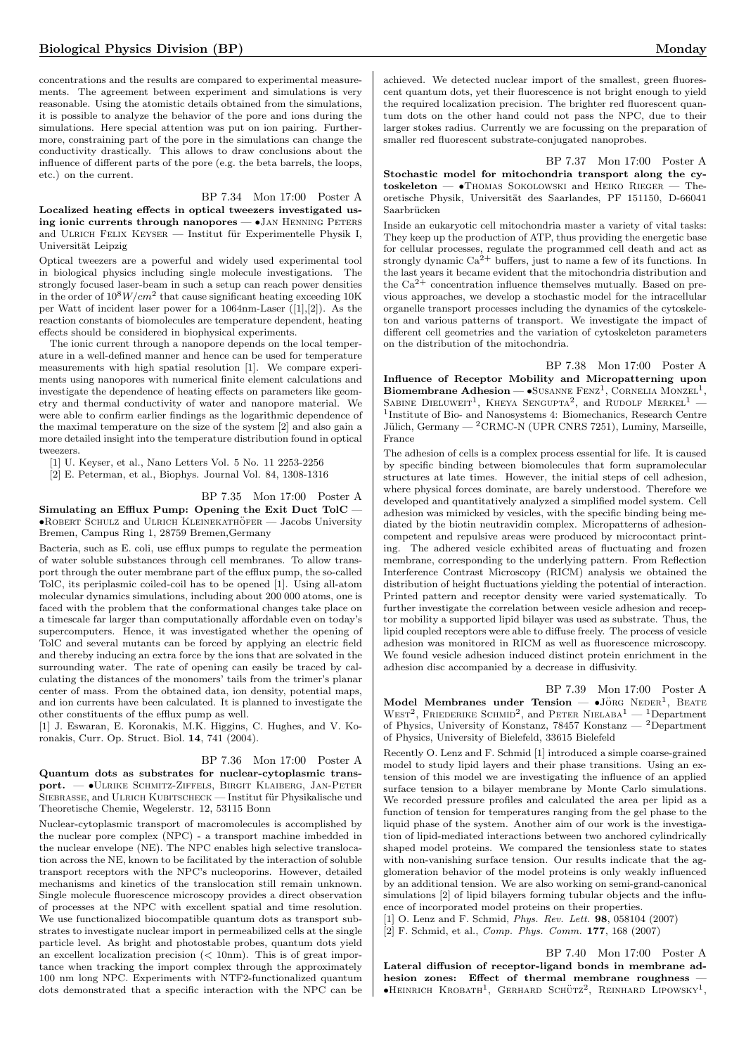concentrations and the results are compared to experimental measurements. The agreement between experiment and simulations is very reasonable. Using the atomistic details obtained from the simulations, it is possible to analyze the behavior of the pore and ions during the simulations. Here special attention was put on ion pairing. Furthermore, constraining part of the pore in the simulations can change the conductivity drastically. This allows to draw conclusions about the influence of different parts of the pore (e.g. the beta barrels, the loops, etc.) on the current.

BP 7.34 Mon 17:00 Poster A

**Localized heating effects in optical tweezers investigated using ionic currents through nanopores** — •Jan Henning Peters and Ulrich Felix Keyser — Institut für Experimentelle Physik I, Universität Leipzig

Optical tweezers are a powerful and widely used experimental tool in biological physics including single molecule investigations. The strongly focused laser-beam in such a setup can reach power densities in the order of $10^8 W/cm^2$ that cause significant heating exceeding 10K per Watt of incident laser power for a 1064nm-Laser ([1],[2]). As the reaction constants of biomolecules are temperature dependent, heating effects should be considered in biophysical experiments.

The ionic current through a nanopore depends on the local temperature in a well-defined manner and hence can be used for temperature measurements with high spatial resolution [1]. We compare experiments using nanopores with numerical finite element calculations and investigate the dependence of heating effects on parameters like geometry and thermal conductivity of water and nanopore material. We were able to confirm earlier findings as the logarithmic dependence of the maximal temperature on the size of the system [2] and also gain a more detailed insight into the temperature distribution found in optical tweezers.

[1] U. Keyser, et al., Nano Letters Vol. 5 No. 11 2253-2256
[2] E. Peterman, et al., Biophys. Journal Vol. 84, 1308-1316

BP 7.35 Mon 17:00 Poster A

**Simulating an Efflux Pump: Opening the Exit Duct TolC** — •Robert Schulz and Ulrich Kleinekathöfer — Jacobs University Bremen, Campus Ring 1, 28759 Bremen,Germany

Bacteria, such as E. coli, use efflux pumps to regulate the permeation of water soluble substances through cell membranes. To allow transport through the outer membrane part of the efflux pump, the so-called TolC, its periplasmic coiled-coil has to be opened [1]. Using all-atom molecular dynamics simulations, including about 200 000 atoms, one is faced with the problem that the conformational changes take place on a timescale far larger than computationally affordable even on today's supercomputers. Hence, it was investigated whether the opening of TolC and several mutants can be forced by applying an electric field and thereby inducing an extra force by the ions that are solvated in the surrounding water. The rate of opening can easily be traced by calculating the distances of the monomers' tails from the trimer's planar center of mass. From the obtained data, ion density, potential maps, and ion currents have been calculated. It is planned to investigate the other constituents of the efflux pump as well.

[1] J. Eswaran, E. Koronakis, M.K. Higgins, C. Hughes, and V. Koronakis, Curr. Op. Struct. Biol. **14**, 741 (2004).

BP 7.36 Mon 17:00 Poster A

**Quantum dots as substrates for nuclear-cytoplasmic transport.** — •Ulrike Schmitz-Ziffels, Birgit Klaiberg, Jan-Peter Siebrasse, and Ulrich Kubitscheck — Institut für Physikalische und Theoretische Chemie, Wegelerstr. 12, 53115 Bonn

Nuclear-cytoplasmic transport of macromolecules is accomplished by the nuclear pore complex (NPC) - a transport machine imbedded in the nuclear envelope (NE). The NPC enables high selective translocation across the NE, known to be facilitated by the interaction of soluble transport receptors with the NPC's nucleoporins. However, detailed mechanisms and kinetics of the translocation still remain unknown. Single molecule fluorescence microscopy provides a direct observation of processes at the NPC with excellent spatial and time resolution. We use functionalized biocompatible quantum dots as transport substrates to investigate nuclear import in permeabilized cells at the single particle level. As bright and photostable probes, quantum dots yield an excellent localization precision (< 10nm). This is of great importance when tracking the import complex through the approximately 100 nm long NPC. Experiments with NTF2-functionalized quantum dots demonstrated that a specific interaction with the NPC can be achieved. We detected nuclear import of the smallest, green fluorescent quantum dots, yet their fluorescence is not bright enough to yield the required localization precision. The brighter red fluorescent quantum dots on the other hand could not pass the NPC, due to their larger stokes radius. Currently we are focussing on the preparation of smaller red fluorescent substrate-conjugated nanoprobes.

BP 7.37 Mon 17:00 Poster A

**Stochastic model for mitochondria transport along the cytoskeleton** — •Thomas Sokolowski and Heiko Rieger — Theoretische Physik, Universität des Saarlandes, PF 151150, D-66041 Saarbrücken

Inside an eukaryotic cell mitochondria master a variety of vital tasks: They keep up the production of ATP, thus providing the energetic base for cellular processes, regulate the programmed cell death and act as strongly dynamic $Ca^{2+}$ buffers, just to name a few of its functions. In the last years it became evident that the mitochondria distribution and the $Ca^{2+}$ concentration influence themselves mutually. Based on previous approaches, we develop a stochastic model for the intracellular organelle transport processes including the dynamics of the cytoskeleton and various patterns of transport. We investigate the impact of different cell geometries and the variation of cytoskeleton parameters on the distribution of the mitochondria.

BP 7.38 Mon 17:00 Poster A

**Influence of Receptor Mobility and Micropatterning upon Biomembrane Adhesion** — •Susanne Fenz[1], Cornelia Monzel[1], Sabine Dieluweit[1], Kheya Sengupta[2], and Rudolf Merkel[1] — [1]Institute of Bio- and Nanosystems 4: Biomechanics, Research Centre Jülich, Germany — [2]CRMC-N (UPR CNRS 7251), Luminy, Marseille, France

The adhesion of cells is a complex process essential for life. It is caused by specific binding between biomolecules that form supramolecular structures at late times. However, the initial steps of cell adhesion, where physical forces dominate, are barely understood. Therefore we developed and quantitatively analyzed a simplified model system. Cell adhesion was mimicked by vesicles, with the specific binding being mediated by the biotin neutravidin complex. Micropatterns of adhesion-competent and repulsive areas were produced by microcontact printing. The adhered vesicle exhibited areas of fluctuating and frozen membrane, corresponding to the underlying pattern. From Reflection Interference Contrast Microscopy (RICM) analysis we obtained the distribution of height fluctuations yielding the potential of interaction. Printed pattern and receptor density were varied systematically. To further investigate the correlation between vesicle adhesion and receptor mobility a supported lipid bilayer was used as substrate. Thus, the lipid coupled receptors were able to diffuse freely. The process of vesicle adhesion was monitored in RICM as well as fluorescence microscopy. We found vesicle adhesion induced distinct protein enrichment in the adhesion disc accompanied by a decrease in diffusivity.

BP 7.39 Mon 17:00 Poster A

**Model Membranes under Tension** — •Jörg Neder[1], Beate West[2], Friederike Schmid[2], and Peter Nielaba[1] — [1]Department of Physics, University of Konstanz, 78457 Konstanz — [2]Department of Physics, University of Bielefeld, 33615 Bielefeld

Recently O. Lenz and F. Schmid [1] introduced a simple coarse-grained model to study lipid layers and their phase transitions. Using an extension of this model we are investigating the influence of an applied surface tension to a bilayer membrane by Monte Carlo simulations. We recorded pressure profiles and calculated the area per lipid as a function of tension for temperatures ranging from the gel phase to the liquid phase of the system. Another aim of our work is the investigation of lipid-mediated interactions between two anchored cylindrically shaped model proteins. We compared the tensionless state to states with non-vanishing surface tension. Our results indicate that the agglomeration behavior of the model proteins is only weakly influenced by an additional tension. We are also working on semi-grand-canonical simulations [2] of lipid bilayers forming tubular objects and the influence of incorporated model proteins on their properties.

[1] O. Lenz and F. Schmid, *Phys. Rev. Lett.* **98**, 058104 (2007)
[2] F. Schmid, et al., *Comp. Phys. Comm.* **177**, 168 (2007)

BP 7.40 Mon 17:00 Poster A

**Lateral diffusion of receptor-ligand bonds in membrane adhesion zones: Effect of thermal membrane roughness** — •Heinrich Krobath[1], Gerhard Schütz[2], Reinhard Lipowsky[1],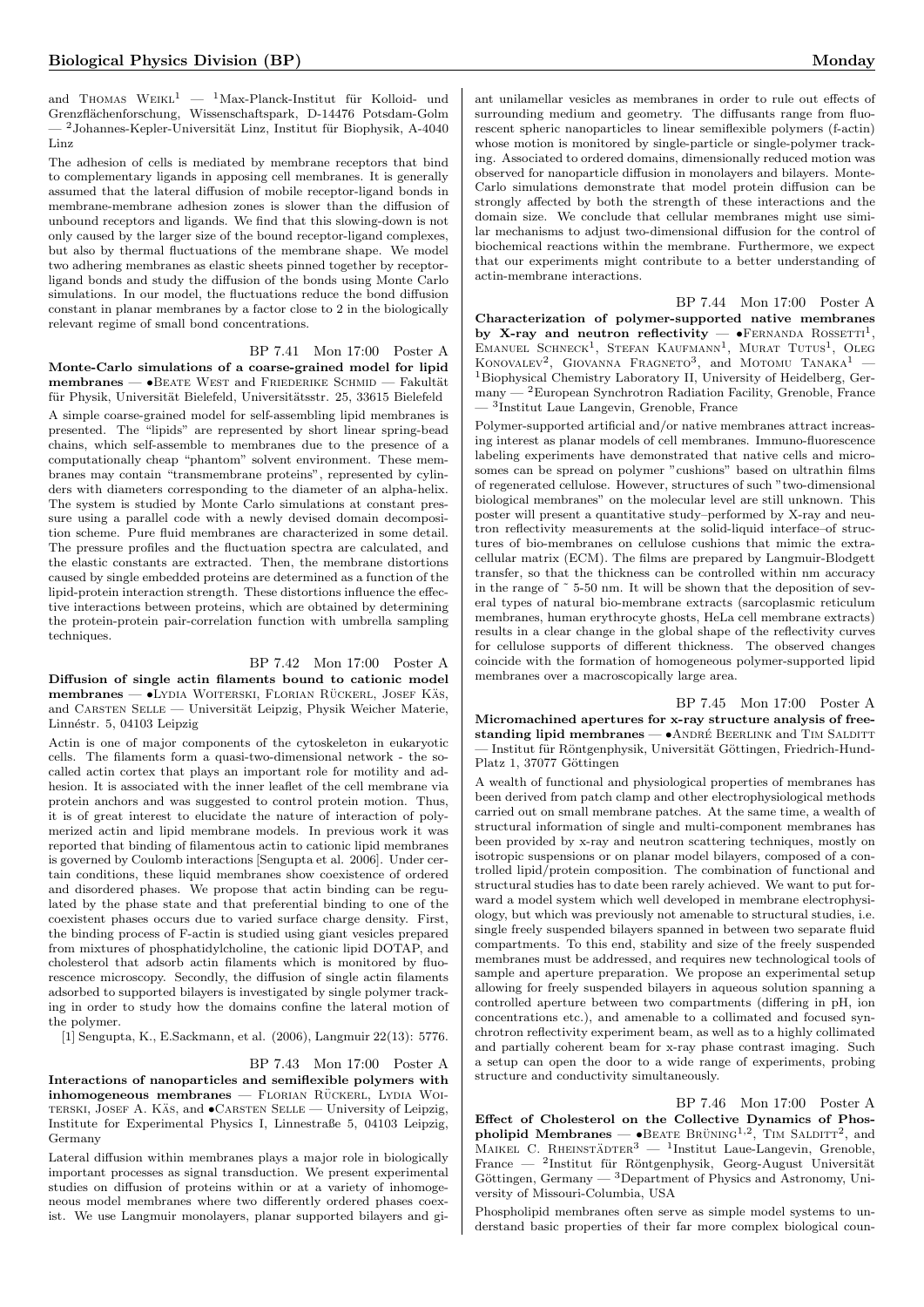and Thomas Weikl[1] — [1]Max-Planck-Institut für Kolloid- und Grenzflächenforschung, Wissenschaftspark, D-14476 Potsdam-Golm — [2]Johannes-Kepler-Universität Linz, Institut für Biophysik, A-4040 Linz

The adhesion of cells is mediated by membrane receptors that bind to complementary ligands in apposing cell membranes. It is generally assumed that the lateral diffusion of mobile receptor-ligand bonds in membrane-membrane adhesion zones is slower than the diffusion of unbound receptors and ligands. We find that this slowing-down is not only caused by the larger size of the bound receptor-ligand complexes, but also by thermal fluctuations of the membrane shape. We model two adhering membranes as elastic sheets pinned together by receptor-ligand bonds and study the diffusion of the bonds using Monte Carlo simulations. In our model, the fluctuations reduce the bond diffusion constant in planar membranes by a factor close to 2 in the biologically relevant regime of small bond concentrations.

BP 7.41 Mon 17:00 Poster A

**Monte-Carlo simulations of a coarse-grained model for lipid membranes** — •Beate West and Friederike Schmid — Fakultät für Physik, Universität Bielefeld, Universitätsstr. 25, 33615 Bielefeld

A simple coarse-grained model for self-assembling lipid membranes is presented. The "lipids" are represented by short linear spring-bead chains, which self-assemble to membranes due to the presence of a computationally cheap "phantom" solvent environment. These membranes may contain "transmembrane proteins", represented by cylinders with diameters corresponding to the diameter of an alpha-helix. The system is studied by Monte Carlo simulations at constant pressure using a parallel code with a newly devised domain decomposition scheme. Pure fluid membranes are characterized in some detail. The pressure profiles and the fluctuation spectra are calculated, and the elastic constants are extracted. Then, the membrane distortions caused by single embedded proteins are determined as a function of the lipid-protein interaction strength. These distortions influence the effective interactions between proteins, which are obtained by determining the protein-protein pair-correlation function with umbrella sampling techniques.

BP 7.42 Mon 17:00 Poster A

**Diffusion of single actin filaments bound to cationic model membranes** — •Lydia Woiterski, Florian Rückerl, Josef Käs, and Carsten Selle — Universität Leipzig, Physik Weicher Materie, Linnéstr. 5, 04103 Leipzig

Actin is one of major components of the cytoskeleton in eukaryotic cells. The filaments form a quasi-two-dimensional network - the so-called actin cortex that plays an important role for motility and adhesion. It is associated with the inner leaflet of the cell membrane via protein anchors and was suggested to control protein motion. Thus, it is of great interest to elucidate the nature of interaction of polymerized actin and lipid membrane models. In previous work it was reported that binding of filamentous actin to cationic lipid membranes is governed by Coulomb interactions [Sengupta et al. 2006]. Under certain conditions, these liquid membranes show coexistence of ordered and disordered phases. We propose that actin binding can be regulated by the phase state and that preferential binding to one of the coexistent phases occurs due to varied surface charge density. First, the binding process of F-actin is studied using giant vesicles prepared from mixtures of phosphatidylcholine, the cationic lipid DOTAP, and cholesterol that adsorb actin filaments which is monitored by fluorescence microscopy. Secondly, the diffusion of single actin filaments adsorbed to supported bilayers is investigated by single polymer tracking in order to study how the domains confine the lateral motion of the polymer.

[1] Sengupta, K., E.Sackmann, et al. (2006), Langmuir 22(13): 5776.

BP 7.43 Mon 17:00 Poster A

**Interactions of nanoparticles and semiflexible polymers with inhomogeneous membranes** — Florian Rückerl, Lydia Woiterski, Josef A. Käs, and •Carsten Selle — University of Leipzig, Institute for Experimental Physics I, Linnestraße 5, 04103 Leipzig, Germany

Lateral diffusion within membranes plays a major role in biologically important processes as signal transduction. We present experimental studies on diffusion of proteins within or at a variety of inhomogeneous model membranes where two differently ordered phases coexist. We use Langmuir monolayers, planar supported bilayers and giant unilamellar vesicles as membranes in order to rule out effects of surrounding medium and geometry. The diffusants range from fluorescent spheric nanoparticles to linear semiflexible polymers (f-actin) whose motion is monitored by single-particle or single-polymer tracking. Associated to ordered domains, dimensionally reduced motion was observed for nanoparticle diffusion in monolayers and bilayers. Monte-Carlo simulations demonstrate that model protein diffusion can be strongly affected by both the strength of these interactions and the domain size. We conclude that cellular membranes might use similar mechanisms to adjust two-dimensional diffusion for the control of biochemical reactions within the membrane. Furthermore, we expect that our experiments might contribute to a better understanding of actin-membrane interactions.

BP 7.44 Mon 17:00 Poster A

**Characterization of polymer-supported native membranes by X-ray and neutron reflectivity** — •Fernanda Rossetti[1], Emanuel Schneck[1], Stefan Kaufmann[1], Murat Tutus[1], Oleg Konovalev[2], Giovanna Fragneto[3], and Motomu Tanaka[1] — [1]Biophysical Chemistry Laboratory II, University of Heidelberg, Germany — [2]European Synchrotron Radiation Facility, Grenoble, France — [3]Institut Laue Langevin, Grenoble, France

Polymer-supported artificial and/or native membranes attract increasing interest as planar models of cell membranes. Immuno-fluorescence labeling experiments have demonstrated that native cells and microsomes can be spread on polymer "cushions" based on ultrathin films of regenerated cellulose. However, structures of such "two-dimensional biological membranes" on the molecular level are still unknown. This poster will present a quantitative study–performed by X-ray and neutron reflectivity measurements at the solid-liquid interface–of structures of bio-membranes on cellulose cushions that mimic the extracellular matrix (ECM). The films are prepared by Langmuir-Blodgett transfer, so that the thickness can be controlled within nm accuracy in the range of ~ 5-50 nm. It will be shown that the deposition of several types of natural bio-membrane extracts (sarcoplasmic reticulum membranes, human erythrocyte ghosts, HeLa cell membrane extracts) results in a clear change in the global shape of the reflectivity curves for cellulose supports of different thickness. The observed changes coincide with the formation of homogeneous polymer-supported lipid membranes over a macroscopically large area.

BP 7.45 Mon 17:00 Poster A

**Micromachined apertures for x-ray structure analysis of free-standing lipid membranes** — •André Beerlink and Tim Salditt — Institut für Röntgenphysik, Universität Göttingen, Friedrich-Hund-Platz 1, 37077 Göttingen

A wealth of functional and physiological properties of membranes has been derived from patch clamp and other electrophysiological methods carried out on small membrane patches. At the same time, a wealth of structural information of single and multi-component membranes has been provided by x-ray and neutron scattering techniques, mostly on isotropic suspensions or on planar model bilayers, composed of a controlled lipid/protein composition. The combination of functional and structural studies has to date been rarely achieved. We want to put forward a model system which well developed in membrane electrophysiology, but which was previously not amenable to structural studies, i.e. single freely suspended bilayers spanned in between two separate fluid compartments. To this end, stability and size of the freely suspended membranes must be addressed, and requires new technological tools of sample and aperture preparation. We propose an experimental setup allowing for freely suspended bilayers in aqueous solution spanning a controlled aperture between two compartments (differing in pH, ion concentrations etc.), and amenable to a collimated and focused synchrotron reflectivity experiment beam, as well as to a highly collimated and partially coherent beam for x-ray phase contrast imaging. Such a setup can open the door to a wide range of experiments, probing structure and conductivity simultaneously.

BP 7.46 Mon 17:00 Poster A

**Effect of Cholesterol on the Collective Dynamics of Phospholipid Membranes** — •Beate Brüning[1,2], Tim Salditt[2], and Maikel C. Rheinstädter[3] — [1]Institut Laue-Langevin, Grenoble, France — [2]Institut für Röntgenphysik, Georg-August Universität Göttingen, Germany — [3]Department of Physics and Astronomy, University of Missouri-Columbia, USA

Phospholipid membranes often serve as simple model systems to understand basic properties of their far more complex biological coun-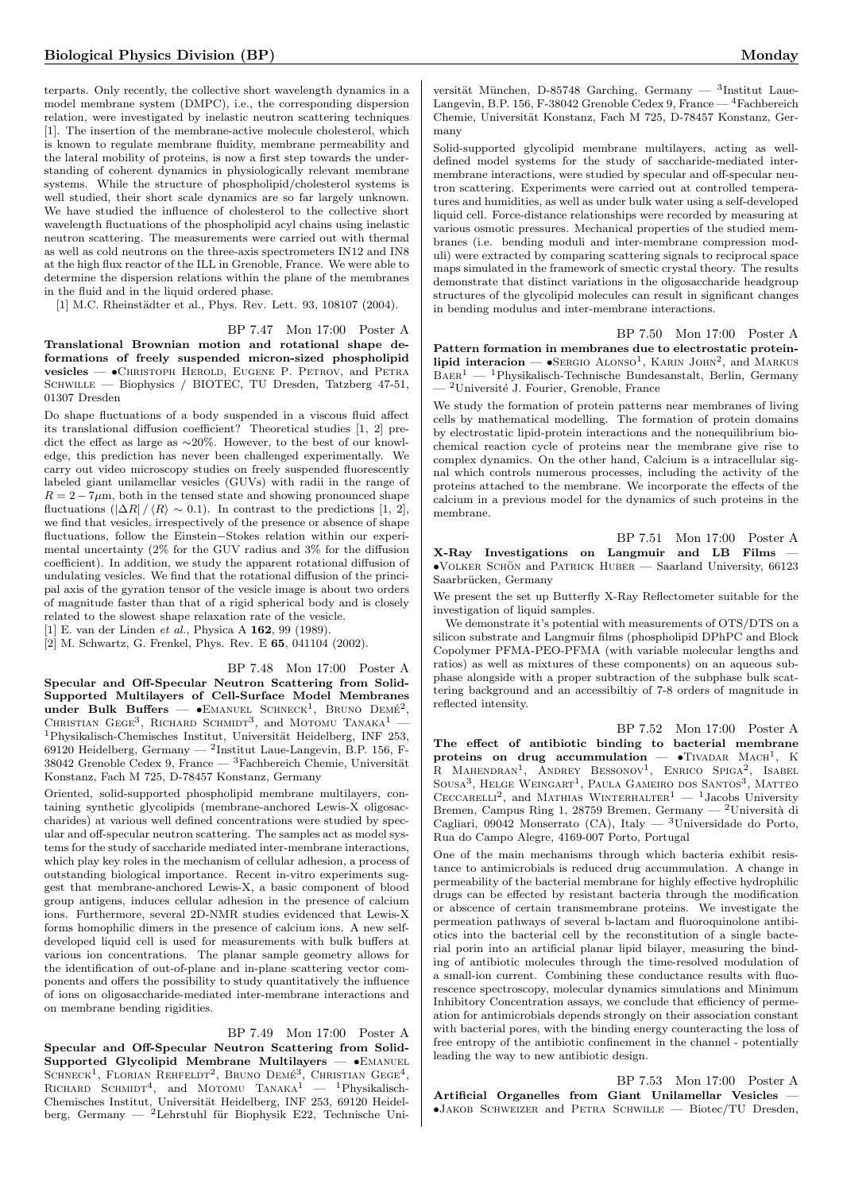terparts. Only recently, the collective short wavelength dynamics in a model membrane system (DMPC), i.e., the corresponding dispersion relation, were investigated by inelastic neutron scattering techniques [1]. The insertion of the membrane-active molecule cholesterol, which is known to regulate membrane fluidity, membrane permeability and the lateral mobility of proteins, is now a first step towards the understanding of coherent dynamics in physiologically relevant membrane systems. While the structure of phospholipid/cholesterol systems is well studied, their short scale dynamics are so far largely unknown. We have studied the influence of cholesterol to the collective short wavelength fluctuations of the phospholipid acyl chains using inelastic neutron scattering. The measurements were carried out with thermal as well as cold neutrons on the three-axis spectrometers IN12 and IN8 at the high flux reactor of the ILL in Grenoble, France. We were able to determine the dispersion relations within the plane of the membranes in the fluid and in the liquid ordered phase.

[1] M.C. Rheinstädter et al., Phys. Rev. Lett. 93, 108107 (2004).

BP 7.47 Mon 17:00 Poster A

**Translational Brownian motion and rotational shape deformations of freely suspended micron-sized phospholipid vesicles** — •Christoph Herold, Eugene P. Petrov, and Petra Schwille — Biophysics / BIOTEC, TU Dresden, Tatzberg 47-51, 01307 Dresden

Do shape fluctuations of a body suspended in a viscous fluid affect its translational diffusion coefficient? Theoretical studies [1, 2] predict the effect as large as ∼20%. However, to the best of our knowledge, this prediction has never been challenged experimentally. We carry out video microscopy studies on freely suspended fluorescently labeled giant unilamellar vesicles (GUVs) with radii in the range of $R = 2 - 7\mu$m, both in the tensed state and showing pronounced shape fluctuations ($|\Delta R| / \langle R \rangle \sim 0.1$). In contrast to the predictions [1, 2], we find that vesicles, irrespectively of the presence or absence of shape fluctuations, follow the Einstein−Stokes relation within our experimental uncertainty (2% for the GUV radius and 3% for the diffusion coefficient). In addition, we study the apparent rotational diffusion of undulating vesicles. We find that the rotational diffusion of the principal axis of the gyration tensor of the vesicle image is about two orders of magnitude faster than that of a rigid spherical body and is closely related to the slowest shape relaxation rate of the vesicle.

[1] E. van der Linden *et al.*, Physica A **162**, 99 (1989).
[2] M. Schwartz, G. Frenkel, Phys. Rev. E **65**, 041104 (2002).

BP 7.48 Mon 17:00 Poster A

**Specular and Off-Specular Neutron Scattering from Solid-Supported Multilayers of Cell-Surface Model Membranes under Bulk Buffers** — •Emanuel Schneck[1], Bruno Demé[2], Christian Gege[3], Richard Schmidt[3], and Motomu Tanaka[1] — [1]Physikalisch-Chemisches Institut, Universität Heidelberg, INF 253, 69120 Heidelberg, Germany — [2]Institut Laue-Langevin, B.P. 156, F-38042 Grenoble Cedex 9, France — [3]Fachbereich Chemie, Universität Konstanz, Fach M 725, D-78457 Konstanz, Germany

Oriented, solid-supported phospholipid membrane multilayers, containing synthetic glycolipids (membrane-anchored Lewis-X oligosaccharides) at various well defined concentrations were studied by specular and off-specular neutron scattering. The samples act as model systems for the study of saccharide mediated inter-membrane interactions, which play key roles in the mechanism of cellular adhesion, a process of outstanding biological importance. Recent in-vitro experiments suggest that membrane-anchored Lewis-X, a basic component of blood group antigens, induces cellular adhesion in the presence of calcium ions. Furthermore, several 2D-NMR studies evidenced that Lewis-X forms homophilic dimers in the presence of calcium ions. A new self-developed liquid cell is used for measurements with bulk buffers at various ion concentrations. The planar sample geometry allows for the identification of out-of-plane and in-plane scattering vector components and offers the possibility to study quantitatively the influence of ions on oligosaccharide-mediated inter-membrane interactions and on membrane bending rigidities.

BP 7.49 Mon 17:00 Poster A

**Specular and Off-Specular Neutron Scattering from Solid-Supported Glycolipid Membrane Multilayers** — •Emanuel Schneck[1], Florian Rehfeldt[2], Bruno Demé[3], Christian Gege[4], Richard Schmidt[4], and Motomu Tanaka[1] — [1]Physikalisch-Chemisches Institut, Universität Heidelberg, INF 253, 69120 Heidelberg, Germany — [2]Lehrstuhl für Biophysik E22, Technische Universität München, D-85748 Garching, Germany — [3]Institut Laue-Langevin, B.P. 156, F-38042 Grenoble Cedex 9, France — [4]Fachbereich Chemie, Universität Konstanz, Fach M 725, D-78457 Konstanz, Germany

Solid-supported glycolipid membrane multilayers, acting as well-defined model systems for the study of saccharide-mediated inter-membrane interactions, were studied by specular and off-specular neutron scattering. Experiments were carried out at controlled temperatures and humidities, as well as under bulk water using a self-developed liquid cell. Force-distance relationships were recorded by measuring at various osmotic pressures. Mechanical properties of the studied membranes (i.e. bending moduli and inter-membrane compression moduli) were extracted by comparing scattering signals to reciprocal space maps simulated in the framework of smectic crystal theory. The results demonstrate that distinct variations in the oligosaccharide headgroup structures of the glycolipid molecules can result in significant changes in bending modulus and inter-membrane interactions.

BP 7.50 Mon 17:00 Poster A

**Pattern formation in membranes due to electrostatic protein-lipid interacion** — •Sergio Alonso[1], Karin John[2], and Markus Baer[1] — [1]Physikalisch-Technische Bundesanstalt, Berlin, Germany — [2]Université J. Fourier, Grenoble, France

We study the formation of protein patterns near membranes of living cells by mathematical modelling. The formation of protein domains by electrostatic lipid-protein interactions and the nonequilibrium biochemical reaction cycle of proteins near the membrane give rise to complex dynamics. On the other hand, Calcium is a intracellular signal which controls numerous processes, including the activity of the proteins attached to the membrane. We incorporate the effects of the calcium in a previous model for the dynamics of such proteins in the membrane.

BP 7.51 Mon 17:00 Poster A

**X-Ray Investigations on Langmuir and LB Films** — •Volker Schön and Patrick Huber — Saarland University, 66123 Saarbrücken, Germany

We present the set up Butterfly X-Ray Reflectometer suitable for the investigation of liquid samples.

We demonstrate it's potential with measurements of OTS/DTS on a silicon substrate and Langmuir films (phospholipid DPhPC and Block Copolymer PFMA-PEO-PFMA (with variable molecular lengths and ratios) as well as mixtures of these components) on an aqueous subphase alongside with a proper subtraction of the subphase bulk scattering background and an accessibiltiy of 7-8 orders of magnitude in reflected intensity.

BP 7.52 Mon 17:00 Poster A

**The effect of antibiotic binding to bacterial membrane proteins on drug accummulation** — •Tivadar Mach[1], K R Mahendran[1], Andrey Bessonov[1], Enrico Spiga[2], Isabel Sousa[3], Helge Weingart[1], Paula Gameiro dos Santos[3], Matteo Ceccarelli[2], and Mathias Winterhalter[1] — [1]Jacobs University Bremen, Campus Ring 1, 28759 Bremen, Germany — [2]Università di Cagliari, 09042 Monserrato (CA), Italy — [3]Universidade do Porto, Rua do Campo Alegre, 4169-007 Porto, Portugal

One of the main mechanisms through which bacteria exhibit resistance to antimicrobials is reduced drug accummulation. A change in permeability of the bacterial membrane for highly effective hydrophilic drugs can be effected by resistant bacteria through the modification or abscence of certain transmembrane proteins. We investigate the permeation pathways of several b-lactam and fluoroquinolone antibiotics into the bacterial cell by the reconstitution of a single bacterial porin into an artificial planar lipid bilayer, measuring the binding of antibiotic molecules through the time-resolved modulation of a small-ion current. Combining these conductance results with fluorescence spectroscopy, molecular dynamics simulations and Minimum Inhibitory Concentration assays, we conclude that efficiency of permeation for antimicrobials depends strongly on their association constant with bacterial pores, with the binding energy counteracting the loss of free entropy of the antibiotic confinement in the channel - potentially leading the way to new antibiotic design.

BP 7.53 Mon 17:00 Poster A

**Artificial Organelles from Giant Unilamellar Vesicles** — •Jakob Schweizer and Petra Schwille — Biotec/TU Dresden,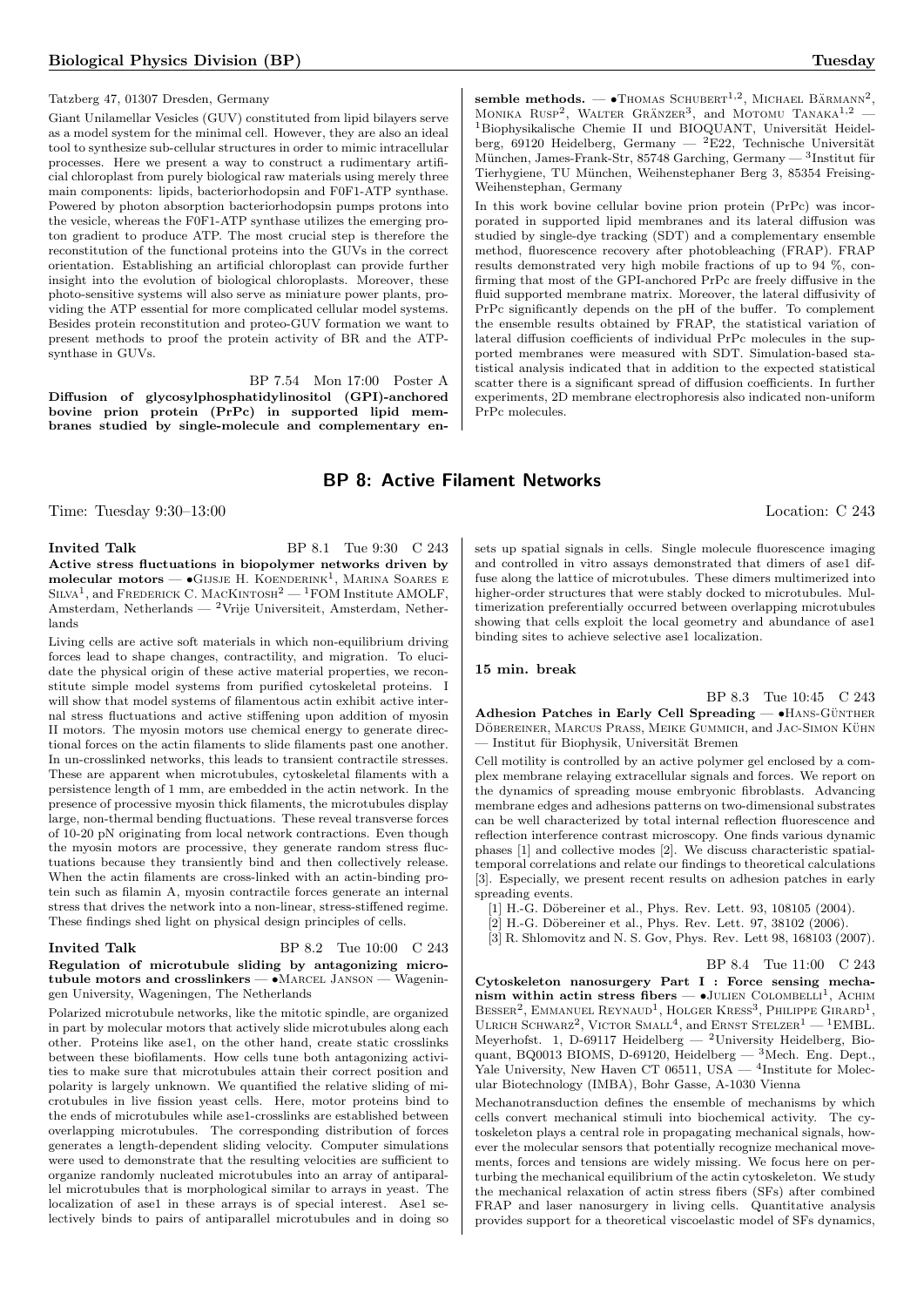Tatzberg 47, 01307 Dresden, Germany

Giant Unilamellar Vesicles (GUV) constituted from lipid bilayers serve as a model system for the minimal cell. However, they are also an ideal tool to synthesize sub-cellular structures in order to mimic intracellular processes. Here we present a way to construct a rudimentary artificial chloroplast from purely biological raw materials using merely three main components: lipids, bacteriorhodopsin and F0F1-ATP synthase. Powered by photon absorption bacteriorhodopsin pumps protons into the vesicle, whereas the F0F1-ATP synthase utilizes the emerging proton gradient to produce ATP. The most crucial step is therefore the reconstitution of the functional proteins into the GUVs in the correct orientation. Establishing an artificial chloroplast can provide further insight into the evolution of biological chloroplasts. Moreover, these photo-sensitive systems will also serve as miniature power plants, providing the ATP essential for more complicated cellular model systems. Besides protein reconstitution and proteo-GUV formation we want to present methods to proof the protein activity of BR and the ATP-synthase in GUVs.

BP 7.54 Mon 17:00 Poster A

**Diffusion of glycosylphosphatidylinositol (GPI)-anchored bovine prion protein (PrPc) in supported lipid membranes studied by single-molecule and complementary ensemble methods.** — •Thomas Schubert[1,2], Michael Bärmann[2], Monika Rusp[2], Walter Gränzer[3], and Motomu Tanaka[1,2] — [1]Biophysikalische Chemie II und BIOQUANT, Universität Heidelberg, 69120 Heidelberg, Germany — [2]E22, Technische Universität München, James-Franck-Str, 85748 Garching, Germany — [3]Institut für Tierhygiene, TU München, Weihenstephaner Berg 3, 85354 Freising-Weihenstephan, Germany

In this work bovine cellular bovine prion protein (PrPc) was incorporated in supported lipid membranes and its lateral diffusion was studied by single-dye tracking (SDT) and a complementary ensemble method, fluorescence recovery after photobleaching (FRAP). FRAP results demonstrated very high mobile fractions of up to 94 %, confirming that most of the GPI-anchored PrPc are freely diffusive in the fluid supported membrane matrix. Moreover, the lateral diffusivity of PrPc significantly depends on the pH of the buffer. To complement the ensemble results obtained by FRAP, the statistical variation of lateral diffusion coefficients of individual PrPc molecules in the supported membranes were measured with SDT. Simulation-based statistical analysis indicated that in addition to the expected statistical scatter there is a significant spread of diffusion coefficients. In further experiments, 2D membrane electrophoresis also indicated non-uniform PrPc molecules.

## BP 8: Active Filament Networks

Time: Tuesday 9:30–13:00 Location: C 243

Invited Talk BP 8.1 Tue 9:30 C 243

**Active stress fluctuations in biopolymer networks driven by molecular motors** — •Gijsje H. Koenderink[1], Marina Soares e Silva[1], and Frederick C. MacKintosh[2] — [1]FOM Institute AMOLF, Amsterdam, Netherlands — [2]Vrije Universiteit, Amsterdam, Netherlands

Living cells are active soft materials in which non-equilibrium driving forces lead to shape changes, contractility, and migration. To elucidate the physical origin of these active material properties, we reconstitute simple model systems from purified cytoskeletal proteins. I will show that model systems of filamentous actin exhibit active internal stress fluctuations and active stiffening upon addition of myosin II motors. The myosin motors use chemical energy to generate directional forces on the actin filaments to slide filaments past one another. In un-crosslinked networks, this leads to transient contractile stresses. These are apparent when microtubules, cytoskeletal filaments with a persistence length of 1 mm, are embedded in the actin network. In the presence of processive myosin thick filaments, the microtubules display large, non-thermal bending fluctuations. These reveal transverse forces of 10-20 pN originating from local network contractions. Even though the myosin motors are processive, they generate random stress fluctuations because they transiently bind and then collectively release. When the actin filaments are cross-linked with an actin-binding protein such as filamin A, myosin contractile forces generate an internal stress that drives the network into a non-linear, stress-stiffened regime. These findings shed light on physical design principles of cells.

Invited Talk BP 8.2 Tue 10:00 C 243

**Regulation of microtubule sliding by antagonizing microtubule motors and crosslinkers** — •Marcel Janson — Wageningen University, Wageningen, The Netherlands

Polarized microtubule networks, like the mitotic spindle, are organized in part by molecular motors that actively slide microtubules along each other. Proteins like ase1, on the other hand, create static crosslinks between these biofilaments. How cells tune both antagonizing activities to make sure that microtubules attain their correct position and polarity is largely unknown. We quantified the relative sliding of microtubules in live fission yeast cells. Here, motor proteins bind to the ends of microtubules while ase1-crosslinks are established between overlapping microtubules. The corresponding distribution of forces generates a length-dependent sliding velocity. Computer simulations were used to demonstrate that the resulting velocities are sufficient to organize randomly nucleated microtubules into an array of antiparallel microtubules that is morphological similar to arrays in yeast. The localization of ase1 in these arrays is of special interest. Ase1 selectively binds to pairs of antiparallel microtubules and in doing so sets up spatial signals in cells. Single molecule fluorescence imaging and controlled in vitro assays demonstrated that dimers of ase1 diffuse along the lattice of microtubules. These dimers multimerized into higher-order structures that were stably docked to microtubules. Multimerization preferentially occurred between overlapping microtubules showing that cells exploit the local geometry and abundance of ase1 binding sites to achieve selective ase1 localization.

**15 min. break**

BP 8.3 Tue 10:45 C 243

**Adhesion Patches in Early Cell Spreading** — •Hans-Günther Döbereiner, Marcus Prass, Meike Gummich, and Jac-Simon Kühn — Institut für Biophysik, Universität Bremen

Cell motility is controlled by an active polymer gel enclosed by a complex membrane relaying extracellular signals and forces. We report on the dynamics of spreading mouse embryonic fibroblasts. Advancing membrane edges and adhesions patterns on two-dimensional substrates can be well characterized by total internal reflection fluorescence and reflection interference contrast microscopy. One finds various dynamic phases [1] and collective modes [2]. We discuss characteristic spatial-temporal correlations and relate our findings to theoretical calculations [3]. Especially, we present recent results on adhesion patches in early spreading events.

[1] H.-G. Döbereiner et al., Phys. Rev. Lett. 93, 108105 (2004).
[2] H.-G. Döbereiner et al., Phys. Rev. Lett. 97, 38102 (2006).
[3] R. Shlomovitz and N. S. Gov, Phys. Rev. Lett 98, 168103 (2007).

BP 8.4 Tue 11:00 C 243

**Cytoskeleton nanosurgery Part I : Force sensing mechanism within actin stress fibers** — •Julien Colombelli[1], Achim Besser[2], Emmanuel Reynaud[1], Holger Kress[3], Philippe Girard[1], Ulrich Schwarz[2], Victor Small[4], and Ernst Stelzer[1] — [1]EMBL. Meyerhofst. 1, D-69117 Heidelberg — [2]University Heidelberg, Bioquant, BQ0013 BIOMS, D-69120, Heidelberg — [3]Mech. Eng. Dept., Yale University, New Haven CT 06511, USA — [4]Institute for Molecular Biotechnology (IMBA), Bohr Gasse, A-1030 Vienna

Mechanotransduction defines the ensemble of mechanisms by which cells convert mechanical stimuli into biochemical activity. The cytoskeleton plays a central role in propagating mechanical signals, however the molecular sensors that potentially recognize mechanical movements, forces and tensions are widely missing. We focus here on perturbing the mechanical equilibrium of the actin cytoskeleton. We study the mechanical relaxation of actin stress fibers (SFs) after combined FRAP and laser nanosurgery in living cells. Quantitative analysis provides support for a theoretical viscoelastic model of SFs dynamics,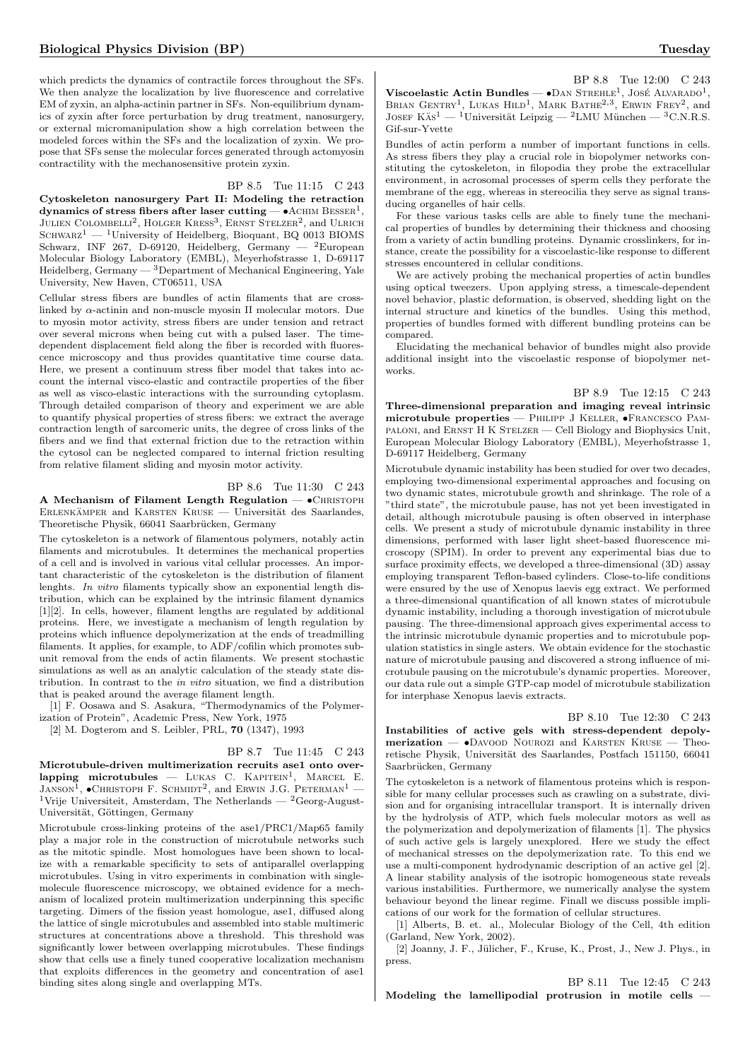which predicts the dynamics of contractile forces throughout the SFs. We then analyze the localization by live fluorescence and correlative EM of zyxin, an alpha-actinin partner in SFs. Non-equilibrium dynamics of zyxin after force perturbation by drug treatment, nanosurgery, or external micromanipulation show a high correlation between the modeled forces within the SFs and the localization of zyxin. We propose that SFs sense the molecular forces generated through actomyosin contractility with the mechanosensitive protein zyxin.

BP 8.5 Tue 11:15 C 243

**Cytoskeleton nanosurgery Part II: Modeling the retraction dynamics of stress fibers after laser cutting** — •Achim Besser[1], Julien Colombelli[2], Holger Kress[3], Ernst Stelzer[2], and Ulrich Schwarz[1] — [1]University of Heidelberg, Bioquant, BQ 0013 BIOMS Schwarz, INF 267, D-69120, Heidelberg, Germany — [2]European Molecular Biology Laboratory (EMBL), Meyerhofstrasse 1, D-69117 Heidelberg, Germany — [3]Department of Mechanical Engineering, Yale University, New Haven, CT06511, USA

Cellular stress fibers are bundles of actin filaments that are crosslinked by $\alpha$-actinin and non-muscle myosin II molecular motors. Due to myosin motor activity, stress fibers are under tension and retract over several microns when being cut with a pulsed laser. The time-dependent displacement field along the fiber is recorded with fluorescence microscopy and thus provides quantitative time course data. Here, we present a continuum stress fiber model that takes into account the internal visco-elastic and contractile properties of the fiber as well as visco-elastic interactions with the surrounding cytoplasm. Through detailed comparison of theory and experiment we are able to quantify physical properties of stress fibers: we extract the average contraction length of sarcomeric units, the degree of cross links of the fibers and we find that external friction due to the retraction within the cytosol can be neglected compared to internal friction resulting from relative filament sliding and myosin motor activity.

BP 8.6 Tue 11:30 C 243

**A Mechanism of Filament Length Regulation** — •Christoph Erlenkämper and Karsten Kruse — Universität des Saarlandes, Theoretische Physik, 66041 Saarbrücken, Germany

The cytoskeleton is a network of filamentous polymers, notably actin filaments and microtubules. It determines the mechanical properties of a cell and is involved in various vital cellular processes. An important characteristic of the cytoskeleton is the distribution of filament lenghts. *In vitro* filaments typically show an exponential length distribution, which can be explained by the intrinsic filament dynamics [1][2]. In cells, however, filament lengths are regulated by additional proteins. Here, we investigate a mechanism of length regulation by proteins which influence depolymerization at the ends of treadmilling filaments. It applies, for example, to ADF/cofilin which promotes subunit removal from the ends of actin filaments. We present stochastic simulations as well as an analytic calculation of the steady state distribution. In contrast to the *in vitro* situation, we find a distribution that is peaked around the average filament length.

[1] F. Oosawa and S. Asakura, "Thermodynamics of the Polymerization of Protein", Academic Press, New York, 1975

[2] M. Dogterom and S. Leibler, PRL, **70** (1347), 1993

BP 8.7 Tue 11:45 C 243

**Microtubule-driven multimerization recruits ase1 onto overlapping microtubules** — Lukas C. Kapitein[1], Marcel E. Janson[1], •Christoph F. Schmidt[2], and Erwin J.G. Peterman[1] — [1]Vrije Universiteit, Amsterdam, The Netherlands — [2]Georg-August-Universität, Göttingen, Germany

Microtubule cross-linking proteins of the ase1/PRC1/Map65 family play a major role in the construction of microtubule networks such as the mitotic spindle. Most homologues have been shown to localize with a remarkable specificity to sets of antiparallel overlapping microtubules. Using in vitro experiments in combination with single-molecule fluorescence microscopy, we obtained evidence for a mechanism of localized protein multimerization underpinning this specific targeting. Dimers of the fission yeast homologue, ase1, diffused along the lattice of single microtubules and assembled into stable multimeric structures at concentrations above a threshold. This threshold was significantly lower between overlapping microtubules. These findings show that cells use a finely tuned cooperative localization mechanism that exploits differences in the geometry and concentration of ase1 binding sites along single and overlapping MTs.

BP 8.8 Tue 12:00 C 243

**Viscoelastic Actin Bundles** — •Dan Strehle[1], José Alvarado[1], Brian Gentry[1], Lukas Hild[1], Mark Bathe[2,3], Erwin Frey[2], and Josef Käs[1] — [1]Universität Leipzig — [2]LMU München — [3]C.N.R.S. Gif-sur-Yvette

Bundles of actin perform a number of important functions in cells. As stress fibers they play a crucial role in biopolymer networks constituting the cytoskeleton, in filopodia they probe the extracellular environment, in acrosomal processes of sperm cells they perforate the membrane of the egg, whereas in stereocilia they serve as signal transducing organelles of hair cells.

For these various tasks cells are able to finely tune the mechanical properties of bundles by determining their thickness and choosing from a variety of actin bundling proteins. Dynamic crosslinkers, for instance, create the possibility for a viscoelastic-like response to different stresses encountered in cellular conditions.

We are actively probing the mechanical properties of actin bundles using optical tweezers. Upon applying stress, a timescale-dependent novel behavior, plastic deformation, is observed, shedding light on the internal structure and kinetics of the bundles. Using this method, properties of bundles formed with different bundling proteins can be compared.

Elucidating the mechanical behavior of bundles might also provide additional insight into the viscoelastic response of biopolymer networks.

BP 8.9 Tue 12:15 C 243

**Three-dimensional preparation and imaging reveal intrinsic microtubule properties** — Philipp J Keller, •Francesco Pampaloni, and Ernst H K Stelzer — Cell Biology and Biophysics Unit, European Molecular Biology Laboratory (EMBL), Meyerhofstrasse 1, D-69117 Heidelberg, Germany

Microtubule dynamic instability has been studied for over two decades, employing two-dimensional experimental approaches and focusing on two dynamic states, microtubule growth and shrinkage. The role of a "third state", the microtubule pause, has not yet been investigated in detail, although microtubule pausing is often observed in interphase cells. We present a study of microtubule dynamic instability in three dimensions, performed with laser light sheet-based fluorescence microscopy (SPIM). In order to prevent any experimental bias due to surface proximity effects, we developed a three-dimensional (3D) assay employing transparent Teflon-based cylinders. Close-to-life conditions were ensured by the use of Xenopus laevis egg extract. We performed a three-dimensional quantification of all known states of microtubule dynamic instability, including a thorough investigation of microtubule pausing. The three-dimensional approach gives experimental access to the intrinsic microtubule dynamic properties and to microtubule population statistics in single asters. We obtain evidence for the stochastic nature of microtubule pausing and discovered a strong influence of microtubule pausing on the microtubule's dynamic properties. Moreover, our data rule out a simple GTP-cap model of microtubule stabilization for interphase Xenopus laevis extracts.

BP 8.10 Tue 12:30 C 243

**Instabilities of active gels with stress-dependent depolymerization** — •Davood Nourozi and Karsten Kruse — Theoretische Physik, Universität des Saarlandes, Postfach 151150, 66041 Saarbrücken, Germany

The cytoskeleton is a network of filamentous proteins which is responsible for many cellular processes such as crawling on a substrate, division and for organising intracellular transport. It is internally driven by the hydrolysis of ATP, which fuels molecular motors as well as the polymerization and depolymerization of filaments [1]. The physics of such active gels is largely unexplored. Here we study the effect of mechanical stresses on the depolymerization rate. To this end we use a multi-component hydrodynamic description of an active gel [2]. A linear stability analysis of the isotropic homogeneous state reveals various instabilities. Furthermore, we numerically analyse the system behaviour beyond the linear regime. Finall we discuss possible implications of our work for the formation of cellular structures.

[1] Alberts, B. et. al., Molecular Biology of the Cell, 4th edition (Garland, New York, 2002).

[2] Joanny, J. F., Jülicher, F., Kruse, K., Prost, J., New J. Phys., in press.

BP 8.11 Tue 12:45 C 243

**Modeling the lamellipodial protrusion in motile cells** —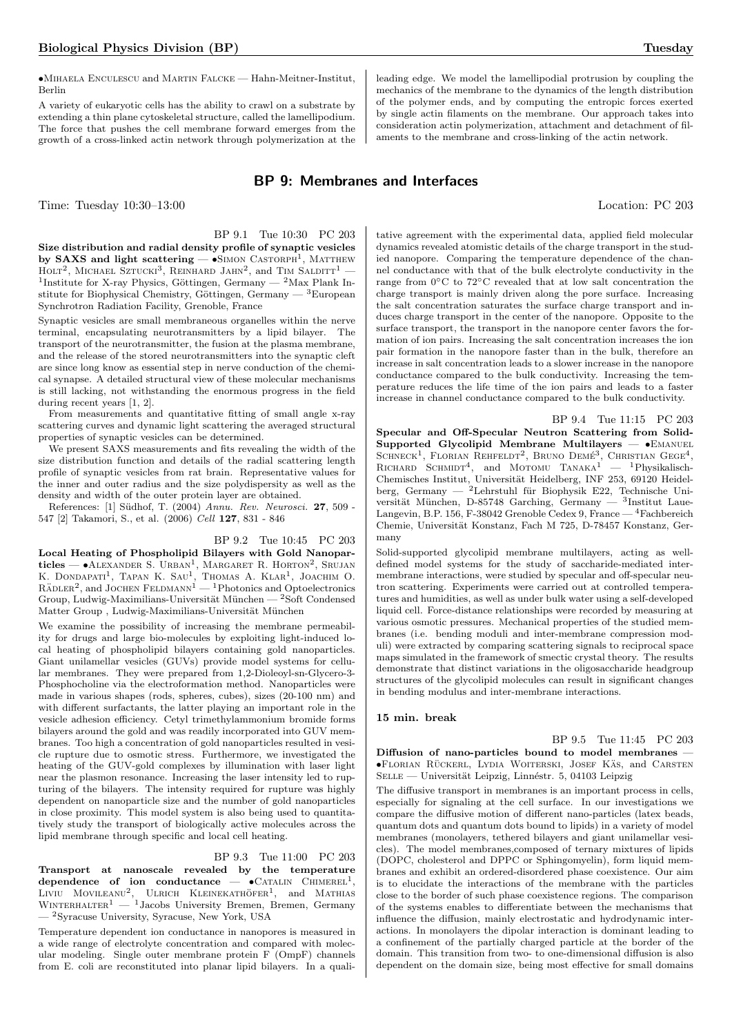•Mihaela Enculescu and Martin Falcke — Hahn-Meitner-Institut, Berlin

A variety of eukaryotic cells has the ability to crawl on a substrate by extending a thin plane cytoskeletal structure, called the lamellipodium. The force that pushes the cell membrane forward emerges from the growth of a cross-linked actin network through polymerization at the leading edge. We model the lamellipodial protrusion by coupling the mechanics of the membrane to the dynamics of the length distribution of the polymer ends, and by computing the entropic forces exerted by single actin filaments on the membrane. Our approach takes into consideration actin polymerization, attachment and detachment of filaments to the membrane and cross-linking of the actin network.

## BP 9: Membranes and Interfaces

Time: Tuesday 10:30–13:00 Location: PC 203

BP 9.1 Tue 10:30 PC 203

**Size distribution and radial density profile of synaptic vesicles by SAXS and light scattering** — •Simon Castorph[1], Matthew Holt[2], Michael Sztucki[3], Reinhard Jahn[2], and Tim Salditt[1] — [1]Institute for X-ray Physics, Göttingen, Germany — [2]Max Plank Institute for Biophysical Chemistry, Göttingen, Germany — [3]European Synchrotron Radiation Facility, Grenoble, France

Synaptic vesicles are small membraneous organelles within the nerve terminal, encapsulating neurotransmitters by a lipid bilayer. The transport of the neurotransmitter, the fusion at the plasma membrane, and the release of the stored neurotransmitters into the synaptic cleft are since long know as essential step in nerve conduction of the chemical synapse. A detailed structural view of these molecular mechanisms is still lacking, not withstanding the enormous progress in the field during recent years [1, 2].

From measurements and quantitative fitting of small angle x-ray scattering curves and dynamic light scattering the averaged structural properties of synaptic vesicles can be determined.

We present SAXS measurements and fits revealing the width of the size distribution function and details of the radial scattering length profile of synaptic vesicles from rat brain. Representative values for the inner and outer radius and the size polydispersity as well as the density and width of the outer protein layer are obtained.

References: [1] Südhof, T. (2004) *Annu. Rev. Neurosci.* **27**, 509 - 547 [2] Takamori, S., et al. (2006) *Cell* **127**, 831 - 846

BP 9.2 Tue 10:45 PC 203

**Local Heating of Phospholipid Bilayers with Gold Nanoparticles** — •Alexander S. Urban[1], Margaret R. Horton[2], Srujan K. Dondapati[1], Tapan K. Sau[1], Thomas A. Klar[1], Joachim O. Rädler[2], and Jochen Feldmann[1] — [1]Photonics and Optoelectronics Group, Ludwig-Maximilians-Universität München — [2]Soft Condensed Matter Group , Ludwig-Maximilians-Universität München

We examine the possibility of increasing the membrane permeability for drugs and large bio-molecules by exploiting light-induced local heating of phospholipid bilayers containing gold nanoparticles. Giant unilamellar vesicles (GUVs) provide model systems for cellular membranes. They were prepared from 1,2-Dioleoyl-sn-Glycero-3-Phosphocholine via the electroformation method. Nanoparticles were made in various shapes (rods, spheres, cubes), sizes (20-100 nm) and with different surfactants, the latter playing an important role in the vesicle adhesion efficiency. Cetyl trimethylammonium bromide forms bilayers around the gold and was readily incorporated into GUV membranes. Too high a concentration of gold nanoparticles resulted in vesicle rupture due to osmotic stress. Furthermore, we investigated the heating of the GUV-gold complexes by illumination with laser light near the plasmon resonance. Increasing the laser intensity led to rupturing of the bilayers. The intensity required for rupture was highly dependent on nanoparticle size and the number of gold nanoparticles in close proximity. This model system is also being used to quantitatively study the transport of biologically active molecules across the lipid membrane through specific and local cell heating.

BP 9.3 Tue 11:00 PC 203

**Transport at nanoscale revealed by the temperature dependence of ion conductance** — •Catalin Chimerel[1], Liviu Movileanu[2], Ulrich Kleinekathöfer[1], and Mathias Winterhalter[1] — [1]Jacobs University Bremen, Bremen, Germany — [2]Syracuse University, Syracuse, New York, USA

Temperature dependent ion conductance in nanopores is measured in a wide range of electrolyte concentration and compared with molecular modeling. Single outer membrane protein F (OmpF) channels from E. coli are reconstituted into planar lipid bilayers. In a qualitative agreement with the experimental data, applied field molecular dynamics revealed atomistic details of the charge transport in the studied nanopore. Comparing the temperature dependence of the channel conductance with that of the bulk electrolyte conductivity in the range from 0°C to 72°C revealed that at low salt concentration the charge transport is mainly driven along the pore surface. Increasing the salt concentration saturates the surface charge transport and induces charge transport in the center of the nanopore. Opposite to the surface transport, the transport in the nanopore center favors the formation of ion pairs. Increasing the salt concentration increases the ion pair formation in the nanopore faster than in the bulk, therefore an increase in salt concentration leads to a slower increase in the nanopore conductance compared to the bulk conductivity. Increasing the temperature reduces the life time of the ion pairs and leads to a faster increase in channel conductance compared to the bulk conductivity.

BP 9.4 Tue 11:15 PC 203

**Specular and Off-Specular Neutron Scattering from Solid-Supported Glycolipid Membrane Multilayers** — •Emanuel Schneck[1], Florian Rehfeldt[2], Bruno Demé[3], Christian Gege[4], Richard Schmidt[4], and Motomu Tanaka[1] — [1]Physikalisch-Chemisches Institut, Universität Heidelberg, INF 253, 69120 Heidelberg, Germany — [2]Lehrstuhl für Biophysik E22, Technische Universität München, D-85748 Garching, Germany — [3]Institut Laue-Langevin, B.P. 156, F-38042 Grenoble Cedex 9, France — [4]Fachbereich Chemie, Universität Konstanz, Fach M 725, D-78457 Konstanz, Germany

Solid-supported glycolipid membrane multilayers, acting as well-defined model systems for the study of saccharide-mediated intermembrane interactions, were studied by specular and off-specular neutron scattering. Experiments were carried out at controlled temperatures and humidities, as well as under bulk water using a self-developed liquid cell. Force-distance relationships were recorded by measuring at various osmotic pressures. Mechanical properties of the studied membranes (i.e. bending moduli and inter-membrane compression moduli) were extracted by comparing scattering signals to reciprocal space maps simulated in the framework of smectic crystal theory. The results demonstrate that distinct variations in the oligosaccharide headgroup structures of the glycolipid molecules can result in significant changes in bending modulus and inter-membrane interactions.

**15 min. break**

BP 9.5 Tue 11:45 PC 203

**Diffusion of nano-particles bound to model membranes** — •Florian Rückerl, Lydia Woiterski, Josef Käs, and Carsten Selle — Universität Leipzig, Linnéstr. 5, 04103 Leipzig

The diffusive transport in membranes is an important process in cells, especially for signaling at the cell surface. In our investigations we compare the diffusive motion of different nano-particles (latex beads, quantum dots and quantum dots bound to lipids) in a variety of model membranes (monolayers, tethered bilayers and giant unilamellar vesicles). The model membranes,composed of ternary mixtures of lipids (DOPC, cholesterol and DPPC or Sphingomyelin), form liquid membranes and exhibit an ordered-disordered phase coexistence. Our aim is to elucidate the interactions of the membrane with the particles close to the border of such phase coexistence regions. The comparison of the systems enables to differentiate between the mechanisms that influence the diffusion, mainly electrostatic and hydrodynamic interactions. In monolayers the dipolar interaction is dominant leading to a confinement of the partially charged particle at the border of the domain. This transition from two- to one-dimensional diffusion is also dependent on the domain size, being most effective for small domains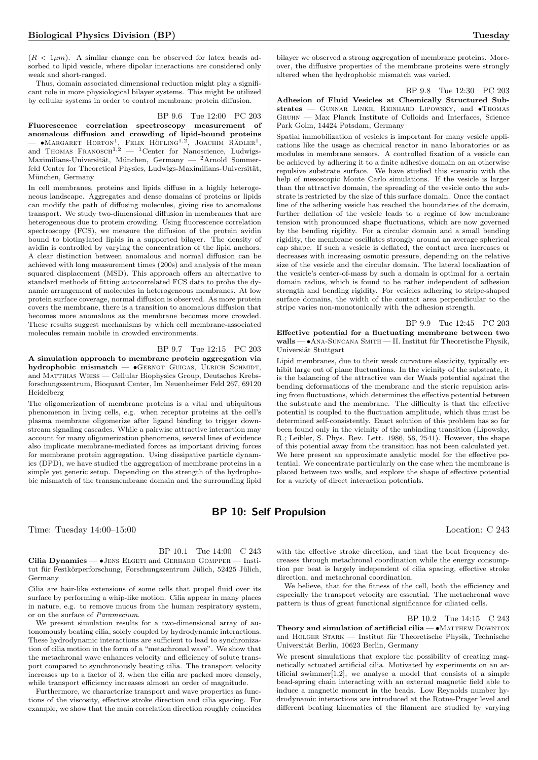($R < 1\mu m$). A similar change can be observed for latex beads adsorbed to lipid vesicle, where dipolar interactions are considered only weak and short-ranged.

Thus, domain associated dimensional reduction might play a significant role in more physiological bilayer systems. This might be utilized by cellular systems in order to control membrane protein diffusion.

BP 9.6 Tue 12:00 PC 203

**Fluorescence correlation spectroscopy measurement of anomalous diffusion and crowding of lipid-bound proteins** — •Margaret Horton[1], Felix Höfling[1,2], Joachim Rädler[1], and Thomas Franosch[1,2] — [1]Center for Nanoscience, Ludwigs-Maximilians-Universität, München, Germany — [2]Arnold Sommerfeld Center for Theoretical Physics, Ludwigs-Maximilians-Universität, München, Germany

In cell membranes, proteins and lipids diffuse in a highly heterogeneous landscape. Aggregates and dense domains of proteins or lipids can modify the path of diffusing molecules, giving rise to anomalous transport. We study two-dimensional diffusion in membranes that are heterogeneous due to protein crowding. Using fluorescence correlation spectroscopy (FCS), we measure the diffusion of the protein avidin bound to biotinylated lipids in a supported bilayer. The density of avidin is controlled by varying the concentration of the lipid anchors. A clear distinction between anomalous and normal diffusion can be achieved with long measurement times (200s) and analysis of the mean squared displacement (MSD). This approach offers an alternative to standard methods of fitting autocorrelated FCS data to probe the dynamic arrangement of molecules in heterogeneous membranes. At low protein surface coverage, normal diffusion is observed. As more protein covers the membrane, there is a transition to anomalous diffusion that becomes more anomalous as the membrane becomes more crowded. These results suggest mechanisms by which cell membrane-associated molecules remain mobile in crowded environments.

BP 9.7 Tue 12:15 PC 203

**A simulation approach to membrane protein aggregation via hydrophobic mismatch** — •Gernot Guigas, Ulrich Schmidt, and Matthias Weiss — Cellular Biophysics Group, Deutsches Krebsforschungszentrum, Bioquant Center, Im Neuenheimer Feld 267, 69120 Heidelberg

The oligomerization of membrane proteins is a vital and ubiquitous phenomenon in living cells, e.g. when receptor proteins at the cell's plasma membrane oligomerize after ligand binding to trigger downstream signaling cascades. While a pairwise attractive interaction may account for many oligomerization phenomena, several lines of evidence also implicate membrane-mediated forces as important driving forces for membrane protein aggregation. Using dissipative particle dynamics (DPD), we have studied the aggregation of membrane proteins in a simple yet generic setup. Depending on the strength of the hydrophobic mismatch of the transmembrane domain and the surrounding lipid bilayer we observed a strong aggregation of membrane proteins. Moreover, the diffusive properties of the membrane proteins were strongly altered when the hydrophobic mismatch was varied.

BP 9.8 Tue 12:30 PC 203

**Adhesion of Fluid Vesicles at Chemically Structured Substrates** — Gunnar Linke, Reinhard Lipowsky, and •Thomas Gruhn — Max Planck Institute of Colloids and Interfaces, Science Park Golm, 14424 Potsdam, Germany

Spatial immobilization of vesicles is important for many vesicle applications like the usage as chemical reactor in nano laboratories or as modules in membrane sensors. A controlled fixation of a vesicle can be achieved by adhering it to a finite adhesive domain on an otherwise repulsive substrate surface. We have studied this scenario with the help of mesoscopic Monte Carlo simulations. If the vesicle is larger than the attractive domain, the spreading of the vesicle onto the substrate is restricted by the size of this surface domain. Once the contact line of the adhering vesicle has reached the boundaries of the domain, further deflation of the vesicle leads to a regime of low membrane tension with pronounced shape fluctuations, which are now governed by the bending rigidity. For a circular domain and a small bending rigidity, the membrane oscillates strongly around an average spherical cap shape. If such a vesicle is deflated, the contact area increases or decreases with increasing osmotic pressure, depending on the relative size of the vesicle and the circular domain. The lateral localization of the vesicle's center-of-mass by such a domain is optimal for a certain domain radius, which is found to be rather independent of adhesion strength and bending rigidity. For vesicles adhering to stripe-shaped surface domains, the width of the contact area perpendicular to the stripe varies non-monotonically with the adhesion strength.

BP 9.9 Tue 12:45 PC 203

**Effective potential for a fluctuating membrane between two walls** — •Ana-Suncana Smith — II. Institut für Theoretische Physik, Universiät Stuttgart

Lipid membranes, due to their weak curvature elasticity, typically exhibit large out of plane fluctuations. In the vicinity of the substrate, it is the balancing of the attractive van der Waals potential against the bending deformations of the membrane and the steric repulsion arising from fluctuations, which determines the effective potential between the substrate and the membrane. The difficulty is that the effective potential is coupled to the fluctuation amplitude, which thus must be determined self-consistently. Exact solution of this problem has so far been found only in the vicinity of the unbinding transition (Lipowsky, R.; Leibler, S. Phys. Rev. Lett. 1986, 56, 2541). However, the shape of this potential away from the transition has not been calculated yet. We here present an approximate analytic model for the effective potential. We concentrate particularly on the case when the membrane is placed between two walls, and explore the shape of effective potential for a variety of direct interaction potentials.

## BP 10: Self Propulsion

Time: Tuesday 14:00–15:00 Location: C 243

BP 10.1 Tue 14:00 C 243

**Cilia Dynamics** — •Jens Elgeti and Gerhard Gompper — Institut für Festkörperforschung, Forschungszentrum Jülich, 52425 Jülich, Germany

Cilia are hair-like extensions of some cells that propel fluid over its surface by performing a whip-like motion. Cilia appear in many places in nature, e.g. to remove mucus from the human respiratory system, or on the surface of *Paramecium*.

We present simulation results for a two-dimensional array of autonomously beating cilia, solely coupled by hydrodynamic interactions. These hydrodynamic interactions are sufficient to lead to synchronization of cilia motion in the form of a "metachronal wave". We show that the metachronal wave enhances velocity and efficiency of solute transport compared to synchronously beating cilia. The transport velocity increases up to a factor of 3, when the cilia are packed more densely, while transport efficiency increases almost an order of magnitude.

Furthermore, we characterize transport and wave properties as functions of the viscosity, effective stroke direction and cilia spacing. For example, we show that the main correlation direction roughly coincides with the effective stroke direction, and that the beat frequency decreases through metachronal coordination while the energy consumption per beat is largely independent of cilia spacing, effective stroke direction, and metachronal coordination.

We believe, that for the fitness of the cell, both the efficiency and especially the transport velocity are essential. The metachronal wave pattern is thus of great functional significance for ciliated cells.

BP 10.2 Tue 14:15 C 243

**Theory and simulation of artificial cilia** — •Matthew Downton and Holger Stark — Institut für Theoretische Physik, Technische Universität Berlin, 10623 Berlin, Germany

We present simulations that explore the possibility of creating magnetically actuated artificial cilia. Motivated by experiments on an artificial swimmer[1,2], we analyse a model that consists of a simple bead-spring chain interacting with an external magnetic field able to induce a magnetic moment in the beads. Low Reynolds number hydrodynamic interactions are introduced at the Rotne-Prager level and different beating kinematics of the filament are studied by varying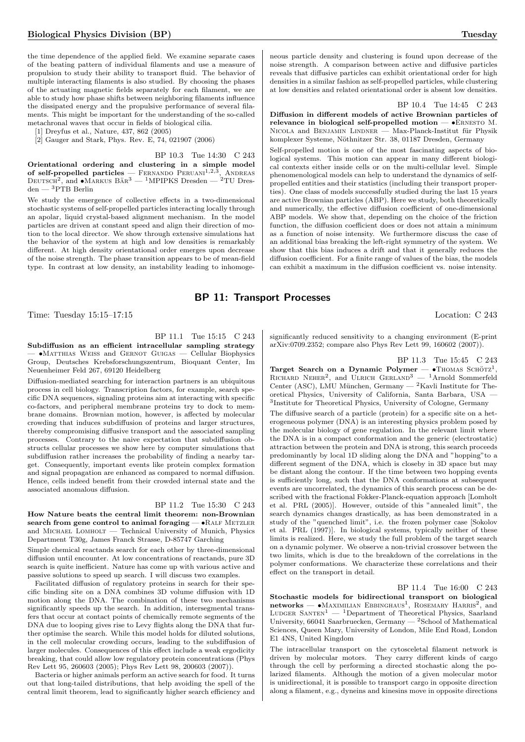the time dependence of the applied field. We examine separate cases of the beating pattern of individual filaments and use a measure of propulsion to study their ability to transport fluid. The behavior of multiple interacting filaments is also studied. By choosing the phases of the actuating magnetic fields separately for each filament, we are able to study how phase shifts between neighboring filaments influence the dissipated energy and the propulsive performance of several filaments. This might be important for the understanding of the so-called metachronal waves that occur in fields of biological cilia.

[1] Dreyfus et al., Nature, 437, 862 (2005)

[2] Gauger and Stark, Phys. Rev. E, 74, 021907 (2006)

BP 10.3 Tue 14:30 C 243

**Orientational ordering and clustering in a simple model of self-propelled particles** — Fernando Peruani[1,2,3], Andreas Deutsch[2], and •Markus Bär[3] — [1]MPIPKS Dresden — [2]TU Dresden — [3]PTB Berlin

We study the emergence of collective effects in a two-dimensional stochastic systems of self-propelled particles interacting locally through an apolar, liquid crystal-based alignment mechanism. In the model particles are driven at constant speed and align their direction of motion to the local director. We show through extensive simulations hat the behavior of the system at high and low densities is remarkably different. At high density orientational order emerges upon decrease of the noise strength. The phase transition appears to be of mean-field type. In contrast at low density, an instability leading to inhomogeneous particle density and clustering is found upon decrease of the noise strength. A comparison between active and diffusive particles reveals that diffusive particles can exhibit orientational order for high densities in a similar fashion as self-propelled particles, while clustering at low densities and related orientational order is absent low densities.

BP 10.4 Tue 14:45 C 243

**Diffusion in different models of active Brownian particles of relevance in biological self-propelled motion** — •Ernesto M. Nicola and Benjamin Lindner — Max-Planck-Institut für Physik komplexer Systeme, Nöthnitzer Str. 38, 01187 Dresden, Germany

Self-propelled motion is one of the most fascinating aspects of biological systems. This motion can appear in many different biological contexts either inside cells or on the multi-cellular level. Simple phenomenological models can help to understand the dynamics of self-propelled entities and their statistics (including their transport properties). One class of models successfully studied during the last 15 years are active Brownian particles (ABP). Here we study, both theoretically and numerically, the effective diffusion coefficient of one-dimensional ABP models. We show that, depending on the choice of the friction function, the diffusion coefficient does or does not attain a minimum as a function of noise intensity. We furthermore discuss the case of an additional bias breaking the left-right symmetry of the system. We show that this bias induces a drift and that it generally reduces the diffusion coefficient. For a finite range of values of the bias, the models can exhibit a maximum in the diffusion coefficient vs. noise intensity.

## BP 11: Transport Processes

Time: Tuesday 15:15–17:15 Location: C 243

BP 11.1 Tue 15:15 C 243

**Subdiffusion as an efficient intracellular sampling strategy** — •Matthias Weiss and Gernot Guigas — Cellular Biophysics Group, Deutsches Krebsforschungszentrum, Bioquant Center, Im Neuenheimer Feld 267, 69120 Heidelberg

Diffusion-mediated searching for interaction partners is an ubiquitous process in cell biology. Transcription factors, for example, search specific DNA sequences, signaling proteins aim at interacting with specific co-factors, and peripheral membrane proteins try to dock to membrane domains. Brownian motion, however, is affected by molecular crowding that induces subdiffusion of proteins and larger structures, thereby compromising diffusive transport and the associated sampling processes. Contrary to the naive expectation that subdiffusion obstructs cellular processes we show here by computer simulations that subdiffusion rather increases the probability of finding a nearby target. Consequently, important events like protein complex formation and signal propagation are enhanced as compared to normal diffusion. Hence, cells indeed benefit from their crowded internal state and the associated anomalous diffusion.

BP 11.2 Tue 15:30 C 243

**How Nature beats the central limit theorem: non-Brownian search from gene control to animal foraging** — •Ralf Metzler and Michael Lomholt — Technical University of Munich, Physics Department T30g, James Franck Strasse, D-85747 Garching

Simple chemical reactands search for each other by three-dimensional diffusion until encounter. At low concentrations of reactands, pure 3D search is quite inefficient. Nature has come up with various active and passive solutions to speed up search. I will discuss two examples.

Facilitated diffusion of regulatory proteins in search for their specific binding site on a DNA combines 3D volume diffusion with 1D motion along the DNA. The combination of these two mechanisms significantly speeds up the search. In addition, intersegmental transfers that occur at contact points of chemically remote segments of the DNA due to looping gives rise to Levy flights along the DNA that further optimise the search. While this model holds for diluted solutions, in the cell molecular crowding occurs, leading to the subdiffusion of larger molecules. Consequences of this effect include a weak ergodicity breaking, that could allow low regulatory protein concentrations (Phys Rev Lett 95, 260603 (2005); Phys Rev Lett 98, 200603 (2007)).

Bacteria or higher animals perform an active search for food. It turns out that long-tailed distributions, that help avoiding the spell of the central limit theorem, lead to significantly higher search efficiency and significantly reduced sensitivity to a changing environment (E-print arXiv:0709.2352; compare also Phys Rev Lett 99, 160602 (2007)).

BP 11.3 Tue 15:45 C 243

**Target Search on a Dynamic Polymer** — •Thomas Schötz[1], Richard Neher[2], and Ulrich Gerland[3] — [1]Arnold Sommerfeld Center (ASC), LMU München, Germany — [2]Kavli Institute for Theoretical Physics, University of California, Santa Barbara, USA — [3]Institute for Theoretical Physics, University of Cologne, Germany

The diffusive search of a particle (protein) for a specific site on a heterogeneous polymer (DNA) is an interesting physics problem posed by the molecular biology of gene regulation. In the relevant limit where the DNA is in a compact conformation and the generic (electrostatic) attraction between the protein and DNA is strong, this search proceeds predominantly by local 1D sliding along the DNA and "hopping"to a different segment of the DNA, which is closeby in 3D space but may be distant along the contour. If the time between two hopping events is sufficiently long, such that the DNA conformations at subsequent events are uncorrelated, the dynamics of this search process can be described with the fractional Fokker-Planck-equation approach [Lomholt et al. PRL (2005)]. However, outside of this "annealed limit", the search dynamics changes drastically, as has been demonstrated in a study of the "quenched limit", i.e. the frozen polymer case [Sokolov et al. PRL (1997)]. In biological systems, typically neither of these limits is realized. Here, we study the full problem of the target search on a dynamic polymer. We observe a non-trivial crossover between the two limits, which is due to the breakdown of the correlations in the polymer conformations. We characterize these correlations and their effect on the transport in detail.

BP 11.4 Tue 16:00 C 243

**Stochastic models for bidirectional transport on biological networks** — •Maximilian Ebbinghaus[1], Rosemary Harris[2], and Ludger Santen[1] — [1]Department of Theoretical Physics, Saarland University, 66041 Saarbruecken, Germany — [2]School of Mathematical Sciences, Queen Mary, University of London, Mile End Road, London E1 4NS, United Kingdom

The intracellular transport on the cytosceletal filament network is driven by molecular motors. They carry different kinds of cargo through the cell by performing a directed stochastic along the polarized filaments. Although the motion of a given molecular motor is unidirectional, it is possible to transport cargo in opposite direction along a filament, e.g., dyneins and kinesins move in opposite directions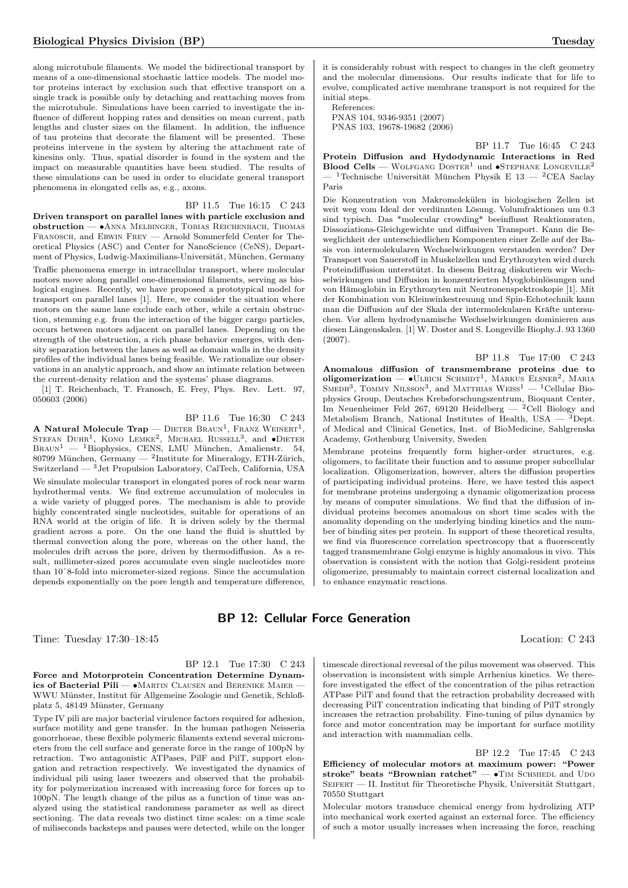along microtubule filaments. We model the bidirectional transport by means of a one-dimensional stochastic lattice models. The model motor proteins interact by exclusion such that effective transport on a single track is possible only by detaching and reattaching moves from the microtubule. Simulations have been carried to investigate the influence of different hopping rates and densities on mean current, path lengths and cluster sizes on the filament. In addition, the influence of tau proteins that decorate the filament will be presented. These proteins intervene in the system by altering the attachment rate of kinesins only. Thus, spatial disorder is found in the system and the impact on measurable quantities have been studied. The results of these simulations can be used in order to elucidate general transport phenomena in elongated cells as, e.g., axons.

BP 11.5 Tue 16:15 C 243

**Driven transport on parallel lanes with particle exclusion and obstruction** — •Anna Melbinger, Tobias Reichenbach, Thomas Franosch, and Erwin Frey — Arnold Sommerfeld Center for Theoretical Physics (ASC) and Center for NanoScience (CeNS), Department of Physics, Ludwig-Maximilians-Universität, München, Germany

Traffic phenomena emerge in intracellular transport, where molecular motors move along parallel one-dimensional filaments, serving as biological engines. Recently, we have proposed a prototypical model for transport on parallel lanes [1]. Here, we consider the situation where motors on the same lane exclude each other, while a certain obstruction, stemming e.g. from the interaction of the bigger cargo particles, occurs between motors adjacent on parallel lanes. Depending on the strength of the obstruction, a rich phase behavior emerges, with density separation between the lanes as well as domain walls in the density profiles of the individual lanes being feasible. We rationalize our observations in an analytic approach, and show an intimate relation between the current-density relation and the systems' phase diagrams.

[1] T. Reichenbach, T. Franosch, E. Frey, Phys. Rev. Lett. 97, 050603 (2006)

BP 11.6 Tue 16:30 C 243

**A Natural Molecule Trap** — Dieter Braun[1], Franz Weinert[1], Stefan Duhr[1], Kono Lemke[2], Michael Russell[3], and •Dieter Braun[1] — [1]Biophysics, CENS, LMU München, Amalienstr. 54, 80799 München, Germany — [2]Institute for Mineralogy, ETH-Zürich, Switzerland — [3]Jet Propulsion Laboratory, CalTech, California, USA

We simulate molecular transport in elongated pores of rock near warm hydrothermal vents. We find extreme accumulation of molecules in a wide variety of plugged pores. The mechanism is able to provide highly concentrated single nucleotides, suitable for operations of an RNA world at the origin of life. It is driven solely by the thermal gradient across a pore. On the one hand the fluid is shuttled by thermal convection along the pore, whereas on the other hand, the molecules drift across the pore, driven by thermodiffusion. As a result, millimeter-sized pores accumulate even single nucleotides more than 10^8-fold into micrometer-sized regions. Since the accumulation depends exponentially on the pore length and temperature difference, it is considerably robust with respect to changes in the cleft geometry and the molecular dimensions. Our results indicate that for life to evolve, complicated active membrane transport is not required for the initial steps.

References:
PNAS 104, 9346-9351 (2007)
PNAS 103, 19678-19682 (2006)

BP 11.7 Tue 16:45 C 243

**Protein Diffusion and Hydodynamic Interactions in Red Blood Cells** — Wolfgang Doster[1] und •Stephane Longeville[2] — [1]Technische Universität München Physik E 13 — [2]CEA Saclay Paris

Die Konzentration von Makromolekülen in biologischen Zellen ist weit weg vom Ideal der verdünnten Lösung. Volumfraktionen um 0.3 sind typisch. Das *molecular crowding* beeinflusst Reaktionsraten, Dissoziations-Gleichgewichte und diffusiven Transport. Kann die Beweglichkeit der unterschiedlichen Komponenten einer Zelle auf der Basis von intermolekularen Wechselwirkungen verstanden werden? Der Transport von Sauerstoff in Muskelzellen und Erythrozyten wird durch Proteindiffusion unterstützt. In diesem Beitrag diskutieren wir Wechselwirkungen und Diffusion in konzentrierten Myoglobinlösungen und von Hämoglobin in Erythrozyten mit Neutronenspektroskopie [1]. Mit der Kombination von Kleinwinkelstreuung und Spin-Echotechnik kann man die Diffusion auf der Skala der intermolekularen Kräfte untersuchen. Vor allem hydrodynamische Wechselwirkungen dominieren aus diesen Längenskalen. [1] W. Doster and S. Longeville Biophy.J. 93 1360 (2007).

BP 11.8 Tue 17:00 C 243

**Anomalous diffusion of transmembrane proteins due to oligomerization** — •Ulrich Schmidt[1], Markus Elsner[2], Maria Smedh[3], Tommy Nilsson[3], and Matthias Weiss[1] — [1]Cellular Biophysics Group, Deutsches Krebsforschungszentrum, Bioquant Center, Im Neuenheimer Feld 267, 69120 Heidelberg — [2]Cell Biology and Metabolism Branch, National Institutes of Health, USA — [3]Dept. of Medical and Clinical Genetics, Inst. of BioMedicine, Sahlgrenska Academy, Gothenburg University, Sweden

Membrane proteins frequently form higher-order structures, e.g. oligomers, to facilitate their function and to assume proper subcellular localization. Oligomerization, however, alters the diffusion properties of participating individual proteins. Here, we have tested this aspect for membrane proteins undergoing a dynamic oligomerization process by means of computer simulations. We find that the diffusion of individual proteins becomes anomalous on short time scales with the anomality depending on the underlying binding kinetics and the number of binding sites per protein. In support of these theoretical results, we find via fluorescence correlation spectroscopy that a fluorescently tagged transmembrane Golgi enzyme is highly anomalous in vivo. This observation is consistent with the notion that Golgi-resident proteins oligomerize, presumably to maintain correct cisternal localization and to enhance enzymatic reactions.

## BP 12: Cellular Force Generation

Time: Tuesday 17:30–18:45 Location: C 243

BP 12.1 Tue 17:30 C 243

**Force and Motorprotein Concentration Determine Dynamics of Bacterial Pili** — •Martin Clausen and Berenike Maier — WWU Münster, Institut für Allgemeine Zoologie und Genetik, Schloßplatz 5, 48149 Münster, Germany

Type IV pili are major bacterial virulence factors required for adhesion, surface motility and gene transfer. In the human pathogen Neisseria gonorrhoeae, these flexible polymeric filaments extend several micrometers from the cell surface and generate force in the range of 100pN by retraction. Two antagonistic ATPases, PilF and PilT, support elongation and retraction respectively. We investigated the dynamics of individual pili using laser tweezers and observed that the probability for polymerization increased with increasing force for forces up to 100pN. The length change of the pilus as a function of time was analyzed using the statistical randomness parameter as well as direct sectioning. The data reveals two distinct time scales: on a time scale of miliseconds backsteps and pauses were detected, while on the longer timescale directional reversal of the pilus movement was observed. This observation is inconsistent with simple Arrhenius kinetics. We therefore investigated the effect of the concentration of the pilus retraction ATPase PilT and found that the retraction probability decreased with decreasing PilT concentration indicating that binding of PilT strongly increases the retraction probability. Fine-tuning of pilus dynamics by force and motor concentration may be important for surface motility and interaction with mammalian cells.

BP 12.2 Tue 17:45 C 243

**Efficiency of molecular motors at maximum power: "Power stroke" beats "Brownian ratchet"** — •Tim Schmiedl and Udo Seifert — II. Institut für Theoretische Physik, Universität Stuttgart, 70550 Stuttgart

Molecular motors transduce chemical energy from hydrolizing ATP into mechanical work exerted against an external force. The efficiency of such a motor usually increases when increasing the force, reaching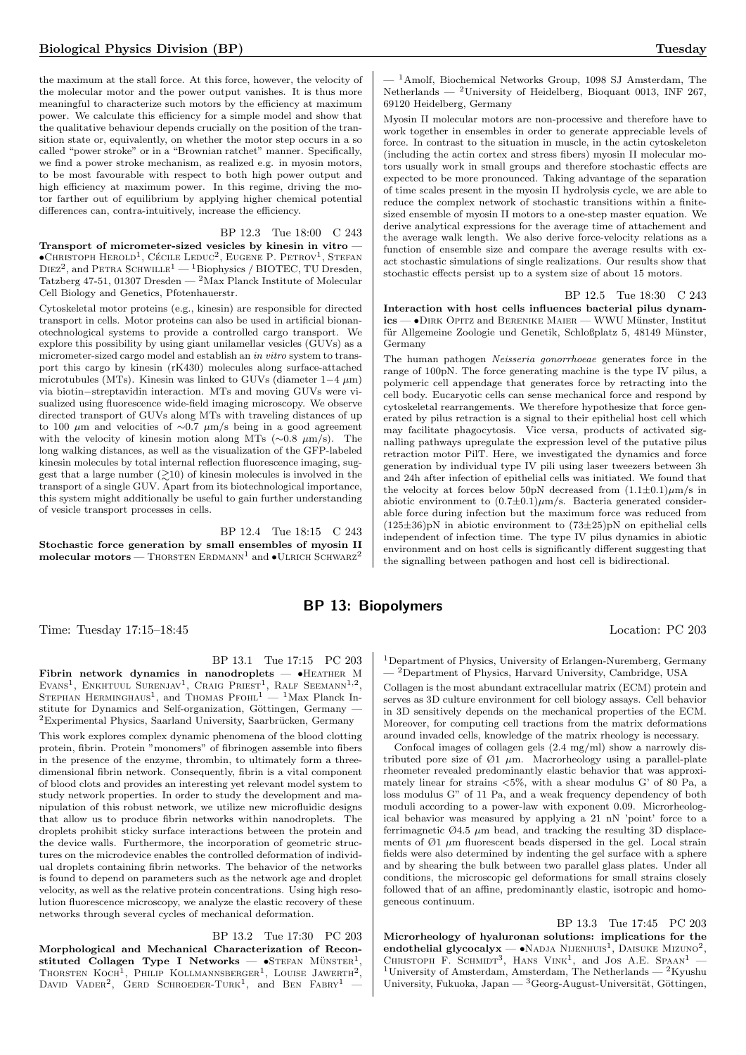the maximum at the stall force. At this force, however, the velocity of the molecular motor and the power output vanishes. It is thus more meaningful to characterize such motors by the efficiency at maximum power. We calculate this efficiency for a simple model and show that the qualitative behaviour depends crucially on the position of the transition state or, equivalently, on whether the motor step occurs in a so called "power stroke" or in a "Brownian ratchet" manner. Specifically, we find a power stroke mechanism, as realized e.g. in myosin motors, to be most favourable with respect to both high power output and high efficiency at maximum power. In this regime, driving the motor farther out of equilibrium by applying higher chemical potential differences can, contra-intuitively, increase the efficiency.

BP 12.3 Tue 18:00 C 243

**Transport of micrometer-sized vesicles by kinesin in vitro** — •Christoph Herold[1], Cécile Leduc[2], Eugene P. Petrov[1], Stefan Diez[2], and Petra Schwille[1] — [1]Biophysics / BIOTEC, TU Dresden, Tatzberg 47-51, 01307 Dresden — [2]Max Planck Institute of Molecular Cell Biology and Genetics, Pfotenhauerstr.

Cytoskeletal motor proteins (e.g., kinesin) are responsible for directed transport in cells. Motor proteins can also be used in artificial bionanotechnological systems to provide a controlled cargo transport. We explore this possibility by using giant unilamellar vesicles (GUVs) as a micrometer-sized cargo model and establish an *in vitro* system to transport this cargo by kinesin (rK430) molecules along surface-attached microtubules (MTs). Kinesin was linked to GUVs (diameter 1−4 $\mu$m) via biotin−streptavidin interaction. MTs and moving GUVs were visualized using fluorescence wide-field imaging microscopy. We observe directed transport of GUVs along MTs with traveling distances of up to 100 $\mu$m and velocities of ~0.7 $\mu$m/s being in a good agreement with the velocity of kinesin motion along MTs (~0.8 $\mu$m/s). The long walking distances, as well as the visualization of the GFP-labeled kinesin molecules by total internal reflection fluorescence imaging, suggest that a large number ($\gtrsim$10) of kinesin molecules is involved in the transport of a single GUV. Apart from its biotechnological importance, this system might additionally be useful to gain further understanding of vesicle transport processes in cells.

BP 12.4 Tue 18:15 C 243

**Stochastic force generation by small ensembles of myosin II molecular motors** — Thorsten Erdmann[1] and •Ulrich Schwarz[2] — [1]Amolf, Biochemical Networks Group, 1098 SJ Amsterdam, The Netherlands — [2]University of Heidelberg, Bioquant 0013, INF 267, 69120 Heidelberg, Germany

Myosin II molecular motors are non-processive and therefore have to work together in ensembles in order to generate appreciable levels of force. In contrast to the situation in muscle, in the actin cytoskeleton (including the actin cortex and stress fibers) myosin II molecular motors usually work in small groups and therefore stochastic effects are expected to be more pronounced. Taking advantage of the separation of time scales present in the myosin II hydrolysis cycle, we are able to reduce the complex network of stochastic transitions within a finite-sized ensemble of myosin II motors to a one-step master equation. We derive analytical expressions for the average time of attachement and the average walk length. We also derive force-velocity relations as a function of ensemble size and compare the average results with exact stochastic simulations of single realizations. Our results show that stochastic effects persist up to a system size of about 15 motors.

BP 12.5 Tue 18:30 C 243

**Interaction with host cells influences bacterial pilus dynamics** — •Dirk Opitz and Berenike Maier — WWU Münster, Institut für Allgemeine Zoologie und Genetik, Schloßplatz 5, 48149 Münster, Germany

The human pathogen *Neisseria gonorrhoeae* generates force in the range of 100pN. The force generating machine is the type IV pilus, a polymeric cell appendage that generates force by retracting into the cell body. Eucaryotic cells can sense mechanical force and respond by cytoskeletal rearrangements. We therefore hypothesize that force generated by pilus retraction is a signal to their epithelial host cell which may facilitate phagocytosis. Vice versa, products of activated signalling pathways upregulate the expression level of the putative pilus retraction motor PilT. Here, we investigated the dynamics and force generation by individual type IV pili using laser tweezers between 3h and 24h after infection of epithelial cells was initiated. We found that the velocity at forces below 50pN decreased from $(1.1\pm0.1)\mu$m/s in abiotic environment to $(0.7\pm0.1)\mu$m/s. Bacteria generated considerable force during infection but the maximum force was reduced from $(125\pm36)$pN in abiotic environment to $(73\pm25)$pN on epithelial cells independent of infection time. The type IV pilus dynamics in abiotic environment and on host cells is significantly different suggesting that the signalling between pathogen and host cell is bidirectional.

## BP 13: Biopolymers

Time: Tuesday 17:15–18:45 Location: PC 203

BP 13.1 Tue 17:15 PC 203

**Fibrin network dynamics in nanodroplets** — •Heather M Evans[1], Enkhtuul Surenjav[1], Craig Priest[1], Ralf Seemann[1,2], Stephan Herminghaus[1], and Thomas Pfohl[1] — [1]Max Planck Institute for Dynamics and Self-organization, Göttingen, Germany — [2]Experimental Physics, Saarland University, Saarbrücken, Germany

This work explores complex dynamic phenomena of the blood clotting protein, fibrin. Protein "monomers" of fibrinogen assemble into fibers in the presence of the enzyme, thrombin, to ultimately form a three-dimensional fibrin network. Consequently, fibrin is a vital component of blood clots and provides an interesting yet relevant model system to study network properties. In order to study the development and manipulation of this robust network, we utilize new microfluidic designs that allow us to produce fibrin networks within nanodroplets. The droplets prohibit sticky surface interactions between the protein and the device walls. Furthermore, the incorporation of geometric structures on the microdevice enables the controlled deformation of individual droplets containing fibrin networks. The behavior of the networks is found to depend on parameters such as the network age and droplet velocity, as well as the relative protein concentrations. Using high resolution fluorescence microscopy, we analyze the elastic recovery of these networks through several cycles of mechanical deformation.

BP 13.2 Tue 17:30 PC 203

**Morphological and Mechanical Characterization of Reconstituted Collagen Type I Networks** — •Stefan Münster[1], Thorsten Koch[1], Philip Kollmannsberger[1], Louise Jawerth[2], David Vader[2], Gerd Schroeder-Turk[1], and Ben Fabry[1] — [1]Department of Physics, University of Erlangen-Nuremberg, Germany — [2]Department of Physics, Harvard University, Cambridge, USA

Collagen is the most abundant extracellular matrix (ECM) protein and serves as 3D culture environment for cell biology assays. Cell behavior in 3D sensitively depends on the mechanical properties of the ECM. Moreover, for computing cell tractions from the matrix deformations around invaded cells, knowledge of the matrix rheology is necessary.

Confocal images of collagen gels (2.4 mg/ml) show a narrowly distributed pore size of Ø1 $\mu$m. Macrorheology using a parallel-plate rheometer revealed predominantly elastic behavior that was approximately linear for strains <5%, with a shear modulus G' of 80 Pa, a loss modulus G" of 11 Pa, and a weak frequency dependency of both moduli according to a power-law with exponent 0.09. Microrheological behavior was measured by applying a 21 nN 'point' force to a ferrimagnetic Ø4.5 $\mu$m bead, and tracking the resulting 3D displacements of Ø1 $\mu$m fluorescent beads dispersed in the gel. Local strain fields were also determined by indenting the gel surface with a sphere and by shearing the bulk between two parallel glass plates. Under all conditions, the microscopic gel deformations for small strains closely followed that of an affine, predominantly elastic, isotropic and homogeneous continuum.

BP 13.3 Tue 17:45 PC 203

**Microrheology of hyaluronan solutions: implications for the endothelial glycocalyx** — •Nadja Nijenhuis[1], Daisuke Mizuno[2], Christoph F. Schmidt[3], Hans Vink[1], and Jos A.E. Spaan[1] — [1]University of Amsterdam, Amsterdam, The Netherlands — [2]Kyushu University, Fukuoka, Japan — [3]Georg-August-Universität, Göttingen,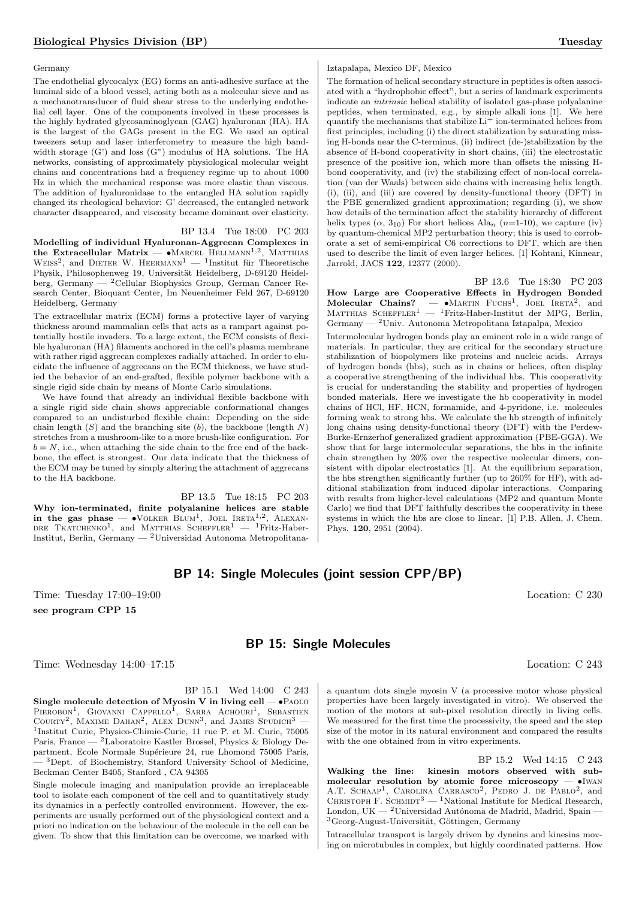Germany

The endothelial glycocalyx (EG) forms an anti-adhesive surface at the luminal side of a blood vessel, acting both as a molecular sieve and as a mechanotransducer of fluid shear stress to the underlying endothelial cell layer. One of the components involved in these processes is the highly hydrated glycosaminoglycan (GAG) hyaluronan (HA). HA is the largest of the GAGs present in the EG. We used an optical tweezers setup and laser interferometry to measure the high bandwidth storage (G') and loss (G") modulus of HA solutions. The HA networks, consisting of approximately physiological molecular weight chains and concentrations had a frequency regime up to about 1000 Hz in which the mechanical response was more elastic than viscous. The addition of hyaluronidase to the entangled HA solution rapidly changed its rheological behavior: G' decreased, the entangled network character disappeared, and viscosity became dominant over elasticity.

BP 13.4 Tue 18:00 PC 203

**Modelling of individual Hyaluronan-Aggrecan Complexes in the Extracellular Matrix** — •Marcel Hellmann[1,2], Matthias Weiss[2], and Dieter W. Heermann[1] — [1]Institut für Theoretische Physik, Philosophenweg 19, Universität Heidelberg, D-69120 Heidelberg, Germany — [2]Cellular Biophysics Group, German Cancer Research Center, Bioquant Center, Im Neuenheimer Feld 267, D-69120 Heidelberg, Germany

The extracellular matrix (ECM) forms a protective layer of varying thickness around mammalian cells that acts as a rampart against potentially hostile invaders. To a large extent, the ECM consists of flexible hyaluronan (HA) filaments anchored in the cell's plasma membrane with rather rigid aggrecan complexes radially attached. In order to elucidate the influence of aggrecans on the ECM thickness, we have studied the behavior of an end-grafted, flexible polymer backbone with a single rigid side chain by means of Monte Carlo simulations.

We have found that already an individual flexible backbone with a single rigid side chain shows appreciable conformational changes compared to an undisturbed flexible chain: Depending on the side chain length ($S$) and the branching site ($b$), the backbone (length $N$) stretches from a mushroom-like to a more brush-like configuration. For $b = N$, i.e., when attaching the side chain to the free end of the backbone, the effect is strongest. Our data indicate that the thickness of the ECM may be tuned by simply altering the attachment of aggrecans to the HA backbone.

BP 13.5 Tue 18:15 PC 203

**Why ion-terminated, finite polyalanine helices are stable in the gas phase** — •Volker Blum[1], Joel Ireta[1,2], Alexandre Tkatchenko[1], and Matthias Scheffler[1] — [1]Fritz-Haber-Institut, Berlin, Germany — [2]Universidad Autonoma Metropolitana-Iztapalapa, Mexico DF, Mexico

The formation of helical secondary structure in peptides is often associated with a "hydrophobic effect", but a series of landmark experiments indicate an *intrinsic* helical stability of isolated gas-phase polyalanine peptides, when terminated, e.g., by simple alkali ions [1]. We here quantify the mechanisms that stabilize $Li^+$ ion-terminated helices from first principles, including (i) the direct stabilization by saturating missing H-bonds near the C-terminus, (ii) indirect (de-)stabilization by the absence of H-bond cooperativity in short chains, (iii) the electrostatic presence of the positive ion, which more than offsets the missing H-bond cooperativity, and (iv) the stabilizing effect of non-local correlation (van der Waals) between side chains with increasing helix length. (i), (ii), and (iii) are covered by density-functional theory (DFT) in the PBE generalized gradient approximation; regarding (i), we show how details of the termination affect the stability hierarchy of different helix types ($\alpha$, $3_{10}$) For short helices $Ala_n$ ($n$=1-10), we capture (iv) by quantum-chemical MP2 perturbation theory; this is used to corroborate a set of semi-empirical C6 corrections to DFT, which are then used to describe the limit of even larger helices. [1] Kohtani, Kinnear, Jarrold, JACS **122**, 12377 (2000).

BP 13.6 Tue 18:30 PC 203

**How Large are Cooperative Effects in Hydrogen Bonded Molecular Chains?** — •Martin Fuchs[1], Joel Ireta[2], and Matthias Scheffler[1] — [1]Fritz-Haber-Institut der MPG, Berlin, Germany — [2]Univ. Autonoma Metropolitana Iztapalpa, Mexico

Intermolecular hydrogen bonds play an eminent role in a wide range of materials. In particular, they are critical for the secondary structure stabilization of biopolymers like proteins and nucleic acids. Arrays of hydrogen bonds (hbs), such as in chains or helices, often display a cooperative strengthening of the individual hbs. This cooperativity is crucial for understanding the stability and properties of hydrogen bonded materials. Here we investigate the hb cooperativity in model chains of HCl, HF, HCN, formamide, and 4-pyridone, i.e. molecules forming weak to strong hbs. We calculate the hb strength of infinitely long chains using density-functional theory (DFT) with the Perdew-Burke-Ernzerhof generalized gradient approximation (PBE-GGA). We show that for large intermolecular separations, the hbs in the infinite chain strengthen by 20% over the respective molecular dimers, consistent with dipolar electrostatics [1]. At the equilibrium separation, the hbs strengthen significantly further (up to 260% for HF), with additional stabilization from induced dipolar interactions. Comparing with results from higher-level calculations (MP2 and quantum Monte Carlo) we find that DFT faithfully describes the cooperativity in these systems in which the hbs are close to linear. [1] P.B. Allen, J. Chem. Phys. **120**, 2951 (2004).

## BP 14: Single Molecules (joint session CPP/BP)

Time: Tuesday 17:00–19:00 Location: C 230

**see program CPP 15**

## BP 15: Single Molecules

Time: Wednesday 14:00–17:15 Location: C 243

BP 15.1 Wed 14:00 C 243

**Single molecule detection of Myosin V in living cell** — •Paolo Pierobon[1], Giovanni Cappello[1], Sarra Achouri[1], Sebastien Courty[2], Maxime Dahan[2], Alex Dunn[3], and James Spudich[3] — [1]Institut Curie, Physico-Chimie-Curie, 11 rue P. et M. Curie, 75005 Paris, France — [2]Laboratoire Kastler Brossel, Physics & Biology Department, Ecole Normale Supérieure 24, rue Lhomond 75005 Paris, — [3]Dept. of Biochemistry, Stanford University School of Medicine, Beckman Center B405, Stanford , CA 94305

Single molecule imaging and manipulation provide an irreplaceable tool to isolate each component of the cell and to quantitatively study its dynamics in a perfectly controlled environment. However, the experiments are usually performed out of the physiological context and a priori no indication on the behaviour of the molecule in the cell can be given. To show that this limitation can be overcome, we marked with a quantum dots single myosin V (a processive motor whose physical properties have been largely investigated in vitro). We observed the motion of the motors at sub-pixel resolution directly in living cells. We measured for the first time the processivity, the speed and the step size of the motor in its natural environment and compared the results with the one obtained from in vitro experiments.

BP 15.2 Wed 14:15 C 243

**Walking the line: kinesin motors observed with sub-molecular resolution by atomic force microscopy** — •Iwan A.T. Schaap[1], Carolina Carrasco[2], Pedro J. de Pablo[2], and Christoph F. Schmidt[3] — [1]National Institute for Medical Research, London, UK — [2]Universidad Autónoma de Madrid, Madrid, Spain — [3]Georg-August-Universität, Göttingen, Germany

Intracellular transport is largely driven by dyneins and kinesins moving on microtubules in complex, but highly coordinated patterns. How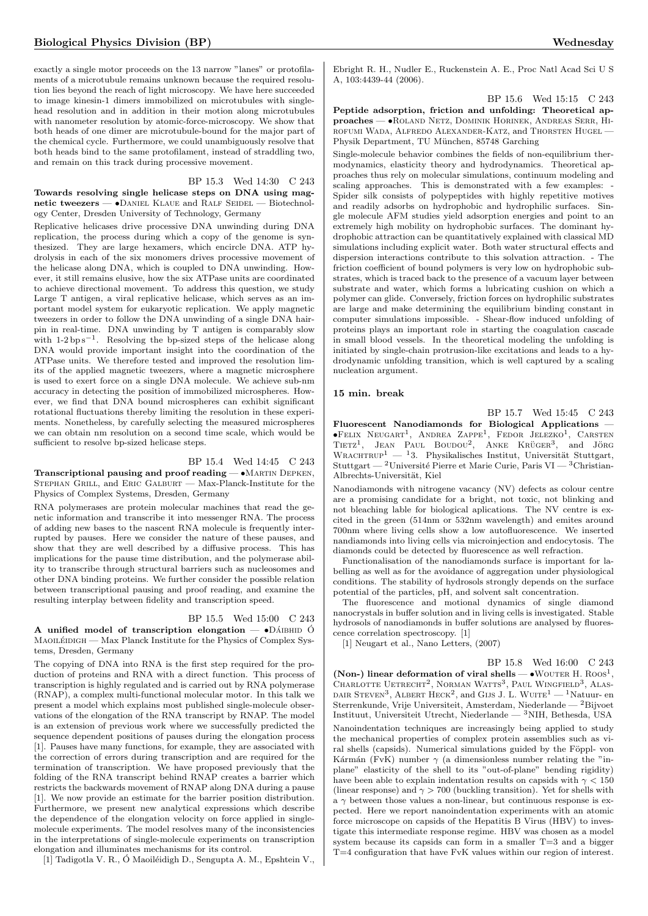exactly a single motor proceeds on the 13 narrow "lanes" or protofilaments of a microtubule remains unknown because the required resolution lies beyond the reach of light microscopy. We have here succeeded to image kinesin-1 dimers immobilized on microtubules with single-head resolution and in addition in their motion along microtubules with nanometer resolution by atomic-force-microscopy. We show that both heads of one dimer are microtubule-bound for the major part of the chemical cycle. Furthermore, we could unambiguously resolve that both heads bind to the same protofilament, instead of straddling two, and remain on this track during processive movement.

BP 15.3 Wed 14:30 C 243

**Towards resolving single helicase steps on DNA using magnetic tweezers** — •Daniel Klaue and Ralf Seidel — Biotechnology Center, Dresden University of Technology, Germany

Replicative helicases drive processive DNA unwinding during DNA replication, the process during which a copy of the genome is synthesized. They are large hexamers, which encircle DNA. ATP hydrolysis in each of the six monomers drives processive movement of the helicase along DNA, which is coupled to DNA unwinding. However, it still remains elusive, how the six ATPase units are coordinated to achieve directional movement. To address this question, we study Large T antigen, a viral replicative helicase, which serves as an important model system for eukaryotic replication. We apply magnetic tweezers in order to follow the DNA unwinding of a single DNA hairpin in real-time. DNA unwinding by T antigen is comparably slow with 1-2 bp$s^{-1}$. Resolving the bp-sized steps of the helicase along DNA would provide important insight into the coordination of the ATPase units. We therefore tested and improved the resolution limits of the applied magnetic tweezers, where a magnetic microsphere is used to exert force on a single DNA molecule. We achieve sub-nm accuracy in detecting the position of immobilized microspheres. However, we find that DNA bound microspheres can exhibit significant rotational fluctuations thereby limiting the resolution in these experiments. Nonetheless, by carefully selecting the measured microspheres we can obtain nm resolution on a second time scale, which would be sufficient to resolve bp-sized helicase steps.

BP 15.4 Wed 14:45 C 243

**Transcriptional pausing and proof reading** — •Martin Depken, Stephan Grill, and Eric Galburt — Max-Planck-Institute for the Physics of Complex Systems, Dresden, Germany

RNA polymerases are protein molecular machines that read the genetic information and transcribe it into messenger RNA. The process of adding new bases to the nascent RNA molecule is frequently interrupted by pauses. Here we consider the nature of these pauses, and show that they are well described by a diffusive process. This has implications for the pause time distribution, and the polymerase ability to transcribe through structural barriers such as nucleosomes and other DNA binding proteins. We further consider the possible relation between transcriptional pausing and proof reading, and examine the resulting interplay between fidelity and transcription speed.

BP 15.5 Wed 15:00 C 243

**A unified model of transcription elongation** — •Dáibhid Ó Maoiléidigh — Max Planck Institute for the Physics of Complex Systems, Dresden, Germany

The copying of DNA into RNA is the first step required for the production of proteins and RNA with a direct function. This process of transcription is highly regulated and is carried out by RNA polymerase (RNAP), a complex multi-functional molecular motor. In this talk we present a model which explains most published single-molecule observations of the elongation of the RNA transcript by RNAP. The model is an extension of previous work where we successfully predicted the sequence dependent positions of pauses during the elongation process [1]. Pauses have many functions, for example, they are associated with the correction of errors during transcription and are required for the termination of transcription. We have proposed previously that the folding of the RNA transcript behind RNAP creates a barrier which restricts the backwards movement of RNAP along DNA during a pause [1]. We now provide an estimate for the barrier position distribution. Furthermore, we present new analytical expressions which describe the dependence of the elongation velocity on force applied in single-molecule experiments. The model resolves many of the inconsistencies in the interpretations of single-molecule experiments on transcription elongation and illuminates mechanisms for its control.

[1] Tadigotla V. R., Ó Maoiléidigh D., Sengupta A. M., Epshtein V., Ebright R. H., Nudler E., Ruckenstein A. E., Proc Natl Acad Sci U S A, 103:4439-44 (2006).

BP 15.6 Wed 15:15 C 243

**Peptide adsorption, friction and unfolding: Theoretical approaches** — •Roland Netz, Dominik Horinek, Andreas Serr, Hirofumi Wada, Alfredo Alexander-Katz, and Thorsten Hugel — Physik Department, TU München, 85748 Garching

Single-molecule behavior combines the fields of non-equilibrium thermodynamics, elasticity theory and hydrodynamics. Theoretical approaches thus rely on molecular simulations, continuum modeling and scaling approaches. This is demonstrated with a few examples: - Spider silk consists of polypeptides with highly repetitive motives and readily adsorbs on hydrophobic and hydrophilic surfaces. Single molecule AFM studies yield adsorption energies and point to an extremely high mobility on hydrophobic surfaces. The dominant hydrophobic attraction can be quantitatively explained with classical MD simulations including explicit water. Both water structural effects and dispersion interactions contribute to this solvation attraction. - The friction coefficient of bound polymers is very low on hydrophobic substrates, which is traced back to the presence of a vacuum layer between substrate and water, which forms a lubricating cushion on which a polymer can glide. Conversely, friction forces on hydrophilic substrates are large and make determining the equilibrium binding constant in computer simulations impossible. - Shear-flow induced unfolding of proteins plays an important role in starting the coagulation cascade in small blood vessels. In the theoretical modeling the unfolding is initiated by single-chain protrusion-like excitations and leads to a hydrodynamic unfolding transition, which is well captured by a scaling nucleation argument.

**15 min. break**

BP 15.7 Wed 15:45 C 243

**Fluorescent Nanodiamonds for Biological Applications** — •Felix Neugart[1], Andrea Zappe[1], Fedor Jelezko[1], Carsten Tietz[1], Jean Paul Boudou[2], Anke Krüger[3], and Jörg Wrachtrup[1] — [1]3. Physikalisches Institut, Universität Stuttgart, Stuttgart — [2]Université Pierre et Marie Curie, Paris VI — [3]Christian-Albrechts-Universität, Kiel

Nanodiamonds with nitrogene vacancy (NV) defects as colour centre are a promising candidate for a bright, not toxic, not blinking and not bleaching lable for biological aplications. The NV centre is excited in the green (514nm or 532nm wavelength) and emites around 700nm where living cells show a low autofluorescence. We inserted nandiamonds into living cells via microinjection and endocytosis. The diamonds could be detected by fluorescence as well refraction.

Functionalisation of the nanodiamonds surface is important for labelling as well as for the avoidance of aggregation under physiological conditions. The stability of hydrosols strongly depends on the surface potential of the particles, pH, and solvent salt concentration.

The fluorescence and motional dynamics of single diamond nanocrystals in buffer solution and in living cells is investigated. Stable hydrosols of nanodiamonds in buffer solutions are analysed by fluorescence correlation spectroscopy. [1]

[1] Neugart et al., Nano Letters, (2007)

BP 15.8 Wed 16:00 C 243

**(Non-) linear deformation of viral shells** — •Wouter H. Roos[1], Charlotte Uetrecht[2], Norman Watts[3], Paul Wingfield[3], Alasdair Steven[3], Albert Heck[2], and Gijs J. L. Wuite[1] — [1]Natuur- en Sterrenkunde, Vrije Universiteit, Amsterdam, Niederlande — [2]Bijvoet Instituut, Universiteit Utrecht, Niederlande — [3]NIH, Bethesda, USA

Nanoindentation techniques are increasingly being applied to study the mechanical properties of complex protein assemblies such as viral shells (capsids). Numerical simulations guided by the Föppl- von Kármán (FvK) number $\gamma$ (a dimensionless number relating the "in-plane" elasticity of the shell to its "out-of-plane" bending rigidity) have been able to explain indentation results on capsids with $\gamma < 150$ (linear response) and $\gamma > 700$ (buckling transition). Yet for shells with a $\gamma$ between those values a non-linear, but continuous response is expected. Here we report nanoindentation experiments with an atomic force microscope on capsids of the Hepatitis B Virus (HBV) to investigate this intermediate response regime. HBV was chosen as a model system because its capsids can form in a smaller T=3 and a bigger T=4 configuration that have FvK values within our region of interest.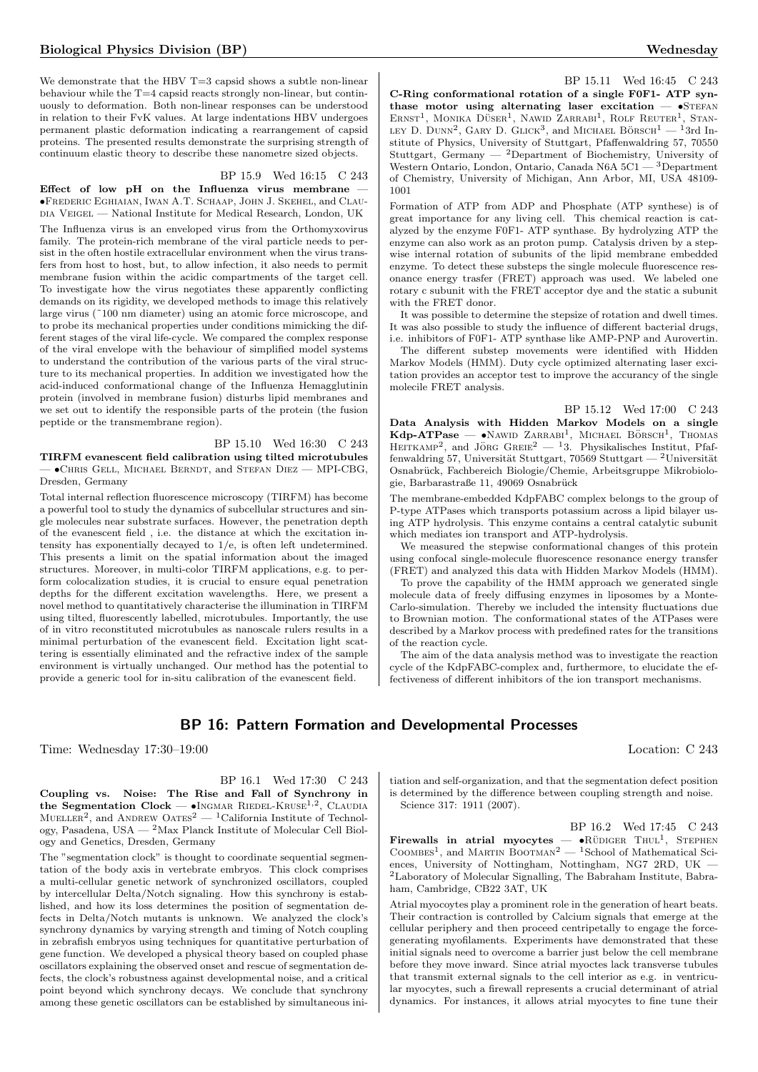We demonstrate that the HBV T=3 capsid shows a subtle non-linear behaviour while the T=4 capsid reacts strongly non-linear, but continuously to deformation. Both non-linear responses can be understood in relation to their FvK values. At large indentations HBV undergoes permanent plastic deformation indicating a rearrangement of capsid proteins. The presented results demonstrate the surprising strength of continuum elastic theory to describe these nanometre sized objects.

BP 15.9 Wed 16:15 C 243

**Effect of low pH on the Influenza virus membrane** — •Frederic Eghiaian, Iwan A.T. Schaap, John J. Skehel, and Claudia Veigel — National Institute for Medical Research, London, UK

The Influenza virus is an enveloped virus from the Orthomyxovirus family. The protein-rich membrane of the viral particle needs to persist in the often hostile extracellular environment when the virus transfers from host to host, but, to allow infection, it also needs to permit membrane fusion within the acidic compartments of the target cell. To investigate how the virus negotiates these apparently conflicting demands on its rigidity, we developed methods to image this relatively large virus (~100 nm diameter) using an atomic force microscope, and to probe its mechanical properties under conditions mimicking the different stages of the viral life-cycle. We compared the complex response of the viral envelope with the behaviour of simplified model systems to understand the contribution of the various parts of the viral structure to its mechanical properties. In addition we investigated how the acid-induced conformational change of the Influenza Hemagglutinin protein (involved in membrane fusion) disturbs lipid membranes and we set out to identify the responsible parts of the protein (the fusion peptide or the transmembrane region).

BP 15.10 Wed 16:30 C 243

**TIRFM evanescent field calibration using tilted microtubules** — •Chris Gell, Michael Berndt, and Stefan Diez — MPI-CBG, Dresden, Germany

Total internal reflection fluorescence microscopy (TIRFM) has become a powerful tool to study the dynamics of subcellular structures and single molecules near substrate surfaces. However, the penetration depth of the evanescent field , i.e. the distance at which the excitation intensity has exponentially decayed to 1/e, is often left undetermined. This presents a limit on the spatial information about the imaged structures. Moreover, in multi-color TIRFM applications, e.g. to perform colocalization studies, it is crucial to ensure equal penetration depths for the different excitation wavelengths. Here, we present a novel method to quantitatively characterise the illumination in TIRFM using tilted, fluorescently labelled, microtubules. Importantly, the use of in vitro reconstituted microtubules as nanoscale rulers results in a minimal perturbation of the evanescent field. Excitation light scattering is essentially eliminated and the refractive index of the sample environment is virtually unchanged. Our method has the potential to provide a generic tool for in-situ calibration of the evanescent field.

BP 15.11 Wed 16:45 C 243

**C-Ring conformational rotation of a single F0F1- ATP synthase motor using alternating laser excitation** — •Stefan Ernst[1], Monika Düser[1], Nawid Zarrabi[1], Rolf Reuter[1], Stanley D. Dunn[2], Gary D. Glick[3], and Michael Börsch[1] — [1]3rd Institute of Physics, University of Stuttgart, Pfaffenwaldring 57, 70550 Stuttgart, Germany — [2]Department of Biochemistry, University of Western Ontario, London, Ontario, Canada N6A 5C1 — [3]Department of Chemistry, University of Michigan, Ann Arbor, MI, USA 48109-1001

Formation of ATP from ADP and Phosphate (ATP synthese) is of great importance for any living cell. This chemical reaction is catalyzed by the enzyme F0F1- ATP synthase. By hydrolyzing ATP the enzyme can also work as an proton pump. Catalysis driven by a stepwise internal rotation of subunits of the lipid membrane embedded enzyme. To detect these substeps the single molecule fluorescence resonance energy trasfer (FRET) approach was used. We labeled one rotary c subunit with the FRET acceptor dye and the static a subunit with the FRET donor.

It was possible to determine the stepsize of rotation and dwell times. It was also possible to study the influence of different bacterial drugs, i.e. inhibitors of F0F1- ATP synthase like AMP-PNP and Aurovertin.

The different substep movements were identified with Hidden Markov Models (HMM). Duty cycle optimized alternating laser excitation provides an acceptor test to improve the accurancy of the single molecile FRET analysis.

BP 15.12 Wed 17:00 C 243

**Data Analysis with Hidden Markov Models on a single Kdp-ATPase** — •Nawid Zarrabi[1], Michael Börsch[1], Thomas Heitkamp[2], and Jörg Greie[2] — [1]3. Physikalisches Institut, Pfaffenwaldring 57, Universität Stuttgart, 70569 Stuttgart — [2]Universität Osnabrück, Fachbereich Biologie/Chemie, Arbeitsgruppe Mikrobiologie, Barbarastraße 11, 49069 Osnabrück

The membrane-embedded KdpFABC complex belongs to the group of P-type ATPases which transports potassium across a lipid bilayer using ATP hydrolysis. This enzyme contains a central catalytic subunit which mediates ion transport and ATP-hydrolysis.

We measured the stepwise conformational changes of this protein using confocal single-molecule fluorescence resonance energy transfer (FRET) and analyzed this data with Hidden Markov Models (HMM).

To prove the capability of the HMM approach we generated single molecule data of freely diffusing enzymes in liposomes by a Monte-Carlo-simulation. Thereby we included the intensity fluctuations due to Brownian motion. The conformational states of the ATPases were described by a Markov process with predefined rates for the transitions of the reaction cycle.

The aim of the data analysis method was to investigate the reaction cycle of the KdpFABC-complex and, furthermore, to elucidate the effectiveness of different inhibitors of the ion transport mechanisms.

## BP 16: Pattern Formation and Developmental Processes

Time: Wednesday 17:30–19:00 Location: C 243

BP 16.1 Wed 17:30 C 243

**Coupling vs. Noise: The Rise and Fall of Synchrony in the Segmentation Clock** — •Ingmar Riedel-Kruse[1,2], Claudia Mueller[2], and Andrew Oates[2] — [1]California Institute of Technology, Pasadena, USA — [2]Max Planck Institute of Molecular Cell Biology and Genetics, Dresden, Germany

The "segmentation clock" is thought to coordinate sequential segmentation of the body axis in vertebrate embryos. This clock comprises a multi-cellular genetic network of synchronized oscillators, coupled by intercellular Delta/Notch signaling. How this synchrony is established, and how its loss determines the position of segmentation defects in Delta/Notch mutants is unknown. We analyzed the clock's synchrony dynamics by varying strength and timing of Notch coupling in zebrafish embryos using techniques for quantitative perturbation of gene function. We developed a physical theory based on coupled phase oscillators explaining the observed onset and rescue of segmentation defects, the clock's robustness against developmental noise, and a critical point beyond which synchrony decays. We conclude that synchrony among these genetic oscillators can be established by simultaneous initiation and self-organization, and that the segmentation defect position is determined by the difference between coupling strength and noise. Science 317: 1911 (2007).

BP 16.2 Wed 17:45 C 243

**Firewalls in atrial myocytes** — •Rüdiger Thul[1], Stephen Coombes[1], and Martin Bootman[2] — [1]School of Mathematical Sciences, University of Nottingham, Nottingham, NG7 2RD, UK — [2]Laboratory of Molecular Signalling, The Babraham Institute, Babraham, Cambridge, CB22 3AT, UK

Atrial myocoytes play a prominent role in the generation of heart beats. Their contraction is controlled by Calcium signals that emerge at the cellular periphery and then proceed centripetally to engage the force-generating myofilaments. Experiments have demonstrated that these initial signals need to overcome a barrier just below the cell membrane before they move inward. Since atrial myoctes lack transverse tubules that transmit external signals to the cell interior as e.g. in ventricular myocytes, such a firewall represents a crucial determinant of atrial dynamics. For instances, it allows atrial myocytes to fine tune their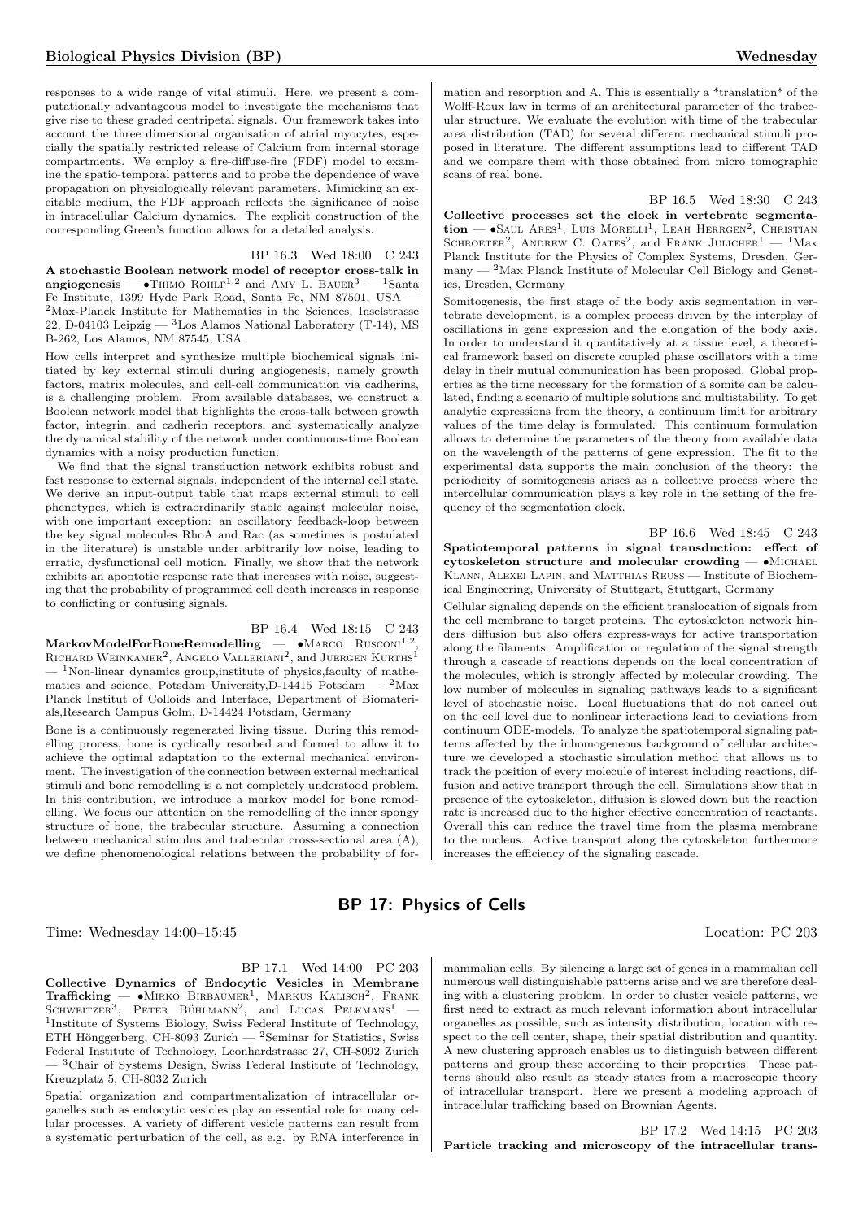responses to a wide range of vital stimuli. Here, we present a computationally advantageous model to investigate the mechanisms that give rise to these graded centripetal signals. Our framework takes into account the three dimensional organisation of atrial myocytes, especially the spatially restricted release of Calcium from internal storage compartments. We employ a fire-diffuse-fire (FDF) model to examine the spatio-temporal patterns and to probe the dependence of wave propagation on physiologically relevant parameters. Mimicking an excitable medium, the FDF approach reflects the significance of noise in intracellullar Calcium dynamics. The explicit construction of the corresponding Green's function allows for a detailed analysis.

BP 16.3 Wed 18:00 C 243

**A stochastic Boolean network model of receptor cross-talk in angiogenesis** — •Thimo Rohlf[1,2] and Amy L. Bauer[3] — [1]Santa Fe Institute, 1399 Hyde Park Road, Santa Fe, NM 87501, USA — [2]Max-Planck Institute for Mathematics in the Sciences, Inselstrasse 22, D-04103 Leipzig — [3]Los Alamos National Laboratory (T-14), MS B-262, Los Alamos, NM 87545, USA

How cells interpret and synthesize multiple biochemical signals initiated by key external stimuli during angiogenesis, namely growth factors, matrix molecules, and cell-cell communication via cadherins, is a challenging problem. From available databases, we construct a Boolean network model that highlights the cross-talk between growth factor, integrin, and cadherin receptors, and systematically analyze the dynamical stability of the network under continuous-time Boolean dynamics with a noisy production function.

We find that the signal transduction network exhibits robust and fast response to external signals, independent of the internal cell state. We derive an input-output table that maps external stimuli to cell phenotypes, which is extraordinarily stable against molecular noise, with one important exception: an oscillatory feedback-loop between the key signal molecules RhoA and Rac (as sometimes is postulated in the literature) is unstable under arbitrarily low noise, leading to erratic, dysfunctional cell motion. Finally, we show that the network exhibits an apoptotic response rate that increases with noise, suggesting that the probability of programmed cell death increases in response to conflicting or confusing signals.

BP 16.4 Wed 18:15 C 243

**MarkovModelForBoneRemodelling** — •Marco Rusconi[1,2], Richard Weinkamer[2], Angelo Valleriani[2], and Juergen Kurths[1] — [1]Non-linear dynamics group,institute of physics,faculty of mathematics and science, Potsdam University,D-14415 Potsdam — [2]Max Planck Institut of Colloids and Interface, Department of Biomaterials,Research Campus Golm, D-14424 Potsdam, Germany

Bone is a continuously regenerated living tissue. During this remodelling process, bone is cyclically resorbed and formed to allow it to achieve the optimal adaptation to the external mechanical environment. The investigation of the connection between external mechanical stimuli and bone remodelling is a not completely understood problem. In this contribution, we introduce a markov model for bone remodelling. We focus our attention on the remodelling of the inner spongy structure of bone, the trabecular structure. Assuming a connection between mechanical stimulus and trabecular cross-sectional area (A), we define phenomenological relations between the probability of formation and resorption and A. This is essentially a *translation* of the Wolff-Roux law in terms of an architectural parameter of the trabecular structure. We evaluate the evolution with time of the trabecular area distribution (TAD) for several different mechanical stimuli proposed in literature. The different assumptions lead to different TAD and we compare them with those obtained from micro tomographic scans of real bone.

BP 16.5 Wed 18:30 C 243

**Collective processes set the clock in vertebrate segmentation** — •Saul Ares[1], Luis Morelli[1], Leah Herrgen[2], Christian Schroeter[2], Andrew C. Oates[2], and Frank Julicher[1] — [1]Max Planck Institute for the Physics of Complex Systems, Dresden, Germany — [2]Max Planck Institute of Molecular Cell Biology and Genetics, Dresden, Germany

Somitogenesis, the first stage of the body axis segmentation in vertebrate development, is a complex process driven by the interplay of oscillations in gene expression and the elongation of the body axis. In order to understand it quantitatively at a tissue level, a theoretical framework based on discrete coupled phase oscillators with a time delay in their mutual communication has been proposed. Global properties as the time necessary for the formation of a somite can be calculated, finding a scenario of multiple solutions and multistability. To get analytic expressions from the theory, a continuum limit for arbitrary values of the time delay is formulated. This continuum formulation allows to determine the parameters of the theory from available data on the wavelength of the patterns of gene expression. The fit to the experimental data supports the main conclusion of the theory: the periodicity of somitogenesis arises as a collective process where the intercellular communication plays a key role in the setting of the frequency of the segmentation clock.

BP 16.6 Wed 18:45 C 243

**Spatiotemporal patterns in signal transduction: effect of cytoskeleton structure and molecular crowding** — •Michael Klann, Alexei Lapin, and Matthias Reuss — Institute of Biochemical Engineering, University of Stuttgart, Stuttgart, Germany

Cellular signaling depends on the efficient translocation of signals from the cell membrane to target proteins. The cytoskeleton network hinders diffusion but also offers express-ways for active transportation along the filaments. Amplification or regulation of the signal strength through a cascade of reactions depends on the local concentration of the molecules, which is strongly affected by molecular crowding. The low number of molecules in signaling pathways leads to a significant level of stochastic noise. Local fluctuations that do not cancel out on the cell level due to nonlinear interactions lead to deviations from continuum ODE-models. To analyze the spatiotemporal signaling patterns affected by the inhomogeneous background of cellular architecture we developed a stochastic simulation method that allows us to track the position of every molecule of interest including reactions, diffusion and active transport through the cell. Simulations show that in presence of the cytoskeleton, diffusion is slowed down but the reaction rate is increased due to the higher effective concentration of reactants. Overall this can reduce the travel time from the plasma membrane to the nucleus. Active transport along the cytoskeleton furthermore increases the efficiency of the signaling cascade.

## BP 17: Physics of Cells

Time: Wednesday 14:00–15:45 Location: PC 203

BP 17.1 Wed 14:00 PC 203

**Collective Dynamics of Endocytic Vesicles in Membrane Trafficking** — •Mirko Birbaumer[1], Markus Kalisch[2], Frank Schweitzer[3], Peter Bühlmann[2], and Lucas Pelkmans[1] — [1]Institute of Systems Biology, Swiss Federal Institute of Technology, ETH Hönggerberg, CH-8093 Zurich — [2]Seminar for Statistics, Swiss Federal Institute of Technology, Leonhardstrasse 27, CH-8092 Zurich — [3]Chair of Systems Design, Swiss Federal Institute of Technology, Kreuzplatz 5, CH-8032 Zurich

Spatial organization and compartmentalization of intracellular organelles such as endocytic vesicles play an essential role for many cellular processes. A variety of different vesicle patterns can result from a systematic perturbation of the cell, as e.g. by RNA interference in mammalian cells. By silencing a large set of genes in a mammalian cell numerous well distinguishable patterns arise and we are therefore dealing with a clustering problem. In order to cluster vesicle patterns, we first need to extract as much relevant information about intracellular organelles as possible, such as intensity distribution, location with respect to the cell center, shape, their spatial distribution and quantity. A new clustering approach enables us to distinguish between different patterns and group these according to their properties. These patterns should also result as steady states from a macroscopic theory of intracellular transport. Here we present a modeling approach of intracellular trafficking based on Brownian Agents.

BP 17.2 Wed 14:15 PC 203

**Particle tracking and microscopy of the intracellular trans-**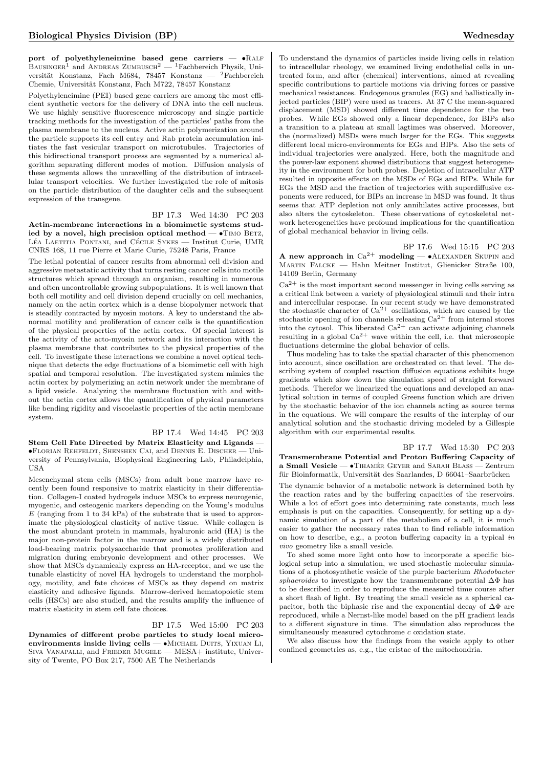**port of polyethyleneimine based gene carriers** — •Ralf Bausinger[1] and Andreas Zumbusch[2] — [1]Fachbereich Physik, Universität Konstanz, Fach M684, 78457 Konstanz — [2]Fachbereich Chemie, Universität Konstanz, Fach M722, 78457 Konstanz

Polyethyleneimine (PEI) based gene carriers are among the most efficient synthetic vectors for the delivery of DNA into the cell nucleus. We use highly sensitive fluorescence microscopy and single particle tracking methods for the investigation of the particles' paths from the plasma membrane to the nucleus. Active actin polymerization around the particle supports its cell entry and Rab protein accumulation initiates the fast vesicular transport on microtubules. Trajectories of this bidirectional transport process are segmented by a numerical algorithm separating different modes of motion. Diffusion analysis of these segments allows the unravelling of the distribution of intracellular transport velocities. We further investigated the role of mitosis on the particle distribution of the daughter cells and the subsequent expression of the transgene.

BP 17.3 Wed 14:30 PC 203

**Actin-membrane interactions in a biomimetic systems studied by a novel, high precision optical method** — •Timo Betz, Léa Laetitia Pontani, and Cécile Sykes — Institut Curie, UMR CNRS 168, 11 rue Pierre et Marie Curie, 75248 Paris, France

The lethal potential of cancer results from abnormal cell division and aggressive metastatic activity that turns resting cancer cells into motile structures which spread through an organism, resulting in numerous and often uncontrollable growing subpopulations. It is well known that both cell motility and cell division depend crucially on cell mechanics, namely on the actin cortex which is a dense biopolymer network that is steadily contracted by myosin motors. A key to understand the abnormal motility and proliferation of cancer cells is the quantification of the physical properties of the actin cortex. Of special interest is the activity of the acto-myosin network and its interaction with the plasma membrane that contributes to the physical properties of the cell. To investigate these interactions we combine a novel optical technique that detects the edge fluctuations of a biomimetic cell with high spatial and temporal resolution. The investigated system mimics the actin cortex by polymerizing an actin network under the membrane of a lipid vesicle. Analyzing the membrane fluctuation with and without the actin cortex allows the quantification of physical parameters like bending rigidity and viscoelastic properties of the actin membrane system.

BP 17.4 Wed 14:45 PC 203

**Stem Cell Fate Directed by Matrix Elasticity and Ligands** — •Florian Rehfeldt, Shenshen Cai, and Dennis E. Discher — University of Pennsylvania, Biophysical Engineering Lab, Philadelphia, USA

Mesenchymal stem cells (MSCs) from adult bone marrow have recently been found responsive to matrix elasticity in their differentiation. Collagen-I coated hydrogels induce MSCs to express neurogenic, myogenic, and osteogenic markers depending on the Young's modulus $E$ (ranging from 1 to 34 kPa) of the substrate that is used to approximate the physiological elasticity of native tissue. While collagen is the most abundant protein in mammals, hyaluronic acid (HA) is the major non-protein factor in the marrow and is a widely distributed load-bearing matrix polysaccharide that promotes proliferation and migration during embryonic development and other processes. We show that MSCs dynamically express an HA-receptor, and we use the tunable elasticity of novel HA hydrogels to understand the morphology, motility, and fate choices of MSCs as they depend on matrix elasticity and adhesive ligands. Marrow-derived hematopoietic stem cells (HSCs) are also studied, and the results amplify the influence of matrix elasticity in stem cell fate choices.

BP 17.5 Wed 15:00 PC 203

**Dynamics of different probe particles to study local microenvironments inside living cells** — •Michael Duits, Yixuan Li, Siva Vanapalli, and Frieder Mugele — MESA+ institute, University of Twente, PO Box 217, 7500 AE The Netherlands

To understand the dynamics of particles inside living cells in relation to intracellular rheology, we examined living endothelial cells in untreated form, and after (chemical) interventions, aimed at revealing specific contributions to particle motions via driving forces or passive mechanical resistances. Endogenous granules (EG) and ballistically injected particles (BIP) were used as tracers. At 37 C the mean-squared displacement (MSD) showed different time dependence for the two probes. While EGs showed only a linear dependence, for BIPs also a transition to a plateau at small lagtimes was observed. Moreover, the (normalized) MSDs were much larger for the EGs. This suggests different local micro-environments for EGs and BIPs. Also the sets of individual trajectories were analyzed. Here, both the magnitude and the power-law exponent showed distributions that suggest heterogeneity in the environment for both probes. Depletion of intracellular ATP resulted in opposite effects on the MSDs of EGs and BIPs. While for EGs the MSD and the fraction of trajectories with superdiffusive exponents were reduced, for BIPs an increase in MSD was found. It thus seems that ATP depletion not only annihilates active processes, but also alters the cytoskeleton. These observations of cytoskeletal network heterogeneities have profound implications for the quantification of global mechanical behavior in living cells.

BP 17.6 Wed 15:15 PC 203

**A new approach in $Ca^{2+}$ modeling** — •Alexander Skupin and Martin Falcke — Hahn Meitner Institut, Glienicker Straße 100, 14109 Berlin, Germany

$Ca^{2+}$ is the most important second messenger in living cells serving as a critical link between a variety of physiological stimuli and their intra and intercellular response. In our recent study we have demonstrated the stochastic character of $Ca^{2+}$ oscillations, which are caused by the stochastic opening of ion channels releasing $Ca^{2+}$ from internal stores into the cytosol. This liberated $Ca^{2+}$ can activate adjoining channels resulting in a global $Ca^{2+}$ wave within the cell, i.e. that microscopic fluctuations determine the global behavior of cells.

Thus modeling has to take the spatial character of this phenomenon into account, since oscillation are orchestrated on that level. The describing system of coupled reaction diffusion equations exhibits huge gradients which slow down the simulation speed of straight forward methods. Therefor we linearized the equations and developed an analytical solution in terms of coupled Greens function which are driven by the stochastic behavior of the ion channels acting as source terms in the equations. We will compare the results of the interplay of our analytical solution and the stochastic driving modeled by a Gillespie algorithm with our experimental results.

BP 17.7 Wed 15:30 PC 203

**Transmembrane Potential and Proton Buffering Capacity of a Small Vesicle** — •Tihamér Geyer and Sarah Blass — Zentrum für Bioinformatik, Universität des Saarlandes, D 66041–Saarbrücken

The dynamic behavior of a metabolic network is determined both by the reaction rates and by the buffering capacities of the reservoirs. While a lot of effort goes into determining rate constants, much less emphasis is put on the capacities. Consequently, for setting up a dynamic simulation of a part of the metabolism of a cell, it is much easier to gather the necessary rates than to find reliable information on how to describe, e.g., a proton buffering capacity in a typical *in vivo* geometry like a small vesicle.

To shed some more light onto how to incorporate a specific biological setup into a simulation, we used stochastic molecular simulations of a photosynthetic vesicle of the purple bacterium *Rhodobacter sphaeroides* to investigate how the transmembrane potential $\Delta\Phi$ has to be described in order to reproduce the measured time course after a short flash of light. By treating the small vesicle as a spherical capacitor, both the biphasic rise and the exponential decay of $\Delta\Phi$ are reproduced, while a Nernst-like model based on the pH gradient leads to a different signature in time. The simulation also reproduces the simultaneously measured cytochrome *c* oxidation state.

We also discuss how the findings from the vesicle apply to other confined geometries as, e.g., the cristae of the mitochondria.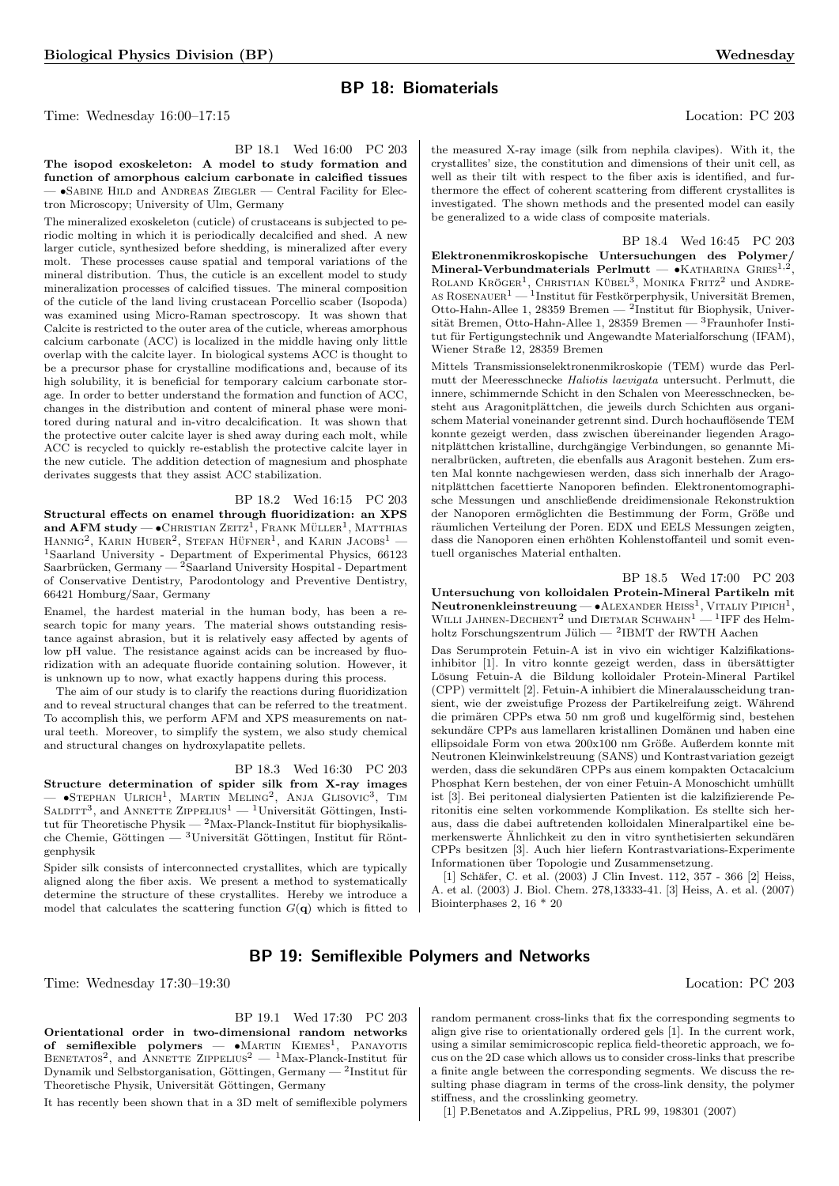## BP 18: Biomaterials

Time: Wednesday 16:00–17:15 Location: PC 203

BP 18.1 Wed 16:00 PC 203

**The isopod exoskeleton: A model to study formation and function of amorphous calcium carbonate in calcified tissues** — •Sabine Hild and Andreas Ziegler — Central Facility for Electron Microscopy; University of Ulm, Germany

The mineralized exoskeleton (cuticle) of crustaceans is subjected to periodic molting in which it is periodically decalcified and shed. A new larger cuticle, synthesized before shedding, is mineralized after every molt. These processes cause spatial and temporal variations of the mineral distribution. Thus, the cuticle is an excellent model to study mineralization processes of calcified tissues. The mineral composition of the cuticle of the land living crustacean Porcellio scaber (Isopoda) was examined using Micro-Raman spectroscopy. It was shown that Calcite is restricted to the outer area of the cuticle, whereas amorphous calcium carbonate (ACC) is localized in the middle having only little overlap with the calcite layer. In biological systems ACC is thought to be a precursor phase for crystalline modifications and, because of its high solubility, it is beneficial for temporary calcium carbonate storage. In order to better understand the formation and function of ACC, changes in the distribution and content of mineral phase were monitored during natural and in-vitro decalcification. It was shown that the protective outer calcite layer is shed away during each molt, while ACC is recycled to quickly re-establish the protective calcite layer in the new cuticle. The addition detection of magnesium and phosphate derivates suggests that they assist ACC stabilization.

BP 18.2 Wed 16:15 PC 203

**Structural effects on enamel through fluoridization: an XPS and AFM study** — •Christian Zeitz[1], Frank Müller[1], Matthias Hannig[2], Karin Huber[2], Stefan Hüfner[1], and Karin Jacobs[1] — [1]Saarland University - Department of Experimental Physics, 66123 Saarbrücken, Germany — [2]Saarland University Hospital - Department of Conservative Dentistry, Parodontology and Preventive Dentistry, 66421 Homburg/Saar, Germany

Enamel, the hardest material in the human body, has been a research topic for many years. The material shows outstanding resistance against abrasion, but it is relatively easy affected by agents of low pH value. The resistance against acids can be increased by fluoridization with an adequate fluoride containing solution. However, it is unknown up to now, what exactly happens during this process.

The aim of our study is to clarify the reactions during fluoridization and to reveal structural changes that can be referred to the treatment. To accomplish this, we perform AFM and XPS measurements on natural teeth. Moreover, to simplify the system, we also study chemical and structural changes on hydroxylapatite pellets.

BP 18.3 Wed 16:30 PC 203

**Structure determination of spider silk from X-ray images** — •Stephan Ulrich[1], Martin Meling[2], Anja Glisovic[3], Tim Salditt[3], and Annette Zippelius[1] — [1]Universität Göttingen, Institut für Theoretische Physik — [2]Max-Planck-Institut für biophysikalische Chemie, Göttingen — [3]Universität Göttingen, Institut für Röntgenphysik

Spider silk consists of interconnected crystallites, which are typically aligned along the fiber axis. We present a method to systematically determine the structure of these crystallites. Hereby we introduce a model that calculates the scattering function $G(\mathbf{q})$ which is fitted to the measured X-ray image (silk from nephila clavipes). With it, the crystallites' size, the constitution and dimensions of their unit cell, as well as their tilt with respect to the fiber axis is identified, and furthermore the effect of coherent scattering from different crystallites is investigated. The shown methods and the presented model can easily be generalized to a wide class of composite materials.

BP 18.4 Wed 16:45 PC 203

**Elektronenmikroskopische Untersuchungen des Polymer/Mineral-Verbundmaterials Perlmutt** — •Katharina Gries[1,2], Roland Kröger[1], Christian Kübel[3], Monika Fritz[2] und Andreas Rosenauer[1] — [1]Institut für Festkörperphysik, Universität Bremen, Otto-Hahn-Allee 1, 28359 Bremen — [2]Institut für Biophysik, Universität Bremen, Otto-Hahn-Allee 1, 28359 Bremen — [3]Fraunhofer Institut für Fertigungstechnik und Angewandte Materialforschung (IFAM), Wiener Straße 12, 28359 Bremen

Mittels Transmissionselektronenmikroskopie (TEM) wurde das Perlmutt der Meeresschnecke *Haliotis laevigata* untersucht. Perlmutt, die innere, schimmernde Schicht in den Schalen von Meeresschnecken, besteht aus Aragonitplättchen, die jeweils durch Schichten aus organischem Material voneinander getrennt sind. Durch hochauflösende TEM konnte gezeigt werden, dass zwischen übereinander liegenden Aragonitplättchen kristalline, durchgängige Verbindungen, so genannte Mineralbrücken, auftreten, die ebenfalls aus Aragonit bestehen. Zum ersten Mal konnte nachgewiesen werden, dass sich innerhalb der Aragonitplättchen facettierte Nanoporen befinden. Elektronentomographische Messungen und anschließende dreidimensionale Rekonstruktion der Nanoporen ermöglichten die Bestimmung der Form, Größe und räumlichen Verteilung der Poren. EDX und EELS Messungen zeigten, dass die Nanoporen einen erhöhten Kohlenstoffanteil und somit eventuell organisches Material enthalten.

BP 18.5 Wed 17:00 PC 203

**Untersuchung von kolloidalen Protein-Mineral Partikeln mit Neutronenkleinstreuung** — •Alexander Heiss[1], Vitaliy Pipich[1], Willi Jahnen-Dechent[2] und Dietmar Schwahn[1] — [1]IFF des Helmholtz Forschungszentrum Jülich — [2]IBMT der RWTH Aachen

Das Serumprotein Fetuin-A ist in vivo ein wichtiger Kalzifikationsinhibitor [1]. In vitro konnte gezeigt werden, dass in übersättigter Lösung Fetuin-A die Bildung kolloidaler Protein-Mineral Partikel (CPP) vermittelt [2]. Fetuin-A inhibiert die Mineralausscheidung transient, wie der zweistufige Prozess der Partikelreifung zeigt. Während die primären CPPs etwa 50 nm groß und kugelförmig sind, bestehen sekundäre CPPs aus lamellaren kristallinen Domänen und haben eine ellipsoidale Form von etwa 200x100 nm Größe. Außerdem konnte mit Neutronen Kleinwinkelstreuung (SANS) und Kontrastvariation gezeigt werden, dass die sekundären CPPs aus einem kompakten Octacalcium Phosphat Kern bestehen, der von einer Fetuin-A Monoschicht umhüllt ist [3]. Bei peritoneal dialysierten Patienten ist die kalzifizierende Peritonitis eine selten vorkommende Komplikation. Es stellte sich heraus, dass die dabei auftretenden kolloidalen Mineralpartikel eine bemerkenswerte Ähnlichkeit zu den in vitro synthetisierten sekundären CPPs besitzen [3]. Auch hier liefern Kontrastvariations-Experimente Informationen über Topologie und Zusammensetzung.

[1] Schäfer, C. et al. (2003) J Clin Invest. 112, 357 - 366 [2] Heiss, A. et al. (2003) J. Biol. Chem. 278,13333-41. [3] Heiss, A. et al. (2007) Biointerphases 2, 16 * 20

## BP 19: Semiflexible Polymers and Networks

Time: Wednesday 17:30–19:30 Location: PC 203

BP 19.1 Wed 17:30 PC 203

**Orientational order in two-dimensional random networks of semiflexible polymers** — •Martin Kiemes[1], Panayotis Benetatos[2], and Annette Zippelius[2] — [1]Max-Planck-Institut für Dynamik und Selbstorganisation, Göttingen, Germany — [2]Institut für Theoretische Physik, Universität Göttingen, Germany

It has recently been shown that in a 3D melt of semiflexible polymers random permanent cross-links that fix the corresponding segments to align give rise to orientationally ordered gels [1]. In the current work, using a similar semimicroscopic replica field-theoretic approach, we focus on the 2D case which allows us to consider cross-links that prescribe a finite angle between the corresponding segments. We discuss the resulting phase diagram in terms of the cross-link density, the polymer stiffness, and the crosslinking geometry.

[1] P.Benetatos and A.Zippelius, PRL 99, 198301 (2007)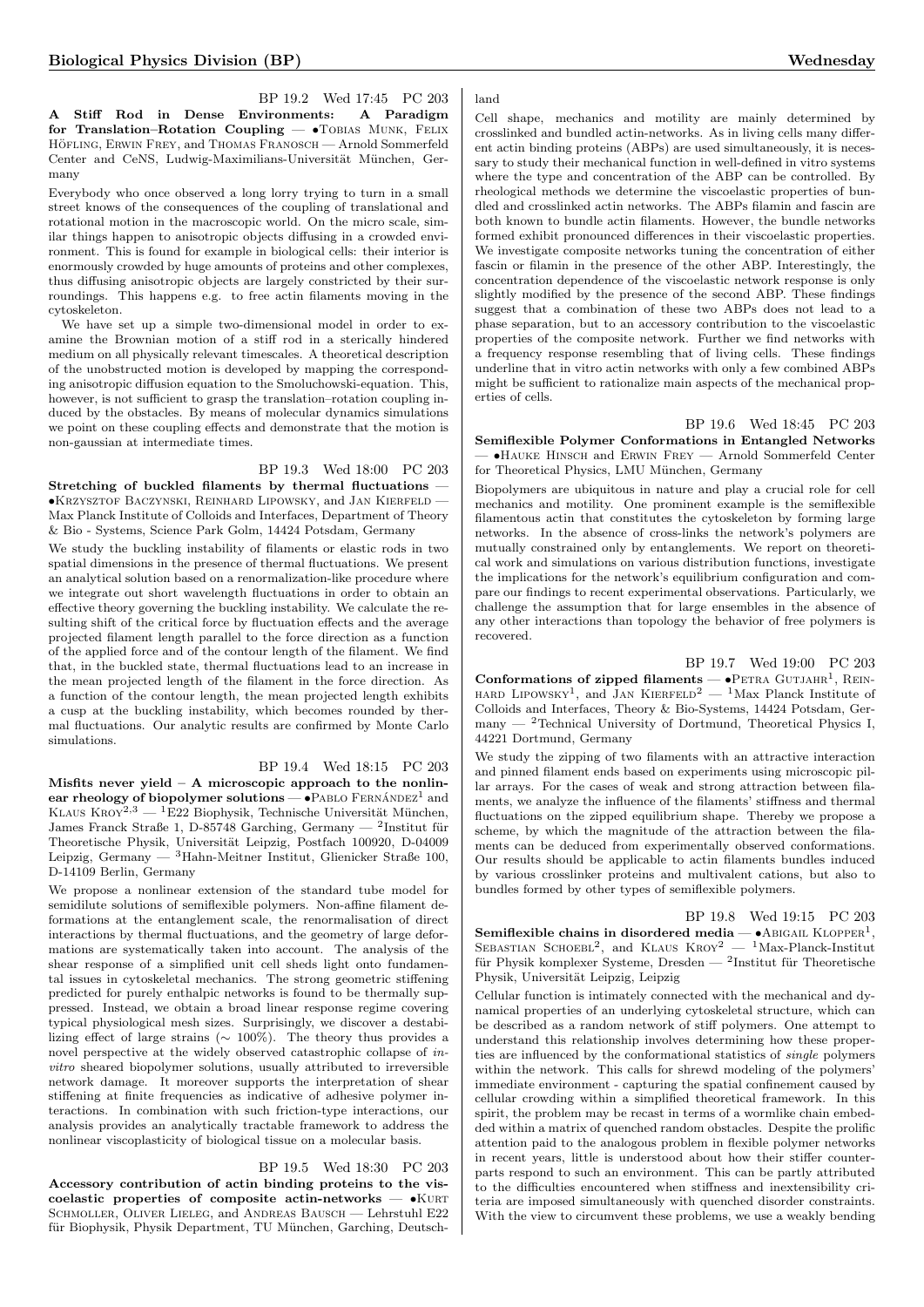BP 19.2 Wed 17:45 PC 203

**A Stiff Rod in Dense Environments: A Paradigm for Translation–Rotation Coupling** — •Tobias Munk, Felix Höfling, Erwin Frey, and Thomas Franosch — Arnold Sommerfeld Center and CeNS, Ludwig-Maximilians-Universität München, Germany

Everybody who once observed a long lorry trying to turn in a small street knows of the consequences of the coupling of translational and rotational motion in the macroscopic world. On the micro scale, similar things happen to anisotropic objects diffusing in a crowded environment. This is found for example in biological cells: their interior is enormously crowded by huge amounts of proteins and other complexes, thus diffusing anisotropic objects are largely constricted by their surroundings. This happens e.g. to free actin filaments moving in the cytoskeleton.

We have set up a simple two-dimensional model in order to examine the Brownian motion of a stiff rod in a sterically hindered medium on all physically relevant timescales. A theoretical description of the unobstructed motion is developed by mapping the corresponding anisotropic diffusion equation to the Smoluchowski-equation. This, however, is not sufficient to grasp the translation–rotation coupling induced by the obstacles. By means of molecular dynamics simulations we point on these coupling effects and demonstrate that the motion is non-gaussian at intermediate times.

BP 19.3 Wed 18:00 PC 203

**Stretching of buckled filaments by thermal fluctuations** — •Krzysztof Baczynski, Reinhard Lipowsky, and Jan Kierfeld — Max Planck Institute of Colloids and Interfaces, Department of Theory & Bio - Systems, Science Park Golm, 14424 Potsdam, Germany

We study the buckling instability of filaments or elastic rods in two spatial dimensions in the presence of thermal fluctuations. We present an analytical solution based on a renormalization-like procedure where we integrate out short wavelength fluctuations in order to obtain an effective theory governing the buckling instability. We calculate the resulting shift of the critical force by fluctuation effects and the average projected filament length parallel to the force direction as a function of the applied force and of the contour length of the filament. We find that, in the buckled state, thermal fluctuations lead to an increase in the mean projected length of the filament in the force direction. As a function of the contour length, the mean projected length exhibits a cusp at the buckling instability, which becomes rounded by thermal fluctuations. Our analytic results are confirmed by Monte Carlo simulations.

BP 19.4 Wed 18:15 PC 203

**Misfits never yield – A microscopic approach to the nonlinear rheology of biopolymer solutions** — •Pablo Fernández[1] and Klaus Kroy[2,3] — [1]E22 Biophysik, Technische Universität München, James Franck Straße 1, D-85748 Garching, Germany — [2]Institut für Theoretische Physik, Universität Leipzig, Postfach 100920, D-04009 Leipzig, Germany — [3]Hahn-Meitner Institut, Glienicker Straße 100, D-14109 Berlin, Germany

We propose a nonlinear extension of the standard tube model for semidilute solutions of semiflexible polymers. Non-affine filament deformations at the entanglement scale, the renormalisation of direct interactions by thermal fluctuations, and the geometry of large deformations are systematically taken into account. The analysis of the shear response of a simplified unit cell sheds light onto fundamental issues in cytoskeletal mechanics. The strong geometric stiffening predicted for purely enthalpic networks is found to be thermally suppressed. Instead, we obtain a broad linear response regime covering typical physiological mesh sizes. Surprisingly, we discover a destabilizing effect of large strains ($\sim$ 100%). The theory thus provides a novel perspective at the widely observed catastrophic collapse of *in-vitro* sheared biopolymer solutions, usually attributed to irreversible network damage. It moreover supports the interpretation of shear stiffening at finite frequencies as indicative of adhesive polymer interactions. In combination with such friction-type interactions, our analysis provides an analytically tractable framework to address the nonlinear viscoplasticity of biological tissue on a molecular basis.

BP 19.5 Wed 18:30 PC 203

**Accessory contribution of actin binding proteins to the viscoelastic properties of composite actin-networks** — •Kurt Schmoller, Oliver Lieleg, and Andreas Bausch — Lehrstuhl E22 für Biophysik, Physik Department, TU München, Garching, Deutschland

Cell shape, mechanics and motility are mainly determined by crosslinked and bundled actin-networks. As in living cells many different actin binding proteins (ABPs) are used simultaneously, it is necessary to study their mechanical function in well-defined in vitro systems where the type and concentration of the ABP can be controlled. By rheological methods we determine the viscoelastic properties of bundled and crosslinked actin networks. The ABPs filamin and fascin are both known to bundle actin filaments. However, the bundle networks formed exhibit pronounced differences in their viscoelastic properties. We investigate composite networks tuning the concentration of either fascin or filamin in the presence of the other ABP. Interestingly, the concentration dependence of the viscoelastic network response is only slightly modified by the presence of the second ABP. These findings suggest that a combination of these two ABPs does not lead to a phase separation, but to an accessory contribution to the viscoelastic properties of the composite network. Further we find networks with a frequency response resembling that of living cells. These findings underline that in vitro actin networks with only a few combined ABPs might be sufficient to rationalize main aspects of the mechanical properties of cells.

BP 19.6 Wed 18:45 PC 203

**Semiflexible Polymer Conformations in Entangled Networks** — •Hauke Hinsch and Erwin Frey — Arnold Sommerfeld Center for Theoretical Physics, LMU München, Germany

Biopolymers are ubiquitous in nature and play a crucial role for cell mechanics and motility. One prominent example is the semiflexible filamentous actin that constitutes the cytoskeleton by forming large networks. In the absence of cross-links the network's polymers are mutually constrained only by entanglements. We report on theoretical work and simulations on various distribution functions, investigate the implications for the network's equilibrium configuration and compare our findings to recent experimental observations. Particularly, we challenge the assumption that for large ensembles in the absence of any other interactions than topology the behavior of free polymers is recovered.

BP 19.7 Wed 19:00 PC 203

**Conformations of zipped filaments** — •Petra Gutjahr[1], Reinhard Lipowsky[1], and Jan Kierfeld[2] — [1]Max Planck Institute of Colloids and Interfaces, Theory & Bio-Systems, 14424 Potsdam, Germany — [2]Technical University of Dortmund, Theoretical Physics I, 44221 Dortmund, Germany

We study the zipping of two filaments with an attractive interaction and pinned filament ends based on experiments using microscopic pillar arrays. For the cases of weak and strong attraction between filaments, we analyze the influence of the filaments' stiffness and thermal fluctuations on the zipped equilibrium shape. Thereby we propose a scheme, by which the magnitude of the attraction between the filaments can be deduced from experimentally observed conformations. Our results should be applicable to actin filaments bundles induced by various crosslinker proteins and multivalent cations, but also to bundles formed by other types of semiflexible polymers.

BP 19.8 Wed 19:15 PC 203

**Semiflexible chains in disordered media** — •Abigail Klopper[1], Sebastian Schoebl[2], and Klaus Kroy[2] — [1]Max-Planck-Institut für Physik komplexer Systeme, Dresden — [2]Institut für Theoretische Physik, Universität Leipzig, Leipzig

Cellular function is intimately connected with the mechanical and dynamical properties of an underlying cytoskeletal structure, which can be described as a random network of stiff polymers. One attempt to understand this relationship involves determining how these properties are influenced by the conformational statistics of *single* polymers within the network. This calls for shrewd modeling of the polymers' immediate environment - capturing the spatial confinement caused by cellular crowding within a simplified theoretical framework. In this spirit, the problem may be recast in terms of a wormlike chain embedded within a matrix of quenched random obstacles. Despite the prolific attention paid to the analogous problem in flexible polymer networks in recent years, little is understood about how their stiffer counterparts respond to such an environment. This can be partly attributed to the difficulties encountered when stiffness and inextensibility criteria are imposed simultaneously with quenched disorder constraints. With the view to circumvent these problems, we use a weakly bending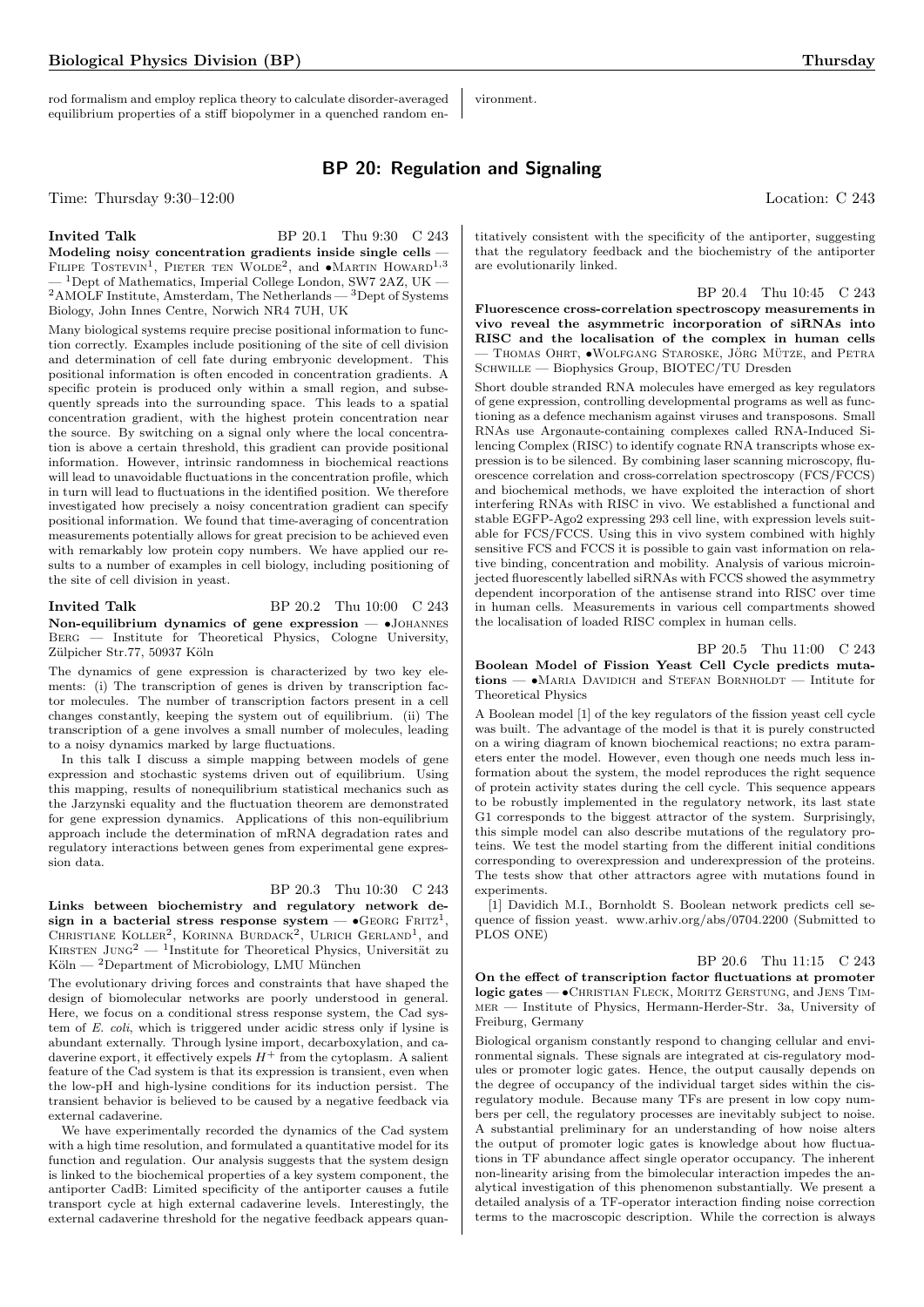rod formalism and employ replica theory to calculate disorder-averaged equilibrium properties of a stiff biopolymer in a quenched random environment.

## BP 20: Regulation and Signaling

Time: Thursday 9:30–12:00 Location: C 243

**Invited Talk** BP 20.1 Thu 9:30 C 243

**Modeling noisy concentration gradients inside single cells** — Filipe Tostevin[1], Pieter ten Wolde[2], and •Martin Howard[1,3] — [1]Dept of Mathematics, Imperial College London, SW7 2AZ, UK — [2]AMOLF Institute, Amsterdam, The Netherlands — [3]Dept of Systems Biology, John Innes Centre, Norwich NR4 7UH, UK

Many biological systems require precise positional information to function correctly. Examples include positioning of the site of cell division and determination of cell fate during embryonic development. This positional information is often encoded in concentration gradients. A specific protein is produced only within a small region, and subsequently spreads into the surrounding space. This leads to a spatial concentration gradient, with the highest protein concentration near the source. By switching on a signal only where the local concentration is above a certain threshold, this gradient can provide positional information. However, intrinsic randomness in biochemical reactions will lead to unavoidable fluctuations in the concentration profile, which in turn will lead to fluctuations in the identified position. We therefore investigated how precisely a noisy concentration gradient can specify positional information. We found that time-averaging of concentration measurements potentially allows for great precision to be achieved even with remarkably low protein copy numbers. We have applied our results to a number of examples in cell biology, including positioning of the site of cell division in yeast.

**Invited Talk** BP 20.2 Thu 10:00 C 243

**Non-equilibrium dynamics of gene expression** — •Johannes Berg — Institute for Theoretical Physics, Cologne University, Zülpicher Str.77, 50937 Köln

The dynamics of gene expression is characterized by two key elements: (i) The transcription of genes is driven by transcription factor molecules. The number of transcription factors present in a cell changes constantly, keeping the system out of equilibrium. (ii) The transcription of a gene involves a small number of molecules, leading to a noisy dynamics marked by large fluctuations.

In this talk I discuss a simple mapping between models of gene expression and stochastic systems driven out of equilibrium. Using this mapping, results of nonequilibrium statistical mechanics such as the Jarzynski equality and the fluctuation theorem are demonstrated for gene expression dynamics. Applications of this non-equilibrium approach include the determination of mRNA degradation rates and regulatory interactions between genes from experimental gene expression data.

BP 20.3 Thu 10:30 C 243

**Links between biochemistry and regulatory network design in a bacterial stress response system** — •Georg Fritz[1], Christiane Koller[2], Korinna Burdack[2], Ulrich Gerland[1], and Kirsten Jung[2] — [1]Institute for Theoretical Physics, Universität zu Köln — [2]Department of Microbiology, LMU München

The evolutionary driving forces and constraints that have shaped the design of biomolecular networks are poorly understood in general. Here, we focus on a conditional stress response system, the Cad system of *E. coli*, which is triggered under acidic stress only if lysine is abundant externally. Through lysine import, decarboxylation, and cadaverine export, it effectively expels $H^+$ from the cytoplasm. A salient feature of the Cad system is that its expression is transient, even when the low-pH and high-lysine conditions for its induction persist. The transient behavior is believed to be caused by a negative feedback via external cadaverine.

We have experimentally recorded the dynamics of the Cad system with a high time resolution, and formulated a quantitative model for its function and regulation. Our analysis suggests that the system design is linked to the biochemical properties of a key system component, the antiporter CadB: Limited specificity of the antiporter causes a futile transport cycle at high external cadaverine levels. Interestingly, the external cadaverine threshold for the negative feedback appears quantitatively consistent with the specificity of the antiporter, suggesting that the regulatory feedback and the biochemistry of the antiporter are evolutionarily linked.

BP 20.4 Thu 10:45 C 243

**Fluorescence cross-correlation spectroscopy measurements in vivo reveal the asymmetric incorporation of siRNAs into RISC and the localisation of the complex in human cells** — Thomas Ohrt, •Wolfgang Staroske, Jörg Mütze, and Petra Schwille — Biophysics Group, BIOTEC/TU Dresden

Short double stranded RNA molecules have emerged as key regulators of gene expression, controlling developmental programs as well as functioning as a defence mechanism against viruses and transposons. Small RNAs use Argonaute-containing complexes called RNA-Induced Silencing Complex (RISC) to identify cognate RNA transcripts whose expression is to be silenced. By combining laser scanning microscopy, fluorescence correlation and cross-correlation spectroscopy (FCS/FCCS) and biochemical methods, we have exploited the interaction of short interfering RNAs with RISC in vivo. We established a functional and stable EGFP-Ago2 expressing 293 cell line, with expression levels suitable for FCS/FCCS. Using this in vivo system combined with highly sensitive FCS and FCCS it is possible to gain vast information on relative binding, concentration and mobility. Analysis of various microinjected fluorescently labelled siRNAs with FCCS showed the asymmetry dependent incorporation of the antisense strand into RISC over time in human cells. Measurements in various cell compartments showed the localisation of loaded RISC complex in human cells.

BP 20.5 Thu 11:00 C 243

**Boolean Model of Fission Yeast Cell Cycle predicts mutations** — •Maria Davidich and Stefan Bornholdt — Intitute for Theoretical Physics

A Boolean model [1] of the key regulators of the fission yeast cell cycle was built. The advantage of the model is that it is purely constructed on a wiring diagram of known biochemical reactions; no extra parameters enter the model. However, even though one needs much less information about the system, the model reproduces the right sequence of protein activity states during the cell cycle. This sequence appears to be robustly implemented in the regulatory network, its last state G1 corresponds to the biggest attractor of the system. Surprisingly, this simple model can also describe mutations of the regulatory proteins. We test the model starting from the different initial conditions corresponding to overexpression and underexpression of the proteins. The tests show that other attractors agree with mutations found in experiments.

[1] Davidich M.I., Bornholdt S. Boolean network predicts cell sequence of fission yeast. www.arhiv.org/abs/0704.2200 (Submitted to PLOS ONE)

BP 20.6 Thu 11:15 C 243

**On the effect of transcription factor fluctuations at promoter logic gates** — •Christian Fleck, Moritz Gerstung, and Jens Timmer — Institute of Physics, Hermann-Herder-Str. 3a, University of Freiburg, Germany

Biological organism constantly respond to changing cellular and environmental signals. These signals are integrated at cis-regulatory modules or promoter logic gates. Hence, the output causally depends on the degree of occupancy of the individual target sides within the cis-regulatory module. Because many TFs are present in low copy numbers per cell, the regulatory processes are inevitably subject to noise. A substantial preliminary for an understanding of how noise alters the output of promoter logic gates is knowledge about how fluctuations in TF abundance affect single operator occupancy. The inherent non-linearity arising from the bimolecular interaction impedes the analytical investigation of this phenomenon substantially. We present a detailed analysis of a TF-operator interaction finding noise correction terms to the macroscopic description. While the correction is always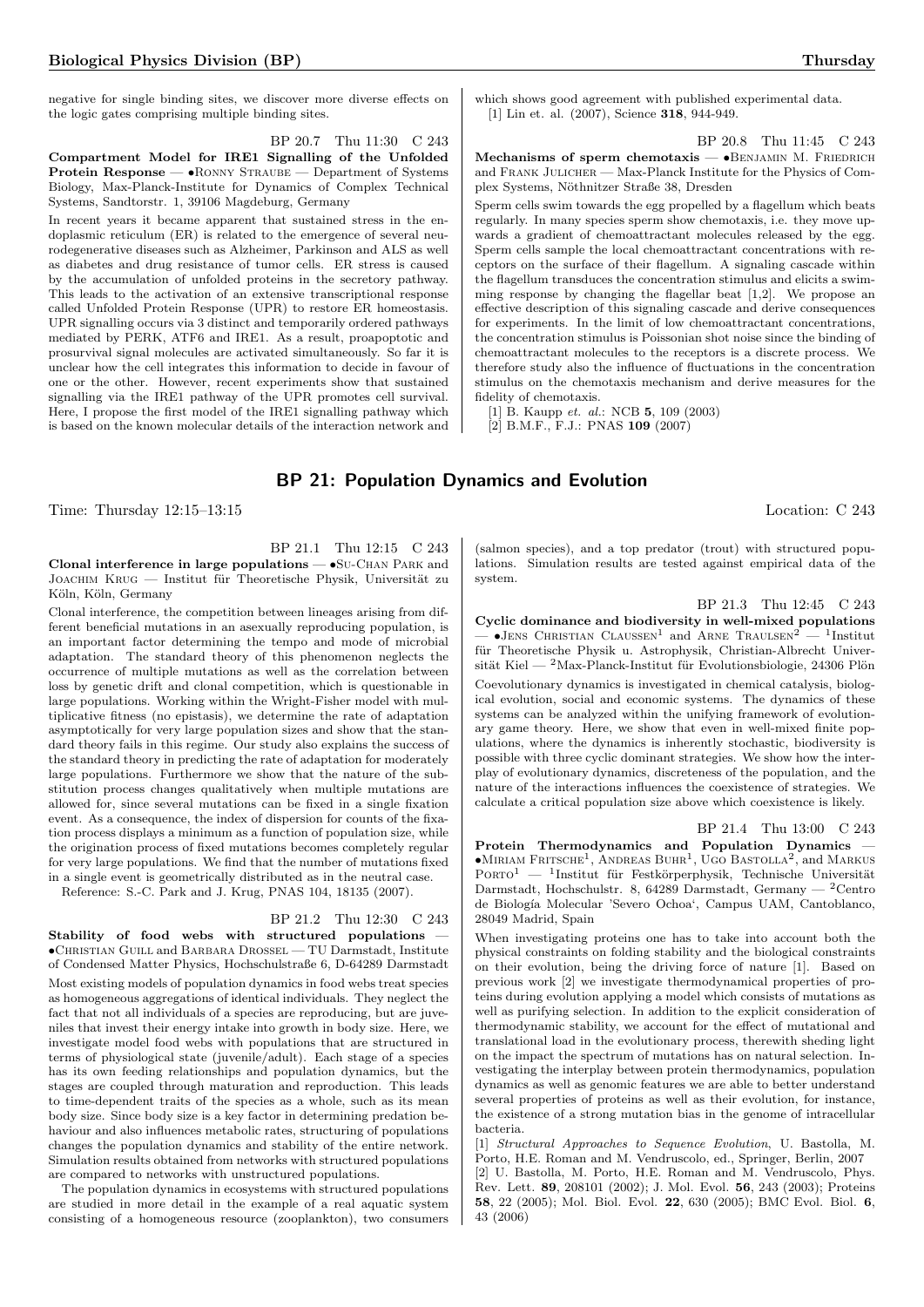negative for single binding sites, we discover more diverse effects on the logic gates comprising multiple binding sites.

BP 20.7 Thu 11:30 C 243

**Compartment Model for IRE1 Signalling of the Unfolded Protein Response** — •Ronny Straube — Department of Systems Biology, Max-Planck-Institute for Dynamics of Complex Technical Systems, Sandtorstr. 1, 39106 Magdeburg, Germany

In recent years it became apparent that sustained stress in the endoplasmic reticulum (ER) is related to the emergence of several neurodegenerative diseases such as Alzheimer, Parkinson and ALS as well as diabetes and drug resistance of tumor cells. ER stress is caused by the accumulation of unfolded proteins in the secretory pathway. This leads to the activation of an extensive transcriptional response called Unfolded Protein Response (UPR) to restore ER homeostasis. UPR signalling occurs via 3 distinct and temporarily ordered pathways mediated by PERK, ATF6 and IRE1. As a result, proapoptotic and prosurvival signal molecules are activated simultaneously. So far it is unclear how the cell integrates this information to decide in favour of one or the other. However, recent experiments show that sustained signalling via the IRE1 pathway of the UPR promotes cell survival. Here, I propose the first model of the IRE1 signalling pathway which is based on the known molecular details of the interaction network and which shows good agreement with published experimental data.

[1] Lin et. al. (2007), Science **318**, 944-949.

BP 20.8 Thu 11:45 C 243

**Mechanisms of sperm chemotaxis** — •Benjamin M. Friedrich and Frank Julicher — Max-Planck Institute for the Physics of Complex Systems, Nöthnitzer Straße 38, Dresden

Sperm cells swim towards the egg propelled by a flagellum which beats regularly. In many species sperm show chemotaxis, i.e. they move upwards a gradient of chemoattractant molecules released by the egg. Sperm cells sample the local chemoattractant concentrations with receptors on the surface of their flagellum. A signaling cascade within the flagellum transduces the concentration stimulus and elicits a swimming response by changing the flagellar beat [1,2]. We propose an effective description of this signaling cascade and derive consequences for experiments. In the limit of low chemoattractant concentrations, the concentration stimulus is Poissonian shot noise since the binding of chemoattractant molecules to the receptors is a discrete process. We therefore study also the influence of fluctuations in the concentration stimulus on the chemotaxis mechanism and derive measures for the fidelity of chemotaxis.

[1] B. Kaupp *et. al.*: NCB **5**, 109 (2003)
[2] B.M.F., F.J.: PNAS **109** (2007)

## BP 21: Population Dynamics and Evolution

Time: Thursday 12:15–13:15 Location: C 243

BP 21.1 Thu 12:15 C 243

**Clonal interference in large populations** — •Su-Chan Park and Joachim Krug — Institut für Theoretische Physik, Universität zu Köln, Köln, Germany

Clonal interference, the competition between lineages arising from different beneficial mutations in an asexually reproducing population, is an important factor determining the tempo and mode of microbial adaptation. The standard theory of this phenomenon neglects the occurrence of multiple mutations as well as the correlation between loss by genetic drift and clonal competition, which is questionable in large populations. Working within the Wright-Fisher model with multiplicative fitness (no epistasis), we determine the rate of adaptation asymptotically for very large population sizes and show that the standard theory fails in this regime. Our study also explains the success of the standard theory in predicting the rate of adaptation for moderately large populations. Furthermore we show that the nature of the substitution process changes qualitatively when multiple mutations are allowed for, since several mutations can be fixed in a single fixation event. As a consequence, the index of dispersion for counts of the fixation process displays a minimum as a function of population size, while the origination process of fixed mutations becomes completely regular for very large populations. We find that the number of mutations fixed in a single event is geometrically distributed as in the neutral case.

Reference: S.-C. Park and J. Krug, PNAS 104, 18135 (2007).

BP 21.2 Thu 12:30 C 243

**Stability of food webs with structured populations** — •Christian Guill and Barbara Drossel — TU Darmstadt, Institute of Condensed Matter Physics, Hochschulstraße 6, D-64289 Darmstadt

Most existing models of population dynamics in food webs treat species as homogeneous aggregations of identical individuals. They neglect the fact that not all individuals of a species are reproducing, but are juveniles that invest their energy intake into growth in body size. Here, we investigate model food webs with populations that are structured in terms of physiological state (juvenile/adult). Each stage of a species has its own feeding relationships and population dynamics, but the stages are coupled through maturation and reproduction. This leads to time-dependent traits of the species as a whole, such as its mean body size. Since body size is a key factor in determining predation behaviour and also influences metabolic rates, structuring of populations changes the population dynamics and stability of the entire network. Simulation results obtained from networks with structured populations are compared to networks with unstructured populations.

The population dynamics in ecosystems with structured populations are studied in more detail in the example of a real aquatic system consisting of a homogeneous resource (zooplankton), two consumers (salmon species), and a top predator (trout) with structured populations. Simulation results are tested against empirical data of the system.

BP 21.3 Thu 12:45 C 243

**Cyclic dominance and biodiversity in well-mixed populations** — •Jens Christian Claussen[1] and Arne Traulsen[2] — [1]Institut für Theoretische Physik u. Astrophysik, Christian-Albrecht Universität Kiel — [2]Max-Planck-Institut für Evolutionsbiologie, 24306 Plön

Coevolutionary dynamics is investigated in chemical catalysis, biological evolution, social and economic systems. The dynamics of these systems can be analyzed within the unifying framework of evolutionary game theory. Here, we show that even in well-mixed finite populations, where the dynamics is inherently stochastic, biodiversity is possible with three cyclic dominant strategies. We show how the interplay of evolutionary dynamics, discreteness of the population, and the nature of the interactions influences the coexistence of strategies. We calculate a critical population size above which coexistence is likely.

BP 21.4 Thu 13:00 C 243

**Protein Thermodynamics and Population Dynamics** — •Miriam Fritsche[1], Andreas Buhr[1], Ugo Bastolla[2], and Markus Porto[1] — [1]Institut für Festkörperphysik, Technische Universität Darmstadt, Hochschulstr. 8, 64289 Darmstadt, Germany — [2]Centro de Biología Molecular 'Severo Ochoa', Campus UAM, Cantoblanco, 28049 Madrid, Spain

When investigating proteins one has to take into account both the physical constraints on folding stability and the biological constraints on their evolution, being the driving force of nature [1]. Based on previous work [2] we investigate thermodynamical properties of proteins during evolution applying a model which consists of mutations as well as purifying selection. In addition to the explicit consideration of thermodynamic stability, we account for the effect of mutational and translational load in the evolutionary process, therewith sheding light on the impact the spectrum of mutations has on natural selection. Investigating the interplay between protein thermodynamics, population dynamics as well as genomic features we are able to better understand several properties of proteins as well as their evolution, for instance, the existence of a strong mutation bias in the genome of intracellular bacteria.

[1] *Structural Approaches to Sequence Evolution*, U. Bastolla, M. Porto, H.E. Roman and M. Vendruscolo, ed., Springer, Berlin, 2007
[2] U. Bastolla, M. Porto, H.E. Roman and M. Vendruscolo, Phys. Rev. Lett. **89**, 208101 (2002); J. Mol. Evol. **56**, 243 (2003); Proteins **58**, 22 (2005); Mol. Biol. Evol. **22**, 630 (2005); BMC Evol. Biol. **6**, 43 (2006)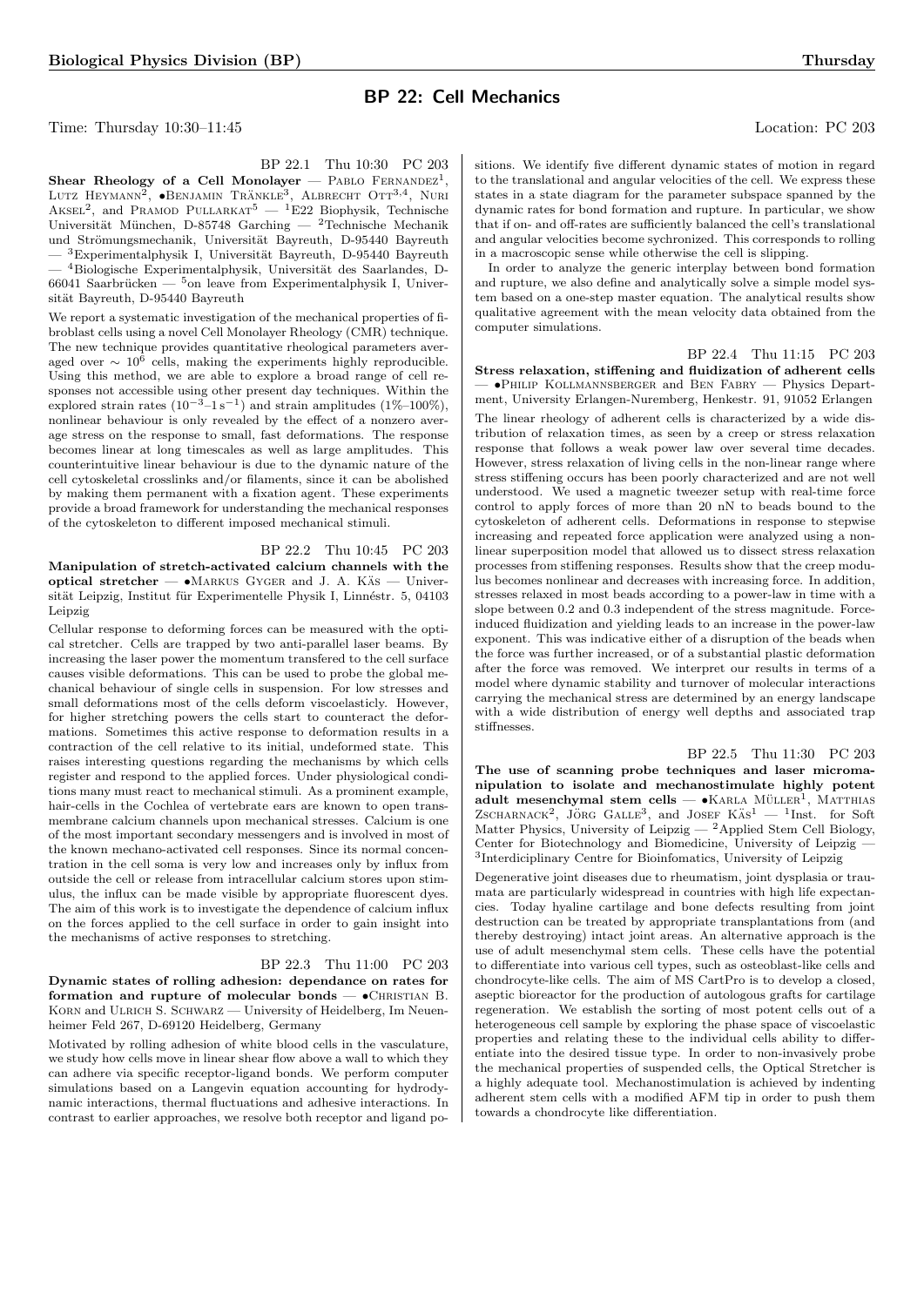## BP 22: Cell Mechanics

Time: Thursday 10:30–11:45 Location: PC 203

BP 22.1 Thu 10:30 PC 203

**Shear Rheology of a Cell Monolayer** — Pablo Fernandez[1], Lutz Heymann[2], •Benjamin Tränkle[3], Albrecht Ott[3,4], Nuri Aksel[2], and Pramod Pullarkat[5] — [1]E22 Biophysik, Technische Universität München, D-85748 Garching — [2]Technische Mechanik und Strömungsmechanik, Universität Bayreuth, D-95440 Bayreuth — [3]Experimentalphysik I, Universität Bayreuth, D-95440 Bayreuth — [4]Biologische Experimentalphysik, Universität des Saarlandes, D-66041 Saarbrücken — [5]on leave from Experimentalphysik I, Universität Bayreuth, D-95440 Bayreuth

We report a systematic investigation of the mechanical properties of fibroblast cells using a novel Cell Monolayer Rheology (CMR) technique. The new technique provides quantitative rheological parameters averaged over $\sim 10^6$ cells, making the experiments highly reproducible. Using this method, we are able to explore a broad range of cell responses not accessible using other present day techniques. Within the explored strain rates ($10^{-3}$–$1\,s^{-1}$) and strain amplitudes (1%–100%), nonlinear behaviour is only revealed by the effect of a nonzero average stress on the response to small, fast deformations. The response becomes linear at long timescales as well as large amplitudes. This counterintuitive linear behaviour is due to the dynamic nature of the cell cytoskeletal crosslinks and/or filaments, since it can be abolished by making them permanent with a fixation agent. These experiments provide a broad framework for understanding the mechanical responses of the cytoskeleton to different imposed mechanical stimuli.

BP 22.2 Thu 10:45 PC 203

**Manipulation of stretch-activated calcium channels with the optical stretcher** — •Markus Gyger and J. A. Käs — Universität Leipzig, Institut für Experimentelle Physik I, Linnéstr. 5, 04103 Leipzig

Cellular response to deforming forces can be measured with the optical stretcher. Cells are trapped by two anti-parallel laser beams. By increasing the laser power the momentum transfered to the cell surface causes visible deformations. This can be used to probe the global mechanical behaviour of single cells in suspension. For low stresses and small deformations most of the cells deform viscoelasticly. However, for higher stretching powers the cells start to counteract the deformations. Sometimes this active response to deformation results in a contraction of the cell relative to its initial, undeformed state. This raises interesting questions regarding the mechanisms by which cells register and respond to the applied forces. Under physiological conditions many must react to mechanical stimuli. As a prominent example, hair-cells in the Cochlea of vertebrate ears are known to open transmembrane calcium channels upon mechanical stresses. Calcium is one of the most important secondary messengers and is involved in most of the known mechano-activated cell responses. Since its normal concentration in the cell soma is very low and increases only by influx from outside the cell or release from intracellular calcium stores upon stimulus, the influx can be made visible by appropriate fluorescent dyes. The aim of this work is to investigate the dependence of calcium influx on the forces applied to the cell surface in order to gain insight into the mechanisms of active responses to stretching.

BP 22.3 Thu 11:00 PC 203

**Dynamic states of rolling adhesion: dependance on rates for formation and rupture of molecular bonds** — •Christian B. Korn and Ulrich S. Schwarz — University of Heidelberg, Im Neuenheimer Feld 267, D-69120 Heidelberg, Germany

Motivated by rolling adhesion of white blood cells in the vasculature, we study how cells move in linear shear flow above a wall to which they can adhere via specific receptor-ligand bonds. We perform computer simulations based on a Langevin equation accounting for hydrodynamic interactions, thermal fluctuations and adhesive interactions. In contrast to earlier approaches, we resolve both receptor and ligand positions. We identify five different dynamic states of motion in regard to the translational and angular velocities of the cell. We express these states in a state diagram for the parameter subspace spanned by the dynamic rates for bond formation and rupture. In particular, we show that if on- and off-rates are sufficiently balanced the cell's translational and angular velocities become sychronized. This corresponds to rolling in a macroscopic sense while otherwise the cell is slipping.

In order to analyze the generic interplay between bond formation and rupture, we also define and analytically solve a simple model system based on a one-step master equation. The analytical results show qualitative agreement with the mean velocity data obtained from the computer simulations.

BP 22.4 Thu 11:15 PC 203

**Stress relaxation, stiffening and fluidization of adherent cells** — •Philip Kollmannsberger and Ben Fabry — Physics Department, University Erlangen-Nuremberg, Henkestr. 91, 91052 Erlangen

The linear rheology of adherent cells is characterized by a wide distribution of relaxation times, as seen by a creep or stress relaxation response that follows a weak power law over several time decades. However, stress relaxation of living cells in the non-linear range where stress stiffening occurs has been poorly characterized and are not well understood. We used a magnetic tweezer setup with real-time force control to apply forces of more than 20 nN to beads bound to the cytoskeleton of adherent cells. Deformations in response to stepwise increasing and repeated force application were analyzed using a nonlinear superposition model that allowed us to dissect stress relaxation processes from stiffening responses. Results show that the creep modulus becomes nonlinear and decreases with increasing force. In addition, stresses relaxed in most beads according to a power-law in time with a slope between 0.2 and 0.3 independent of the stress magnitude. Force-induced fluidization and yielding leads to an increase in the power-law exponent. This was indicative either of a disruption of the beads when the force was further increased, or of a substantial plastic deformation after the force was removed. We interpret our results in terms of a model where dynamic stability and turnover of molecular interactions carrying the mechanical stress are determined by an energy landscape with a wide distribution of energy well depths and associated trap stiffnesses.

BP 22.5 Thu 11:30 PC 203

**The use of scanning probe techniques and laser micromanipulation to isolate and mechanostimulate highly potent adult mesenchymal stem cells** — •Karla Müller[1], Matthias Zscharnack[2], Jörg Galle[3], and Josef Käs[1] — [1]Inst. for Soft Matter Physics, University of Leipzig — [2]Applied Stem Cell Biology, Center for Biotechnology and Biomedicine, University of Leipzig — [3]Interdiciplinary Centre for Bioinfomatics, University of Leipzig

Degenerative joint diseases due to rheumatism, joint dysplasia or traumata are particularly widespread in countries with high life expectancies. Today hyaline cartilage and bone defects resulting from joint destruction can be treated by appropriate transplantations from (and thereby destroying) intact joint areas. An alternative approach is the use of adult mesenchymal stem cells. These cells have the potential to differentiate into various cell types, such as osteoblast-like cells and chondrocyte-like cells. The aim of MS CartPro is to develop a closed, aseptic bioreactor for the production of autologous grafts for cartilage regeneration. We establish the sorting of most potent cells out of a heterogeneous cell sample by exploring the phase space of viscoelastic properties and relating these to the individual cells ability to differentiate into the desired tissue type. In order to non-invasively probe the mechanical properties of suspended cells, the Optical Stretcher is a highly adequate tool. Mechanostimulation is achieved by indenting adherent stem cells with a modified AFM tip in order to push them towards a chondrocyte like differentiation.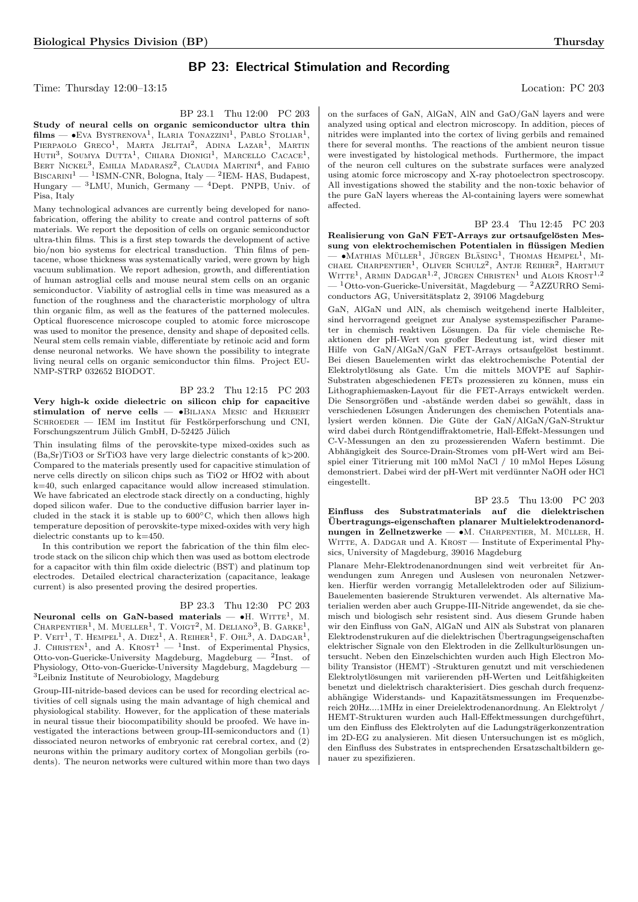## BP 23: Electrical Stimulation and Recording

Time: Thursday 12:00–13:15 Location: PC 203

BP 23.1 Thu 12:00 PC 203

**Study of neural cells on organic semiconductor ultra thin films** — •Eva Bystrenova[1], Ilaria Tonazzini[1], Pablo Stoliar[1], Pierpaolo Greco[1], Marta Jelitai[2], Adina Lazar[1], Martin Huth[3], Soumya Dutta[1], Chiara Dionigi[1], Marcello Cacace[1], Bert Nickel[3], Emilia Madarasz[2], Claudia Martini[4], and Fabio Biscarini[1] — [1]ISMN-CNR, Bologna, Italy — [2]IEM- HAS, Budapest, Hungary — [3]LMU, Munich, Germany — [4]Dept. PNPB, Univ. of Pisa, Italy

Many technological advances are currently being developed for nanofabrication, offering the ability to create and control patterns of soft materials. We report the deposition of cells on organic semiconductor ultra-thin films. This is a first step towards the development of active bio/non bio systems for electrical transduction. Thin films of pentacene, whose thickness was systematically varied, were grown by high vacuum sublimation. We report adhesion, growth, and differentiation of human astroglial cells and mouse neural stem cells on an organic semiconductor. Viability of astroglial cells in time was measured as a function of the roughness and the characteristic morphology of ultra thin organic film, as well as the features of the patterned molecules. Optical fluorescence microscope coupled to atomic force microscope was used to monitor the presence, density and shape of deposited cells. Neural stem cells remain viable, differentiate by retinoic acid and form dense neuronal networks. We have shown the possibility to integrate living neural cells on organic semiconductor thin films. Project EU-NMP-STRP 032652 BIODOT.

BP 23.2 Thu 12:15 PC 203

**Very high-k oxide dielectric on silicon chip for capacitive stimulation of nerve cells** — •Biljana Mesic and Herbert Schroeder — IEM im Institut für Festkörperforschung und CNI, Forschungszentrum Jülich GmbH, D-52425 Jülich

Thin insulating films of the perovskite-type mixed-oxides such as (Ba,Sr)$TiO_3$ or $SrTiO_3$ have very large dielectric constants of $k>200$. Compared to the materials presently used for capacitive stimulation of nerve cells directly on silicon chips such as $TiO_2$ or $HfO_2$ with about $k=40$, such enlarged capacitance would allow increased stimulation. We have fabricated an electrode stack directly on a conducting, highly doped silicon wafer. Due to the conductive diffusion barrier layer included in the stack it is stable up to 600°C, which then allows high temperature deposition of perovskite-type mixed-oxides with very high dielectric constants up to $k=450$.

In this contribution we report the fabrication of the thin film electrode stack on the silicon chip which then was used as bottom electrode for a capacitor with thin film oxide dielectric (BST) and platinum top electrodes. Detailed electrical characterization (capacitance, leakage current) is also presented proving the desired properties.

BP 23.3 Thu 12:30 PC 203

**Neuronal cells on GaN-based materials** — •H. Witte[1], M. Charpentier[1], M. Mueller[1], T. Voigt[2], M. Deliano[3], B. Garke[1], P. Veit[1], T. Hempel[1], A. Diez[1], A. Reiher[1], F. Ohl[3], A. Dadgar[1], J. Christen[1], and A. Krost[1] — [1]Inst. of Experimental Physics, Otto-von-Guericke-University Magdeburg, Magdeburg — [2]Inst. of Physiology, Otto-von-Guericke-University Magdeburg, Magdeburg — [3]Leibniz Institute of Neurobiology, Magdeburg

Group-III-nitride-based devices can be used for recording electrical activities of cell signals using the main advantage of high chemical and physiological stability. However, for the application of these materials in neural tissue their biocompatibility should be proofed. We have investigated the interactions between group-III-semiconductors and (1) dissociated neuron networks of embryonic rat cerebral cortex, and (2) neurons within the primary auditory cortex of Mongolian gerbils (rodents). The neuron networks were cultured within more than two days on the surfaces of GaN, AlGaN, AlN and GaO/GaN layers and were analyzed using optical and electron microscopy. In addition, pieces of nitrides were implanted into the cortex of living gerbils and remained there for several months. The reactions of the ambient neuron tissue were investigated by histological methods. Furthermore, the impact of the neuron cell cultures on the substrate surfaces were analyzed using atomic force microscopy and X-ray photoelectron spectroscopy. All investigations showed the stability and the non-toxic behavior of the pure GaN layers whereas the Al-containing layers were somewhat affected.

BP 23.4 Thu 12:45 PC 203

**Realisierung von GaN FET-Arrays zur ortsaufgelösten Messung von elektrochemischen Potentialen in flüssigen Medien** — •Mathias Müller[1], Jürgen Bläsing[1], Thomas Hempel[1], Michael Charpentier[1], Oliver Schulz[2], Antje Reiher[2], Hartmut Witte[1], Armin Dadgar[1,2], Jürgen Christen[1] und Alois Krost[1,2] — [1]Otto-von-Guericke-Universität, Magdeburg — [2]AZZURRO Semiconductors AG, Universitätsplatz 2, 39106 Magdeburg

GaN, AlGaN und AlN, als chemisch weitgehend inerte Halbleiter, sind hervorragend geeignet zur Analyse systemspezifischer Parameter in chemisch reaktiven Lösungen. Da für viele chemische Reaktionen der pH-Wert von großer Bedeutung ist, wird dieser mit Hilfe von GaN/AlGaN/GaN FET-Arrays ortsaufgelöst bestimmt. Bei diesen Bauelementen wirkt das elektrochemische Potential der Elektrolytlösung als Gate. Um die mittels MOVPE auf Saphir-Substraten abgeschiedenen FETs prozessieren zu können, muss ein Lithographiemasken-Layout für die FET-Arrays entwickelt werden. Die Sensorgrößen und -abstände werden dabei so gewählt, dass in verschiedenen Lösungen Änderungen des chemischen Potentials analysiert werden können. Die Güte der GaN/AlGaN/GaN-Struktur wird dabei durch Röntgendiffraktometrie, Hall-Effekt-Messungen und C-V-Messungen an den zu prozessierenden Wafern bestimmt. Die Abhängigkeit des Source-Drain-Stromes vom pH-Wert wird am Beispiel einer Titrierung mit 100 mMol NaCl / 10 mMol Hepes Lösung demonstriert. Dabei wird der pH-Wert mit verdünnter NaOH oder HCl eingestellt.

BP 23.5 Thu 13:00 PC 203

**Einfluss des Substratmaterials auf die dielektrischen Übertragungs-eigenschaften planarer Multielektrodenanordnungen in Zellnetzwerke** — •M. Charpentier, M. Müller, H. Witte, A. Dadgar and A. Krost — Institute of Experimental Physics, University of Magdeburg, 39016 Magdeburg

Planare Mehr-Elektrodenanordnungen sind weit verbreitet für Anwendungen zum Anregen und Auslesen von neuronalen Netzwerken. Hierfür werden vorrangig Metallelektroden oder auf Silizium-Bauelementen basierende Strukturen verwendet. Als alternative Materialien werden aber auch Gruppe-III-Nitride angewendet, da sie chemisch und biologisch sehr resistent sind. Aus diesem Grunde haben wir den Einfluss von GaN, AlGaN und AlN als Substrat von planaren Elektrodenstrukuren auf die dielektrischen Übertragungseigenschaften elektrischer Signale von den Elektroden in die Zellkulturlösungen untersucht. Neben den Einzelschichten wurden auch High Electron Mobility Transistor (HEMT) -Strukturen genutzt und mit verschiedenen Elektrolytlösungen mit variierenden pH-Werten und Leitfähigkeiten benetzt und dielektrisch charakterisiert. Dies geschah durch frequenzabhängige Widerstands- und Kapazitätsmessungen im Frequenzbereich 20Hz....1MHz in einer Dreielektrodenanordnung. An Elektrolyt / HEMT-Strukturen wurden auch Hall-Effektmessungen durchgeführt, um den Einfluss des Elektrolyten auf die Ladungsträgerkonzentration im 2D-EG zu analysieren. Mit diesen Untersuchungen ist es möglich, den Einfluss des Substrates in entsprechenden Ersatzschaltbildern genauer zu spezifizieren.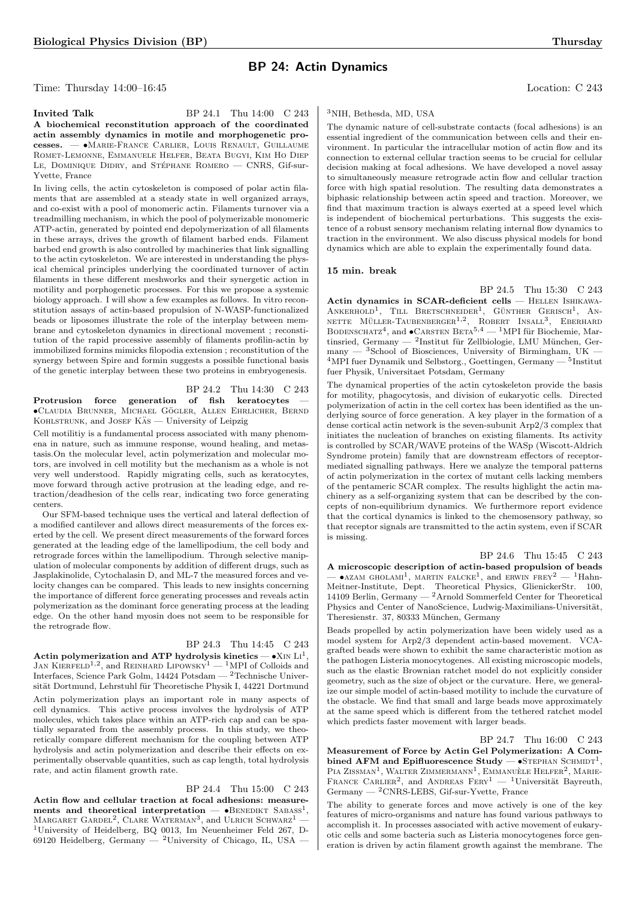## BP 24: Actin Dynamics

Time: Thursday 14:00–16:45 Location: C 243

**Invited Talk** BP 24.1 Thu 14:00 C 243

**A biochemical reconstitution approach of the coordinated actin assembly dynamics in motile and morphogenetic processes.** — •Marie-France Carlier, Louis Renault, Guillaume Romet-Lemonne, Emmanuele Helfer, Beata Bugyi, Kim Ho Diep Le, Dominique Didry, and Stéphane Romero — CNRS, Gif-sur-Yvette, France

In living cells, the actin cytoskeleton is composed of polar actin filaments that are assembled at a steady state in well organized arrays, and co-exist with a pool of monomeric actin. Filaments turnover via a treadmilling mechanism, in which the pool of polymerizable monomeric ATP-actin, generated by pointed end depolymerization of all filaments in these arrays, drives the growth of filament barbed ends. Filament barbed end growth is also controlled by machineries that link signalling to the actin cytoskeleton. We are interested in understanding the physical chemical principles underlying the coordinated turnover of actin filaments in these different meshworks and their synergetic action in motility and porphogenetic processes. For this we propose a systemic biology approach. I will show a few examples as follows. In vitro reconstitution assays of actin-based propulsion of N-WASP-functionalized beads or liposomes illustrate the role of the interplay between membrane and cytoskeleton dynamics in directional movement ; reconstitution of the rapid processive assembly of filaments profilin-actin by immobilized formins mimicks filopodia extension ; reconstitution of the synergy between Spire and formin suggests a possible functional basis of the genetic interplay between these two proteins in embryogenesis.

BP 24.2 Thu 14:30 C 243

**Protrusion force generation of fish keratocytes** — •Claudia Brunner, Michael Gögler, Allen Ehrlicher, Bernd Kohlstrunk, and Josef Käs — University of Leipzig

Cell motilitiy is a fundamental process associated with many phenomena in nature, such as immune response, wound healing, and metastasis.On the molecular level, actin polymerization and molecular motors, are involved in cell motility but the mechanism as a whole is not very well understood. Rapidly migrating cells, such as keratocytes, move forward through active protrusion at the leading edge, and retraction/deadhesion of the cells rear, indicating two force generating centers.

Our SFM-based technique uses the vertical and lateral deflection of a modified cantilever and allows direct measurements of the forces exerted by the cell. We present direct measurements of the forward forces generated at the leading edge of the lamellipodium, the cell body and retrograde forces within the lamellipodium. Through selective manipulation of molecular components by addition of different drugs, such as Jasplakinolide, Cytochalasin D, and ML-7 the measured forces and velocity changes can be compared. This leads to new insights concerning the importance of different force generating processes and reveals actin polymerization as the dominant force generating process at the leading edge. On the other hand myosin does not seem to be responsible for the retrograde flow.

BP 24.3 Thu 14:45 C 243

**Actin polymerization and ATP hydrolysis kinetics** — •Xin Li[1], Jan Kierfeld[1,2], and Reinhard Lipowsky[1] — [1]MPI of Colloids and Interfaces, Science Park Golm, 14424 Potsdam — [2]Technische Universität Dortmund, Lehrstuhl für Theoretische Physik I, 44221 Dortmund

Actin polymerization plays an important role in many aspects of cell dynamics. This active process involves the hydrolysis of ATP molecules, which takes place within an ATP-rich cap and can be spatially separated from the assembly process. In this study, we theoretically compare different mechanism for the coupling between ATP hydrolysis and actin polymerization and describe their effects on experimentally observable quantities, such as cap length, total hydrolysis rate, and actin filament growth rate.

BP 24.4 Thu 15:00 C 243

**Actin flow and cellular traction at focal adhesions: measurements and theoretical interpretation** — •Benedikt Sabass[1], Margaret Gardel[2], Clare Waterman[3], and Ulrich Schwarz[1] — [1]University of Heidelberg, BQ 0013, Im Neuenheimer Feld 267, D-69120 Heidelberg, Germany — [2]University of Chicago, IL, USA — [3]NIH, Bethesda, MD, USA

The dynamic nature of cell-substrate contacts (focal adhesions) is an essential ingredient of the communication between cells and their environment. In particular the intracellular motion of actin flow and its connection to external cellular traction seems to be crucial for cellular decision making at focal adhesions. We have developed a novel assay to simultaneously measure retrograde actin flow and cellular traction force with high spatial resolution. The resulting data demonstrates a biphasic relationship between actin speed and traction. Moreover, we find that maximum traction is always exerted at a speed level which is independent of biochemical perturbations. This suggests the existence of a robust sensory mechanism relating internal flow dynamics to traction in the environment. We also discuss physical models for bond dynamics which are able to explain the experimentally found data.

**15 min. break**

BP 24.5 Thu 15:30 C 243

**Actin dynamics in SCAR-deficient cells** — Hellen Ishikawa-Ankerhold[1], Till Bretschneider[1], Günther Gerisch[1], Annette Müller-Taubenberger[1,2], Robert Insall[3], Eberhard Bodenschatz[4], and •Carsten Beta[5,4] — [1]MPI für Biochemie, Martinsried, Germany — [2]Institut für Zellbiologie, LMU München, Germany — [3]School of Biosciences, University of Birmingham, UK — [4]MPI fuer Dynamik und Selbstorg., Goettingen, Germany — [5]Institut fuer Physik, Universitaet Potsdam, Germany

The dynamical properties of the actin cytoskeleton provide the basis for motility, phagocytosis, and division of eukaryotic cells. Directed polymerization of actin in the cell cortex has been identified as the underlying source of force generation. A key player in the formation of a dense cortical actin network is the seven-subunit Arp2/3 complex that initiates the nucleation of branches on existing filaments. Its activity is controlled by SCAR/WAVE proteins of the WASp (Wiscott-Aldrich Syndrome protein) family that are downstream effectors of receptor-mediated signalling pathways. Here we analyze the temporal patterns of actin polymerization in the cortex of mutant cells lacking members of the pentameric SCAR complex. The results highlight the actin machinery as a self-organizing system that can be described by the concepts of non-equilibrium dynamics. We furthermore report evidence that the cortical dynamics is linked to the chemosensory pathway, so that receptor signals are transmitted to the actin system, even if SCAR is missing.

BP 24.6 Thu 15:45 C 243

**A microscopic description of actin-based propulsion of beads** — •azam gholami[1], martin falcke[1], and erwin frey[2] — [1]Hahn-Meitner-Institute, Dept. Theoretical Physics, GlienickerStr. 100, 14109 Berlin, Germany — [2]Arnold Sommerfeld Center for Theoretical Physics and Center of NanoScience, Ludwig-Maximilians-Universität, Theresienstr. 37, 80333 München, Germany

Beads propelled by actin polymerization have been widely used as a model system for Arp2/3 dependent actin-based movement. VCA-grafted beads were shown to exhibit the same characteristic motion as the pathogen Listeria monocytogenes. All existing microscopic models, such as the elastic Brownian ratchet model do not explicitly consider geometry, such as the size of object or the curvature. Here, we generalize our simple model of actin-based motility to include the curvature of the obstacle. We find that small and large beads move approximately at the same speed which is different from the tethered ratchet model which predicts faster movement with larger beads.

BP 24.7 Thu 16:00 C 243

**Measurement of Force by Actin Gel Polymerization: A Combined AFM and Epifluorescence Study** — •Stephan Schmidt[1], Pia Zissman[1], Walter Zimmermann[1], Emmanuèle Helfer[2], Marie-France Carlier[2], and Andreas Fery[1] — [1]Universität Bayreuth, Germany — [2]CNRS-LEBS, Gif-sur-Yvette, France

The ability to generate forces and move actively is one of the key features of micro-organisms and nature has found various pathways to accomplish it. In processes associated with active movement of eukaryotic cells and some bacteria such as Listeria monocytogenes force generation is driven by actin filament growth against the membrane. The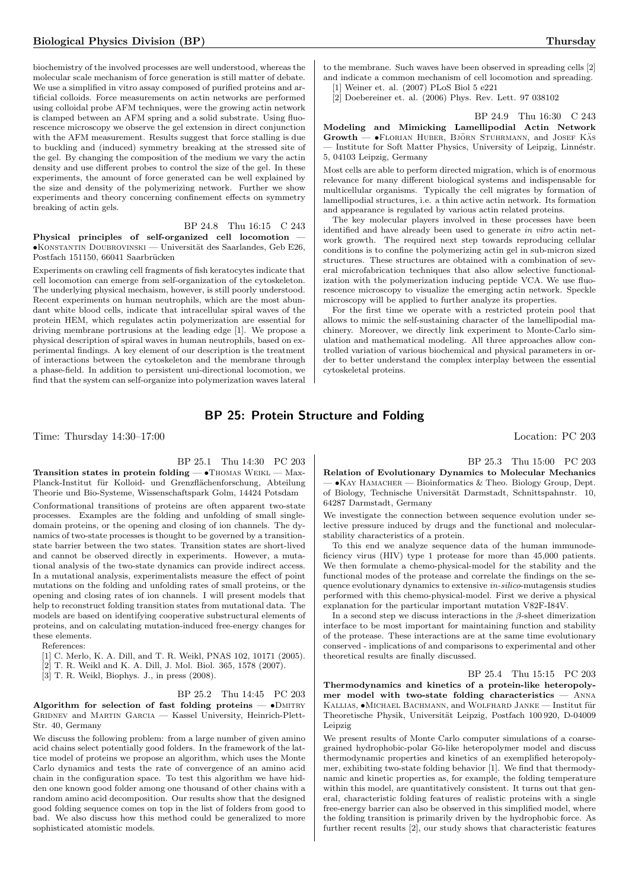biochemistry of the involved processes are well understood, whereas the molecular scale mechanism of force generation is still matter of debate. We use a simplified in vitro assay composed of purified proteins and artificial colloids. Force measurements on actin networks are performed using colloidal probe AFM techniques, were the growing actin network is clamped between an AFM spring and a solid substrate. Using fluorescence microscopy we observe the gel extension in direct conjunction with the AFM measurement. Results suggest that force stalling is due to buckling and (induced) symmetry breaking at the stressed site of the gel. By changing the composition of the medium we vary the actin density and use different probes to control the size of the gel. In these experiments, the amount of force generated can be well explained by the size and density of the polymerizing network. Further we show experiments and theory concerning confinement effects on symmetry breaking of actin gels.

BP 24.8 Thu 16:15 C 243

**Physical principles of self-organized cell locomotion** — •Konstantin Doubrovinski — Universität des Saarlandes, Geb E26, Postfach 151150, 66041 Saarbrücken

Experiments on crawling cell fragments of fish keratocytes indicate that cell locomotion can emerge from self-organization of the cytoskeleton. The underlying physical mechaism, however, is still poorly understood. Recent experiments on human neutrophils, which are the most abundant white blood cells, indicate that intracellular spiral waves of the protein HEM, which regulates actin polymerization are essential for driving membrane portrusions at the leading edge [1]. We propose a physical description of spiral waves in human neutrophils, based on experimental findings. A key element of our description is the treatment of interactions between the cytoskeleton and the membrane through a phase-field. In addition to persistent uni-directional locomotion, we find that the system can self-organize into polymerization waves lateral to the membrane. Such waves have been observed in spreading cells [2] and indicate a common mechanism of cell locomotion and spreading.

[1] Weiner et. al. (2007) PLoS Biol 5 e221
[2] Doebereiner et. al. (2006) Phys. Rev. Lett. 97 038102

BP 24.9 Thu 16:30 C 243

**Modeling and Mimicking Lamellipodial Actin Network Growth** — •Florian Huber, Björn Stuhrmann, and Josef Käs — Institute for Soft Matter Physics, University of Leipzig, Linnéstr. 5, 04103 Leipzig, Germany

Most cells are able to perform directed migration, which is of enormous relevance for many different biological systems and indispensable for multicellular organisms. Typically the cell migrates by formation of lamellipodial structures, i.e. a thin active actin network. Its formation and appearance is regulated by various actin related proteins.

The key molecular players involved in these processes have been identified and have already been used to generate *in vitro* actin network growth. The required next step towards reproducing cellular conditions is to confine the polymerizing actin gel in sub-micron sized structures. These structures are obtained with a combination of several microfabrication techniques that also allow selective functionalization with the polymerization inducing peptide VCA. We use fluorescence microscopy to visualize the emerging actin network. Speckle microscopy will be applied to further analyze its properties.

For the first time we operate with a restricted protein pool that allows to mimic the self-sustaining character of the lamellipodial machinery. Moreover, we directly link experiment to Monte-Carlo simulation and mathematical modeling. All three approaches allow controlled variation of various biochemical and physical parameters in order to better understand the complex interplay between the essential cytoskeletal proteins.

## BP 25: Protein Structure and Folding

Time: Thursday 14:30–17:00 Location: PC 203

BP 25.1 Thu 14:30 PC 203

**Transition states in protein folding** — •Thomas Weikl — Max-Planck-Institut für Kolloid- und Grenzflächenforschung, Abteilung Theorie und Bio-Systeme, Wissenschaftspark Golm, 14424 Potsdam

Conformational transitions of proteins are often apparent two-state processes. Examples are the folding and unfolding of small single-domain proteins, or the opening and closing of ion channels. The dynamics of two-state processes is thought to be governed by a transition-state barrier between the two states. Transition states are short-lived and cannot be observed directly in experiments. However, a mutational analysis of the two-state dynamics can provide indirect access. In a mutational analysis, experimentalists measure the effect of point mutations on the folding and unfolding rates of small proteins, or the opening and closing rates of ion channels. I will present models that help to reconstruct folding transition states from mutational data. The models are based on identifying cooperative substructural elements of proteins, and on calculating mutation-induced free-energy changes for these elements.

References:
[1] C. Merlo, K. A. Dill, and T. R. Weikl, PNAS 102, 10171 (2005).
[2] T. R. Weikl and K. A. Dill, J. Mol. Biol. 365, 1578 (2007).
[3] T. R. Weikl, Biophys. J., in press (2008).

BP 25.2 Thu 14:45 PC 203

**Algorithm for selection of fast folding proteins** — •Dmitry Gridnev and Martin Garcia — Kassel University, Heinrich-Plett-Str. 40, Germany

We discuss the following problem: from a large number of given amino acid chains select potentially good folders. In the framework of the lattice model of proteins we propose an algorithm, which uses the Monte Carlo dynamics and tests the rate of convergence of an amino acid chain in the configuration space. To test this algorithm we have hidden one known good folder among one thousand of other chains with a random amino acid decomposition. Our results show that the designed good folding sequence comes on top in the list of folders from good to bad. We also discuss how this method could be generalized to more sophisticated atomistic models.

BP 25.3 Thu 15:00 PC 203

**Relation of Evolutionary Dynamics to Molecular Mechanics** — •Kay Hamacher — Bioinformatics & Theo. Biology Group, Dept. of Biology, Technische Universität Darmstadt, Schnittspahnstr. 10, 64287 Darmstadt, Germany

We investigate the connection between sequence evolution under selective pressure induced by drugs and the functional and molecular-stability characteristics of a protein.

To this end we analyze sequence data of the human immunodeficiency virus (HIV) type 1 protease for more than 45,000 patients. We then formulate a chemo-physical-model for the stability and the functional modes of the protease and correlate the findings on the sequence evolutionary dynamics to extensive *in-silico*-mutagensis studies performed with this chemo-physical-model. First we derive a physical explanation for the particular important mutation V82F-I84V.

In a second step we discuss interactions in the $\beta$-sheet dimerization interface to be most important for maintaining function and stability of the protease. These interactions are at the same time evolutionary conserved - implications of and comparisons to experimental and other theoretical results are finally discussed.

BP 25.4 Thu 15:15 PC 203

**Thermodynamics and kinetics of a protein-like heteropolymer model with two-state folding characteristics** — Anna Kallias, •Michael Bachmann, and Wolfhard Janke — Institut für Theoretische Physik, Universität Leipzig, Postfach 100 920, D-04009 Leipzig

We present results of Monte Carlo computer simulations of a coarse-grained hydrophobic-polar Gō-like heteropolymer model and discuss thermodynamic properties and kinetics of an exemplified heteropolymer, exhibiting two-state folding behavior [1]. We find that thermodynamic and kinetic properties as, for example, the folding temperature within this model, are quantitatively consistent. It turns out that general, characteristic folding features of realistic proteins with a single free-energy barrier can also be observed in this simplified model, where the folding transition is primarily driven by the hydrophobic force. As further recent results [2], our study shows that characteristic features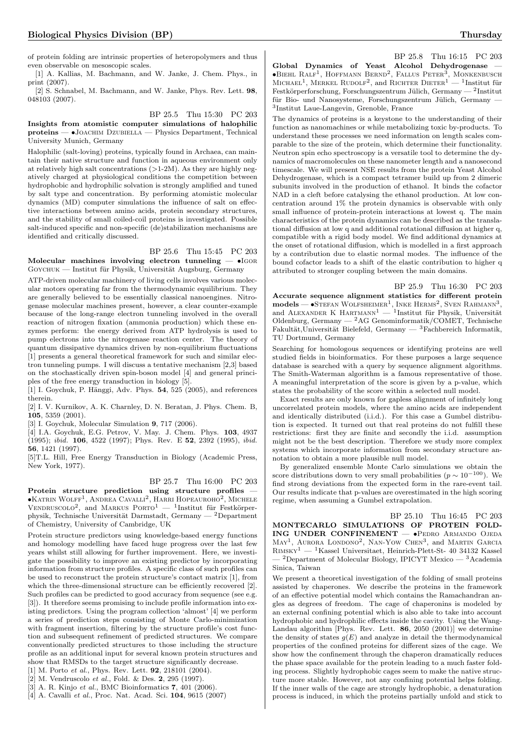of protein folding are intrinsic properties of heteropolymers and thus even observable on mesoscopic scales.

[1] A. Kallias, M. Bachmann, and W. Janke, J. Chem. Phys., in print (2007).

[2] S. Schnabel, M. Bachmann, and W. Janke, Phys. Rev. Lett. **98**, 048103 (2007).

BP 25.5 Thu 15:30 PC 203

**Insights from atomistic computer simulations of halophilic proteins** — •Joachim Dzubiella — Physics Department, Technical University Munich, Germany

Halophilic (salt-loving) proteins, typically found in Archaea, can maintain their native structure and function in aqueous environment only at relatively high salt concentrations (>1-2M). As they are highly negatively charged at physiological conditions the competition between hydrophobic and hydrophilic solvation is strongly amplified and tuned by salt type and concentration. By performing atomistic molecular dynamics (MD) computer simulations the influence of salt on effective interactions between amino acids, protein secondary structures, and the stability of small coiled-coil proteins is investigated. Possible salt-induced specific and non-specific (de)stabilization mechanisms are identified and critically discussed.

BP 25.6 Thu 15:45 PC 203

**Molecular machines involving electron tunneling** — •Igor Goychuk — Institut für Physik, Universität Augsburg, Germany

ATP-driven molecular machinery of living cells involves various molecular motors operating far from the thermodynamic equilibrium. They are generally believed to be essentially classical nanoengines. Nitrogenase molecular machines present, however, a clear counter-example because of the long-range electron tunneling involved in the overall reaction of nitrogen fixation (ammonia production) which these enzymes perform: the energy derived from ATP hydrolysis is used to pump electrons into the nitrogenase reaction center. The theory of quantum dissipative dynamics driven by non-equilibrium fluctuations [1] presents a general theoretical framework for such and similar electron tunneling pumps. I will discuss a tentative mechanism [2,3] based on the stochastically driven spin-boson model [4] and general principles of the free energy transduction in biology [5].

[1] I. Goychuk, P. Hänggi, Adv. Phys. **54**, 525 (2005), and references therein.

[2] I. V. Kurnikov, A. K. Charnley, D. N. Beratan, J. Phys. Chem. B, **105**, 5359 (2001).

[3] I. Goychuk, Molecular Simulation **9**, 717 (2006).

[4] I.A. Goychuk, E.G. Petrov, V. May. J. Chem. Phys. **103**, 4937 (1995); *ibid.* **106**, 4522 (1997); Phys. Rev. E **52**, 2392 (1995), *ibid.* **56**, 1421 (1997).

[5]T.L. Hill, Free Energy Transduction in Biology (Academic Press, New York, 1977).

BP 25.7 Thu 16:00 PC 203

**Protein structure prediction using structure profiles** — •Katrin Wolff[1], Andrea Cavalli[2], Harri Hopeauroho[2], Michele Vendruscolo[2], and Markus Porto[1] — [1]Institut für Festkörperphysik, Technische Universität Darmstadt, Germany — [2]Department of Chemistry, University of Cambridge, UK

Protein structure predictors using knowledge-based energy functions and homology modelling have faced huge progress over the last few years whilst still allowing for further improvement. Here, we investigate the possibility to improve an existing predictor by incorporating information from structure profiles. A specific class of such profiles can be used to reconstruct the protein structure's contact matrix [1], from which the three-dimensional structure can be efficiently recovered [2]. Such profiles can be predicted to good accuracy from sequence (see e.g. [3]). It therefore seems promising to include profile information into existing predictors. Using the program collection 'almost' [4] we perform a series of prediction steps consisting of Monte Carlo-minimization with fragment insertion, filtering by the structure profile's cost function and subsequent refinement of predicted structures. We compare conventionally predicted structures to those including the structure profile as an additional input for several known protein structures and show that RMSDs to the target structure significantly decrease.

[1] M. Porto *et al.*, Phys. Rev. Lett. **92**, 218101 (2004).

[2] M. Vendruscolo *et al.*, Fold. & Des. **2**, 295 (1997).

[3] A. R. Kinjo *et al.*, BMC Bioinformatics **7**, 401 (2006).

[4] A. Cavalli *et al.*, Proc. Nat. Acad. Sci. **104**, 9615 (2007)

BP 25.8 Thu 16:15 PC 203

**Global Dynamics of Yeast Alcohol Dehydrogenase** — •Biehl Ralf[1], Hoffmann Bernd[2], Fallus Peter[3], Monkenbusch Michael[1], Merkel Rudolf[2], and Richter Dieter[1] — [1]Institut für Festkörperforschung, Forschungszentrum Jülich, Germany — [2]Institut für Bio- und Nanosysteme, Forschungszentrum Jülich, Germany — [3]Institut Laue-Langevin, Grenoble, France

The dynamics of proteins is a keystone to the understanding of their function as nanomachines or while metabolizing toxic by-products. To understand these processes we need information on length scales comparable to the size of the protein, which determine their functionality. Neutron spin echo spectroscopy is a versatile tool to determine the dynamics of macromolecules on these nanometer length and a nanosecond timescale. We will present NSE results from the protein Yeast Alcohol Dehydrogenase, which is a compact tetramer build up from 2 dimeric subunits involved in the production of ethanol. It binds the cofactor NAD in a cleft before catalysing the ethanol production. At low concentration around 1% the protein dynamics is observable with only small influence of protein-protein interactions at lowest q. The main characteristics of the protein dynamics can be described as the translational diffusion at low q and additional rotational diffusion at higher q, compatible with a rigid body model. We find additional dynamics at the onset of rotational diffusion, which is modelled in a first approach by a contribution due to elastic normal modes. The influence of the bound cofactor leads to a shift of the elastic contribution to higher q attributed to stronger coupling between the main domains.

BP 25.9 Thu 16:30 PC 203

**Accurate sequence alignment statistics for different protein models** — •Stefan Wolfsheimer[1], Inke Herms[2], Sven Rahmann[3], and Alexander K Hartmann[1] — [1]Institut für Physik, Universität Oldenburg, Germany — [2]AG Genominformatik/COMET, Technische Fakultät,Universität Bielefeld, Germany — [3]Fachbereich Informatik, TU Dortmund, Germany

Searching for homologous sequences or identifying proteins are well studied fields in bioinformatics. For these purposes a large sequence database is searched with a query by sequence alignment algorithms. The Smith-Waterman algorithm is a famous representative of those. A meaningful interpretation of the score is given by a p-value, which states the probability of the score within a selected null model.

Exact results are only known for gapless alignment of infinitely long uncorrelated protein models, where the amino acids are independent and identically distributed (i.i.d.). For this case a Gumbel distribution is expected. It turned out that real proteins do not fulfill these restrictions: first they are finite and secondly the i.i.d. assumption might not be the best description. Therefore we study more complex systems which incorporate information from secondary structure annotation to obtain a more plausible null model.

By generalized ensemble Monte Carlo simulations we obtain the score distributions down to very small probabilities ($p \sim 10^{-100}$). We find strong deviations from the expected form in the rare-event tail. Our results indicate that p-values are overestimated in the high scoring regime, when assuming a Gumbel extrapolation.

BP 25.10 Thu 16:45 PC 203

**MONTECARLO SIMULATIONS OF PROTEIN FOLDING UNDER CONFINEMENT** — •Pedro Armando Ojeda May[1], Aurora Londono[2], Nan-Yow Chen[3], and Martin Garcia Rimsky[1] — [1]Kassel Universitaet, Heinrich-Plett-St- 40 34132 Kassel — [2]Department of Molecular Biology, IPICYT Mexico — [3]Academia Sinica, Taiwan

We present a theoretical investigation of the folding of small proteins assisted by chaperones. We describe the proteins in the framework of an effective potential model which contains the Ramachandran angles as degrees of freedom. The cage of chaperonins is modeled by an external confining potential which is also able to take into account hydrophobic and hydrophilic effects inside the cavity. Using the Wang-Landau algorithm [Phys. Rev. Lett. **86**, 2050 (2001)] we determine the density of states $g(E)$ and analyze in detail the thermodynamical properties of the confined proteins for different sizes of the cage. We show how the confinement through the chaperon dramatically reduces the phase space available for the protein leading to a much faster folding process. Slightly hydrophobic cages seem to make the native structure more stable. However, not any confining potential helps folding. If the inner walls of the cage are strongly hydrophobic, a denaturation process is induced, in which the proteins partially unfold and stick to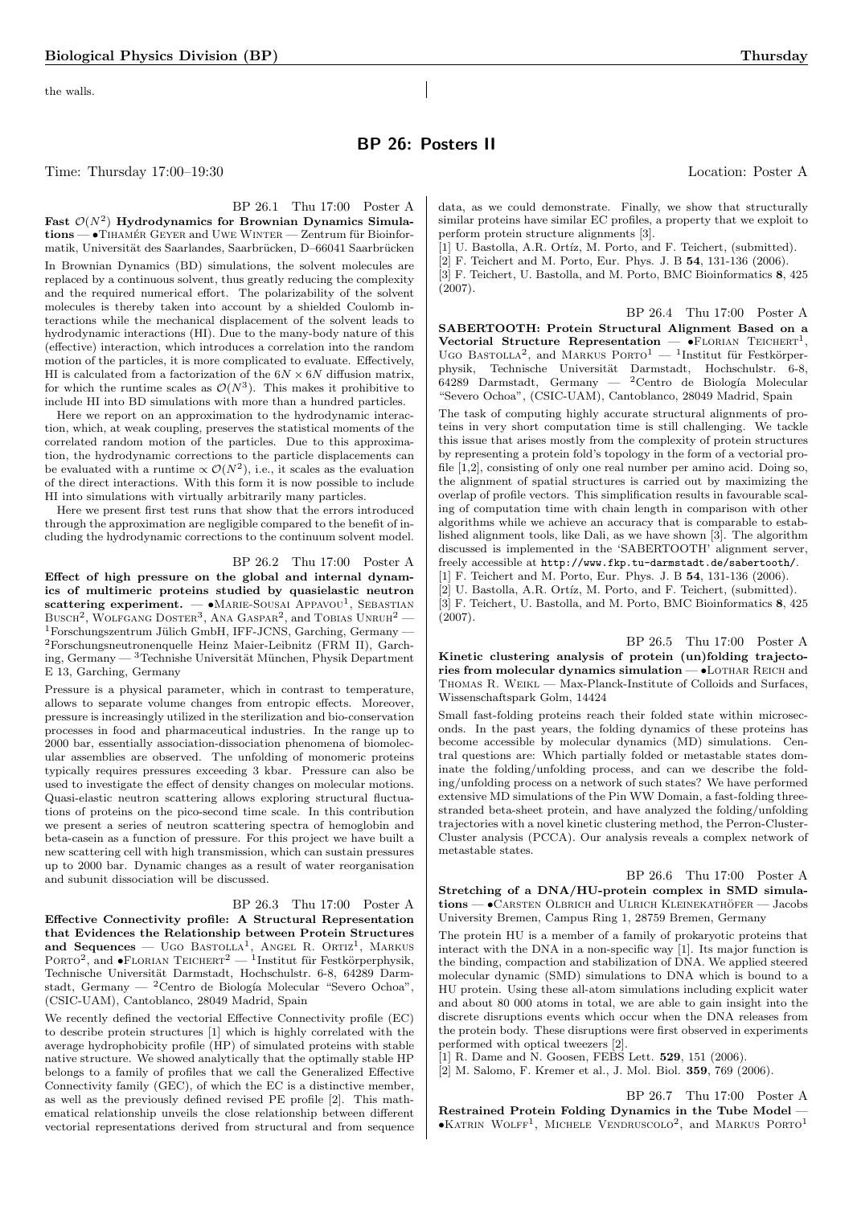the walls.

## BP 26: Posters II

Time: Thursday 17:00–19:30 Location: Poster A

BP 26.1 Thu 17:00 Poster A

**Fast $\mathcal{O}(N^2)$ Hydrodynamics for Brownian Dynamics Simulations** — •Tihamér Geyer and Uwe Winter — Zentrum für Bioinformatik, Universität des Saarlandes, Saarbrücken, D–66041 Saarbrücken

In Brownian Dynamics (BD) simulations, the solvent molecules are replaced by a continuous solvent, thus greatly reducing the complexity and the required numerical effort. The polarizability of the solvent molecules is thereby taken into account by a shielded Coulomb interactions while the mechanical displacement of the solvent leads to hydrodynamic interactions (HI). Due to the many-body nature of this (effective) interaction, which introduces a correlation into the random motion of the particles, it is more complicated to evaluate. Effectively, HI is calculated from a factorization of the $6N \times 6N$ diffusion matrix, for which the runtime scales as $\mathcal{O}(N^3)$. This makes it prohibitive to include HI into BD simulations with more than a hundred particles.

Here we report on an approximation to the hydrodynamic interaction, which, at weak coupling, preserves the statistical moments of the correlated random motion of the particles. Due to this approximation, the hydrodynamic corrections to the particle displacements can be evaluated with a runtime $\propto \mathcal{O}(N^2)$, i.e., it scales as the evaluation of the direct interactions. With this form it is now possible to include HI into simulations with virtually arbitrarily many particles.

Here we present first test runs that show that the errors introduced through the approximation are negligible compared to the benefit of including the hydrodynamic corrections to the continuum solvent model.

BP 26.2 Thu 17:00 Poster A

**Effect of high pressure on the global and internal dynamics of multimeric proteins studied by quasielastic neutron scattering experiment.** — •Marie-Sousai Appavou[1], Sebastian Busch[2], Wolfgang Doster[3], Ana Gaspar[2], and Tobias Unruh[2] — [1]Forschungszentrum Jülich GmbH, IFF-JCNS, Garching, Germany — [2]Forschungsneutronenquelle Heinz Maier-Leibnitz (FRM II), Garching, Germany — [3]Technishe Universität München, Physik Department E 13, Garching, Germany

Pressure is a physical parameter, which in contrast to temperature, allows to separate volume changes from entropic effects. Moreover, pressure is increasingly utilized in the sterilization and bio-conservation processes in food and pharmaceutical industries. In the range up to 2000 bar, essentially association-dissociation phenomena of biomolecular assemblies are observed. The unfolding of monomeric proteins typically requires pressures exceeding 3 kbar. Pressure can also be used to investigate the effect of density changes on molecular motions. Quasi-elastic neutron scattering allows exploring structural fluctuations of proteins on the pico-second time scale. In this contribution we present a series of neutron scattering spectra of hemoglobin and beta-casein as a function of pressure. For this project we have built a new scattering cell with high transmission, which can sustain pressures up to 2000 bar. Dynamic changes as a result of water reorganisation and subunit dissociation will be discussed.

BP 26.3 Thu 17:00 Poster A

**Effective Connectivity profile: A Structural Representation that Evidences the Relationship between Protein Structures and Sequences** — Ugo Bastolla[1], Angel R. Ortiz[1], Markus Porto[2], and •Florian Teichert[2] — [1]Institut für Festkörperphysik, Technische Universität Darmstadt, Hochschulstr. 6-8, 64289 Darmstadt, Germany — [2]Centro de Biología Molecular "Severo Ochoa", (CSIC-UAM), Cantoblanco, 28049 Madrid, Spain

We recently defined the vectorial Effective Connectivity profile (EC) to describe protein structures [1] which is highly correlated with the average hydrophobicity profile (HP) of simulated proteins with stable native structure. We showed analytically that the optimally stable HP belongs to a family of profiles that we call the Generalized Effective Connectivity family (GEC), of which the EC is a distinctive member, as well as the previously defined revised PE profile [2]. This mathematical relationship unveils the close relationship between different vectorial representations derived from structural and from sequence data, as we could demonstrate. Finally, we show that structurally similar proteins have similar EC profiles, a property that we exploit to perform protein structure alignments [3].

[1] U. Bastolla, A.R. Ortíz, M. Porto, and F. Teichert, (submitted).
[2] F. Teichert and M. Porto, Eur. Phys. J. B **54**, 131-136 (2006).
[3] F. Teichert, U. Bastolla, and M. Porto, BMC Bioinformatics **8**, 425 (2007).

BP 26.4 Thu 17:00 Poster A

**SABERTOOTH: Protein Structural Alignment Based on a Vectorial Structure Representation** — •Florian Teichert[1], Ugo Bastolla[2], and Markus Porto[1] — [1]Institut für Festkörperphysik, Technische Universität Darmstadt, Hochschulstr. 6-8, 64289 Darmstadt, Germany — [2]Centro de Biología Molecular "Severo Ochoa", (CSIC-UAM), Cantoblanco, 28049 Madrid, Spain

The task of computing highly accurate structural alignments of proteins in very short computation time is still challenging. We tackle this issue that arises mostly from the complexity of protein structures by representing a protein fold's topology in the form of a vectorial profile [1,2], consisting of only one real number per amino acid. Doing so, the alignment of spatial structures is carried out by maximizing the overlap of profile vectors. This simplification results in favourable scaling of computation time with chain length in comparison with other algorithms while we achieve an accuracy that is comparable to established alignment tools, like Dali, as we have shown [3]. The algorithm discussed is implemented in the 'SABERTOOTH' alignment server, freely accessible at http://www.fkp.tu-darmstadt.de/sabertooth/.

[1] F. Teichert and M. Porto, Eur. Phys. J. B **54**, 131-136 (2006).
[2] U. Bastolla, A.R. Ortíz, M. Porto, and F. Teichert, (submitted).
[3] F. Teichert, U. Bastolla, and M. Porto, BMC Bioinformatics **8**, 425 (2007).

BP 26.5 Thu 17:00 Poster A

**Kinetic clustering analysis of protein (un)folding trajectories from molecular dynamics simulation** — •Lothar Reich and Thomas R. Weikl — Max-Planck-Institute of Colloids and Surfaces, Wissenschaftspark Golm, 14424

Small fast-folding proteins reach their folded state within microseconds. In the past years, the folding dynamics of these proteins has become accessible by molecular dynamics (MD) simulations. Central questions are: Which partially folded or metastable states dominate the folding/unfolding process, and can we describe the folding/unfolding process on a network of such states? We have performed extensive MD simulations of the Pin WW Domain, a fast-folding threestranded beta-sheet protein, and have analyzed the folding/unfolding trajectories with a novel kinetic clustering method, the Perron-Cluster-Cluster analysis (PCCA). Our analysis reveals a complex network of metastable states.

BP 26.6 Thu 17:00 Poster A

**Stretching of a DNA/HU-protein complex in SMD simulations** — •Carsten Olbrich and Ulrich Kleinekathöfer — Jacobs University Bremen, Campus Ring 1, 28759 Bremen, Germany

The protein HU is a member of a family of prokaryotic proteins that interact with the DNA in a non-specific way [1]. Its major function is the binding, compaction and stabilization of DNA. We applied steered molecular dynamic (SMD) simulations to DNA which is bound to a HU protein. Using these all-atom simulations including explicit water and about 80 000 atoms in total, we are able to gain insight into the discrete disruptions events which occur when the DNA releases from the protein body. These disruptions were first observed in experiments performed with optical tweezers [2].

[1] R. Dame and N. Goosen, FEBS Lett. **529**, 151 (2006).
[2] M. Salomo, F. Kremer et al., J. Mol. Biol. **359**, 769 (2006).

BP 26.7 Thu 17:00 Poster A

**Restrained Protein Folding Dynamics in the Tube Model** — •Katrin Wolff[1], Michele Vendruscolo[2], and Markus Porto[1]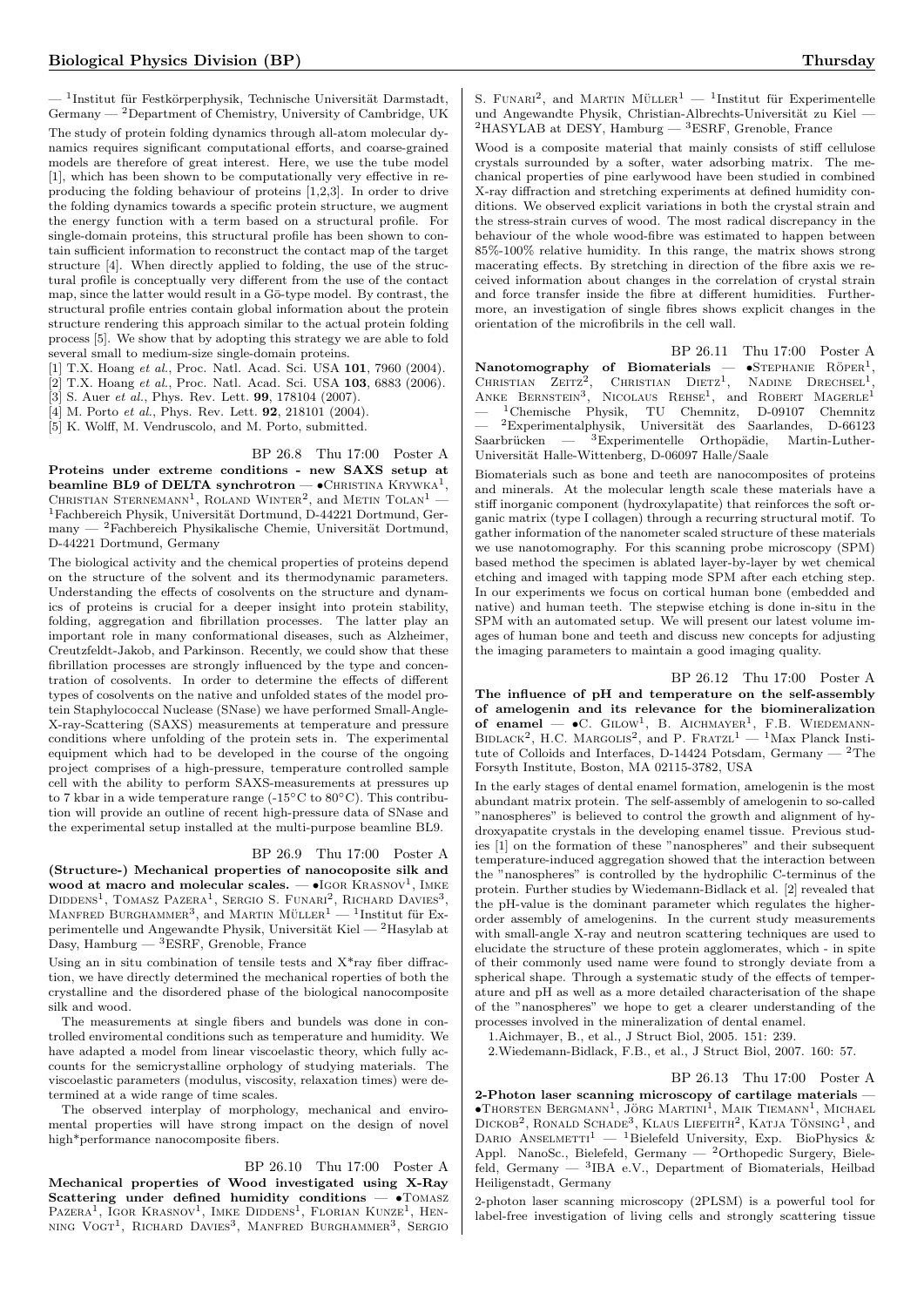— [1]Institut für Festkörperphysik, Technische Universität Darmstadt, Germany — [2]Department of Chemistry, University of Cambridge, UK

The study of protein folding dynamics through all-atom molecular dynamics requires significant computational efforts, and coarse-grained models are therefore of great interest. Here, we use the tube model [1], which has been shown to be computationally very effective in reproducing the folding behaviour of proteins [1,2,3]. In order to drive the folding dynamics towards a specific protein structure, we augment the energy function with a term based on a structural profile. For single-domain proteins, this structural profile has been shown to contain sufficient information to reconstruct the contact map of the target structure [4]. When directly applied to folding, the use of the structural profile is conceptually very different from the use of the contact map, since the latter would result in a Gö-type model. By contrast, the structural profile entries contain global information about the protein structure rendering this approach similar to the actual protein folding process [5]. We show that by adopting this strategy we are able to fold several small to medium-size single-domain proteins.

[1] T.X. Hoang *et al.*, Proc. Natl. Acad. Sci. USA **101**, 7960 (2004).
[2] T.X. Hoang *et al.*, Proc. Natl. Acad. Sci. USA **103**, 6883 (2006).
[3] S. Auer *et al.*, Phys. Rev. Lett. **99**, 178104 (2007).
[4] M. Porto *et al.*, Phys. Rev. Lett. **92**, 218101 (2004).
[5] K. Wolff, M. Vendruscolo, and M. Porto, submitted.

BP 26.8 Thu 17:00 Poster A

**Proteins under extreme conditions - new SAXS setup at beamline BL9 of DELTA synchrotron** — •Christina Krywka[1], Christian Sternemann[1], Roland Winter[2], and Metin Tolan[1] — [1]Fachbereich Physik, Universität Dortmund, D-44221 Dortmund, Germany — [2]Fachbereich Physikalische Chemie, Universität Dortmund, D-44221 Dortmund, Germany

The biological activity and the chemical properties of proteins depend on the structure of the solvent and its thermodynamic parameters. Understanding the effects of cosolvents on the structure and dynamics of proteins is crucial for a deeper insight into protein stability, folding, aggregation and fibrillation processes. The latter play an important role in many conformational diseases, such as Alzheimer, Creutzfeldt-Jakob, and Parkinson. Recently, we could show that these fibrillation processes are strongly influenced by the type and concentration of cosolvents. In order to determine the effects of different types of cosolvents on the native and unfolded states of the model protein Staphylococcal Nuclease (SNase) we have performed Small-Angle-X-ray-Scattering (SAXS) measurements at temperature and pressure conditions where unfolding of the protein sets in. The experimental equipment which had to be developed in the course of the ongoing project comprises of a high-pressure, temperature controlled sample cell with the ability to perform SAXS-measurements at pressures up to 7 kbar in a wide temperature range (-15°C to 80°C). This contribution will provide an outline of recent high-pressure data of SNase and the experimental setup installed at the multi-purpose beamline BL9.

BP 26.9 Thu 17:00 Poster A

**(Structure-) Mechanical properties of nanocoposite silk and wood at macro and molecular scales.** — •Igor Krasnov[1], Imke Diddens[1], Tomasz Pazera[1], Sergio S. Funari[2], Richard Davies[3], Manfred Burghammer[3], and Martin Müller[1] — [1]Institut für Experimentelle und Angewandte Physik, Universität Kiel — [2]Hasylab at Dasy, Hamburg — [3]ESRF, Grenoble, France

Using an in situ combination of tensile tests and X*ray fiber diffraction, we have directly determined the mechanical roperties of both the crystalline and the disordered phase of the biological nanocomposite silk and wood.

The measurements at single fibers and bundels was done in controlled enviromental conditions such as temperature and humidity. We have adapted a model from linear viscoelastic theory, which fully accounts for the semicrystalline orphology of studying materials. The viscoelastic parameters (modulus, viscosity, relaxation times) were determined at a wide range of time scales.

The observed interplay of morphology, mechanical and enviromental properties will have strong impact on the design of novel high*performance nanocomposite fibers.

BP 26.10 Thu 17:00 Poster A

**Mechanical properties of Wood investigated using X-Ray Scattering under defined humidity conditions** — •Tomasz Pazera[1], Igor Krasnov[1], Imke Diddens[1], Florian Kunze[1], Henning Vogt[1], Richard Davies[3], Manfred Burghammer[3], Sergio S. Funari[2], and Martin Müller[1] — [1]Institut für Experimentelle und Angewandte Physik, Christian-Albrechts-Universität zu Kiel — [2]HASYLAB at DESY, Hamburg — [3]ESRF, Grenoble, France

Wood is a composite material that mainly consists of stiff cellulose crystals surrounded by a softer, water adsorbing matrix. The mechanical properties of pine earlywood have been studied in combined X-ray diffraction and stretching experiments at defined humidity conditions. We observed explicit variations in both the crystal strain and the stress-strain curves of wood. The most radical discrepancy in the behaviour of the whole wood-fibre was estimated to happen between 85%-100% relative humidity. In this range, the matrix shows strong macerating effects. By stretching in direction of the fibre axis we received information about changes in the correlation of crystal strain and force transfer inside the fibre at different humidities. Furthermore, an investigation of single fibres shows explicit changes in the orientation of the microfibrils in the cell wall.

BP 26.11 Thu 17:00 Poster A

**Nanotomography of Biomaterials** — •Stephanie Röper[1], Christian Zeitz[2], Christian Dietz[1], Nadine Drechsel[1], Anke Bernstein[3], Nicolaus Rehse[1], and Robert Magerle[1] — [1]Chemische Physik, TU Chemnitz, D-09107 Chemnitz — [2]Experimentalphysik, Universität des Saarlandes, D-66123 Saarbrücken — [3]Experimentelle Orthopädie, Martin-Luther-Universität Halle-Wittenberg, D-06097 Halle/Saale

Biomaterials such as bone and teeth are nanocomposites of proteins and minerals. At the molecular length scale these materials have a stiff inorganic component (hydroxylapatite) that reinforces the soft organic matrix (type I collagen) through a recurring structural motif. To gather information of the nanometer scaled structure of these materials we use nanotomography. For this scanning probe microscopy (SPM) based method the specimen is ablated layer-by-layer by wet chemical etching and imaged with tapping mode SPM after each etching step. In our experiments we focus on cortical human bone (embedded and native) and human teeth. The stepwise etching is done in-situ in the SPM with an automated setup. We will present our latest volume images of human bone and teeth and discuss new concepts for adjusting the imaging parameters to maintain a good imaging quality.

BP 26.12 Thu 17:00 Poster A

**The influence of pH and temperature on the self-assembly of amelogenin and its relevance for the biomineralization of enamel** — •C. Gilow[1], B. Aichmayer[1], F.B. Wiedemann-Bidlack[2], H.C. Margolis[2], and P. Fratzl[1] — [1]Max Planck Institute of Colloids and Interfaces, D-14424 Potsdam, Germany — [2]The Forsyth Institute, Boston, MA 02115-3782, USA

In the early stages of dental enamel formation, amelogenin is the most abundant matrix protein. The self-assembly of amelogenin to so-called "nanospheres" is believed to control the growth and alignment of hydroxyapatite crystals in the developing enamel tissue. Previous studies [1] on the formation of these "nanospheres" and their subsequent temperature-induced aggregation showed that the interaction between the "nanospheres" is controlled by the hydrophilic C-terminus of the protein. Further studies by Wiedemann-Bidlack et al. [2] revealed that the pH-value is the dominant parameter which regulates the higher-order assembly of amelogenins. In the current study measurements with small-angle X-ray and neutron scattering techniques are used to elucidate the structure of these protein agglomerates, which - in spite of their commonly used name were found to strongly deviate from a spherical shape. Through a systematic study of the effects of temperature and pH as well as a more detailed characterisation of the shape of the "nanospheres" we hope to get a clearer understanding of the processes involved in the mineralization of dental enamel.

1.Aichmayer, B., et al., J Struct Biol, 2005. 151: 239.
2.Wiedemann-Bidlack, F.B., et al., J Struct Biol, 2007. 160: 57.

BP 26.13 Thu 17:00 Poster A

**2-Photon laser scanning microscopy of cartilage materials** — •Thorsten Bergmann[1], Jörg Martini[1], Maik Tiemann[1], Michael Dickob[2], Ronald Schade[3], Klaus Liefeith[2], Katja Tönsing[1], and Dario Anselmetti[1] — [1]Bielefeld University, Exp. BioPhysics & Appl. NanoSc., Bielefeld, Germany — [2]Orthopedic Surgery, Bielefeld, Germany — [3]IBA e.V., Department of Biomaterials, Heilbad Heiligenstadt, Germany

2-photon laser scanning microscopy (2PLSM) is a powerful tool for label-free investigation of living cells and strongly scattering tissue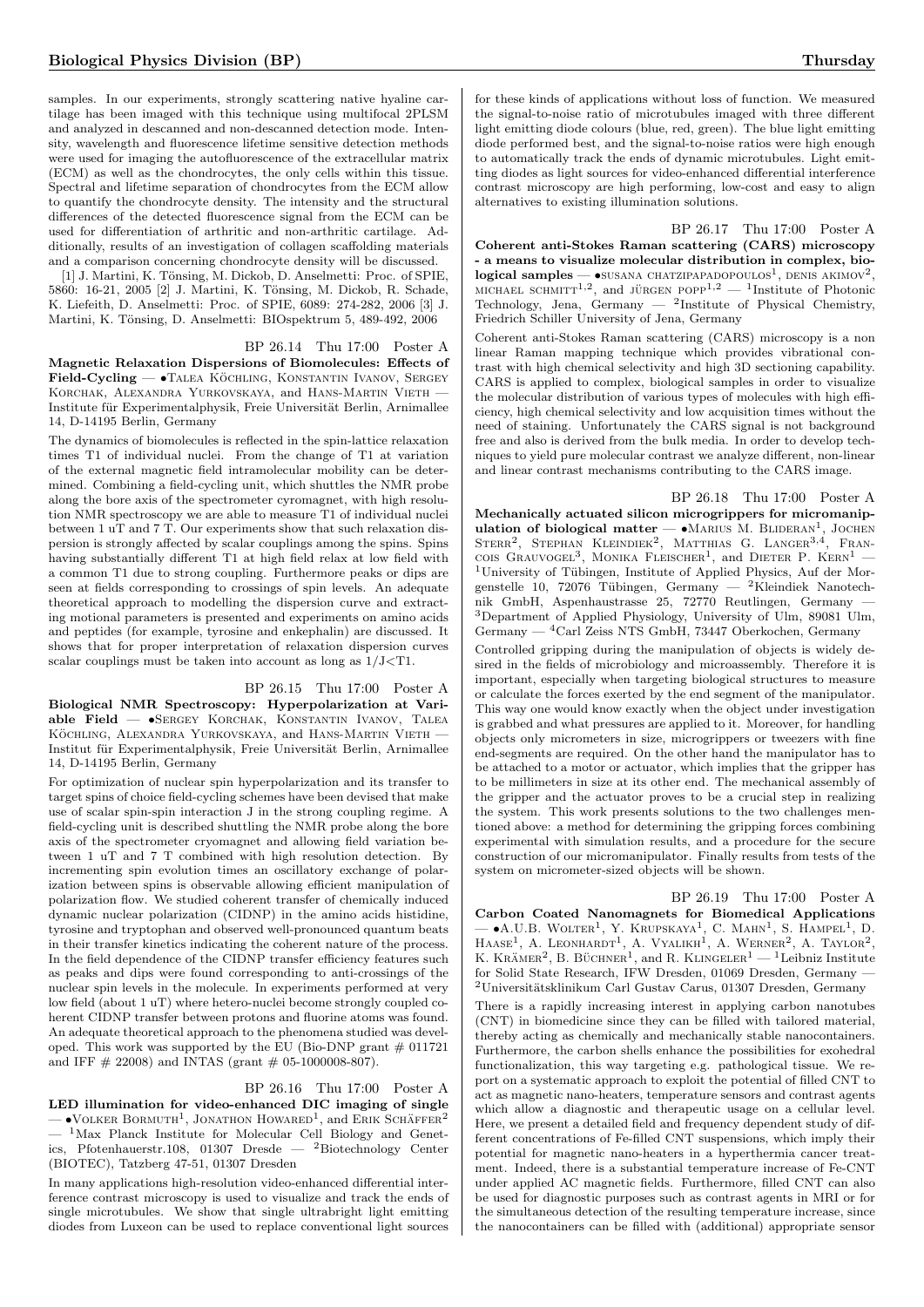samples. In our experiments, strongly scattering native hyaline cartilage has been imaged with this technique using multifocal 2PLSM and analyzed in descanned and non-descanned detection mode. Intensity, wavelength and fluorescence lifetime sensitive detection methods were used for imaging the autofluorescence of the extracellular matrix (ECM) as well as the chondrocytes, the only cells within this tissue. Spectral and lifetime separation of chondrocytes from the ECM allow to quantify the chondrocyte density. The intensity and the structural differences of the detected fluorescence signal from the ECM can be used for differentiation of arthritic and non-arthritic cartilage. Additionally, results of an investigation of collagen scaffolding materials and a comparison concerning chondrocyte density will be discussed.

[1] J. Martini, K. Tönsing, M. Dickob, D. Anselmetti: Proc. of SPIE, 5860: 16-21, 2005 [2] J. Martini, K. Tönsing, M. Dickob, R. Schade, K. Liefeith, D. Anselmetti: Proc. of SPIE, 6089: 274-282, 2006 [3] J. Martini, K. Tönsing, D. Anselmetti: BIOspektrum 5, 489-492, 2006

BP 26.14 Thu 17:00 Poster A

**Magnetic Relaxation Dispersions of Biomolecules: Effects of Field-Cycling** — •Talea Köchling, Konstantin Ivanov, Sergey Korchak, Alexandra Yurkovskaya, and Hans-Martin Vieth — Institute für Experimentalphysik, Freie Universität Berlin, Arnimallee 14, D-14195 Berlin, Germany

The dynamics of biomolecules is reflected in the spin-lattice relaxation times T1 of individual nuclei. From the change of T1 at variation of the external magnetic field intramolecular mobility can be determined. Combining a field-cycling unit, which shuttles the NMR probe along the bore axis of the spectrometer cyromagnet, with high resolution NMR spectroscopy we are able to measure T1 of individual nuclei between 1 uT and 7 T. Our experiments show that such relaxation dispersion is strongly affected by scalar couplings among the spins. Spins having substantially different T1 at high field relax at low field with a common T1 due to strong coupling. Furthermore peaks or dips are seen at fields corresponding to crossings of spin levels. An adequate theoretical approach to modelling the dispersion curve and extracting motional parameters is presented and experiments on amino acids and peptides (for example, tyrosine and enkephalin) are discussed. It shows that for proper interpretation of relaxation dispersion curves scalar couplings must be taken into account as long as 1/J<T1.

BP 26.15 Thu 17:00 Poster A

**Biological NMR Spectroscopy: Hyperpolarization at Variable Field** — •Sergey Korchak, Konstantin Ivanov, Talea Köchling, Alexandra Yurkovskaya, and Hans-Martin Vieth — Institut für Experimentalphysik, Freie Universität Berlin, Arnimallee 14, D-14195 Berlin, Germany

For optimization of nuclear spin hyperpolarization and its transfer to target spins of choice field-cycling schemes have been devised that make use of scalar spin-spin interaction J in the strong coupling regime. A field-cycling unit is described shuttling the NMR probe along the bore axis of the spectrometer cryomagnet and allowing field variation between 1 uT and 7 T combined with high resolution detection. By incrementing spin evolution times an oscillatory exchange of polarization between spins is observable allowing efficient manipulation of polarization flow. We studied coherent transfer of chemically induced dynamic nuclear polarization (CIDNP) in the amino acids histidine, tyrosine and tryptophan and observed well-pronounced quantum beats in their transfer kinetics indicating the coherent nature of the process. In the field dependence of the CIDNP transfer efficiency features such as peaks and dips were found corresponding to anti-crossings of the nuclear spin levels in the molecule. In experiments performed at very low field (about 1 uT) where hetero-nuclei become strongly coupled coherent CIDNP transfer between protons and fluorine atoms was found. An adequate theoretical approach to the phenomena studied was developed. This work was supported by the EU (Bio-DNP grant # 011721 and IFF # 22008) and INTAS (grant # 05-1000008-807).

BP 26.16 Thu 17:00 Poster A

**LED illumination for video-enhanced DIC imaging of single** — •Volker Bormuth[1], Jonathon Howared[1], and Erik Schäffer[2] — [1]Max Planck Institute for Molecular Cell Biology and Genetics, Pfotenhauerstr.108, 01307 Dresde — [2]Biotechnology Center (BIOTEC), Tatzberg 47-51, 01307 Dresden

In many applications high-resolution video-enhanced differential interference contrast microscopy is used to visualize and track the ends of single microtubules. We show that single ultrabright light emitting diodes from Luxeon can be used to replace conventional light sources for these kinds of applications without loss of function. We measured the signal-to-noise ratio of microtubules imaged with three different light emitting diode colours (blue, red, green). The blue light emitting diode performed best, and the signal-to-noise ratios were high enough to automatically track the ends of dynamic microtubules. Light emitting diodes as light sources for video-enhanced differential interference contrast microscopy are high performing, low-cost and easy to align alternatives to existing illumination solutions.

BP 26.17 Thu 17:00 Poster A

**Coherent anti-Stokes Raman scattering (CARS) microscopy - a means to visualize molecular distribution in complex, biological samples** — •susana chatzipapadopoulos[1], denis akimov[2], michael schmitt[1,2], and jürgen popp[1,2] — [1]Institute of Photonic Technology, Jena, Germany — [2]Institute of Physical Chemistry, Friedrich Schiller University of Jena, Germany

Coherent anti-Stokes Raman scattering (CARS) microscopy is a non linear Raman mapping technique which provides vibrational contrast with high chemical selectivity and high 3D sectioning capability. CARS is applied to complex, biological samples in order to visualize the molecular distribution of various types of molecules with high efficiency, high chemical selectivity and low acquisition times without the need of staining. Unfortunately the CARS signal is not background free and also is derived from the bulk media. In order to develop techniques to yield pure molecular contrast we analyze different, non-linear and linear contrast mechanisms contributing to the CARS image.

BP 26.18 Thu 17:00 Poster A

**Mechanically actuated silicon microgrippers for micromanipulation of biological matter** — •Marius M. Blideran[1], Jochen Sterr[2], Stephan Kleindiek[2], Matthias G. Langer[3,4], Francois Grauvogel[3], Monika Fleischer[1], and Dieter P. Kern[1] — [1]University of Tübingen, Institute of Applied Physics, Auf der Morgenstelle 10, 72076 Tübingen, Germany — [2]Kleindiek Nanotechnik GmbH, Aspenhaustrasse 25, 72770 Reutlingen, Germany — [3]Department of Applied Physiology, University of Ulm, 89081 Ulm, Germany — [4]Carl Zeiss NTS GmbH, 73447 Oberkochen, Germany

Controlled gripping during the manipulation of objects is widely desired in the fields of microbiology and microassembly. Therefore it is important, especially when targeting biological structures to measure or calculate the forces exerted by the end segment of the manipulator. This way one would know exactly when the object under investigation is grabbed and what pressures are applied to it. Moreover, for handling objects only micrometers in size, microgrippers or tweezers with fine end-segments are required. On the other hand the manipulator has to be attached to a motor or actuator, which implies that the gripper has to be millimeters in size at its other end. The mechanical assembly of the gripper and the actuator proves to be a crucial step in realizing the system. This work presents solutions to the two challenges mentioned above: a method for determining the gripping forces combining experimental with simulation results, and a procedure for the secure construction of our micromanipulator. Finally results from tests of the system on micrometer-sized objects will be shown.

BP 26.19 Thu 17:00 Poster A

**Carbon Coated Nanomagnets for Biomedical Applications** — •A.U.B. Wolter[1], Y. Krupskaya[1], C. Mahn[1], S. Hampel[1], D. Haase[1], A. Leonhardt[1], A. Vyalikh[1], A. Werner[2], A. Taylor[2], K. Krämer[2], B. Büchner[1], and R. Klingeler[1] — [1]Leibniz Institute for Solid State Research, IFW Dresden, 01069 Dresden, Germany — [2]Universitätsklinikum Carl Gustav Carus, 01307 Dresden, Germany

There is a rapidly increasing interest in applying carbon nanotubes (CNT) in biomedicine since they can be filled with tailored material, thereby acting as chemically and mechanically stable nanocontainers. Furthermore, the carbon shells enhance the possibilities for exohedral functionalization, this way targeting e.g. pathological tissue. We report on a systematic approach to exploit the potential of filled CNT to act as magnetic nano-heaters, temperature sensors and contrast agents which allow a diagnostic and therapeutic usage on a cellular level. Here, we present a detailed field and frequency dependent study of different concentrations of Fe-filled CNT suspensions, which imply their potential for magnetic nano-heaters in a hyperthermia cancer treatment. Indeed, there is a substantial temperature increase of Fe-CNT under applied AC magnetic fields. Furthermore, filled CNT can also be used for diagnostic purposes such as contrast agents in MRI or for the simultaneous detection of the resulting temperature increase, since the nanocontainers can be filled with (additional) appropriate sensor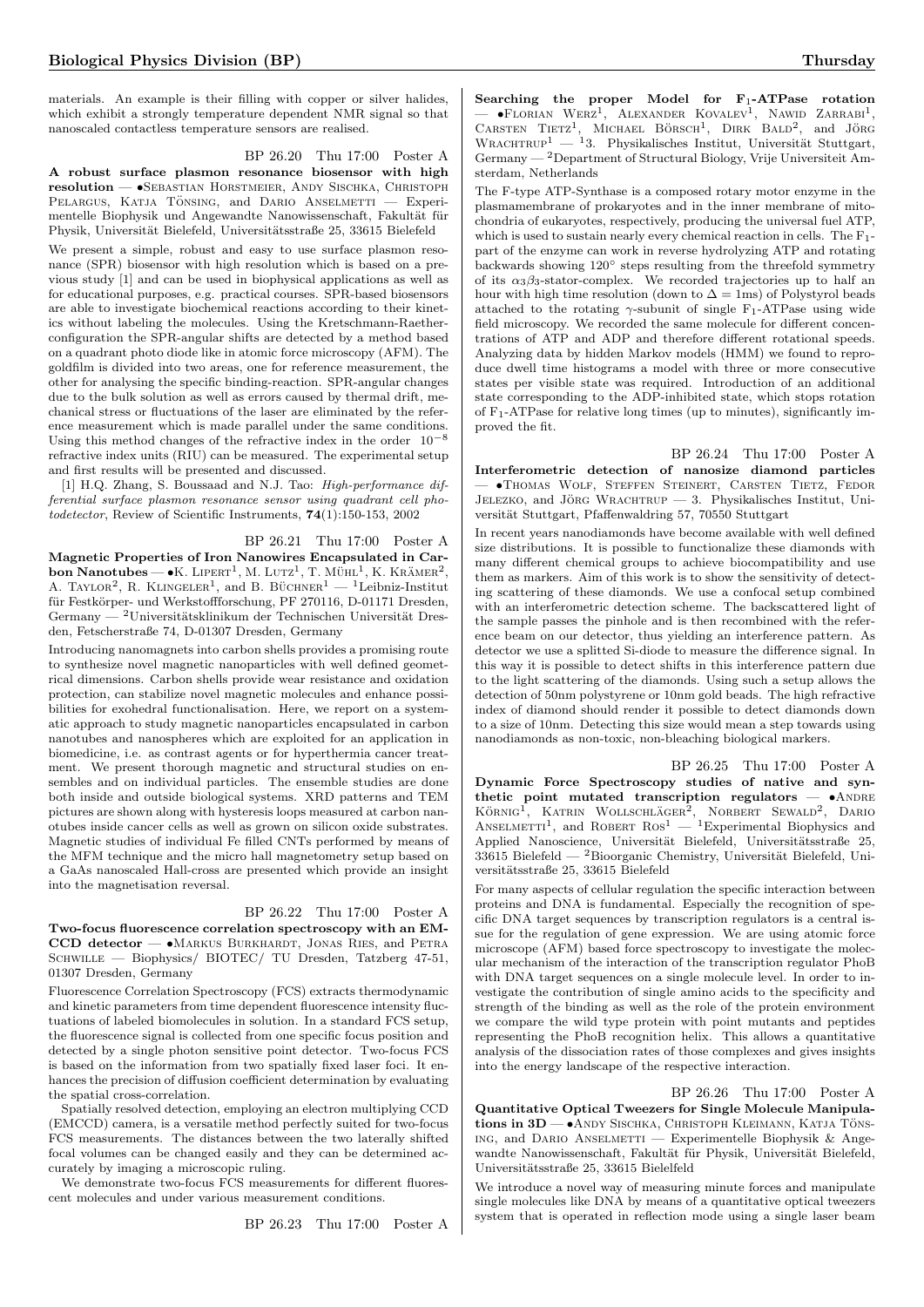materials. An example is their filling with copper or silver halides, which exhibit a strongly temperature dependent NMR signal so that nanoscaled contactless temperature sensors are realised.

BP 26.20 Thu 17:00 Poster A

**A robust surface plasmon resonance biosensor with high resolution** — •Sebastian Horstmeier, Andy Sischka, Christoph Pelargus, Katja Tönsing, and Dario Anselmetti — Experimentelle Biophysik und Angewandte Nanowissenschaft, Fakultät für Physik, Universität Bielefeld, Universitätsstraße 25, 33615 Bielefeld

We present a simple, robust and easy to use surface plasmon resonance (SPR) biosensor with high resolution which is based on a previous study [1] and can be used in biophysical applications as well as for educational purposes, e.g. practical courses. SPR-based biosensors are able to investigate biochemical reactions according to their kinetics without labeling the molecules. Using the Kretschmann-Raether-configuration the SPR-angular shifts are detected by a method based on a quadrant photo diode like in atomic force microscopy (AFM). The goldfilm is divided into two areas, one for reference measurement, the other for analysing the specific binding-reaction. SPR-angular changes due to the bulk solution as well as errors caused by thermal drift, mechanical stress or fluctuations of the laser are eliminated by the reference measurement which is made parallel under the same conditions. Using this method changes of the refractive index in the order $10^{-8}$ refractive index units (RIU) can be measured. The experimental setup and first results will be presented and discussed.

[1] H.Q. Zhang, S. Boussaad and N.J. Tao: *High-performance differential surface plasmon resonance sensor using quadrant cell photodetector*, Review of Scientific Instruments, **74**(1):150-153, 2002

BP 26.21 Thu 17:00 Poster A

**Magnetic Properties of Iron Nanowires Encapsulated in Carbon Nanotubes** — •K. Lipert[1], M. Lutz[1], T. Mühl[1], K. Krämer[2], A. Taylor[2], R. Klingeler[1], and B. Büchner[1] — [1]Leibniz-Institut für Festkörper- und Werkstoffforschung, PF 270116, D-01171 Dresden, Germany — [2]Universitätsklinikum der Technischen Universität Dresden, Fetscherstraße 74, D-01307 Dresden, Germany

Introducing nanomagnets into carbon shells provides a promising route to synthesize novel magnetic nanoparticles with well defined geometrical dimensions. Carbon shells provide wear resistance and oxidation protection, can stabilize novel magnetic molecules and enhance possibilities for exohedral functionalisation. Here, we report on a systematic approach to study magnetic nanoparticles encapsulated in carbon nanotubes and nanospheres which are exploited for an application in biomedicine, i.e. as contrast agents or for hyperthermia cancer treatment. We present thorough magnetic and structural studies on ensembles and on individual particles. The ensemble studies are done both inside and outside biological systems. XRD patterns and TEM pictures are shown along with hysteresis loops measured at carbon nanotubes inside cancer cells as well as grown on silicon oxide substrates. Magnetic studies of individual Fe filled CNTs performed by means of the MFM technique and the micro hall magnetometry setup based on a GaAs nanoscaled Hall-cross are presented which provide an insight into the magnetisation reversal.

BP 26.22 Thu 17:00 Poster A

**Two-focus fluorescence correlation spectroscopy with an EM-CCD detector** — •Markus Burkhardt, Jonas Ries, and Petra Schwille — Biophysics/ BIOTEC/ TU Dresden, Tatzberg 47-51, 01307 Dresden, Germany

Fluorescence Correlation Spectroscopy (FCS) extracts thermodynamic and kinetic parameters from time dependent fluorescence intensity fluctuations of labeled biomolecules in solution. In a standard FCS setup, the fluorescence signal is collected from one specific focus position and detected by a single photon sensitive point detector. Two-focus FCS is based on the information from two spatially fixed laser foci. It enhances the precision of diffusion coefficient determination by evaluating the spatial cross-correlation.

Spatially resolved detection, employing an electron multiplying CCD (EMCCD) camera, is a versatile method perfectly suited for two-focus FCS measurements. The distances between the two laterally shifted focal volumes can be changed easily and they can be determined accurately by imaging a microscopic ruling.

We demonstrate two-focus FCS measurements for different fluorescent molecules and under various measurement conditions.

BP 26.23 Thu 17:00 Poster A

**Searching the proper Model for $F_1$-ATPase rotation** — •Florian Werz[1], Alexander Kovalev[1], Nawid Zarrabi[1], Carsten Tietz[1], Michael Börsch[1], Dirk Bald[2], and Jörg Wrachtrup[1] — [1]3. Physikalisches Institut, Universität Stuttgart, Germany — [2]Department of Structural Biology, Vrije Universiteit Amsterdam, Netherlands

The F-type ATP-Synthase is a composed rotary motor enzyme in the plasmamembrane of prokaryotes and in the inner membrane of mitochondria of eukaryotes, respectively, producing the universal fuel ATP, which is used to sustain nearly every chemical reaction in cells. The $F_1$-part of the enzyme can work in reverse hydrolyzing ATP and rotating backwards showing 120° steps resulting from the threefold symmetry of its $\alpha_3\beta_3$-stator-complex. We recorded trajectories up to half an hour with high time resolution (down to $\Delta = 1$ms) of Polystyrol beads attached to the rotating $\gamma$-subunit of single $F_1$-ATPase using wide field microscopy. We recorded the same molecule for different concentrations of ATP and ADP and therefore different rotational speeds. Analyzing data by hidden Markov models (HMM) we found to reproduce dwell time histograms a model with three or more consecutive states per visible state was required. Introduction of an additional state corresponding to the ADP-inhibited state, which stops rotation of $F_1$-ATPase for relative long times (up to minutes), significantly improved the fit.

BP 26.24 Thu 17:00 Poster A

**Interferometric detection of nanosize diamond particles** — •Thomas Wolf, Steffen Steinert, Carsten Tietz, Fedor Jelezko, and Jörg Wrachtrup — 3. Physikalisches Institut, Universität Stuttgart, Pfaffenwaldring 57, 70550 Stuttgart

In recent years nanodiamonds have become available with well defined size distributions. It is possible to functionalize these diamonds with many different chemical groups to achieve biocompatibility and use them as markers. Aim of this work is to show the sensitivity of detecting scattering of these diamonds. We use a confocal setup combined with an interferometric detection scheme. The backscattered light of the sample passes the pinhole and is then recombined with the reference beam on our detector, thus yielding an interference pattern. As detector we use a splitted Si-diode to measure the difference signal. In this way it is possible to detect shifts in this interference pattern due to the light scattering of the diamonds. Using such a setup allows the detection of 50nm polystyrene or 10nm gold beads. The high refractive index of diamond should render it possible to detect diamonds down to a size of 10nm. Detecting this size would mean a step towards using nanodiamonds as non-toxic, non-bleaching biological markers.

BP 26.25 Thu 17:00 Poster A

**Dynamic Force Spectroscopy studies of native and synthetic point mutated transcription regulators** — •Andre Körnig[1], Katrin Wollschläger[2], Norbert Sewald[2], Dario Anselmetti[1], and Robert Ros[1] — [1]Experimental Biophysics and Applied Nanoscience, Universität Bielefeld, Universitätsstraße 25, 33615 Bielefeld — [2]Bioorganic Chemistry, Universität Bielefeld, Universitätsstraße 25, 33615 Bielefeld

For many aspects of cellular regulation the specific interaction between proteins and DNA is fundamental. Especially the recognition of specific DNA target sequences by transcription regulators is a central issue for the regulation of gene expression. We are using atomic force microscope (AFM) based force spectroscopy to investigate the molecular mechanism of the interaction of the transcription regulator PhoB with DNA target sequences on a single molecule level. In order to investigate the contribution of single amino acids to the specificity and strength of the binding as well as the role of the protein environment we compare the wild type protein with point mutants and peptides representing the PhoB recognition helix. This allows a quantitative analysis of the dissociation rates of those complexes and gives insights into the energy landscape of the respective interaction.

BP 26.26 Thu 17:00 Poster A

**Quantitative Optical Tweezers for Single Molecule Manipulations in 3D** — •Andy Sischka, Christoph Kleimann, Katja Tönsing, and Dario Anselmetti — Experimentelle Biophysik & Angewandte Nanowissenschaft, Fakultät für Physik, Universität Bielefeld, Universitätsstraße 25, 33615 Bielelfeld

We introduce a novel way of measuring minute forces and manipulate single molecules like DNA by means of a quantitative optical tweezers system that is operated in reflection mode using a single laser beam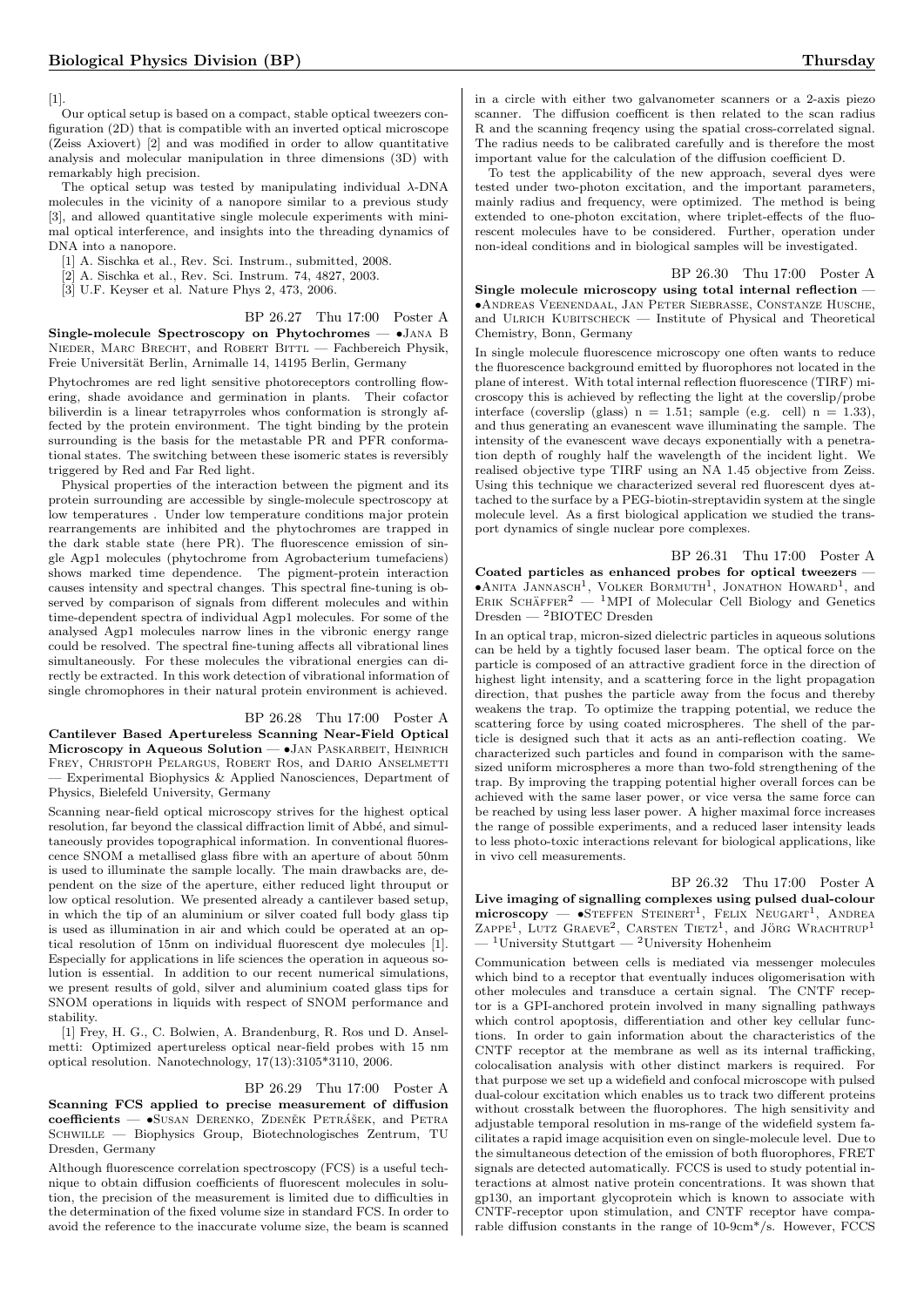[1].

Our optical setup is based on a compact, stable optical tweezers configuration (2D) that is compatible with an inverted optical microscope (Zeiss Axiovert) [2] and was modified in order to allow quantitative analysis and molecular manipulation in three dimensions (3D) with remarkably high precision.

The optical setup was tested by manipulating individual λ-DNA molecules in the vicinity of a nanopore similar to a previous study [3], and allowed quantitative single molecule experiments with minimal optical interference, and insights into the threading dynamics of DNA into a nanopore.

[1] A. Sischka et al., Rev. Sci. Instrum., submitted, 2008.
[2] A. Sischka et al., Rev. Sci. Instrum. 74, 4827, 2003.
[3] U.F. Keyser et al. Nature Phys 2, 473, 2006.

BP 26.27 Thu 17:00 Poster A

**Single-molecule Spectroscopy on Phytochromes** — •Jana B Nieder, Marc Brecht, and Robert Bittl — Fachbereich Physik, Freie Universität Berlin, Arnimalle 14, 14195 Berlin, Germany

Phytochromes are red light sensitive photoreceptors controlling flowering, shade avoidance and germination in plants. Their cofactor biliverdin is a linear tetrapyrroles whos conformation is strongly affected by the protein environment. The tight binding by the protein surrounding is the basis for the metastable PR and PFR conformational states. The switching between these isomeric states is reversibly triggered by Red and Far Red light.

Physical properties of the interaction between the pigment and its protein surrounding are accessible by single-molecule spectroscopy at low temperatures . Under low temperature conditions major protein rearrangements are inhibited and the phytochromes are trapped in the dark stable state (here PR). The fluorescence emission of single Agp1 molecules (phytochrome from Agrobacterium tumefaciens) shows marked time dependence. The pigment-protein interaction causes intensity and spectral changes. This spectral fine-tuning is observed by comparison of signals from different molecules and within time-dependent spectra of individual Agp1 molecules. For some of the analysed Agp1 molecules narrow lines in the vibronic energy range could be resolved. The spectral fine-tuning affects all vibrational lines simultaneously. For these molecules the vibrational energies can directly be extracted. In this work detection of vibrational information of single chromophores in their natural protein environment is achieved.

BP 26.28 Thu 17:00 Poster A

**Cantilever Based Apertureless Scanning Near-Field Optical Microscopy in Aqueous Solution** — •Jan Paskarbeit, Heinrich Frey, Christoph Pelargus, Robert Ros, and Dario Anselmetti — Experimental Biophysics & Applied Nanosciences, Department of Physics, Bielefeld University, Germany

Scanning near-field optical microscopy strives for the highest optical resolution, far beyond the classical diffraction limit of Abbé, and simultaneously provides topographical information. In conventional fluorescence SNOM a metallised glass fibre with an aperture of about 50nm is used to illuminate the sample locally. The main drawbacks are, dependent on the size of the aperture, either reduced light throuput or low optical resolution. We presented already a cantilever based setup, in which the tip of an aluminium or silver coated full body glass tip is used as illumination in air and which could be operated at an optical resolution of 15nm on individual fluorescent dye molecules [1]. Especially for applications in life sciences the operation in aqueous solution is essential. In addition to our recent numerical simulations, we present results of gold, silver and aluminium coated glass tips for SNOM operations in liquids with respect of SNOM performance and stability.

[1] Frey, H. G., C. Bolwien, A. Brandenburg, R. Ros und D. Anselmetti: Optimized apertureless optical near-field probes with 15 nm optical resolution. Nanotechnology, 17(13):3105*3110, 2006.

BP 26.29 Thu 17:00 Poster A

**Scanning FCS applied to precise measurement of diffusion coefficients** — •Susan Derenko, Zdeněk Petrášek, and Petra Schwille — Biophysics Group, Biotechnologisches Zentrum, TU Dresden, Germany

Although fluorescence correlation spectroscopy (FCS) is a useful technique to obtain diffusion coefficients of fluorescent molecules in solution, the precision of the measurement is limited due to difficulties in the determination of the fixed volume size in standard FCS. In order to avoid the reference to the inaccurate volume size, the beam is scanned in a circle with either two galvanometer scanners or a 2-axis piezo scanner. The diffusion coefficent is then related to the scan radius R and the scanning freqency using the spatial cross-correlated signal. The radius needs to be calibrated carefully and is therefore the most important value for the calculation of the diffusion coefficient D.

To test the applicability of the new approach, several dyes were tested under two-photon excitation, and the important parameters, mainly radius and frequency, were optimized. The method is being extended to one-photon excitation, where triplet-effects of the fluorescent molecules have to be considered. Further, operation under non-ideal conditions and in biological samples will be investigated.

BP 26.30 Thu 17:00 Poster A

**Single molecule microscopy using total internal reflection** — •Andreas Veenendaal, Jan Peter Siebrasse, Constanze Husche, and Ulrich Kubitscheck — Institute of Physical and Theoretical Chemistry, Bonn, Germany

In single molecule fluorescence microscopy one often wants to reduce the fluorescence background emitted by fluorophores not located in the plane of interest. With total internal reflection fluorescence (TIRF) microscopy this is achieved by reflecting the light at the coverslip/probe interface (coverslip (glass) n = 1.51; sample (e.g. cell) n = 1.33), and thus generating an evanescent wave illuminating the sample. The intensity of the evanescent wave decays exponentially with a penetration depth of roughly half the wavelength of the incident light. We realised objective type TIRF using an NA 1.45 objective from Zeiss. Using this technique we characterized several red fluorescent dyes attached to the surface by a PEG-biotin-streptavidin system at the single molecule level. As a first biological application we studied the transport dynamics of single nuclear pore complexes.

BP 26.31 Thu 17:00 Poster A

**Coated particles as enhanced probes for optical tweezers** — •Anita Jannasch[1], Volker Bormuth[1], Jonathon Howard[1], and Erik Schäffer[2] — [1]MPI of Molecular Cell Biology and Genetics Dresden — [2]BIOTEC Dresden

In an optical trap, micron-sized dielectric particles in aqueous solutions can be held by a tightly focused laser beam. The optical force on the particle is composed of an attractive gradient force in the direction of highest light intensity, and a scattering force in the light propagation direction, that pushes the particle away from the focus and thereby weakens the trap. To optimize the trapping potential, we reduce the scattering force by using coated microspheres. The shell of the particle is designed such that it acts as an anti-reflection coating. We characterized such particles and found in comparison with the same-sized uniform microspheres a more than two-fold strengthening of the trap. By improving the trapping potential higher overall forces can be achieved with the same laser power, or vice versa the same force can be reached by using less laser power. A higher maximal force increases the range of possible experiments, and a reduced laser intensity leads to less photo-toxic interactions relevant for biological applications, like in vivo cell measurements.

BP 26.32 Thu 17:00 Poster A

**Live imaging of signalling complexes using pulsed dual-colour microscopy** — •Steffen Steinert[1], Felix Neugart[1], Andrea Zappe[1], Lutz Graeve[2], Carsten Tietz[1], and Jörg Wrachtrup[1] — [1]University Stuttgart — [2]University Hohenheim

Communication between cells is mediated via messenger molecules which bind to a receptor that eventually induces oligomerisation with other molecules and transduce a certain signal. The CNTF receptor is a GPI-anchored protein involved in many signalling pathways which control apoptosis, differentiation and other key cellular functions. In order to gain information about the characteristics of the CNTF receptor at the membrane as well as its internal trafficking, colocalisation analysis with other distinct markers is required. For that purpose we set up a widefield and confocal microscope with pulsed dual-colour excitation which enables us to track two different proteins without crosstalk between the fluorophores. The high sensitivity and adjustable temporal resolution in ms-range of the widefield system facilitates a rapid image acquisition even on single-molecule level. Due to the simultaneous detection of the emission of both fluorophores, FRET signals are detected automatically. FCCS is used to study potential interactions at almost native protein concentrations. It was shown that gp130, an important glycoprotein which is known to associate with CNTF-receptor upon stimulation, and CNTF receptor have comparable diffusion constants in the range of 10-9cm*/s. However, FCCS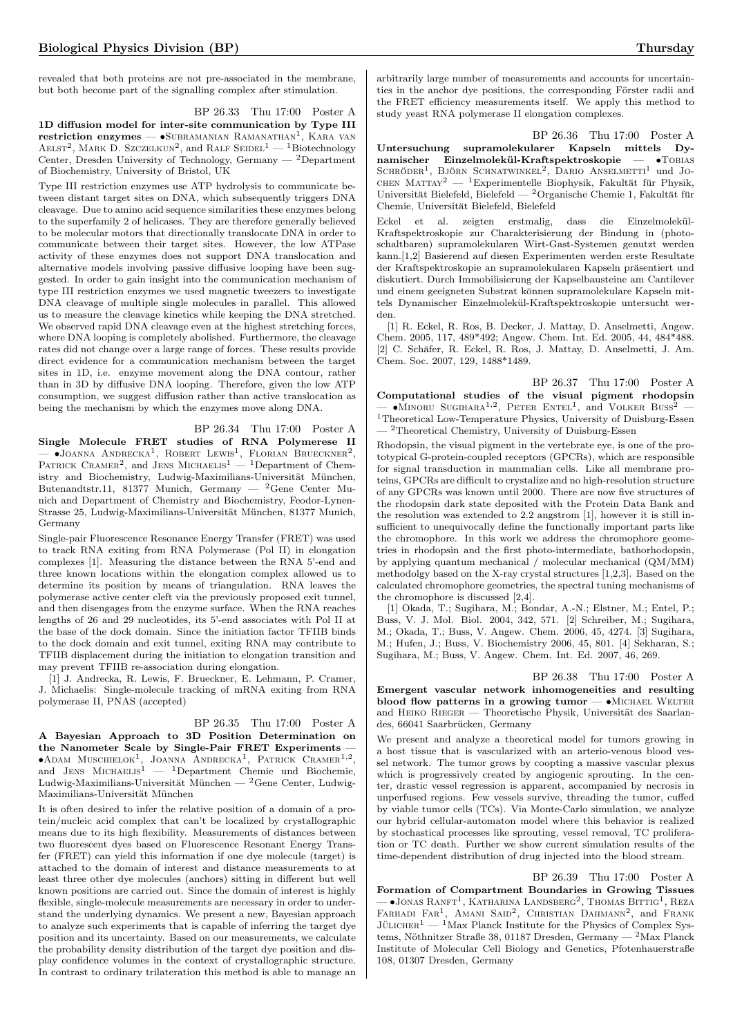revealed that both proteins are not pre-associated in the membrane, but both become part of the signalling complex after stimulation.

BP 26.33 Thu 17:00 Poster A

**1D diffusion model for inter-site communication by Type III restriction enzymes** — •Subramanian Ramanathan[1], Kara van Aelst[2], Mark D. Szczelkun[2], and Ralf Seidel[1] — [1]Biotechnology Center, Dresden University of Technology, Germany — [2]Department of Biochemistry, University of Bristol, UK

Type III restriction enzymes use ATP hydrolysis to communicate between distant target sites on DNA, which subsequently triggers DNA cleavage. Due to amino acid sequence similarities these enzymes belong to the superfamily 2 of helicases. They are therefore generally believed to be molecular motors that directionally translocate DNA in order to communicate between their target sites. However, the low ATPase activity of these enzymes does not support DNA translocation and alternative models involving passive diffusive looping have been suggested. In order to gain insight into the communication mechanism of type III restriction enzymes we used magnetic tweezers to investigate DNA cleavage of multiple single molecules in parallel. This allowed us to measure the cleavage kinetics while keeping the DNA stretched. We observed rapid DNA cleavage even at the highest stretching forces, where DNA looping is completely abolished. Furthermore, the cleavage rates did not change over a large range of forces. These results provide direct evidence for a communication mechanism between the target sites in 1D, i.e. enzyme movement along the DNA contour, rather than in 3D by diffusive DNA looping. Therefore, given the low ATP consumption, we suggest diffusion rather than active translocation as being the mechanism by which the enzymes move along DNA.

BP 26.34 Thu 17:00 Poster A

**Single Molecule FRET studies of RNA Polymerese II** — •Joanna Andrecka[1], Robert Lewis[1], Florian Brueckner[2], Patrick Cramer[2], and Jens Michaelis[1] — [1]Department of Chemistry and Biochemistry, Ludwig-Maximilians-Universität München, Butenandtstr.11, 81377 Munich, Germany — [2]Gene Center Munich and Department of Chemistry and Biochemistry, Feodor-Lynen-Strasse 25, Ludwig-Maximilians-Universität München, 81377 Munich, Germany

Single-pair Fluorescence Resonance Energy Transfer (FRET) was used to track RNA exiting from RNA Polymerase (Pol II) in elongation complexes [1]. Measuring the distance between the RNA 5'-end and three known locations within the elongation complex allowed us to determine its position by means of triangulation. RNA leaves the polymerase active center cleft via the previously proposed exit tunnel, and then disengages from the enzyme surface. When the RNA reaches lengths of 26 and 29 nucleotides, its 5'-end associates with Pol II at the base of the dock domain. Since the initiation factor TFIIB binds to the dock domain and exit tunnel, exiting RNA may contribute to TFIIB displacement during the initiation to elongation transition and may prevent TFIIB re-association during elongation.

[1] J. Andrecka, R. Lewis, F. Brueckner, E. Lehmann, P. Cramer, J. Michaelis: Single-molecule tracking of mRNA exiting from RNA polymerase II, PNAS (accepted)

BP 26.35 Thu 17:00 Poster A

**A Bayesian Approach to 3D Position Determination on the Nanometer Scale by Single-Pair FRET Experiments** — •Adam Muschielok[1], Joanna Andrecka[1], Patrick Cramer[1,2], and Jens Michaelis[1] — [1]Department Chemie und Biochemie, Ludwig-Maximilians-Universität München — [2]Gene Center, Ludwig-Maximilians-Universität München

It is often desired to infer the relative position of a domain of a protein/nucleic acid complex that can't be localized by crystallographic means due to its high flexibility. Measurements of distances between two fluorescent dyes based on Fluorescence Resonant Energy Transfer (FRET) can yield this information if one dye molecule (target) is attached to the domain of interest and distance measurements to at least three other dye molecules (anchors) sitting in different but well known positions are carried out. Since the domain of interest is highly flexible, single-molecule measurements are necessary in order to understand the underlying dynamics. We present a new, Bayesian approach to analyze such experiments that is capable of inferring the target dye position and its uncertainty. Based on our measurements, we calculate the probability density distribution of the target dye position and display confidence volumes in the context of crystallographic structure. In contrast to ordinary trilateration this method is able to manage an arbitrarily large number of measurements and accounts for uncertainties in the anchor dye positions, the corresponding Förster radii and the FRET efficiency measurements itself. We apply this method to study yeast RNA polymerase II elongation complexes.

BP 26.36 Thu 17:00 Poster A

**Untersuchung supramolekularer Kapseln mittels Dynamischer Einzelmolekül-Kraftspektroskopie** — •Tobias Schröder[1], Björn Schnatwinkel[2], Dario Anselmetti[1] und Jochen Mattay[2] — [1]Experimentelle Biophysik, Fakultät für Physik, Universität Bielefeld, Bielefeld — [2]Organische Chemie 1, Fakultät für Chemie, Universität Bielefeld, Bielefeld

Eckel et al. zeigten erstmalig, dass die Einzelmolekül-Kraftspektroskopie zur Charakterisierung der Bindung in (photoschaltbaren) supramolekularen Wirt-Gast-Systemen genutzt werden kann.[1,2] Basierend auf diesen Experimenten werden erste Resultate der Kraftspektroskopie an supramolekularen Kapseln präsentiert und diskutiert. Durch Immobilisierung der Kapselbausteine am Cantilever und einem geeigneten Substrat können supramolekulare Kapseln mittels Dynamischer Einzelmolekül-Kraftspektroskopie untersucht werden.

[1] R. Eckel, R. Ros, B. Decker, J. Mattay, D. Anselmetti, Angew. Chem. 2005, 117, 489*492; Angew. Chem. Int. Ed. 2005, 44, 484*488. [2] C. Schäfer, R. Eckel, R. Ros, J. Mattay, D. Anselmetti, J. Am. Chem. Soc. 2007, 129, 1488*1489.

BP 26.37 Thu 17:00 Poster A

**Computational studies of the visual pigment rhodopsin** — •Minoru Sugihara[1,2], Peter Entel[1], and Volker Buss[2] — [1]Theoretical Low-Temperature Physics, University of Duisburg-Essen — [2]Theoretical Chemistry, University of Duisburg-Essen

Rhodopsin, the visual pigment in the vertebrate eye, is one of the prototypical G-protein-coupled receptors (GPCRs), which are responsible for signal transduction in mammalian cells. Like all membrane proteins, GPCRs are difficult to crystalize and no high-resolution structure of any GPCRs was known until 2000. There are now five structures of the rhodopsin dark state deposited with the Protein Data Bank and the resolution was extended to 2.2 angstrom [1], however it is still insufficient to unequivocally define the functionally important parts like the chromophore. In this work we address the chromophore geometries in rhodopsin and the first photo-intermediate, bathorhodopsin, by applying quantum mechanical / molecular mechanical (QM/MM) methodolgy based on the X-ray crystal structures [1,2,3]. Based on the calculated chromophore geometries, the spectral tuning mechanisms of the chromophore is discussed [2,4].

[1] Okada, T.; Sugihara, M.; Bondar, A.-N.; Elstner, M.; Entel, P.; Buss, V. J. Mol. Biol. 2004, 342, 571. [2] Schreiber, M.; Sugihara, M.; Okada, T.; Buss, V. Angew. Chem. 2006, 45, 4274. [3] Sugihara, M.; Hufen, J.; Buss, V. Biochemistry 2006, 45, 801. [4] Sekharan, S.; Sugihara, M.; Buss, V. Angew. Chem. Int. Ed. 2007, 46, 269.

BP 26.38 Thu 17:00 Poster A

**Emergent vascular network inhomogeneities and resulting blood flow patterns in a growing tumor** — •Michael Welter and Heiko Rieger — Theoretische Physik, Universität des Saarlandes, 66041 Saarbrücken, Germany

We present and analyze a theoretical model for tumors growing in a host tissue that is vascularized with an arterio-venous blood vessel network. The tumor grows by coopting a massive vascular plexus which is progressively created by angiogenic sprouting. In the center, drastic vessel regression is apparent, accompanied by necrosis in unperfused regions. Few vessels survive, threading the tumor, cuffed by viable tumor cells (TCs). Via Monte-Carlo simulation, we analyze our hybrid cellular-automaton model where this behavior is realized by stochastical processes like sprouting, vessel removal, TC proliferation or TC death. Further we show current simulation results of the time-dependent distribution of drug injected into the blood stream.

BP 26.39 Thu 17:00 Poster A

**Formation of Compartment Boundaries in Growing Tissues** — •Jonas Ranft[1], Katharina Landsberg[2], Thomas Bittig[1], Reza Farhadi Far[1], Amani Said[2], Christian Dahmann[2], and Frank Jülicher[1] — [1]Max Planck Institute for the Physics of Complex Systems, Nöthnitzer Straße 38, 01187 Dresden, Germany — [2]Max Planck Institute of Molecular Cell Biology and Genetics, Pfotenhauerstraße 108, 01307 Dresden, Germany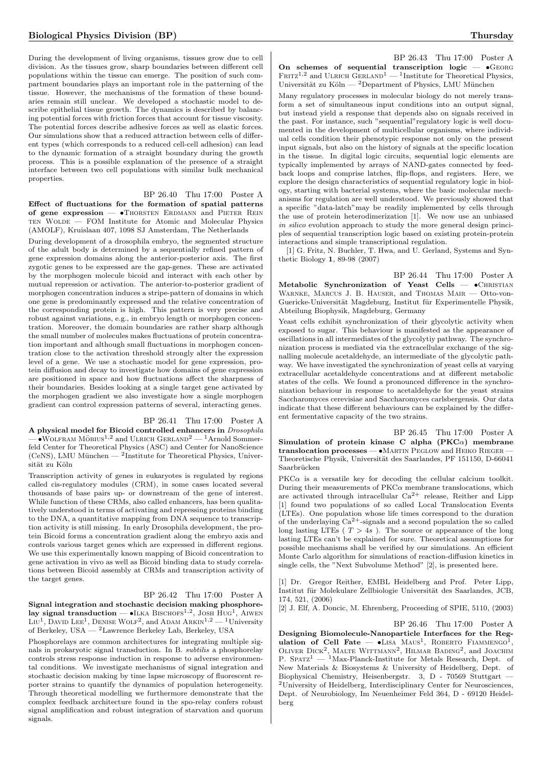During the development of living organisms, tissues grow due to cell division. As the tissues grow, sharp boundaries between different cell populations within the tissue can emerge. The position of such compartment boundaries plays an important role in the patterning of the tissue. However, the mechanisms of the formation of these boundaries remain still unclear. We developed a stochastic model to describe epithelial tissue growth. The dynamics is described by balancing potential forces with friction forces that account for tissue viscosity. The potential forces describe adhesive forces as well as elastic forces. Our simulations show that a reduced attraction between cells of different types (which corresponds to a reduced cell-cell adhesion) can lead to the dynamic formation of a straight boundary during the growth process. This is a possible explanation of the presence of a straight interface between two cell populations with similar bulk mechanical properties.

BP 26.40 Thu 17:00 Poster A

**Effect of fluctuations for the formation of spatial patterns of gene expression** — •Thorsten Erdmann and Pieter Rein ten Wolde — FOM Institute for Atomic and Molecular Physics (AMOLF), Kruislaan 407, 1098 SJ Amsterdam, The Netherlands

During development of a drosophila embryo, the segmented structure of the adult body is determined by a sequentially refined pattern of gene expression domains along the anterior-posterior axis. The first zygotic genes to be expressed are the gap-genes. These are activated by the morphogen molecule bicoid and interact with each other by mutual repression or activation. The anterior-to-posterior gradient of morphogen concentration induces a stripe-pattern of domains in which one gene is predominantly expressed and the relative concentration of the corresponding protein is high. This pattern is very precise and robust against variations, e.g., in embryo length or morphogen concentration. Moreover, the domain boundaries are rather sharp although the small number of molecules makes fluctuations of protein concentration important and although small fluctuations in morphogen concentration close to the activation threshold strongly alter the expression level of a gene. We use a stochastic model for gene expression, protein diffusion and decay to investigate how domains of gene expression are positioned in space and how fluctuations affect the sharpness of their boundaries. Besides looking at a single target gene activated by the morphogen gradient we also investigate how a single morphogen gradient can control expression patterns of several, interacting genes.

BP 26.41 Thu 17:00 Poster A

**A physical model for Bicoid controlled enhancers in *Drosophila*** — •Wolfram Möbius[1,2] and Ulrich Gerland[2] — [1]Arnold Sommerfeld Center for Theoretical Physics (ASC) and Center for NanoScience (CeNS), LMU München — [2]Institute for Theoretical Physics, Universität zu Köln

Transcription activity of genes in eukaryotes is regulated by regions called cis-regulatory modules (CRM), in some cases located several thousands of base pairs up- or downstream of the gene of interest. While function of these CRMs, also called enhancers, has been qualitatively understood in terms of activating and repressing proteins binding to the DNA, a quantitative mapping from DNA sequence to transcription activity is still missing. In early Drosophila development, the protein Bicoid forms a concentration gradient along the embryo axis and controls various target genes which are expressed in different regions. We use this experimentally known mapping of Bicoid concentration to gene activation in vivo as well as Bicoid binding data to study correlations between Bicoid assembly at CRMs and transcription activity of the target genes.

BP 26.42 Thu 17:00 Poster A

**Signal integration and stochastic decision making phosphorelay signal transduction** — •Ilka Bischofs[1,2], Josh Hug[1], Aiwen Liu[1], David Lee[1], Denise Wolf[2], and Adam Arkin[1,2] — [1]University of Berkeley, USA — [2]Lawrence Berkeley Lab, Berkeley, USA

Phosphorelays are common architectures for integrating multiple signals in prokaryotic signal transduction. In B. *subtilis* a phosphorelay controls stress response induction in response to adverse environmental conditions. We investigate mechanisms of signal integration and stochastic decision making by time lapse microscopy of fluorescent reporter strains to quantify the dynamics of population heterogeneity. Through theoretical modelling we furthermore demonstrate that the complex feedback architecture found in the spo-relay confers robust signal amplification and robust integration of starvation and quorum signals.

BP 26.43 Thu 17:00 Poster A

**On schemes of sequential transcription logic** — •Georg Fritz[1,2] and Ulrich Gerland[1] — [1]Institute for Theoretical Physics, Universität zu Köln — [2]Department of Physics, LMU München

Many regulatory processes in molecular biology do not merely transform a set of simultaneous input conditions into an output signal, but instead yield a response that depends also on signals received in the past. For instance, such "sequential"regulatory logic is well documented in the development of multicellular organisms, where individual cells condition their phenotypic response not only on the present input signals, but also on the history of signals at the specific location in the tissue. In digital logic circuits, sequential logic elements are typically implemented by arrays of NAND-gates connected by feedback loops and comprise latches, flip-flops, and registers. Here, we explore the design characteristics of sequential regulatory logic in biology, starting with bacterial systems, where the basic molecular mechanisms for regulation are well understood. We previously showed that a specific "data-latch"may be readily implemented by cells through the use of protein heterodimerization [1]. We now use an unbiased *in silico* evolution approach to study the more general design principles of sequential transcription logic based on existing protein-protein interactions and simple transcriptional regulation.

[1] G. Fritz, N. Buchler, T. Hwa, and U. Gerland, Systems and Synthetic Biology **1**, 89-98 (2007)

BP 26.44 Thu 17:00 Poster A

**Metabolic Synchronization of Yeast Cells** — •Christian Warnke, Marcus J. B. Hauser, and Thomas Mair — Otto-von-Guericke-Universität Magdeburg, Institut für Experimentelle Physik, Abteilung Biophysik, Magdeburg, Germany

Yeast cells exhibit synchronization of their glycolytic activity when exposed to sugar. This behaviour is manifested as the appearance of oscillations in all intermediates of the glycolytiy pathway. The synchronization process is mediated via the extracellular exchange of the signalling molecule acetaldehyde, an intermediate of the glycolytic pathway. We have investigated the synchronization of yeast cells at varying extracellular acetaldehyde concentrations and at different metabolic states of the cells. We found a pronounced difference in the synchronization behaviour in response to acetaldehyde for the yeast strains Saccharomyces cerevisiae and Saccharomyces carlsbergensis. Our data indicate that these different behaviours can be explained by the different fermentative capacity of the two strains.

BP 26.45 Thu 17:00 Poster A

**Simulation of protein kinase C alpha (PKC$\alpha$) membrane translocation processes** — •Martin Peglow and Heiko Rieger — Theoretische Physik, Universität des Saarlandes, PF 151150, D-66041 Saarbrücken

PKC$\alpha$ is a versatile key for decoding the cellular calcium toolkit. During their measurements of PKC$\alpha$ membrane translocations, which are activated through intracellular $Ca^{2+}$ release, Reither and Lipp [1] found two populations of so called Local Translocation Events (LTEs). One population whose life times correspond to the duration of the underlaying $Ca^{2+}$-signals and a second population the so called long lasting LTEs ( $T > 4s$ ). The source or appearance of the long lasting LTEs can't be explained for sure. Theoretical assumptions for possible mechanisms shall be verified by our simulations. An efficient Monte Carlo algorithm for simulations of reaction-diffusion kinetics in single cells, the "Next Subvolume Method" [2], is presented here.

[1] Dr. Gregor Reither, EMBL Heidelberg and Prof. Peter Lipp, Institut für Molekulare Zellbiologie Universität des Saarlandes, JCB, 174, 521, (2006)

[2] J. Elf, A. Doncic, M. Ehrenberg, Proceeding of SPIE, 5110, (2003)

BP 26.46 Thu 17:00 Poster A

**Designing Biomolecule-Nanoparticle Interfaces for the Regulation of Cell Fate** — •Lisa Maus[1], Roberto Fiammengo[1], Oliver Dick[2], Malte Wittmann[2], Hilmar Bading[2], and Joachim P. Spatz[1] — [1]Max-Planck-Institute for Metals Research, Dept. of New Materials & Biosystems & University of Heidelberg, Dept. of Biophysical Chemistry, Heisenbergstr. 3, D - 70569 Stuttgart — [2]University of Heidelberg, Interdisciplinary Center for Neurosciences, Dept. of Neurobiology, Im Neuenheimer Feld 364, D - 69120 Heidelberg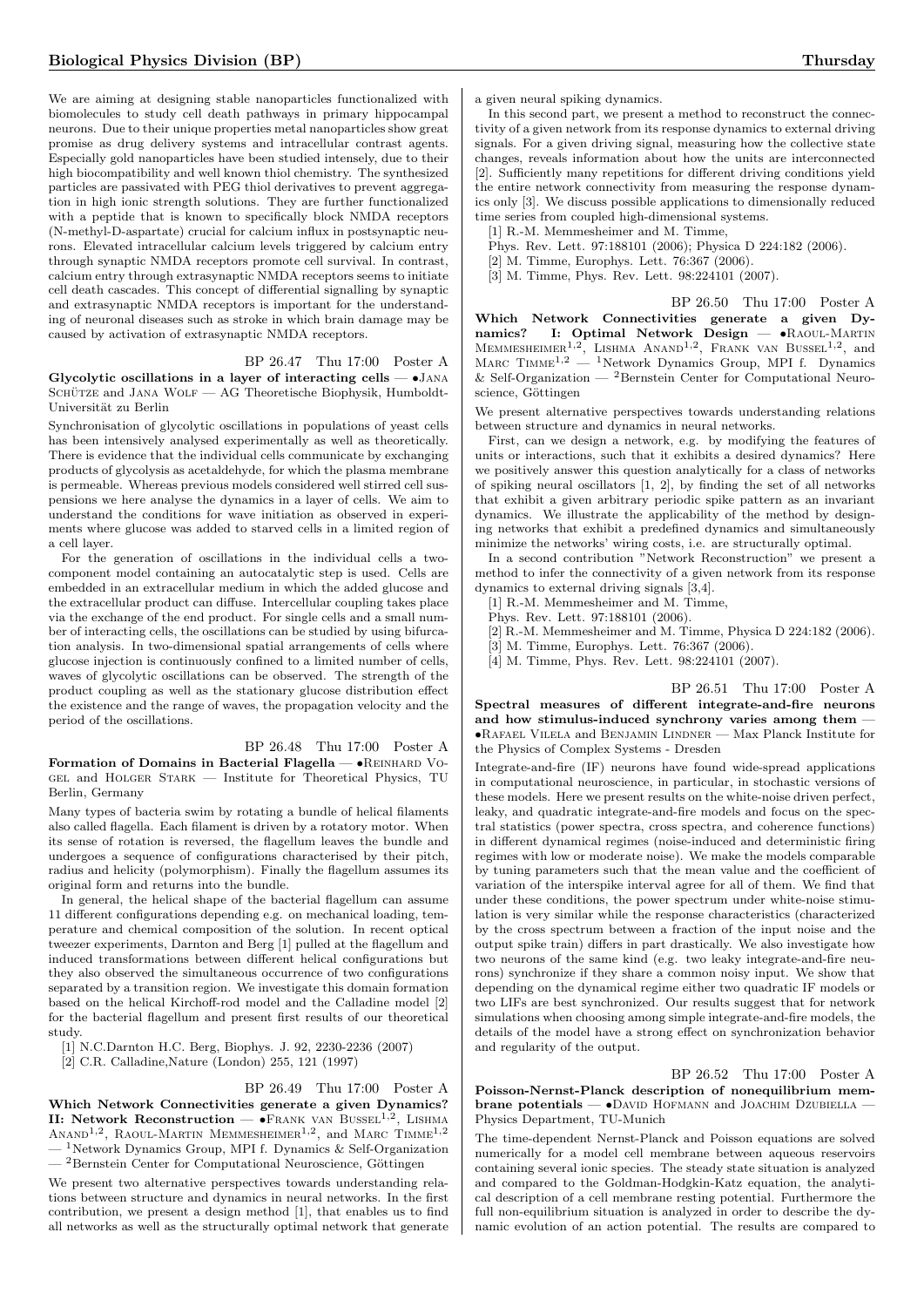We are aiming at designing stable nanoparticles functionalized with biomolecules to study cell death pathways in primary hippocampal neurons. Due to their unique properties metal nanoparticles show great promise as drug delivery systems and intracellular contrast agents. Especially gold nanoparticles have been studied intensely, due to their high biocompatibility and well known thiol chemistry. The synthesized particles are passivated with PEG thiol derivatives to prevent aggregation in high ionic strength solutions. They are further functionalized with a peptide that is known to specifically block NMDA receptors (N-methyl-D-aspartate) crucial for calcium influx in postsynaptic neurons. Elevated intracellular calcium levels triggered by calcium entry through synaptic NMDA receptors promote cell survival. In contrast, calcium entry through extrasynaptic NMDA receptors seems to initiate cell death cascades. This concept of differential signalling by synaptic and extrasynaptic NMDA receptors is important for the understanding of neuronal diseases such as stroke in which brain damage may be caused by activation of extrasynaptic NMDA receptors.

BP 26.47 Thu 17:00 Poster A

**Glycolytic oscillations in a layer of interacting cells** — •Jana Schütze and Jana Wolf — AG Theoretische Biophysik, Humboldt-Universität zu Berlin

Synchronisation of glycolytic oscillations in populations of yeast cells has been intensively analysed experimentally as well as theoretically. There is evidence that the individual cells communicate by exchanging products of glycolysis as acetaldehyde, for which the plasma membrane is permeable. Whereas previous models considered well stirred cell suspensions we here analyse the dynamics in a layer of cells. We aim to understand the conditions for wave initiation as observed in experiments where glucose was added to starved cells in a limited region of a cell layer.

For the generation of oscillations in the individual cells a two-component model containing an autocatalytic step is used. Cells are embedded in an extracellular medium in which the added glucose and the extracellular product can diffuse. Intercellular coupling takes place via the exchange of the end product. For single cells and a small number of interacting cells, the oscillations can be studied by using bifurcation analysis. In two-dimensional spatial arrangements of cells where glucose injection is continuously confined to a limited number of cells, waves of glycolytic oscillations can be observed. The strength of the product coupling as well as the stationary glucose distribution effect the existence and the range of waves, the propagation velocity and the period of the oscillations.

BP 26.48 Thu 17:00 Poster A

**Formation of Domains in Bacterial Flagella** — •Reinhard Vogel and Holger Stark — Institute for Theoretical Physics, TU Berlin, Germany

Many types of bacteria swim by rotating a bundle of helical filaments also called flagella. Each filament is driven by a rotatory motor. When its sense of rotation is reversed, the flagellum leaves the bundle and undergoes a sequence of configurations characterised by their pitch, radius and helicity (polymorphism). Finally the flagellum assumes its original form and returns into the bundle.

In general, the helical shape of the bacterial flagellum can assume 11 different configurations depending e.g. on mechanical loading, temperature and chemical composition of the solution. In recent optical tweezer experiments, Darnton and Berg [1] pulled at the flagellum and induced transformations between different helical configurations but they also observed the simultaneous occurrence of two configurations separated by a transition region. We investigate this domain formation based on the helical Kirchoff-rod model and the Calladine model [2] for the bacterial flagellum and present first results of our theoretical study.

[1] N.C.Darnton H.C. Berg, Biophys. J. 92, 2230-2236 (2007)
[2] C.R. Calladine,Nature (London) 255, 121 (1997)

BP 26.49 Thu 17:00 Poster A

**Which Network Connectivities generate a given Dynamics? II: Network Reconstruction** — •Frank van Bussel[1,2], Lishma Anand[1,2], Raoul-Martin Memmesheimer[1,2], and Marc Timme[1,2] — [1]Network Dynamics Group, MPI f. Dynamics & Self-Organization — [2]Bernstein Center for Computational Neuroscience, Göttingen

We present two alternative perspectives towards understanding relations between structure and dynamics in neural networks. In the first contribution, we present a design method [1], that enables us to find all networks as well as the structurally optimal network that generate a given neural spiking dynamics.

In this second part, we present a method to reconstruct the connectivity of a given network from its response dynamics to external driving signals. For a given driving signal, measuring how the collective state changes, reveals information about how the units are interconnected [2]. Sufficiently many repetitions for different driving conditions yield the entire network connectivity from measuring the response dynamics only [3]. We discuss possible applications to dimensionally reduced time series from coupled high-dimensional systems.

[1] R.-M. Memmesheimer and M. Timme,
Phys. Rev. Lett. 97:188101 (2006); Physica D 224:182 (2006).
[2] M. Timme, Europhys. Lett. 76:367 (2006).
[3] M. Timme, Phys. Rev. Lett. 98:224101 (2007).

BP 26.50 Thu 17:00 Poster A

**Which Network Connectivities generate a given Dynamics? I: Optimal Network Design** — •Raoul-Martin Memmesheimer[1,2], Lishma Anand[1,2], Frank van Bussel[1,2], and Marc Timme[1,2] — [1]Network Dynamics Group, MPI f. Dynamics & Self-Organization — [2]Bernstein Center for Computational Neuroscience, Göttingen

We present alternative perspectives towards understanding relations between structure and dynamics in neural networks.

First, can we design a network, e.g. by modifying the features of units or interactions, such that it exhibits a desired dynamics? Here we positively answer this question analytically for a class of networks of spiking neural oscillators [1, 2], by finding the set of all networks that exhibit a given arbitrary periodic spike pattern as an invariant dynamics. We illustrate the applicability of the method by designing networks that exhibit a predefined dynamics and simultaneously minimize the networks' wiring costs, i.e. are structurally optimal.

In a second contribution "Network Reconstruction" we present a method to infer the connectivity of a given network from its response dynamics to external driving signals [3,4].

[1] R.-M. Memmesheimer and M. Timme,
Phys. Rev. Lett. 97:188101 (2006).
[2] R.-M. Memmesheimer and M. Timme, Physica D 224:182 (2006).
[3] M. Timme, Europhys. Lett. 76:367 (2006).
[4] M. Timme, Phys. Rev. Lett. 98:224101 (2007).

BP 26.51 Thu 17:00 Poster A

**Spectral measures of different integrate-and-fire neurons and how stimulus-induced synchrony varies among them** — •Rafael Vilela and Benjamin Lindner — Max Planck Institute for the Physics of Complex Systems - Dresden

Integrate-and-fire (IF) neurons have found wide-spread applications in computational neuroscience, in particular, in stochastic versions of these models. Here we present results on the white-noise driven perfect, leaky, and quadratic integrate-and-fire models and focus on the spectral statistics (power spectra, cross spectra, and coherence functions) in different dynamical regimes (noise-induced and deterministic firing regimes with low or moderate noise). We make the models comparable by tuning parameters such that the mean value and the coefficient of variation of the interspike interval agree for all of them. We find that under these conditions, the power spectrum under white-noise stimulation is very similar while the response characteristics (characterized by the cross spectrum between a fraction of the input noise and the output spike train) differs in part drastically. We also investigate how two neurons of the same kind (e.g. two leaky integrate-and-fire neurons) synchronize if they share a common noisy input. We show that depending on the dynamical regime either two quadratic IF models or two LIFs are best synchronized. Our results suggest that for network simulations when choosing among simple integrate-and-fire models, the details of the model have a strong effect on synchronization behavior and regularity of the output.

BP 26.52 Thu 17:00 Poster A

**Poisson-Nernst-Planck description of nonequilibrium membrane potentials** — •David Hofmann and Joachim Dzubiella — Physics Department, TU-Munich

The time-dependent Nernst-Planck and Poisson equations are solved numerically for a model cell membrane between aqueous reservoirs containing several ionic species. The steady state situation is analyzed and compared to the Goldman-Hodgkin-Katz equation, the analytical description of a cell membrane resting potential. Furthermore the full non-equilibrium situation is analyzed in order to describe the dynamic evolution of an action potential. The results are compared to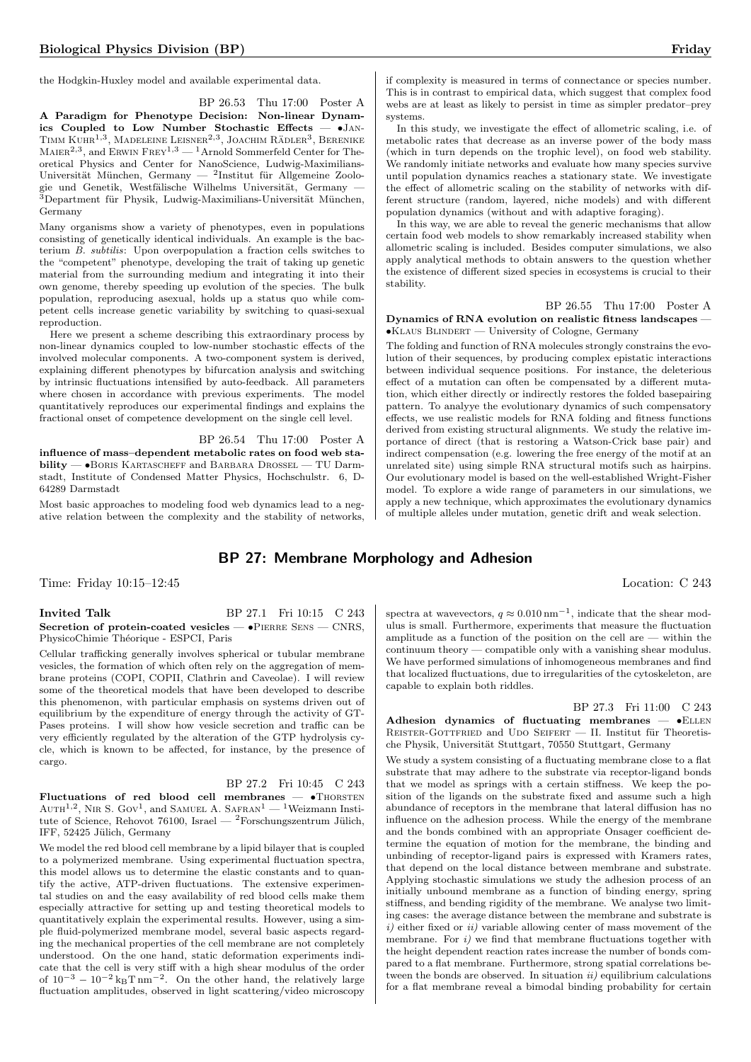the Hodgkin-Huxley model and available experimental data.

BP 26.53 Thu 17:00 Poster A

**A Paradigm for Phenotype Decision: Non-linear Dynamics Coupled to Low Number Stochastic Effects** — •Jan-Timm Kuhr[1,3], Madeleine Leisner[2,3], Joachim Rädler[3], Berenike Maier[2,3], and Erwin Frey[1,3] — [1]Arnold Sommerfeld Center for Theoretical Physics and Center for NanoScience, Ludwig-Maximilians-Universität München, Germany — [2]Institut für Allgemeine Zoologie und Genetik, Westfälische Wilhelms Universität, Germany — [3]Department für Physik, Ludwig-Maximilians-Universität München, Germany

Many organisms show a variety of phenotypes, even in populations consisting of genetically identical individuals. An example is the bacterium *B. subtilis*: Upon overpopulation a fraction cells switches to the "competent" phenotype, developing the trait of taking up genetic material from the surrounding medium and integrating it into their own genome, thereby speeding up evolution of the species. The bulk population, reproducing asexual, holds up a status quo while competent cells increase genetic variability by switching to quasi-sexual reproduction.

Here we present a scheme describing this extraordinary process by non-linear dynamics coupled to low-number stochastic effects of the involved molecular components. A two-component system is derived, explaining different phenotypes by bifurcation analysis and switching by intrinsic fluctuations intensified by auto-feedback. All parameters where chosen in accordance with previous experiments. The model quantitatively reproduces our experimental findings and explains the fractional onset of competence development on the single cell level.

BP 26.54 Thu 17:00 Poster A

**influence of mass–dependent metabolic rates on food web stability** — •Boris Kartascheff and Barbara Drossel — TU Darmstadt, Institute of Condensed Matter Physics, Hochschulstr. 6, D-64289 Darmstadt

Most basic approaches to modeling food web dynamics lead to a negative relation between the complexity and the stability of networks, if complexity is measured in terms of connectance or species number. This is in contrast to empirical data, which suggest that complex food webs are at least as likely to persist in time as simpler predator–prey systems.

In this study, we investigate the effect of allometric scaling, i.e. of metabolic rates that decrease as an inverse power of the body mass (which in turn depends on the trophic level), on food web stability. We randomly initiate networks and evaluate how many species survive until population dynamics reaches a stationary state. We investigate the effect of allometric scaling on the stability of networks with different structure (random, layered, niche models) and with different population dynamics (without and with adaptive foraging).

In this way, we are able to reveal the generic mechanisms that allow certain food web models to show remarkably increased stability when allometric scaling is included. Besides computer simulations, we also apply analytical methods to obtain answers to the question whether the existence of different sized species in ecosystems is crucial to their stability.

BP 26.55 Thu 17:00 Poster A

**Dynamics of RNA evolution on realistic fitness landscapes** — •Klaus Blindert — University of Cologne, Germany

The folding and function of RNA molecules strongly constrains the evolution of their sequences, by producing complex epistatic interactions between individual sequence positions. For instance, the deleterious effect of a mutation can often be compensated by a different mutation, which either directly or indirectly restores the folded basepairing pattern. To analyye the evolutionary dynamics of such compensatory effects, we use realistic models for RNA folding and fitness functions derived from existing structural alignments. We study the relative importance of direct (that is restoring a Watson-Crick base pair) and indirect compensation (e.g. lowering the free energy of the motif at an unrelated site) using simple RNA structural motifs such as hairpins. Our evolutionary model is based on the well-established Wright-Fisher model. To explore a wide range of parameters in our simulations, we apply a new technique, which approximates the evolutionary dynamics of multiple alleles under mutation, genetic drift and weak selection.

## BP 27: Membrane Morphology and Adhesion

Time: Friday 10:15–12:45 Location: C 243

**Invited Talk** BP 27.1 Fri 10:15 C 243

**Secretion of protein-coated vesicles** — •Pierre Sens — CNRS, PhysicoChimie Théorique - ESPCI, Paris

Cellular trafficking generally involves spherical or tubular membrane vesicles, the formation of which often rely on the aggregation of membrane proteins (COPI, COPII, Clathrin and Caveolae). I will review some of the theoretical models that have been developed to describe this phenomenon, with particular emphasis on systems driven out of equilibrium by the expenditure of energy through the activity of GTPases proteins. I will show how vesicle secretion and traffic can be very efficiently regulated by the alteration of the GTP hydrolysis cycle, which is known to be affected, for instance, by the presence of cargo.

BP 27.2 Fri 10:45 C 243

**Fluctuations of red blood cell membranes** — •Thorsten Auth[1,2], Nir S. Gov[1], and Samuel A. Safran[1] — [1]Weizmann Institute of Science, Rehovot 76100, Israel — [2]Forschungszentrum Jülich, IFF, 52425 Jülich, Germany

We model the red blood cell membrane by a lipid bilayer that is coupled to a polymerized membrane. Using experimental fluctuation spectra, this model allows us to determine the elastic constants and to quantify the active, ATP-driven fluctuations. The extensive experimental studies on and the easy availability of red blood cells make them especially attractive for setting up and testing theoretical models to quantitatively explain the experimental results. However, using a simple fluid-polymerized membrane model, several basic aspects regarding the mechanical properties of the cell membrane are not completely understood. On the one hand, static deformation experiments indicate that the cell is very stiff with a high shear modulus of the order of $10^{-3} - 10^{-2}\,k_BT\,\mathrm{nm}^{-2}$. On the other hand, the relatively large fluctuation amplitudes, observed in light scattering/video microscopy spectra at wavevectors, $q \approx 0.010\,\mathrm{nm}^{-1}$, indicate that the shear modulus is small. Furthermore, experiments that measure the fluctuation amplitude as a function of the position on the cell are — within the continuum theory — compatible only with a vanishing shear modulus. We have performed simulations of inhomogeneous membranes and find that localized fluctuations, due to irregularities of the cytoskeleton, are capable to explain both riddles.

BP 27.3 Fri 11:00 C 243

**Adhesion dynamics of fluctuating membranes** — •Ellen Reister-Gottfried and Udo Seifert — II. Institut für Theoretische Physik, Universität Stuttgart, 70550 Stuttgart, Germany

We study a system consisting of a fluctuating membrane close to a flat substrate that may adhere to the substrate via receptor-ligand bonds that we model as springs with a certain stiffness. We keep the position of the ligands on the substrate fixed and assume such a high abundance of receptors in the membrane that lateral diffusion has no influence on the adhesion process. While the energy of the membrane and the bonds combined with an appropriate Onsager coefficient determine the equation of motion for the membrane, the binding and unbinding of receptor-ligand pairs is expressed with Kramers rates, that depend on the local distance between membrane and substrate. Applying stochastic simulations we study the adhesion process of an initially unbound membrane as a function of binding energy, spring stiffness, and bending rigidity of the membrane. We analyse two limiting cases: the average distance between the membrane and substrate is *i)* either fixed or *ii)* variable allowing center of mass movement of the membrane. For *i)* we find that membrane fluctuations together with the height dependent reaction rates increase the number of bonds compared to a flat membrane. Furthermore, strong spatial correlations between the bonds are observed. In situation *ii)* equilibrium calculations for a flat membrane reveal a bimodal binding probability for certain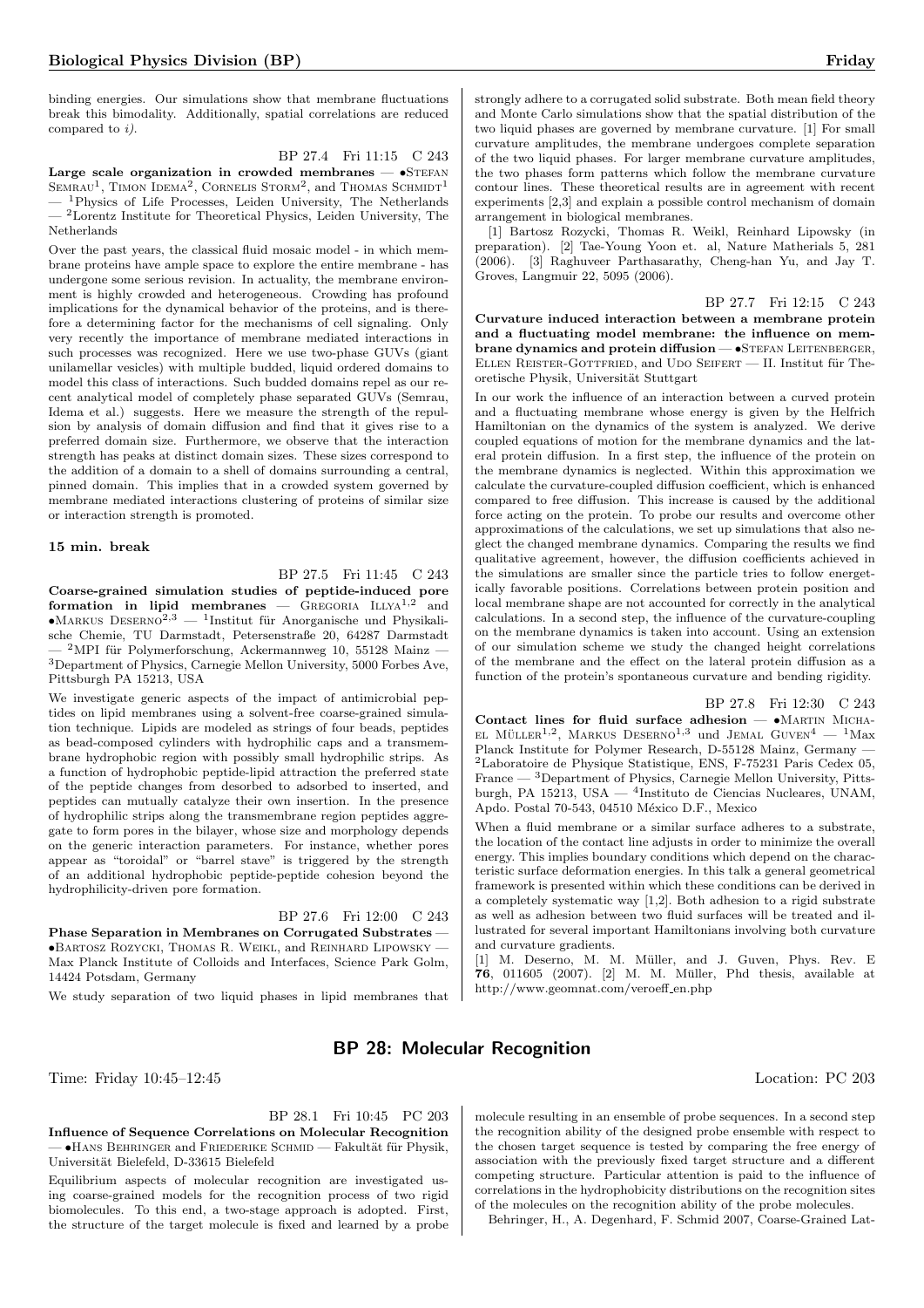binding energies. Our simulations show that membrane fluctuations break this bimodality. Additionally, spatial correlations are reduced compared to *i)*.

BP 27.4 Fri 11:15 C 243

**Large scale organization in crowded membranes** — •Stefan Semrau[1], Timon Idema[2], Cornelis Storm[2], and Thomas Schmidt[1] — [1]Physics of Life Processes, Leiden University, The Netherlands — [2]Lorentz Institute for Theoretical Physics, Leiden University, The Netherlands

Over the past years, the classical fluid mosaic model - in which membrane proteins have ample space to explore the entire membrane - has undergone some serious revision. In actuality, the membrane environment is highly crowded and heterogeneous. Crowding has profound implications for the dynamical behavior of the proteins, and is therefore a determining factor for the mechanisms of cell signaling. Only very recently the importance of membrane mediated interactions in such processes was recognized. Here we use two-phase GUVs (giant unilamellar vesicles) with multiple budded, liquid ordered domains to model this class of interactions. Such budded domains repel as our recent analytical model of completely phase separated GUVs (Semrau, Idema et al.) suggests. Here we measure the strength of the repulsion by analysis of domain diffusion and find that it gives rise to a preferred domain size. Furthermore, we observe that the interaction strength has peaks at distinct domain sizes. These sizes correspond to the addition of a domain to a shell of domains surrounding a central, pinned domain. This implies that in a crowded system governed by membrane mediated interactions clustering of proteins of similar size or interaction strength is promoted.

**15 min. break**

BP 27.5 Fri 11:45 C 243

**Coarse-grained simulation studies of peptide-induced pore formation in lipid membranes** — Gregoria Illya[1,2] and •Markus Deserno[2,3] — [1]Institut für Anorganische und Physikalische Chemie, TU Darmstadt, Petersenstraße 20, 64287 Darmstadt — [2]MPI für Polymerforschung, Ackermannweg 10, 55128 Mainz — [3]Department of Physics, Carnegie Mellon University, 5000 Forbes Ave, Pittsburgh PA 15213, USA

We investigate generic aspects of the impact of antimicrobial peptides on lipid membranes using a solvent-free coarse-grained simulation technique. Lipids are modeled as strings of four beads, peptides as bead-composed cylinders with hydrophilic caps and a transmembrane hydrophobic region with possibly small hydrophilic strips. As a function of hydrophobic peptide-lipid attraction the preferred state of the peptide changes from desorbed to adsorbed to inserted, and peptides can mutually catalyze their own insertion. In the presence of hydrophilic strips along the transmembrane region peptides aggregate to form pores in the bilayer, whose size and morphology depends on the generic interaction parameters. For instance, whether pores appear as "toroidal" or "barrel stave" is triggered by the strength of an additional hydrophobic peptide-peptide cohesion beyond the hydrophilicity-driven pore formation.

BP 27.6 Fri 12:00 C 243

**Phase Separation in Membranes on Corrugated Substrates** — •Bartosz Rozycki, Thomas R. Weikl, and Reinhard Lipowsky — Max Planck Institute of Colloids and Interfaces, Science Park Golm, 14424 Potsdam, Germany

We study separation of two liquid phases in lipid membranes that strongly adhere to a corrugated solid substrate. Both mean field theory and Monte Carlo simulations show that the spatial distribution of the two liquid phases are governed by membrane curvature. [1] For small curvature amplitudes, the membrane undergoes complete separation of the two liquid phases. For larger membrane curvature amplitudes, the two phases form patterns which follow the membrane curvature contour lines. These theoretical results are in agreement with recent experiments [2,3] and explain a possible control mechanism of domain arrangement in biological membranes.

[1] Bartosz Rozycki, Thomas R. Weikl, Reinhard Lipowsky (in preparation). [2] Tae-Young Yoon et. al, Nature Mathenials 5, 281 (2006). [3] Raghuveer Parthasarathy, Cheng-han Yu, and Jay T. Groves, Langmuir 22, 5095 (2006).

BP 27.7 Fri 12:15 C 243

**Curvature induced interaction between a membrane protein and a fluctuating model membrane: the influence on membrane dynamics and protein diffusion** — •Stefan Leitenberger, Ellen Reister-Gottfried, and Udo Seifert — II. Institut für Theoretische Physik, Universität Stuttgart

In our work the influence of an interaction between a curved protein and a fluctuating membrane whose energy is given by the Helfrich Hamiltonian on the dynamics of the system is analyzed. We derive coupled equations of motion for the membrane dynamics and the lateral protein diffusion. In a first step, the influence of the protein on the membrane dynamics is neglected. Within this approximation we calculate the curvature-coupled diffusion coefficient, which is enhanced compared to free diffusion. This increase is caused by the additional force acting on the protein. To probe our results and overcome other approximations of the calculations, we set up simulations that also neglect the changed membrane dynamics. Comparing the results we find qualitative agreement, however, the diffusion coefficients achieved in the simulations are smaller since the particle tries to follow energetically favorable positions. Correlations between protein position and local membrane shape are not accounted for correctly in the analytical calculations. In a second step, the influence of the curvature-coupling on the membrane dynamics is taken into account. Using an extension of our simulation scheme we study the changed height correlations of the membrane and the effect on the lateral protein diffusion as a function of the protein's spontaneous curvature and bending rigidity.

BP 27.8 Fri 12:30 C 243

**Contact lines for fluid surface adhesion** — •Martin Michael Müller[1,2], Markus Deserno[1,3] und Jemal Guven[4] — [1]Max Planck Institute for Polymer Research, D-55128 Mainz, Germany — [2]Laboratoire de Physique Statistique, ENS, F-75231 Paris Cedex 05, France — [3]Department of Physics, Carnegie Mellon University, Pittsburgh, PA 15213, USA — [4]Instituto de Ciencias Nucleares, UNAM, Apdo. Postal 70-543, 04510 México D.F., Mexico

When a fluid membrane or a similar surface adheres to a substrate, the location of the contact line adjusts in order to minimize the overall energy. This implies boundary conditions which depend on the characteristic surface deformation energies. In this talk a general geometrical framework is presented within which these conditions can be derived in a completely systematic way [1,2]. Both adhesion to a rigid substrate as well as adhesion between two fluid surfaces will be treated and illustrated for several important Hamiltonians involving both curvature and curvature gradients.

[1] M. Deserno, M. M. Müller, and J. Guven, Phys. Rev. E **76**, 011605 (2007). [2] M. M. Müller, Phd thesis, available at http://www.geomnat.com/veroeff_en.php

## BP 28: Molecular Recognition

Time: Friday 10:45–12:45 Location: PC 203

BP 28.1 Fri 10:45 PC 203

**Influence of Sequence Correlations on Molecular Recognition** — •Hans Behringer and Friederike Schmid — Fakultät für Physik, Universität Bielefeld, D-33615 Bielefeld

Equilibrium aspects of molecular recognition are investigated using coarse-grained models for the recognition process of two rigid biomolecules. To this end, a two-stage approach is adopted. First, the structure of the target molecule is fixed and learned by a probe molecule resulting in an ensemble of probe sequences. In a second step the recognition ability of the designed probe ensemble with respect to the chosen target sequence is tested by comparing the free energy of association with the previously fixed target structure and a different competing structure. Particular attention is paid to the influence of correlations in the hydrophobicity distributions on the recognition sites of the molecules on the recognition ability of the probe molecules.

Behringer, H., A. Degenhard, F. Schmid 2007, Coarse-Grained Lat-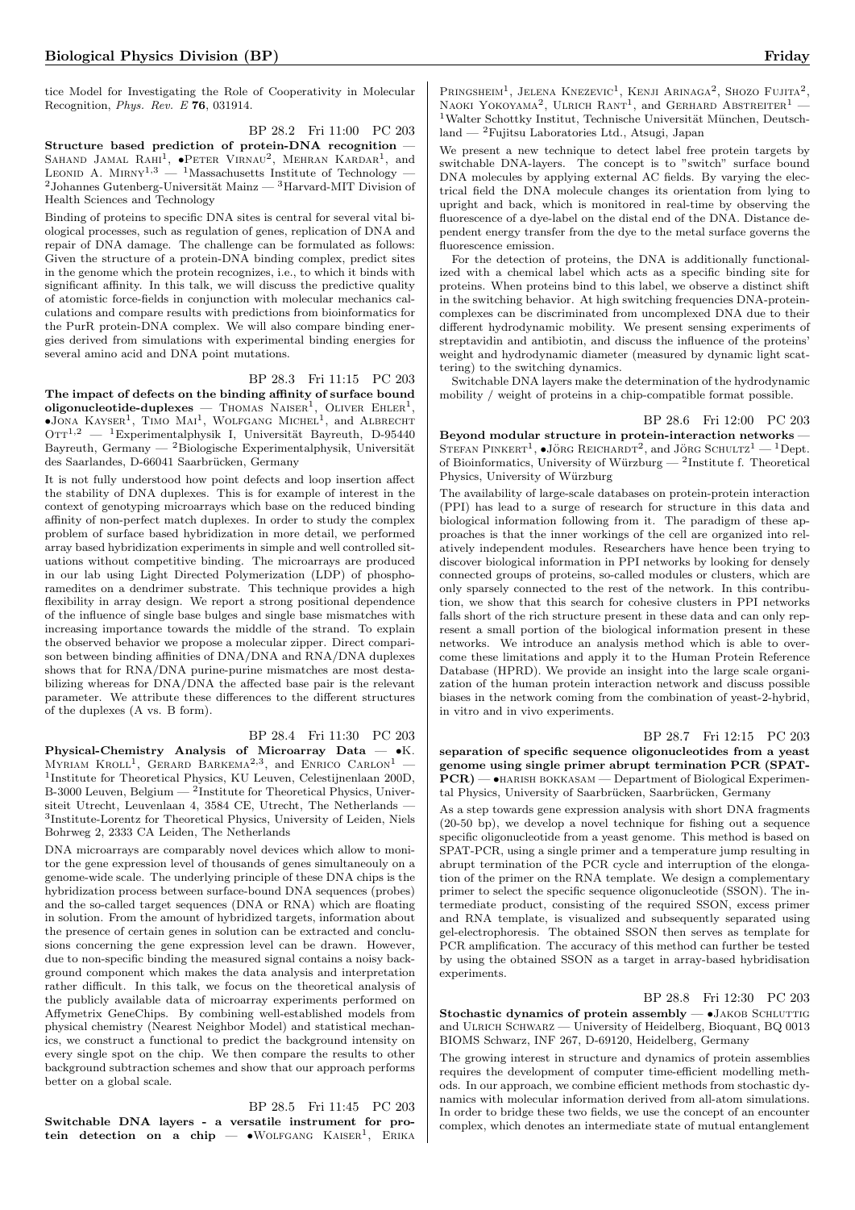tice Model for Investigating the Role of Cooperativity in Molecular Recognition, *Phys. Rev. E* **76**, 031914.

BP 28.2 Fri 11:00 PC 203

**Structure based prediction of protein-DNA recognition** — Sahand Jamal Rahi[1], •Peter Virnau[2], Mehran Kardar[1], and Leonid A. Mirny[1,3] — [1]Massachusetts Institute of Technology — [2]Johannes Gutenberg-Universität Mainz — [3]Harvard-MIT Division of Health Sciences and Technology

Binding of proteins to specific DNA sites is central for several vital biological processes, such as regulation of genes, replication of DNA and repair of DNA damage. The challenge can be formulated as follows: Given the structure of a protein-DNA binding complex, predict sites in the genome which the protein recognizes, i.e., to which it binds with significant affinity. In this talk, we will discuss the predictive quality of atomistic force-fields in conjunction with molecular mechanics calculations and compare results with predictions from bioinformatics for the PurR protein-DNA complex. We will also compare binding energies derived from simulations with experimental binding energies for several amino acid and DNA point mutations.

BP 28.3 Fri 11:15 PC 203

**The impact of defects on the binding affinity of surface bound oligonucleotide-duplexes** — Thomas Naiser[1], Oliver Ehler[1], •Jona Kayser[1], Timo Mai[1], Wolfgang Michel[1], and Albrecht Ott[1,2] — [1]Experimentalphysik I, Universität Bayreuth, D-95440 Bayreuth, Germany — [2]Biologische Experimentalphysik, Universität des Saarlandes, D-66041 Saarbrücken, Germany

It is not fully understood how point defects and loop insertion affect the stability of DNA duplexes. This is for example of interest in the context of genotyping microarrays which base on the reduced binding affinity of non-perfect match duplexes. In order to study the complex problem of surface based hybridization in more detail, we performed array based hybridization experiments in simple and well controlled situations without competitive binding. The microarrays are produced in our lab using Light Directed Polymerization (LDP) of phosphoramedites on a dendrimer substrate. This technique provides a high flexibility in array design. We report a strong positional dependence of the influence of single base bulges and single base mismatches with increasing importance towards the middle of the strand. To explain the observed behavior we propose a molecular zipper. Direct comparison between binding affinities of DNA/DNA and RNA/DNA duplexes shows that for RNA/DNA purine-purine mismatches are most destabilizing whereas for DNA/DNA the affected base pair is the relevant parameter. We attribute these differences to the different structures of the duplexes (A vs. B form).

BP 28.4 Fri 11:30 PC 203

**Physical-Chemistry Analysis of Microarray Data** — •K. Myriam Kroll[1], Gerard Barkema[2,3], and Enrico Carlon[1] — [1]Institute for Theoretical Physics, KU Leuven, Celestijnenlaan 200D, B-3000 Leuven, Belgium — [2]Institute for Theoretical Physics, Universiteit Utrecht, Leuvenlaan 4, 3584 CE, Utrecht, The Netherlands — [3]Institute-Lorentz for Theoretical Physics, University of Leiden, Niels Bohrweg 2, 2333 CA Leiden, The Netherlands

DNA microarrays are comparably novel devices which allow to monitor the gene expression level of thousands of genes simultaneouly on a genome-wide scale. The underlying principle of these DNA chips is the hybridization process between surface-bound DNA sequences (probes) and the so-called target sequences (DNA or RNA) which are floating in solution. From the amount of hybridized targets, information about the presence of certain genes in solution can be extracted and conclusions concerning the gene expression level can be drawn. However, due to non-specific binding the measured signal contains a noisy background component which makes the data analysis and interpretation rather difficult. In this talk, we focus on the theoretical analysis of the publicly available data of microarray experiments performed on Affymetrix GeneChips. By combining well-established models from physical chemistry (Nearest Neighbor Model) and statistical mechanics, we construct a functional to predict the background intensity on every single spot on the chip. We then compare the results to other background subtraction schemes and show that our approach performs better on a global scale.

BP 28.5 Fri 11:45 PC 203

**Switchable DNA layers - a versatile instrument for protein detection on a chip** — •Wolfgang Kaiser[1], Erika Pringsheim[1], Jelena Knezevic[1], Kenji Arinaga[2], Shozo Fujita[2], Naoki Yokoyama[2], Ulrich Rant[1], and Gerhard Abstreiter[1] — [1]Walter Schottky Institut, Technische Universität München, Deutschland — [2]Fujitsu Laboratories Ltd., Atsugi, Japan

We present a new technique to detect label free protein targets by switchable DNA-layers. The concept is to "switch" surface bound DNA molecules by applying external AC fields. By varying the electrical field the DNA molecule changes its orientation from lying to upright and back, which is monitored in real-time by observing the fluorescence of a dye-label on the distal end of the DNA. Distance dependent energy transfer from the dye to the metal surface governs the fluorescence emission.

For the detection of proteins, the DNA is additionally functionalized with a chemical label which acts as a specific binding site for proteins. When proteins bind to this label, we observe a distinct shift in the switching behavior. At high switching frequencies DNA-protein-complexes can be discriminated from uncomplexed DNA due to their different hydrodynamic mobility. We present sensing experiments of streptavidin and antibiotin, and discuss the influence of the proteins' weight and hydrodynamic diameter (measured by dynamic light scattering) to the switching dynamics.

Switchable DNA layers make the determination of the hydrodynamic mobility / weight of proteins in a chip-compatible format possible.

BP 28.6 Fri 12:00 PC 203

**Beyond modular structure in protein-interaction networks** — Stefan Pinkert[1], •Jörg Reichardt[2], and Jörg Schultz[1] — [1]Dept. of Bioinformatics, University of Würzburg — [2]Institute f. Theoretical Physics, University of Würzburg

The availability of large-scale databases on protein-protein interaction (PPI) has lead to a surge of research for structure in this data and biological information following from it. The paradigm of these approaches is that the inner workings of the cell are organized into relatively independent modules. Researchers have hence been trying to discover biological information in PPI networks by looking for densely connected groups of proteins, so-called modules or clusters, which are only sparsely connected to the rest of the network. In this contribution, we show that this search for cohesive clusters in PPI networks falls short of the rich structure present in these data and can only represent a small portion of the biological information present in these networks. We introduce an analysis method which is able to overcome these limitations and apply it to the Human Protein Reference Database (HPRD). We provide an insight into the large scale organization of the human protein interaction network and discuss possible biases in the network coming from the combination of yeast-2-hybrid, in vitro and in vivo experiments.

BP 28.7 Fri 12:15 PC 203

**separation of specific sequence oligonucleotides from a yeast genome using single primer abrupt termination PCR (SPAT-PCR)** — •harish bokkasam — Department of Biological Experimental Physics, University of Saarbrücken, Saarbrücken, Germany

As a step towards gene expression analysis with short DNA fragments (20-50 bp), we develop a novel technique for fishing out a sequence specific oligonucleotide from a yeast genome. This method is based on SPAT-PCR, using a single primer and a temperature jump resulting in abrupt termination of the PCR cycle and interruption of the elongation of the primer on the RNA template. We design a complementary primer to select the specific sequence oligonucleotide (SSON). The intermediate product, consisting of the required SSON, excess primer and RNA template, is visualized and subsequently separated using gel-electrophoresis. The obtained SSON then serves as template for PCR amplification. The accuracy of this method can further be tested by using the obtained SSON as a target in array-based hybridisation experiments.

BP 28.8 Fri 12:30 PC 203

**Stochastic dynamics of protein assembly** — •Jakob Schluttig and Ulrich Schwarz — University of Heidelberg, Bioquant, BQ 0013 BIOMS Schwarz, INF 267, D-69120, Heidelberg, Germany

The growing interest in structure and dynamics of protein assemblies requires the development of computer time-efficient modelling methods. In our approach, we combine efficient methods from stochastic dynamics with molecular information derived from all-atom simulations. In order to bridge these two fields, we use the concept of an encounter complex, which denotes an intermediate state of mutual entanglement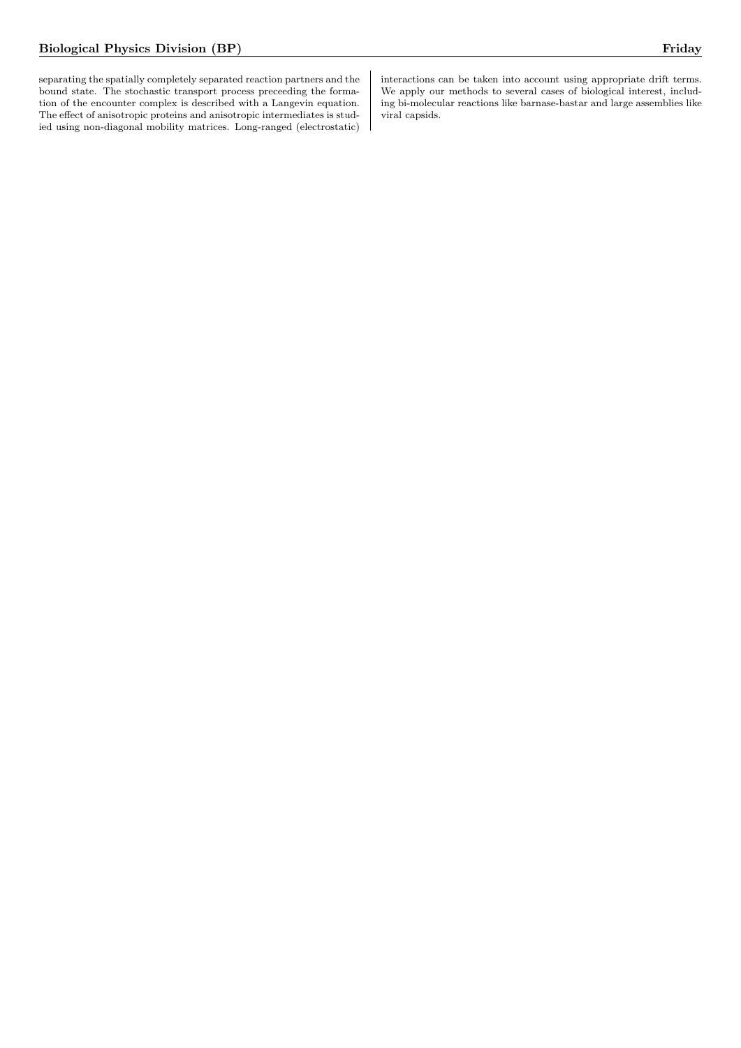separating the spatially completely separated reaction partners and the bound state. The stochastic transport process preceeding the formation of the encounter complex is described with a Langevin equation. The effect of anisotropic proteins and anisotropic intermediates is studied using non-diagonal mobility matrices. Long-ranged (electrostatic) interactions can be taken into account using appropriate drift terms. We apply our methods to several cases of biological interest, including bi-molecular reactions like barnase-bastar and large assemblies like viral capsids.